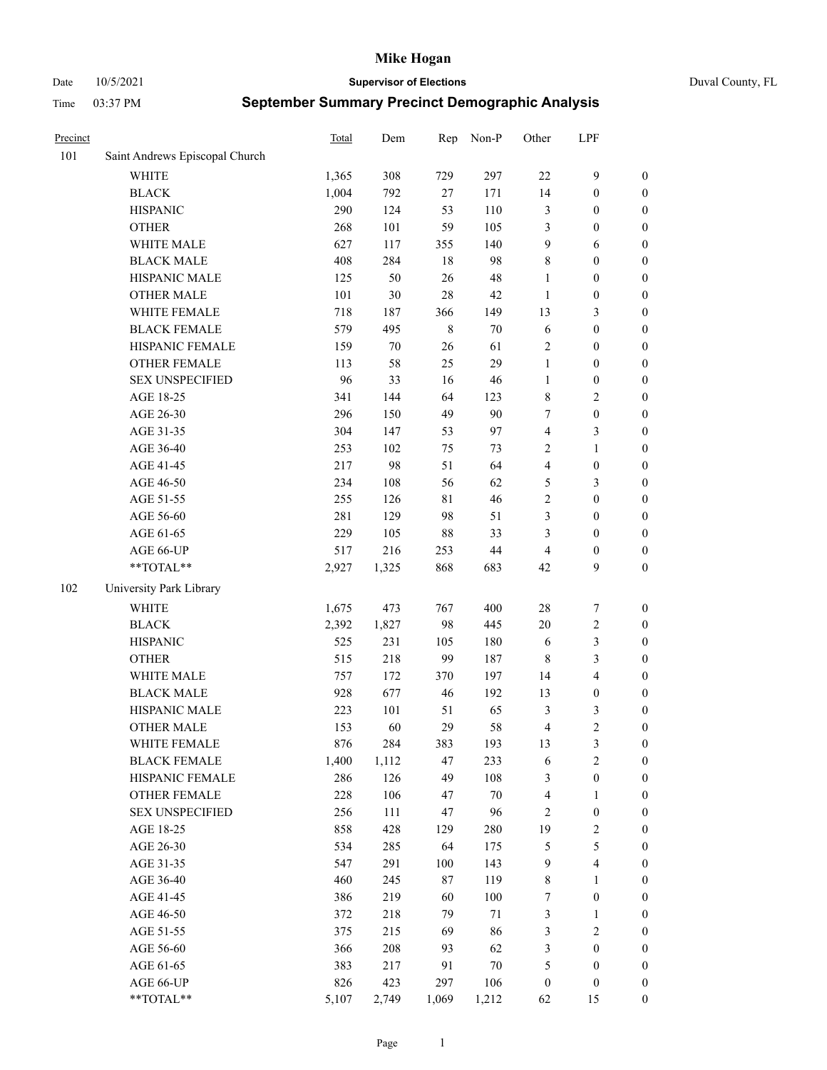# Mike Hogan

Date 10/5/2021 **Supervisor of Elections** Duval County, FL

Time 03:37 PM **September Summary Precinct Demographic Analysis**

| Precinct | | Total | Dem | Rep | Non-P | Other | LPF | |
|---|---|---|---|---|---|---|---|---|
| 101 | Saint Andrews Episcopal Church | | | | | | | |
| | WHITE | 1,365 | 308 | 729 | 297 | 22 | 9 | 0 |
| | BLACK | 1,004 | 792 | 27 | 171 | 14 | 0 | 0 |
| | HISPANIC | 290 | 124 | 53 | 110 | 3 | 0 | 0 |
| | OTHER | 268 | 101 | 59 | 105 | 3 | 0 | 0 |
| | WHITE MALE | 627 | 117 | 355 | 140 | 9 | 6 | 0 |
| | BLACK MALE | 408 | 284 | 18 | 98 | 8 | 0 | 0 |
| | HISPANIC MALE | 125 | 50 | 26 | 48 | 1 | 0 | 0 |
| | OTHER MALE | 101 | 30 | 28 | 42 | 1 | 0 | 0 |
| | WHITE FEMALE | 718 | 187 | 366 | 149 | 13 | 3 | 0 |
| | BLACK FEMALE | 579 | 495 | 8 | 70 | 6 | 0 | 0 |
| | HISPANIC FEMALE | 159 | 70 | 26 | 61 | 2 | 0 | 0 |
| | OTHER FEMALE | 113 | 58 | 25 | 29 | 1 | 0 | 0 |
| | SEX UNSPECIFIED | 96 | 33 | 16 | 46 | 1 | 0 | 0 |
| | AGE 18-25 | 341 | 144 | 64 | 123 | 8 | 2 | 0 |
| | AGE 26-30 | 296 | 150 | 49 | 90 | 7 | 0 | 0 |
| | AGE 31-35 | 304 | 147 | 53 | 97 | 4 | 3 | 0 |
| | AGE 36-40 | 253 | 102 | 75 | 73 | 2 | 1 | 0 |
| | AGE 41-45 | 217 | 98 | 51 | 64 | 4 | 0 | 0 |
| | AGE 46-50 | 234 | 108 | 56 | 62 | 5 | 3 | 0 |
| | AGE 51-55 | 255 | 126 | 81 | 46 | 2 | 0 | 0 |
| | AGE 56-60 | 281 | 129 | 98 | 51 | 3 | 0 | 0 |
| | AGE 61-65 | 229 | 105 | 88 | 33 | 3 | 0 | 0 |
| | AGE 66-UP | 517 | 216 | 253 | 44 | 4 | 0 | 0 |
| | **TOTAL** | 2,927 | 1,325 | 868 | 683 | 42 | 9 | 0 |
| 102 | University Park Library | | | | | | | |
| | WHITE | 1,675 | 473 | 767 | 400 | 28 | 7 | 0 |
| | BLACK | 2,392 | 1,827 | 98 | 445 | 20 | 2 | 0 |
| | HISPANIC | 525 | 231 | 105 | 180 | 6 | 3 | 0 |
| | OTHER | 515 | 218 | 99 | 187 | 8 | 3 | 0 |
| | WHITE MALE | 757 | 172 | 370 | 197 | 14 | 4 | 0 |
| | BLACK MALE | 928 | 677 | 46 | 192 | 13 | 0 | 0 |
| | HISPANIC MALE | 223 | 101 | 51 | 65 | 3 | 3 | 0 |
| | OTHER MALE | 153 | 60 | 29 | 58 | 4 | 2 | 0 |
| | WHITE FEMALE | 876 | 284 | 383 | 193 | 13 | 3 | 0 |
| | BLACK FEMALE | 1,400 | 1,112 | 47 | 233 | 6 | 2 | 0 |
| | HISPANIC FEMALE | 286 | 126 | 49 | 108 | 3 | 0 | 0 |
| | OTHER FEMALE | 228 | 106 | 47 | 70 | 4 | 1 | 0 |
| | SEX UNSPECIFIED | 256 | 111 | 47 | 96 | 2 | 0 | 0 |
| | AGE 18-25 | 858 | 428 | 129 | 280 | 19 | 2 | 0 |
| | AGE 26-30 | 534 | 285 | 64 | 175 | 5 | 5 | 0 |
| | AGE 31-35 | 547 | 291 | 100 | 143 | 9 | 4 | 0 |
| | AGE 36-40 | 460 | 245 | 87 | 119 | 8 | 1 | 0 |
| | AGE 41-45 | 386 | 219 | 60 | 100 | 7 | 0 | 0 |
| | AGE 46-50 | 372 | 218 | 79 | 71 | 3 | 1 | 0 |
| | AGE 51-55 | 375 | 215 | 69 | 86 | 3 | 2 | 0 |
| | AGE 56-60 | 366 | 208 | 93 | 62 | 3 | 0 | 0 |
| | AGE 61-65 | 383 | 217 | 91 | 70 | 5 | 0 | 0 |
| | AGE 66-UP | 826 | 423 | 297 | 106 | 0 | 0 | 0 |
| | **TOTAL** | 5,107 | 2,749 | 1,069 | 1,212 | 62 | 15 | 0 |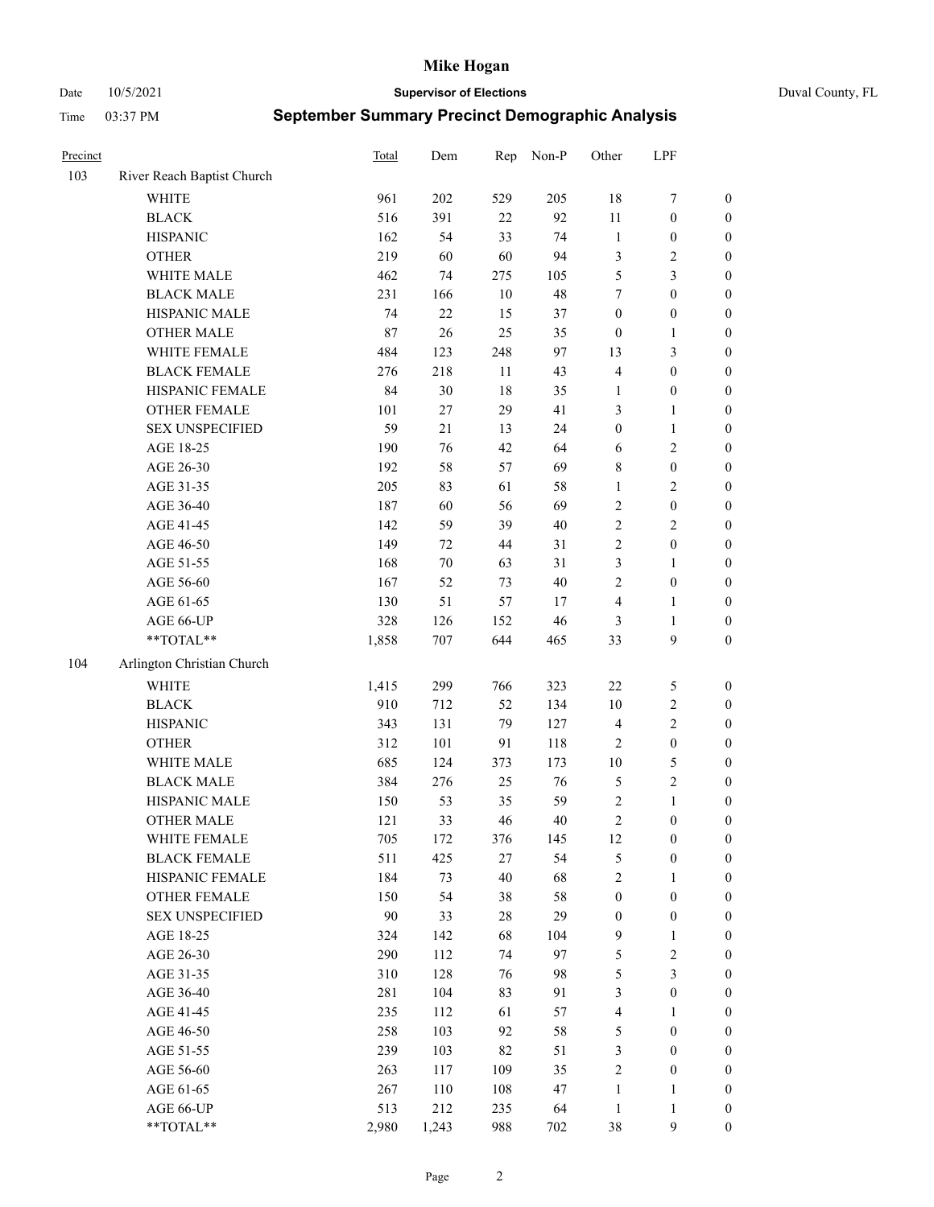# Mike Hogan

Date 10/5/2021 **Supervisor of Elections** Duval County, FL

Time 03:37 PM **September Summary Precinct Demographic Analysis**

| Precinct | | Total | Dem | Rep | Non-P | Other | LPF | |
|---|---|---|---|---|---|---|---|---|
| 103 | River Reach Baptist Church | | | | | | | |
| | WHITE | 961 | 202 | 529 | 205 | 18 | 7 | 0 |
| | BLACK | 516 | 391 | 22 | 92 | 11 | 0 | 0 |
| | HISPANIC | 162 | 54 | 33 | 74 | 1 | 0 | 0 |
| | OTHER | 219 | 60 | 60 | 94 | 3 | 2 | 0 |
| | WHITE MALE | 462 | 74 | 275 | 105 | 5 | 3 | 0 |
| | BLACK MALE | 231 | 166 | 10 | 48 | 7 | 0 | 0 |
| | HISPANIC MALE | 74 | 22 | 15 | 37 | 0 | 0 | 0 |
| | OTHER MALE | 87 | 26 | 25 | 35 | 0 | 1 | 0 |
| | WHITE FEMALE | 484 | 123 | 248 | 97 | 13 | 3 | 0 |
| | BLACK FEMALE | 276 | 218 | 11 | 43 | 4 | 0 | 0 |
| | HISPANIC FEMALE | 84 | 30 | 18 | 35 | 1 | 0 | 0 |
| | OTHER FEMALE | 101 | 27 | 29 | 41 | 3 | 1 | 0 |
| | SEX UNSPECIFIED | 59 | 21 | 13 | 24 | 0 | 1 | 0 |
| | AGE 18-25 | 190 | 76 | 42 | 64 | 6 | 2 | 0 |
| | AGE 26-30 | 192 | 58 | 57 | 69 | 8 | 0 | 0 |
| | AGE 31-35 | 205 | 83 | 61 | 58 | 1 | 2 | 0 |
| | AGE 36-40 | 187 | 60 | 56 | 69 | 2 | 0 | 0 |
| | AGE 41-45 | 142 | 59 | 39 | 40 | 2 | 2 | 0 |
| | AGE 46-50 | 149 | 72 | 44 | 31 | 2 | 0 | 0 |
| | AGE 51-55 | 168 | 70 | 63 | 31 | 3 | 1 | 0 |
| | AGE 56-60 | 167 | 52 | 73 | 40 | 2 | 0 | 0 |
| | AGE 61-65 | 130 | 51 | 57 | 17 | 4 | 1 | 0 |
| | AGE 66-UP | 328 | 126 | 152 | 46 | 3 | 1 | 0 |
| | **TOTAL** | 1,858 | 707 | 644 | 465 | 33 | 9 | 0 |
| 104 | Arlington Christian Church | | | | | | | |
| | WHITE | 1,415 | 299 | 766 | 323 | 22 | 5 | 0 |
| | BLACK | 910 | 712 | 52 | 134 | 10 | 2 | 0 |
| | HISPANIC | 343 | 131 | 79 | 127 | 4 | 2 | 0 |
| | OTHER | 312 | 101 | 91 | 118 | 2 | 0 | 0 |
| | WHITE MALE | 685 | 124 | 373 | 173 | 10 | 5 | 0 |
| | BLACK MALE | 384 | 276 | 25 | 76 | 5 | 2 | 0 |
| | HISPANIC MALE | 150 | 53 | 35 | 59 | 2 | 1 | 0 |
| | OTHER MALE | 121 | 33 | 46 | 40 | 2 | 0 | 0 |
| | WHITE FEMALE | 705 | 172 | 376 | 145 | 12 | 0 | 0 |
| | BLACK FEMALE | 511 | 425 | 27 | 54 | 5 | 0 | 0 |
| | HISPANIC FEMALE | 184 | 73 | 40 | 68 | 2 | 1 | 0 |
| | OTHER FEMALE | 150 | 54 | 38 | 58 | 0 | 0 | 0 |
| | SEX UNSPECIFIED | 90 | 33 | 28 | 29 | 0 | 0 | 0 |
| | AGE 18-25 | 324 | 142 | 68 | 104 | 9 | 1 | 0 |
| | AGE 26-30 | 290 | 112 | 74 | 97 | 5 | 2 | 0 |
| | AGE 31-35 | 310 | 128 | 76 | 98 | 5 | 3 | 0 |
| | AGE 36-40 | 281 | 104 | 83 | 91 | 3 | 0 | 0 |
| | AGE 41-45 | 235 | 112 | 61 | 57 | 4 | 1 | 0 |
| | AGE 46-50 | 258 | 103 | 92 | 58 | 5 | 0 | 0 |
| | AGE 51-55 | 239 | 103 | 82 | 51 | 3 | 0 | 0 |
| | AGE 56-60 | 263 | 117 | 109 | 35 | 2 | 0 | 0 |
| | AGE 61-65 | 267 | 110 | 108 | 47 | 1 | 1 | 0 |
| | AGE 66-UP | 513 | 212 | 235 | 64 | 1 | 1 | 0 |
| | **TOTAL** | 2,980 | 1,243 | 988 | 702 | 38 | 9 | 0 |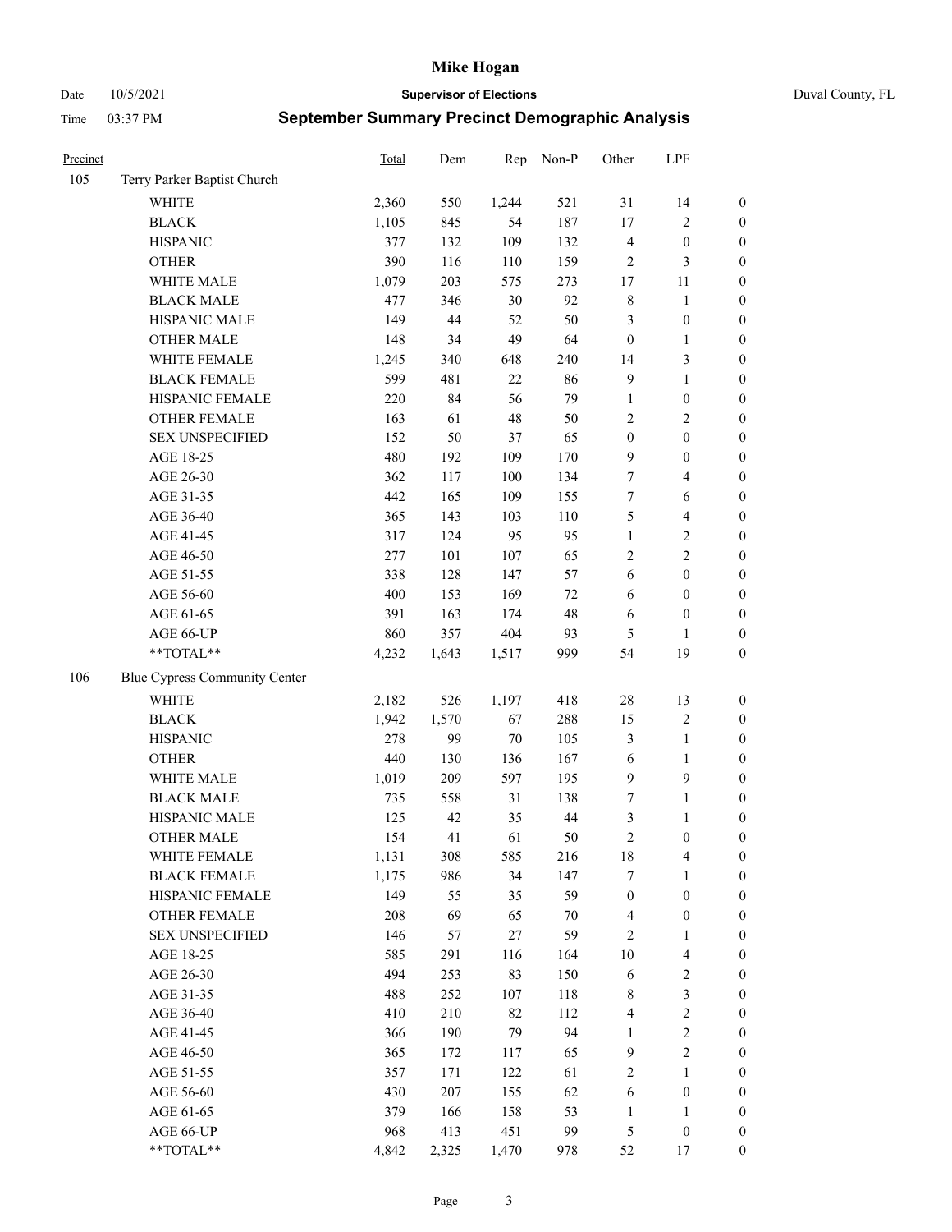# Mike Hogan

Date 10/5/2021 | **Supervisor of Elections** | Duval County, FL

Time 03:37 PM | **September Summary Precinct Demographic Analysis**

| Precinct | | Total | Dem | Rep | Non-P | Other | LPF | |
|---|---|---|---|---|---|---|---|---|
| 105 | Terry Parker Baptist Church | | | | | | | |
| | WHITE | 2,360 | 550 | 1,244 | 521 | 31 | 14 | 0 |
| | BLACK | 1,105 | 845 | 54 | 187 | 17 | 2 | 0 |
| | HISPANIC | 377 | 132 | 109 | 132 | 4 | 0 | 0 |
| | OTHER | 390 | 116 | 110 | 159 | 2 | 3 | 0 |
| | WHITE MALE | 1,079 | 203 | 575 | 273 | 17 | 11 | 0 |
| | BLACK MALE | 477 | 346 | 30 | 92 | 8 | 1 | 0 |
| | HISPANIC MALE | 149 | 44 | 52 | 50 | 3 | 0 | 0 |
| | OTHER MALE | 148 | 34 | 49 | 64 | 0 | 1 | 0 |
| | WHITE FEMALE | 1,245 | 340 | 648 | 240 | 14 | 3 | 0 |
| | BLACK FEMALE | 599 | 481 | 22 | 86 | 9 | 1 | 0 |
| | HISPANIC FEMALE | 220 | 84 | 56 | 79 | 1 | 0 | 0 |
| | OTHER FEMALE | 163 | 61 | 48 | 50 | 2 | 2 | 0 |
| | SEX UNSPECIFIED | 152 | 50 | 37 | 65 | 0 | 0 | 0 |
| | AGE 18-25 | 480 | 192 | 109 | 170 | 9 | 0 | 0 |
| | AGE 26-30 | 362 | 117 | 100 | 134 | 7 | 4 | 0 |
| | AGE 31-35 | 442 | 165 | 109 | 155 | 7 | 6 | 0 |
| | AGE 36-40 | 365 | 143 | 103 | 110 | 5 | 4 | 0 |
| | AGE 41-45 | 317 | 124 | 95 | 95 | 1 | 2 | 0 |
| | AGE 46-50 | 277 | 101 | 107 | 65 | 2 | 2 | 0 |
| | AGE 51-55 | 338 | 128 | 147 | 57 | 6 | 0 | 0 |
| | AGE 56-60 | 400 | 153 | 169 | 72 | 6 | 0 | 0 |
| | AGE 61-65 | 391 | 163 | 174 | 48 | 6 | 0 | 0 |
| | AGE 66-UP | 860 | 357 | 404 | 93 | 5 | 1 | 0 |
| | **TOTAL** | 4,232 | 1,643 | 1,517 | 999 | 54 | 19 | 0 |
| 106 | Blue Cypress Community Center | | | | | | | |
| | WHITE | 2,182 | 526 | 1,197 | 418 | 28 | 13 | 0 |
| | BLACK | 1,942 | 1,570 | 67 | 288 | 15 | 2 | 0 |
| | HISPANIC | 278 | 99 | 70 | 105 | 3 | 1 | 0 |
| | OTHER | 440 | 130 | 136 | 167 | 6 | 1 | 0 |
| | WHITE MALE | 1,019 | 209 | 597 | 195 | 9 | 9 | 0 |
| | BLACK MALE | 735 | 558 | 31 | 138 | 7 | 1 | 0 |
| | HISPANIC MALE | 125 | 42 | 35 | 44 | 3 | 1 | 0 |
| | OTHER MALE | 154 | 41 | 61 | 50 | 2 | 0 | 0 |
| | WHITE FEMALE | 1,131 | 308 | 585 | 216 | 18 | 4 | 0 |
| | BLACK FEMALE | 1,175 | 986 | 34 | 147 | 7 | 1 | 0 |
| | HISPANIC FEMALE | 149 | 55 | 35 | 59 | 0 | 0 | 0 |
| | OTHER FEMALE | 208 | 69 | 65 | 70 | 4 | 0 | 0 |
| | SEX UNSPECIFIED | 146 | 57 | 27 | 59 | 2 | 1 | 0 |
| | AGE 18-25 | 585 | 291 | 116 | 164 | 10 | 4 | 0 |
| | AGE 26-30 | 494 | 253 | 83 | 150 | 6 | 2 | 0 |
| | AGE 31-35 | 488 | 252 | 107 | 118 | 8 | 3 | 0 |
| | AGE 36-40 | 410 | 210 | 82 | 112 | 4 | 2 | 0 |
| | AGE 41-45 | 366 | 190 | 79 | 94 | 1 | 2 | 0 |
| | AGE 46-50 | 365 | 172 | 117 | 65 | 9 | 2 | 0 |
| | AGE 51-55 | 357 | 171 | 122 | 61 | 2 | 1 | 0 |
| | AGE 56-60 | 430 | 207 | 155 | 62 | 6 | 0 | 0 |
| | AGE 61-65 | 379 | 166 | 158 | 53 | 1 | 1 | 0 |
| | AGE 66-UP | 968 | 413 | 451 | 99 | 5 | 0 | 0 |
| | **TOTAL** | 4,842 | 2,325 | 1,470 | 978 | 52 | 17 | 0 |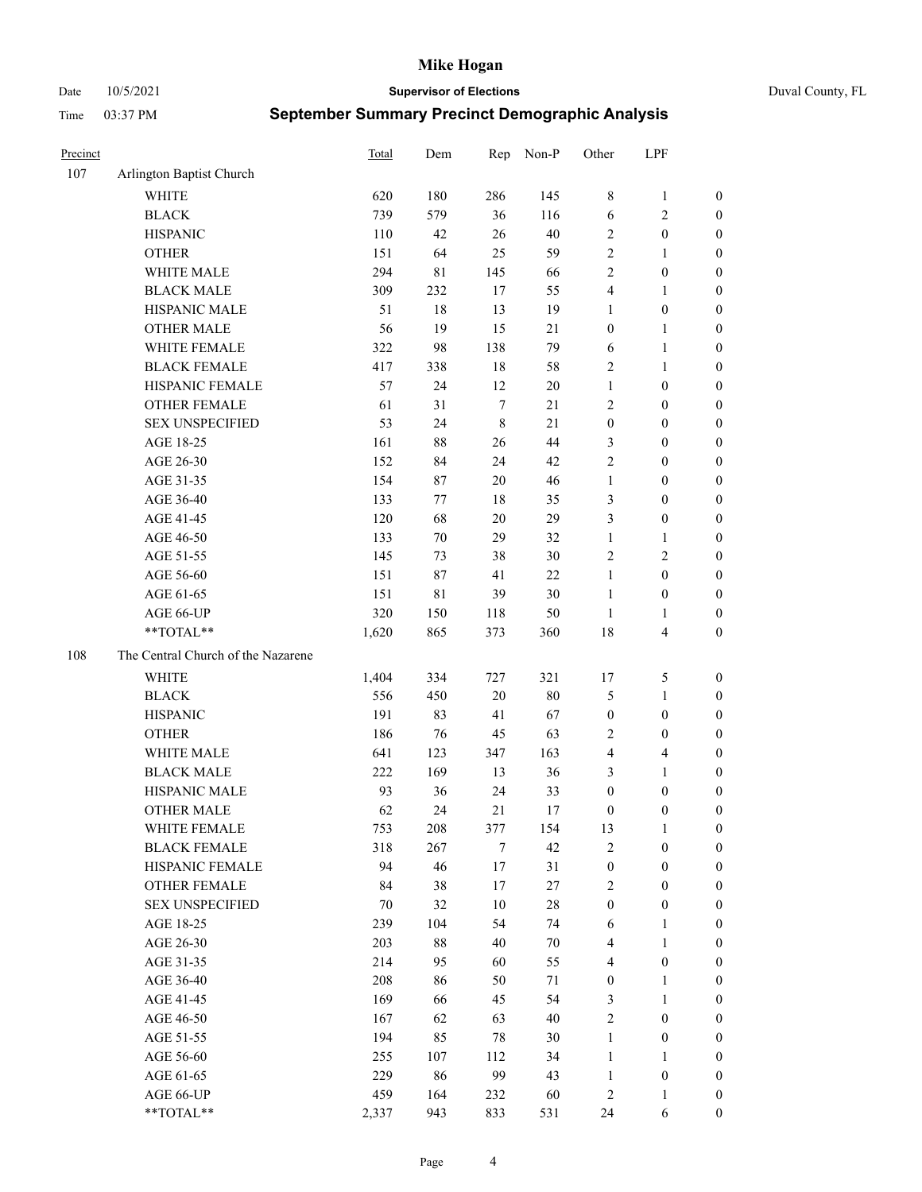# Mike Hogan

Date 10/5/2021 **Supervisor of Elections** Duval County, FL

Time 03:37 PM **September Summary Precinct Demographic Analysis**

| Precinct | | Total | Dem | Rep | Non-P | Other | LPF | |
|---|---|---|---|---|---|---|---|---|
| 107 | Arlington Baptist Church | | | | | | | |
| | WHITE | 620 | 180 | 286 | 145 | 8 | 1 | 0 |
| | BLACK | 739 | 579 | 36 | 116 | 6 | 2 | 0 |
| | HISPANIC | 110 | 42 | 26 | 40 | 2 | 0 | 0 |
| | OTHER | 151 | 64 | 25 | 59 | 2 | 1 | 0 |
| | WHITE MALE | 294 | 81 | 145 | 66 | 2 | 0 | 0 |
| | BLACK MALE | 309 | 232 | 17 | 55 | 4 | 1 | 0 |
| | HISPANIC MALE | 51 | 18 | 13 | 19 | 1 | 0 | 0 |
| | OTHER MALE | 56 | 19 | 15 | 21 | 0 | 1 | 0 |
| | WHITE FEMALE | 322 | 98 | 138 | 79 | 6 | 1 | 0 |
| | BLACK FEMALE | 417 | 338 | 18 | 58 | 2 | 1 | 0 |
| | HISPANIC FEMALE | 57 | 24 | 12 | 20 | 1 | 0 | 0 |
| | OTHER FEMALE | 61 | 31 | 7 | 21 | 2 | 0 | 0 |
| | SEX UNSPECIFIED | 53 | 24 | 8 | 21 | 0 | 0 | 0 |
| | AGE 18-25 | 161 | 88 | 26 | 44 | 3 | 0 | 0 |
| | AGE 26-30 | 152 | 84 | 24 | 42 | 2 | 0 | 0 |
| | AGE 31-35 | 154 | 87 | 20 | 46 | 1 | 0 | 0 |
| | AGE 36-40 | 133 | 77 | 18 | 35 | 3 | 0 | 0 |
| | AGE 41-45 | 120 | 68 | 20 | 29 | 3 | 0 | 0 |
| | AGE 46-50 | 133 | 70 | 29 | 32 | 1 | 1 | 0 |
| | AGE 51-55 | 145 | 73 | 38 | 30 | 2 | 2 | 0 |
| | AGE 56-60 | 151 | 87 | 41 | 22 | 1 | 0 | 0 |
| | AGE 61-65 | 151 | 81 | 39 | 30 | 1 | 0 | 0 |
| | AGE 66-UP | 320 | 150 | 118 | 50 | 1 | 1 | 0 |
| | **TOTAL** | 1,620 | 865 | 373 | 360 | 18 | 4 | 0 |
| 108 | The Central Church of the Nazarene | | | | | | | |
| | WHITE | 1,404 | 334 | 727 | 321 | 17 | 5 | 0 |
| | BLACK | 556 | 450 | 20 | 80 | 5 | 1 | 0 |
| | HISPANIC | 191 | 83 | 41 | 67 | 0 | 0 | 0 |
| | OTHER | 186 | 76 | 45 | 63 | 2 | 0 | 0 |
| | WHITE MALE | 641 | 123 | 347 | 163 | 4 | 4 | 0 |
| | BLACK MALE | 222 | 169 | 13 | 36 | 3 | 1 | 0 |
| | HISPANIC MALE | 93 | 36 | 24 | 33 | 0 | 0 | 0 |
| | OTHER MALE | 62 | 24 | 21 | 17 | 0 | 0 | 0 |
| | WHITE FEMALE | 753 | 208 | 377 | 154 | 13 | 1 | 0 |
| | BLACK FEMALE | 318 | 267 | 7 | 42 | 2 | 0 | 0 |
| | HISPANIC FEMALE | 94 | 46 | 17 | 31 | 0 | 0 | 0 |
| | OTHER FEMALE | 84 | 38 | 17 | 27 | 2 | 0 | 0 |
| | SEX UNSPECIFIED | 70 | 32 | 10 | 28 | 0 | 0 | 0 |
| | AGE 18-25 | 239 | 104 | 54 | 74 | 6 | 1 | 0 |
| | AGE 26-30 | 203 | 88 | 40 | 70 | 4 | 1 | 0 |
| | AGE 31-35 | 214 | 95 | 60 | 55 | 4 | 0 | 0 |
| | AGE 36-40 | 208 | 86 | 50 | 71 | 0 | 1 | 0 |
| | AGE 41-45 | 169 | 66 | 45 | 54 | 3 | 1 | 0 |
| | AGE 46-50 | 167 | 62 | 63 | 40 | 2 | 0 | 0 |
| | AGE 51-55 | 194 | 85 | 78 | 30 | 1 | 0 | 0 |
| | AGE 56-60 | 255 | 107 | 112 | 34 | 1 | 1 | 0 |
| | AGE 61-65 | 229 | 86 | 99 | 43 | 1 | 0 | 0 |
| | AGE 66-UP | 459 | 164 | 232 | 60 | 2 | 1 | 0 |
| | **TOTAL** | 2,337 | 943 | 833 | 531 | 24 | 6 | 0 |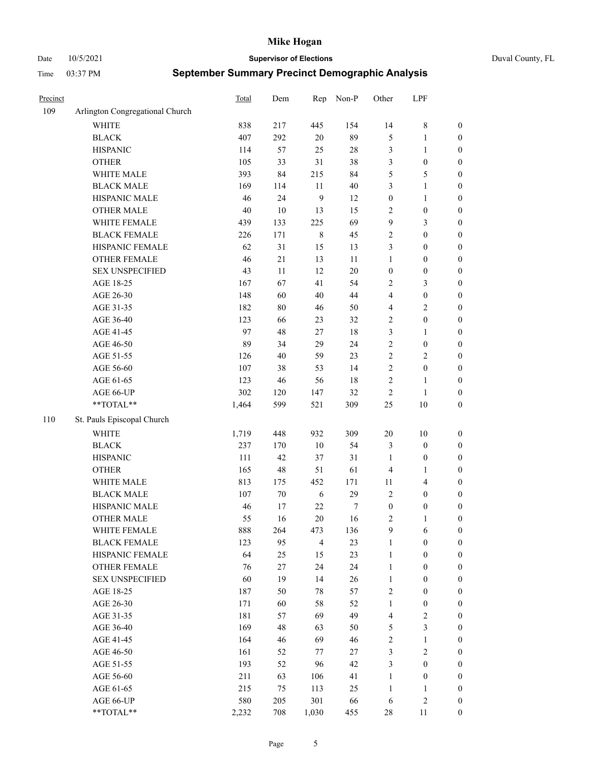# Mike Hogan

Date 10/5/2021 **Supervisor of Elections** Duval County, FL

Time 03:37 PM **September Summary Precinct Demographic Analysis**

| Precinct | | Total | Dem | Rep | Non-P | Other | LPF | |
|---|---|---|---|---|---|---|---|---|
| 109 | Arlington Congregational Church | | | | | | | |
| | WHITE | 838 | 217 | 445 | 154 | 14 | 8 | 0 |
| | BLACK | 407 | 292 | 20 | 89 | 5 | 1 | 0 |
| | HISPANIC | 114 | 57 | 25 | 28 | 3 | 1 | 0 |
| | OTHER | 105 | 33 | 31 | 38 | 3 | 0 | 0 |
| | WHITE MALE | 393 | 84 | 215 | 84 | 5 | 5 | 0 |
| | BLACK MALE | 169 | 114 | 11 | 40 | 3 | 1 | 0 |
| | HISPANIC MALE | 46 | 24 | 9 | 12 | 0 | 1 | 0 |
| | OTHER MALE | 40 | 10 | 13 | 15 | 2 | 0 | 0 |
| | WHITE FEMALE | 439 | 133 | 225 | 69 | 9 | 3 | 0 |
| | BLACK FEMALE | 226 | 171 | 8 | 45 | 2 | 0 | 0 |
| | HISPANIC FEMALE | 62 | 31 | 15 | 13 | 3 | 0 | 0 |
| | OTHER FEMALE | 46 | 21 | 13 | 11 | 1 | 0 | 0 |
| | SEX UNSPECIFIED | 43 | 11 | 12 | 20 | 0 | 0 | 0 |
| | AGE 18-25 | 167 | 67 | 41 | 54 | 2 | 3 | 0 |
| | AGE 26-30 | 148 | 60 | 40 | 44 | 4 | 0 | 0 |
| | AGE 31-35 | 182 | 80 | 46 | 50 | 4 | 2 | 0 |
| | AGE 36-40 | 123 | 66 | 23 | 32 | 2 | 0 | 0 |
| | AGE 41-45 | 97 | 48 | 27 | 18 | 3 | 1 | 0 |
| | AGE 46-50 | 89 | 34 | 29 | 24 | 2 | 0 | 0 |
| | AGE 51-55 | 126 | 40 | 59 | 23 | 2 | 2 | 0 |
| | AGE 56-60 | 107 | 38 | 53 | 14 | 2 | 0 | 0 |
| | AGE 61-65 | 123 | 46 | 56 | 18 | 2 | 1 | 0 |
| | AGE 66-UP | 302 | 120 | 147 | 32 | 2 | 1 | 0 |
| | **TOTAL** | 1,464 | 599 | 521 | 309 | 25 | 10 | 0 |
| 110 | St. Pauls Episcopal Church | | | | | | | |
| | WHITE | 1,719 | 448 | 932 | 309 | 20 | 10 | 0 |
| | BLACK | 237 | 170 | 10 | 54 | 3 | 0 | 0 |
| | HISPANIC | 111 | 42 | 37 | 31 | 1 | 0 | 0 |
| | OTHER | 165 | 48 | 51 | 61 | 4 | 1 | 0 |
| | WHITE MALE | 813 | 175 | 452 | 171 | 11 | 4 | 0 |
| | BLACK MALE | 107 | 70 | 6 | 29 | 2 | 0 | 0 |
| | HISPANIC MALE | 46 | 17 | 22 | 7 | 0 | 0 | 0 |
| | OTHER MALE | 55 | 16 | 20 | 16 | 2 | 1 | 0 |
| | WHITE FEMALE | 888 | 264 | 473 | 136 | 9 | 6 | 0 |
| | BLACK FEMALE | 123 | 95 | 4 | 23 | 1 | 0 | 0 |
| | HISPANIC FEMALE | 64 | 25 | 15 | 23 | 1 | 0 | 0 |
| | OTHER FEMALE | 76 | 27 | 24 | 24 | 1 | 0 | 0 |
| | SEX UNSPECIFIED | 60 | 19 | 14 | 26 | 1 | 0 | 0 |
| | AGE 18-25 | 187 | 50 | 78 | 57 | 2 | 0 | 0 |
| | AGE 26-30 | 171 | 60 | 58 | 52 | 1 | 0 | 0 |
| | AGE 31-35 | 181 | 57 | 69 | 49 | 4 | 2 | 0 |
| | AGE 36-40 | 169 | 48 | 63 | 50 | 5 | 3 | 0 |
| | AGE 41-45 | 164 | 46 | 69 | 46 | 2 | 1 | 0 |
| | AGE 46-50 | 161 | 52 | 77 | 27 | 3 | 2 | 0 |
| | AGE 51-55 | 193 | 52 | 96 | 42 | 3 | 0 | 0 |
| | AGE 56-60 | 211 | 63 | 106 | 41 | 1 | 0 | 0 |
| | AGE 61-65 | 215 | 75 | 113 | 25 | 1 | 1 | 0 |
| | AGE 66-UP | 580 | 205 | 301 | 66 | 6 | 2 | 0 |
| | **TOTAL** | 2,232 | 708 | 1,030 | 455 | 28 | 11 | 0 |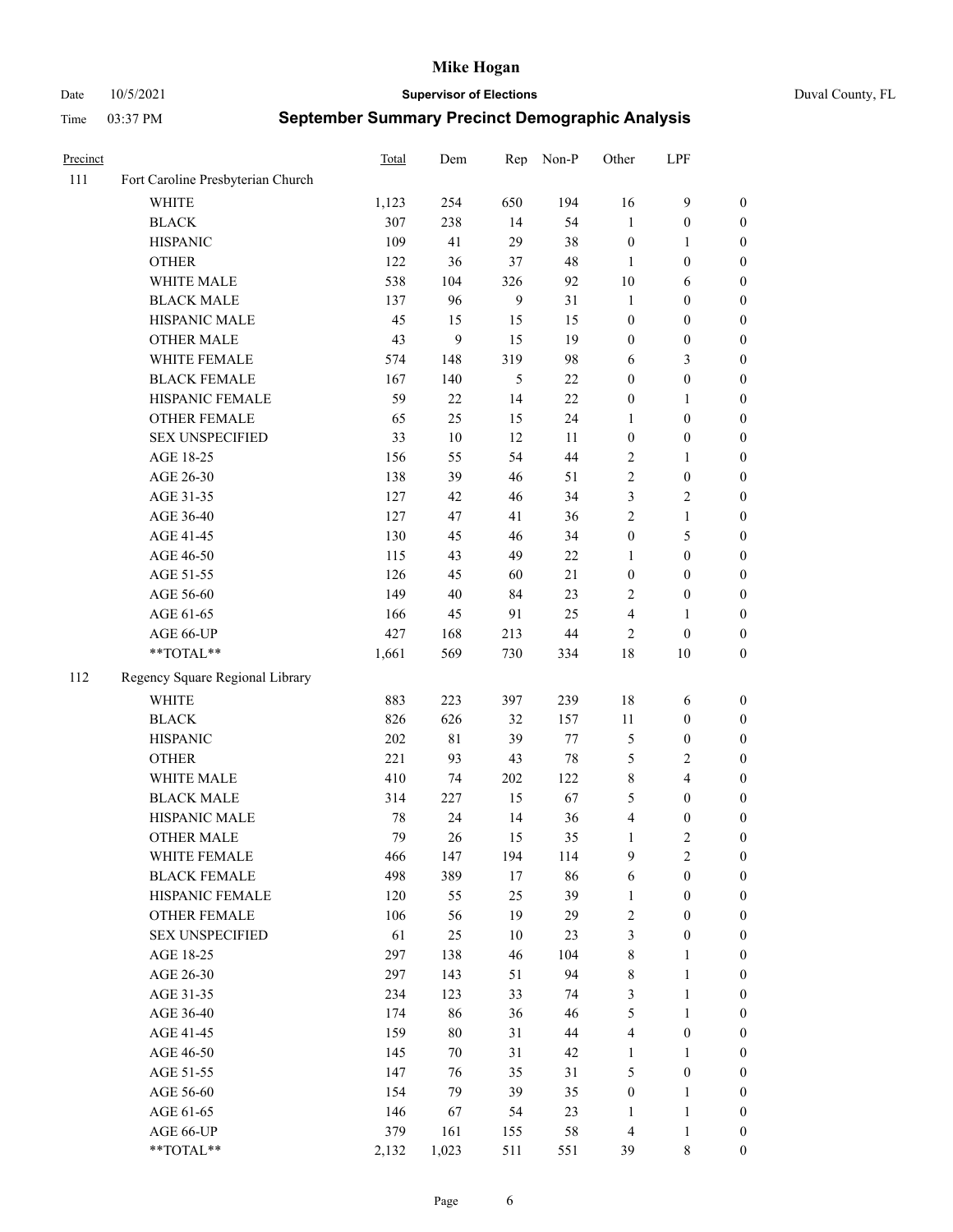# Mike Hogan

Date 10/5/2021 **Supervisor of Elections** Duval County, FL

Time 03:37 PM **September Summary Precinct Demographic Analysis**

| Precinct | | Total | Dem | Rep | Non-P | Other | LPF | |
|---|---|---|---|---|---|---|---|---|
| 111 | Fort Caroline Presbyterian Church | | | | | | | |
| | WHITE | 1,123 | 254 | 650 | 194 | 16 | 9 | 0 |
| | BLACK | 307 | 238 | 14 | 54 | 1 | 0 | 0 |
| | HISPANIC | 109 | 41 | 29 | 38 | 0 | 1 | 0 |
| | OTHER | 122 | 36 | 37 | 48 | 1 | 0 | 0 |
| | WHITE MALE | 538 | 104 | 326 | 92 | 10 | 6 | 0 |
| | BLACK MALE | 137 | 96 | 9 | 31 | 1 | 0 | 0 |
| | HISPANIC MALE | 45 | 15 | 15 | 15 | 0 | 0 | 0 |
| | OTHER MALE | 43 | 9 | 15 | 19 | 0 | 0 | 0 |
| | WHITE FEMALE | 574 | 148 | 319 | 98 | 6 | 3 | 0 |
| | BLACK FEMALE | 167 | 140 | 5 | 22 | 0 | 0 | 0 |
| | HISPANIC FEMALE | 59 | 22 | 14 | 22 | 0 | 1 | 0 |
| | OTHER FEMALE | 65 | 25 | 15 | 24 | 1 | 0 | 0 |
| | SEX UNSPECIFIED | 33 | 10 | 12 | 11 | 0 | 0 | 0 |
| | AGE 18-25 | 156 | 55 | 54 | 44 | 2 | 1 | 0 |
| | AGE 26-30 | 138 | 39 | 46 | 51 | 2 | 0 | 0 |
| | AGE 31-35 | 127 | 42 | 46 | 34 | 3 | 2 | 0 |
| | AGE 36-40 | 127 | 47 | 41 | 36 | 2 | 1 | 0 |
| | AGE 41-45 | 130 | 45 | 46 | 34 | 0 | 5 | 0 |
| | AGE 46-50 | 115 | 43 | 49 | 22 | 1 | 0 | 0 |
| | AGE 51-55 | 126 | 45 | 60 | 21 | 0 | 0 | 0 |
| | AGE 56-60 | 149 | 40 | 84 | 23 | 2 | 0 | 0 |
| | AGE 61-65 | 166 | 45 | 91 | 25 | 4 | 1 | 0 |
| | AGE 66-UP | 427 | 168 | 213 | 44 | 2 | 0 | 0 |
| | **TOTAL** | 1,661 | 569 | 730 | 334 | 18 | 10 | 0 |
| 112 | Regency Square Regional Library | | | | | | | |
| | WHITE | 883 | 223 | 397 | 239 | 18 | 6 | 0 |
| | BLACK | 826 | 626 | 32 | 157 | 11 | 0 | 0 |
| | HISPANIC | 202 | 81 | 39 | 77 | 5 | 0 | 0 |
| | OTHER | 221 | 93 | 43 | 78 | 5 | 2 | 0 |
| | WHITE MALE | 410 | 74 | 202 | 122 | 8 | 4 | 0 |
| | BLACK MALE | 314 | 227 | 15 | 67 | 5 | 0 | 0 |
| | HISPANIC MALE | 78 | 24 | 14 | 36 | 4 | 0 | 0 |
| | OTHER MALE | 79 | 26 | 15 | 35 | 1 | 2 | 0 |
| | WHITE FEMALE | 466 | 147 | 194 | 114 | 9 | 2 | 0 |
| | BLACK FEMALE | 498 | 389 | 17 | 86 | 6 | 0 | 0 |
| | HISPANIC FEMALE | 120 | 55 | 25 | 39 | 1 | 0 | 0 |
| | OTHER FEMALE | 106 | 56 | 19 | 29 | 2 | 0 | 0 |
| | SEX UNSPECIFIED | 61 | 25 | 10 | 23 | 3 | 0 | 0 |
| | AGE 18-25 | 297 | 138 | 46 | 104 | 8 | 1 | 0 |
| | AGE 26-30 | 297 | 143 | 51 | 94 | 8 | 1 | 0 |
| | AGE 31-35 | 234 | 123 | 33 | 74 | 3 | 1 | 0 |
| | AGE 36-40 | 174 | 86 | 36 | 46 | 5 | 1 | 0 |
| | AGE 41-45 | 159 | 80 | 31 | 44 | 4 | 0 | 0 |
| | AGE 46-50 | 145 | 70 | 31 | 42 | 1 | 1 | 0 |
| | AGE 51-55 | 147 | 76 | 35 | 31 | 5 | 0 | 0 |
| | AGE 56-60 | 154 | 79 | 39 | 35 | 0 | 1 | 0 |
| | AGE 61-65 | 146 | 67 | 54 | 23 | 1 | 1 | 0 |
| | AGE 66-UP | 379 | 161 | 155 | 58 | 4 | 1 | 0 |
| | **TOTAL** | 2,132 | 1,023 | 511 | 551 | 39 | 8 | 0 |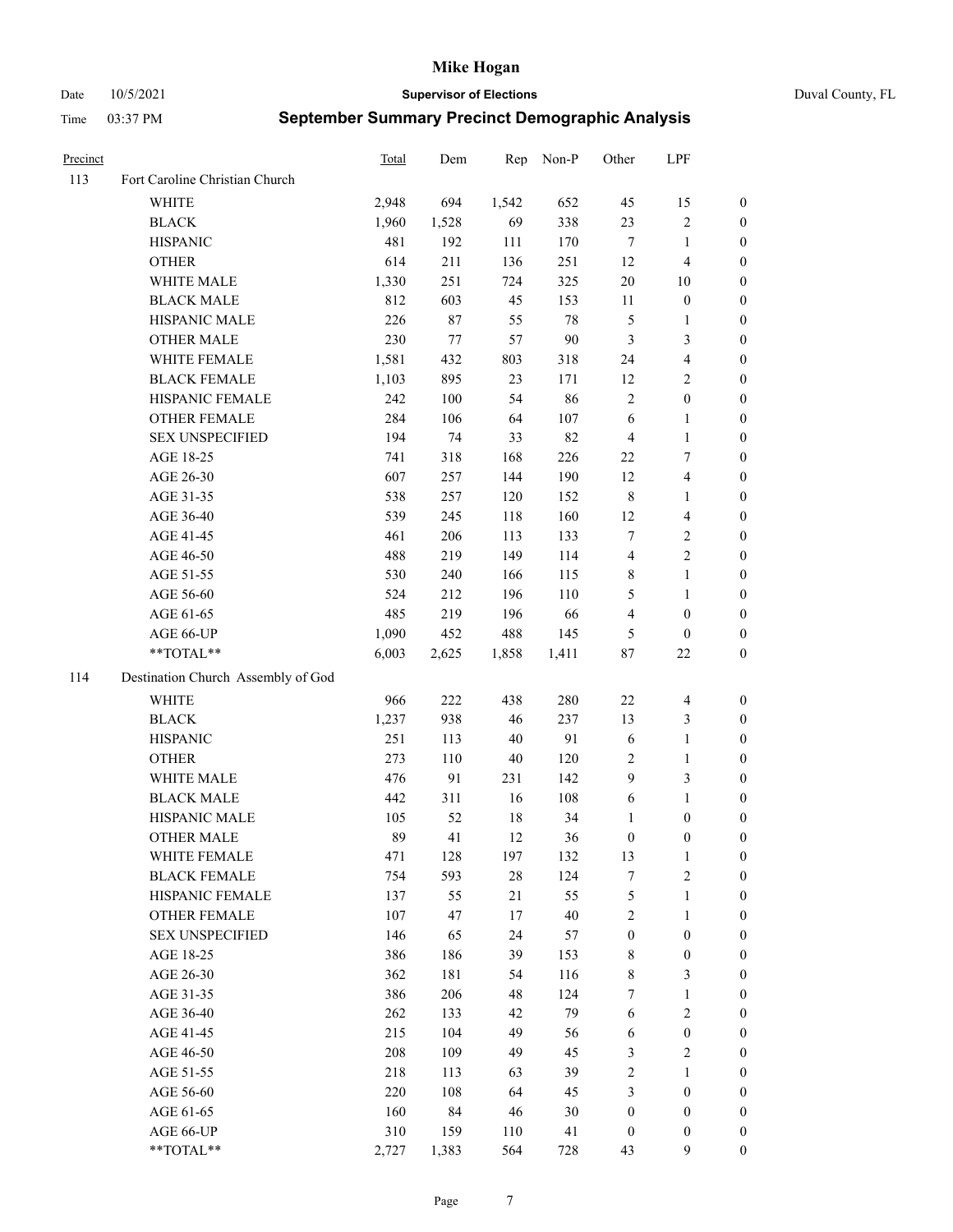# Mike Hogan

Date 10/5/2021 **Supervisor of Elections** Duval County, FL

Time 03:37 PM **September Summary Precinct Demographic Analysis**

| Precinct | | Total | Dem | Rep | Non-P | Other | LPF | |
|---|---|---|---|---|---|---|---|---|
| 113 | Fort Caroline Christian Church | | | | | | | |
| | WHITE | 2,948 | 694 | 1,542 | 652 | 45 | 15 | 0 |
| | BLACK | 1,960 | 1,528 | 69 | 338 | 23 | 2 | 0 |
| | HISPANIC | 481 | 192 | 111 | 170 | 7 | 1 | 0 |
| | OTHER | 614 | 211 | 136 | 251 | 12 | 4 | 0 |
| | WHITE MALE | 1,330 | 251 | 724 | 325 | 20 | 10 | 0 |
| | BLACK MALE | 812 | 603 | 45 | 153 | 11 | 0 | 0 |
| | HISPANIC MALE | 226 | 87 | 55 | 78 | 5 | 1 | 0 |
| | OTHER MALE | 230 | 77 | 57 | 90 | 3 | 3 | 0 |
| | WHITE FEMALE | 1,581 | 432 | 803 | 318 | 24 | 4 | 0 |
| | BLACK FEMALE | 1,103 | 895 | 23 | 171 | 12 | 2 | 0 |
| | HISPANIC FEMALE | 242 | 100 | 54 | 86 | 2 | 0 | 0 |
| | OTHER FEMALE | 284 | 106 | 64 | 107 | 6 | 1 | 0 |
| | SEX UNSPECIFIED | 194 | 74 | 33 | 82 | 4 | 1 | 0 |
| | AGE 18-25 | 741 | 318 | 168 | 226 | 22 | 7 | 0 |
| | AGE 26-30 | 607 | 257 | 144 | 190 | 12 | 4 | 0 |
| | AGE 31-35 | 538 | 257 | 120 | 152 | 8 | 1 | 0 |
| | AGE 36-40 | 539 | 245 | 118 | 160 | 12 | 4 | 0 |
| | AGE 41-45 | 461 | 206 | 113 | 133 | 7 | 2 | 0 |
| | AGE 46-50 | 488 | 219 | 149 | 114 | 4 | 2 | 0 |
| | AGE 51-55 | 530 | 240 | 166 | 115 | 8 | 1 | 0 |
| | AGE 56-60 | 524 | 212 | 196 | 110 | 5 | 1 | 0 |
| | AGE 61-65 | 485 | 219 | 196 | 66 | 4 | 0 | 0 |
| | AGE 66-UP | 1,090 | 452 | 488 | 145 | 5 | 0 | 0 |
| | **TOTAL** | 6,003 | 2,625 | 1,858 | 1,411 | 87 | 22 | 0 |
| 114 | Destination Church Assembly of God | | | | | | | |
| | WHITE | 966 | 222 | 438 | 280 | 22 | 4 | 0 |
| | BLACK | 1,237 | 938 | 46 | 237 | 13 | 3 | 0 |
| | HISPANIC | 251 | 113 | 40 | 91 | 6 | 1 | 0 |
| | OTHER | 273 | 110 | 40 | 120 | 2 | 1 | 0 |
| | WHITE MALE | 476 | 91 | 231 | 142 | 9 | 3 | 0 |
| | BLACK MALE | 442 | 311 | 16 | 108 | 6 | 1 | 0 |
| | HISPANIC MALE | 105 | 52 | 18 | 34 | 1 | 0 | 0 |
| | OTHER MALE | 89 | 41 | 12 | 36 | 0 | 0 | 0 |
| | WHITE FEMALE | 471 | 128 | 197 | 132 | 13 | 1 | 0 |
| | BLACK FEMALE | 754 | 593 | 28 | 124 | 7 | 2 | 0 |
| | HISPANIC FEMALE | 137 | 55 | 21 | 55 | 5 | 1 | 0 |
| | OTHER FEMALE | 107 | 47 | 17 | 40 | 2 | 1 | 0 |
| | SEX UNSPECIFIED | 146 | 65 | 24 | 57 | 0 | 0 | 0 |
| | AGE 18-25 | 386 | 186 | 39 | 153 | 8 | 0 | 0 |
| | AGE 26-30 | 362 | 181 | 54 | 116 | 8 | 3 | 0 |
| | AGE 31-35 | 386 | 206 | 48 | 124 | 7 | 1 | 0 |
| | AGE 36-40 | 262 | 133 | 42 | 79 | 6 | 2 | 0 |
| | AGE 41-45 | 215 | 104 | 49 | 56 | 6 | 0 | 0 |
| | AGE 46-50 | 208 | 109 | 49 | 45 | 3 | 2 | 0 |
| | AGE 51-55 | 218 | 113 | 63 | 39 | 2 | 1 | 0 |
| | AGE 56-60 | 220 | 108 | 64 | 45 | 3 | 0 | 0 |
| | AGE 61-65 | 160 | 84 | 46 | 30 | 0 | 0 | 0 |
| | AGE 66-UP | 310 | 159 | 110 | 41 | 0 | 0 | 0 |
| | **TOTAL** | 2,727 | 1,383 | 564 | 728 | 43 | 9 | 0 |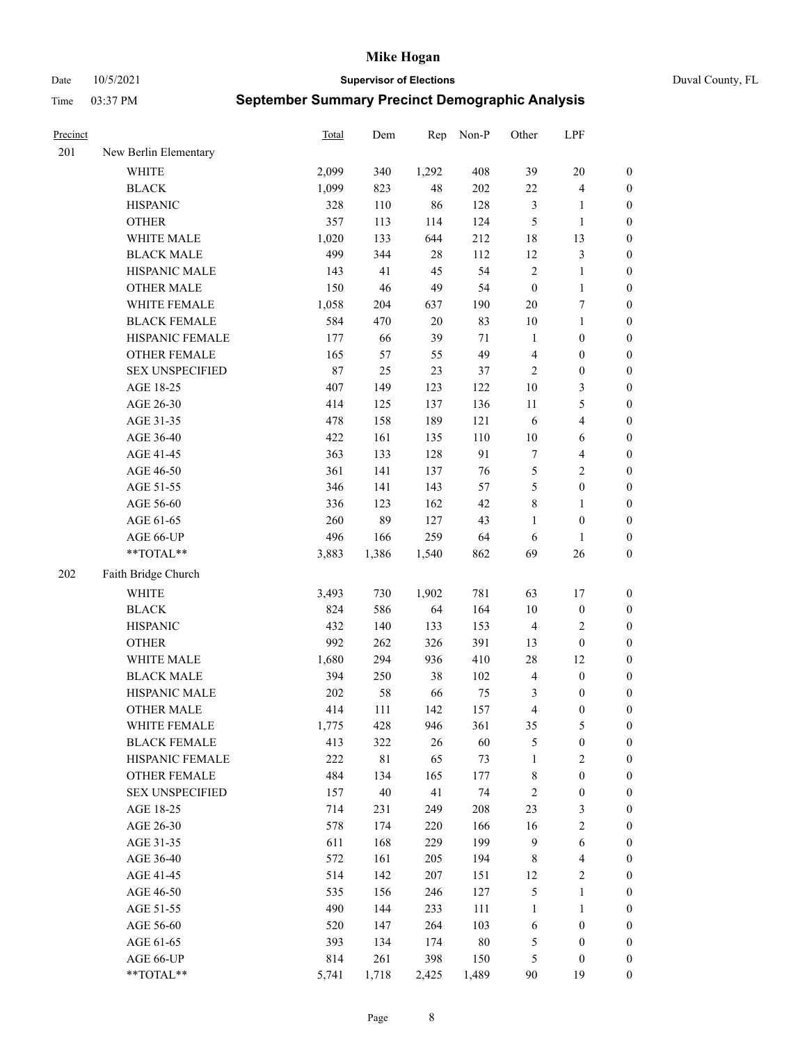# Mike Hogan

Date 10/5/2021 **Supervisor of Elections** Duval County, FL

Time 03:37 PM **September Summary Precinct Demographic Analysis**

| Precinct | | Total | Dem | Rep | Non-P | Other | LPF | |
|---|---|---|---|---|---|---|---|---|
| 201 | New Berlin Elementary | | | | | | | |
| | WHITE | 2,099 | 340 | 1,292 | 408 | 39 | 20 | 0 |
| | BLACK | 1,099 | 823 | 48 | 202 | 22 | 4 | 0 |
| | HISPANIC | 328 | 110 | 86 | 128 | 3 | 1 | 0 |
| | OTHER | 357 | 113 | 114 | 124 | 5 | 1 | 0 |
| | WHITE MALE | 1,020 | 133 | 644 | 212 | 18 | 13 | 0 |
| | BLACK MALE | 499 | 344 | 28 | 112 | 12 | 3 | 0 |
| | HISPANIC MALE | 143 | 41 | 45 | 54 | 2 | 1 | 0 |
| | OTHER MALE | 150 | 46 | 49 | 54 | 0 | 1 | 0 |
| | WHITE FEMALE | 1,058 | 204 | 637 | 190 | 20 | 7 | 0 |
| | BLACK FEMALE | 584 | 470 | 20 | 83 | 10 | 1 | 0 |
| | HISPANIC FEMALE | 177 | 66 | 39 | 71 | 1 | 0 | 0 |
| | OTHER FEMALE | 165 | 57 | 55 | 49 | 4 | 0 | 0 |
| | SEX UNSPECIFIED | 87 | 25 | 23 | 37 | 2 | 0 | 0 |
| | AGE 18-25 | 407 | 149 | 123 | 122 | 10 | 3 | 0 |
| | AGE 26-30 | 414 | 125 | 137 | 136 | 11 | 5 | 0 |
| | AGE 31-35 | 478 | 158 | 189 | 121 | 6 | 4 | 0 |
| | AGE 36-40 | 422 | 161 | 135 | 110 | 10 | 6 | 0 |
| | AGE 41-45 | 363 | 133 | 128 | 91 | 7 | 4 | 0 |
| | AGE 46-50 | 361 | 141 | 137 | 76 | 5 | 2 | 0 |
| | AGE 51-55 | 346 | 141 | 143 | 57 | 5 | 0 | 0 |
| | AGE 56-60 | 336 | 123 | 162 | 42 | 8 | 1 | 0 |
| | AGE 61-65 | 260 | 89 | 127 | 43 | 1 | 0 | 0 |
| | AGE 66-UP | 496 | 166 | 259 | 64 | 6 | 1 | 0 |
| | **TOTAL** | 3,883 | 1,386 | 1,540 | 862 | 69 | 26 | 0 |
| 202 | Faith Bridge Church | | | | | | | |
| | WHITE | 3,493 | 730 | 1,902 | 781 | 63 | 17 | 0 |
| | BLACK | 824 | 586 | 64 | 164 | 10 | 0 | 0 |
| | HISPANIC | 432 | 140 | 133 | 153 | 4 | 2 | 0 |
| | OTHER | 992 | 262 | 326 | 391 | 13 | 0 | 0 |
| | WHITE MALE | 1,680 | 294 | 936 | 410 | 28 | 12 | 0 |
| | BLACK MALE | 394 | 250 | 38 | 102 | 4 | 0 | 0 |
| | HISPANIC MALE | 202 | 58 | 66 | 75 | 3 | 0 | 0 |
| | OTHER MALE | 414 | 111 | 142 | 157 | 4 | 0 | 0 |
| | WHITE FEMALE | 1,775 | 428 | 946 | 361 | 35 | 5 | 0 |
| | BLACK FEMALE | 413 | 322 | 26 | 60 | 5 | 0 | 0 |
| | HISPANIC FEMALE | 222 | 81 | 65 | 73 | 1 | 2 | 0 |
| | OTHER FEMALE | 484 | 134 | 165 | 177 | 8 | 0 | 0 |
| | SEX UNSPECIFIED | 157 | 40 | 41 | 74 | 2 | 0 | 0 |
| | AGE 18-25 | 714 | 231 | 249 | 208 | 23 | 3 | 0 |
| | AGE 26-30 | 578 | 174 | 220 | 166 | 16 | 2 | 0 |
| | AGE 31-35 | 611 | 168 | 229 | 199 | 9 | 6 | 0 |
| | AGE 36-40 | 572 | 161 | 205 | 194 | 8 | 4 | 0 |
| | AGE 41-45 | 514 | 142 | 207 | 151 | 12 | 2 | 0 |
| | AGE 46-50 | 535 | 156 | 246 | 127 | 5 | 1 | 0 |
| | AGE 51-55 | 490 | 144 | 233 | 111 | 1 | 1 | 0 |
| | AGE 56-60 | 520 | 147 | 264 | 103 | 6 | 0 | 0 |
| | AGE 61-65 | 393 | 134 | 174 | 80 | 5 | 0 | 0 |
| | AGE 66-UP | 814 | 261 | 398 | 150 | 5 | 0 | 0 |
| | **TOTAL** | 5,741 | 1,718 | 2,425 | 1,489 | 90 | 19 | 0 |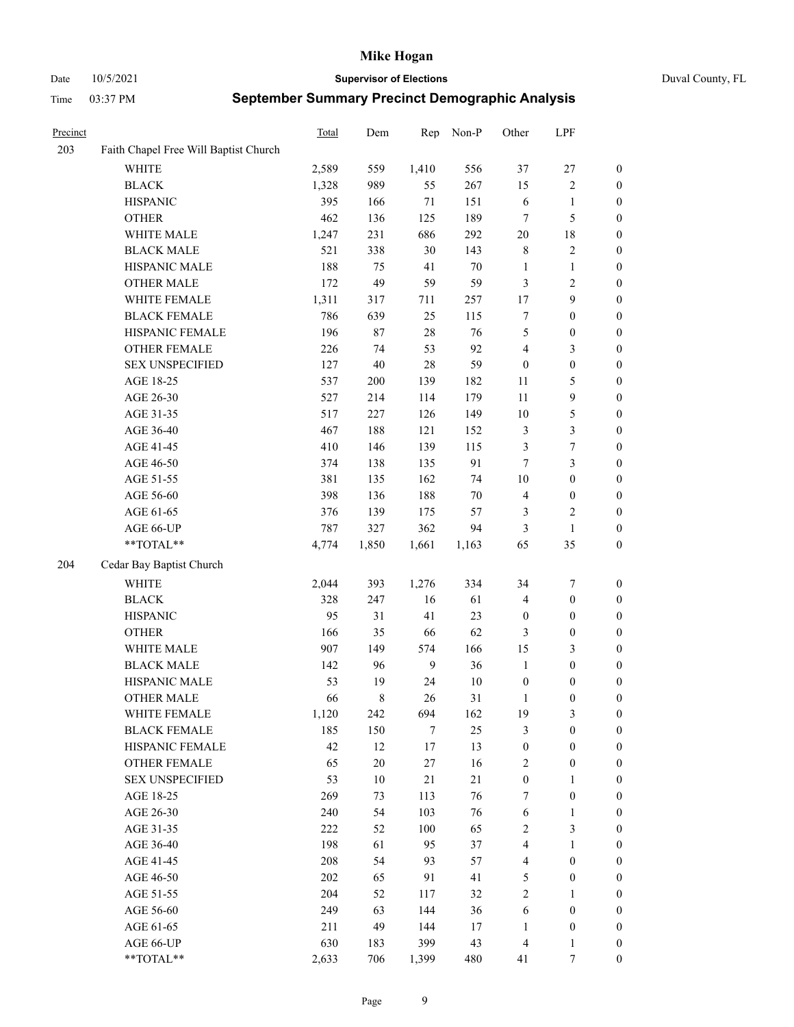# Mike Hogan

Date 10/5/2021 **Supervisor of Elections** Duval County, FL

Time 03:37 PM **September Summary Precinct Demographic Analysis**

| Precinct | | Total | Dem | Rep | Non-P | Other | LPF | |
|---|---|---|---|---|---|---|---|---|
| 203 | Faith Chapel Free Will Baptist Church | | | | | | | |
| | WHITE | 2,589 | 559 | 1,410 | 556 | 37 | 27 | 0 |
| | BLACK | 1,328 | 989 | 55 | 267 | 15 | 2 | 0 |
| | HISPANIC | 395 | 166 | 71 | 151 | 6 | 1 | 0 |
| | OTHER | 462 | 136 | 125 | 189 | 7 | 5 | 0 |
| | WHITE MALE | 1,247 | 231 | 686 | 292 | 20 | 18 | 0 |
| | BLACK MALE | 521 | 338 | 30 | 143 | 8 | 2 | 0 |
| | HISPANIC MALE | 188 | 75 | 41 | 70 | 1 | 1 | 0 |
| | OTHER MALE | 172 | 49 | 59 | 59 | 3 | 2 | 0 |
| | WHITE FEMALE | 1,311 | 317 | 711 | 257 | 17 | 9 | 0 |
| | BLACK FEMALE | 786 | 639 | 25 | 115 | 7 | 0 | 0 |
| | HISPANIC FEMALE | 196 | 87 | 28 | 76 | 5 | 0 | 0 |
| | OTHER FEMALE | 226 | 74 | 53 | 92 | 4 | 3 | 0 |
| | SEX UNSPECIFIED | 127 | 40 | 28 | 59 | 0 | 0 | 0 |
| | AGE 18-25 | 537 | 200 | 139 | 182 | 11 | 5 | 0 |
| | AGE 26-30 | 527 | 214 | 114 | 179 | 11 | 9 | 0 |
| | AGE 31-35 | 517 | 227 | 126 | 149 | 10 | 5 | 0 |
| | AGE 36-40 | 467 | 188 | 121 | 152 | 3 | 3 | 0 |
| | AGE 41-45 | 410 | 146 | 139 | 115 | 3 | 7 | 0 |
| | AGE 46-50 | 374 | 138 | 135 | 91 | 7 | 3 | 0 |
| | AGE 51-55 | 381 | 135 | 162 | 74 | 10 | 0 | 0 |
| | AGE 56-60 | 398 | 136 | 188 | 70 | 4 | 0 | 0 |
| | AGE 61-65 | 376 | 139 | 175 | 57 | 3 | 2 | 0 |
| | AGE 66-UP | 787 | 327 | 362 | 94 | 3 | 1 | 0 |
| | **TOTAL** | 4,774 | 1,850 | 1,661 | 1,163 | 65 | 35 | 0 |
| 204 | Cedar Bay Baptist Church | | | | | | | |
| | WHITE | 2,044 | 393 | 1,276 | 334 | 34 | 7 | 0 |
| | BLACK | 328 | 247 | 16 | 61 | 4 | 0 | 0 |
| | HISPANIC | 95 | 31 | 41 | 23 | 0 | 0 | 0 |
| | OTHER | 166 | 35 | 66 | 62 | 3 | 0 | 0 |
| | WHITE MALE | 907 | 149 | 574 | 166 | 15 | 3 | 0 |
| | BLACK MALE | 142 | 96 | 9 | 36 | 1 | 0 | 0 |
| | HISPANIC MALE | 53 | 19 | 24 | 10 | 0 | 0 | 0 |
| | OTHER MALE | 66 | 8 | 26 | 31 | 1 | 0 | 0 |
| | WHITE FEMALE | 1,120 | 242 | 694 | 162 | 19 | 3 | 0 |
| | BLACK FEMALE | 185 | 150 | 7 | 25 | 3 | 0 | 0 |
| | HISPANIC FEMALE | 42 | 12 | 17 | 13 | 0 | 0 | 0 |
| | OTHER FEMALE | 65 | 20 | 27 | 16 | 2 | 0 | 0 |
| | SEX UNSPECIFIED | 53 | 10 | 21 | 21 | 0 | 1 | 0 |
| | AGE 18-25 | 269 | 73 | 113 | 76 | 7 | 0 | 0 |
| | AGE 26-30 | 240 | 54 | 103 | 76 | 6 | 1 | 0 |
| | AGE 31-35 | 222 | 52 | 100 | 65 | 2 | 3 | 0 |
| | AGE 36-40 | 198 | 61 | 95 | 37 | 4 | 1 | 0 |
| | AGE 41-45 | 208 | 54 | 93 | 57 | 4 | 0 | 0 |
| | AGE 46-50 | 202 | 65 | 91 | 41 | 5 | 0 | 0 |
| | AGE 51-55 | 204 | 52 | 117 | 32 | 2 | 1 | 0 |
| | AGE 56-60 | 249 | 63 | 144 | 36 | 6 | 0 | 0 |
| | AGE 61-65 | 211 | 49 | 144 | 17 | 1 | 0 | 0 |
| | AGE 66-UP | 630 | 183 | 399 | 43 | 4 | 1 | 0 |
| | **TOTAL** | 2,633 | 706 | 1,399 | 480 | 41 | 7 | 0 |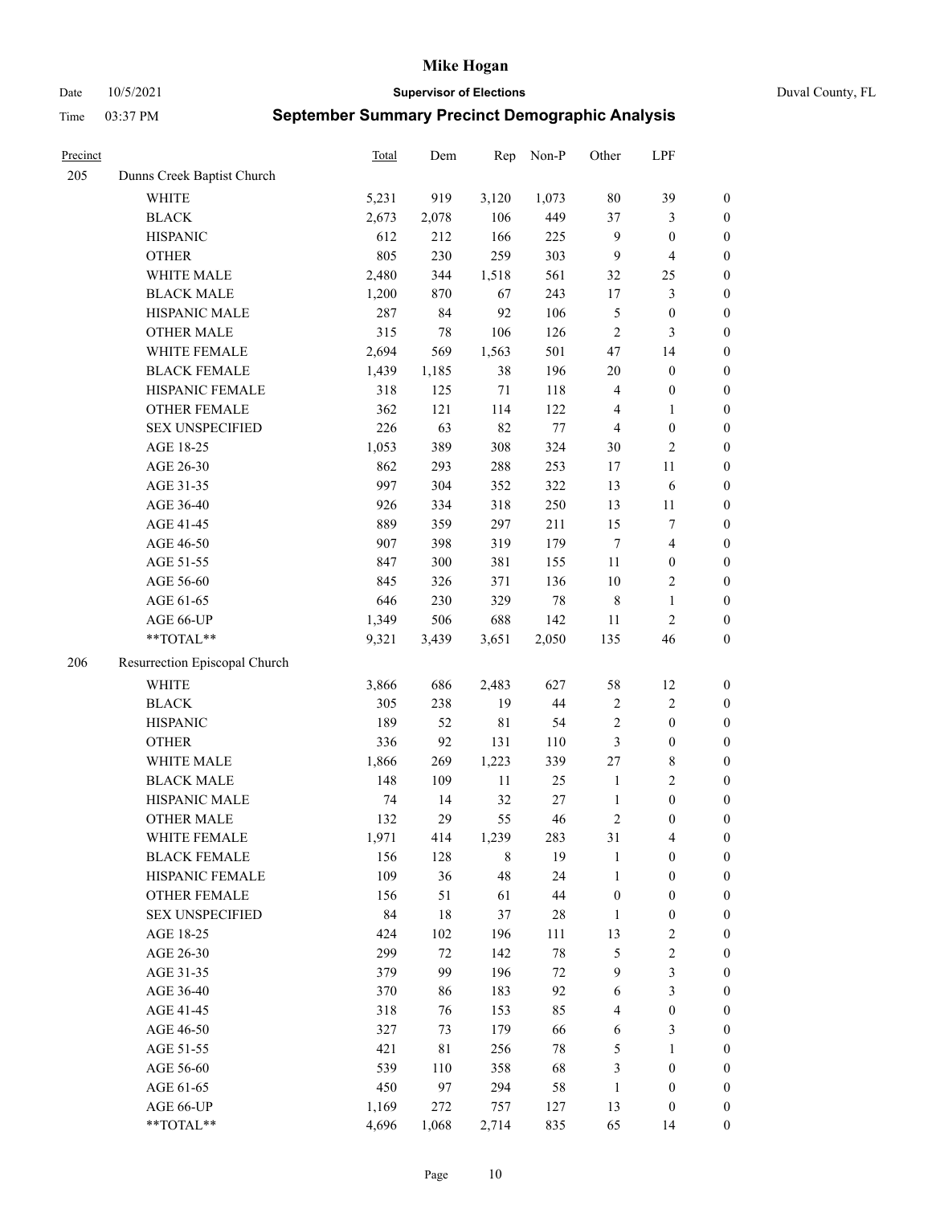# Mike Hogan

Date 10/5/2021 | **Supervisor of Elections** | Duval County, FL

Time 03:37 PM | **September Summary Precinct Demographic Analysis**

| Precinct | | Total | Dem | Rep | Non-P | Other | LPF | |
|---|---|---|---|---|---|---|---|---|
| 205 | Dunns Creek Baptist Church | | | | | | | |
| | WHITE | 5,231 | 919 | 3,120 | 1,073 | 80 | 39 | 0 |
| | BLACK | 2,673 | 2,078 | 106 | 449 | 37 | 3 | 0 |
| | HISPANIC | 612 | 212 | 166 | 225 | 9 | 0 | 0 |
| | OTHER | 805 | 230 | 259 | 303 | 9 | 4 | 0 |
| | WHITE MALE | 2,480 | 344 | 1,518 | 561 | 32 | 25 | 0 |
| | BLACK MALE | 1,200 | 870 | 67 | 243 | 17 | 3 | 0 |
| | HISPANIC MALE | 287 | 84 | 92 | 106 | 5 | 0 | 0 |
| | OTHER MALE | 315 | 78 | 106 | 126 | 2 | 3 | 0 |
| | WHITE FEMALE | 2,694 | 569 | 1,563 | 501 | 47 | 14 | 0 |
| | BLACK FEMALE | 1,439 | 1,185 | 38 | 196 | 20 | 0 | 0 |
| | HISPANIC FEMALE | 318 | 125 | 71 | 118 | 4 | 0 | 0 |
| | OTHER FEMALE | 362 | 121 | 114 | 122 | 4 | 1 | 0 |
| | SEX UNSPECIFIED | 226 | 63 | 82 | 77 | 4 | 0 | 0 |
| | AGE 18-25 | 1,053 | 389 | 308 | 324 | 30 | 2 | 0 |
| | AGE 26-30 | 862 | 293 | 288 | 253 | 17 | 11 | 0 |
| | AGE 31-35 | 997 | 304 | 352 | 322 | 13 | 6 | 0 |
| | AGE 36-40 | 926 | 334 | 318 | 250 | 13 | 11 | 0 |
| | AGE 41-45 | 889 | 359 | 297 | 211 | 15 | 7 | 0 |
| | AGE 46-50 | 907 | 398 | 319 | 179 | 7 | 4 | 0 |
| | AGE 51-55 | 847 | 300 | 381 | 155 | 11 | 0 | 0 |
| | AGE 56-60 | 845 | 326 | 371 | 136 | 10 | 2 | 0 |
| | AGE 61-65 | 646 | 230 | 329 | 78 | 8 | 1 | 0 |
| | AGE 66-UP | 1,349 | 506 | 688 | 142 | 11 | 2 | 0 |
| | **TOTAL** | 9,321 | 3,439 | 3,651 | 2,050 | 135 | 46 | 0 |
| 206 | Resurrection Episcopal Church | | | | | | | |
| | WHITE | 3,866 | 686 | 2,483 | 627 | 58 | 12 | 0 |
| | BLACK | 305 | 238 | 19 | 44 | 2 | 2 | 0 |
| | HISPANIC | 189 | 52 | 81 | 54 | 2 | 0 | 0 |
| | OTHER | 336 | 92 | 131 | 110 | 3 | 0 | 0 |
| | WHITE MALE | 1,866 | 269 | 1,223 | 339 | 27 | 8 | 0 |
| | BLACK MALE | 148 | 109 | 11 | 25 | 1 | 2 | 0 |
| | HISPANIC MALE | 74 | 14 | 32 | 27 | 1 | 0 | 0 |
| | OTHER MALE | 132 | 29 | 55 | 46 | 2 | 0 | 0 |
| | WHITE FEMALE | 1,971 | 414 | 1,239 | 283 | 31 | 4 | 0 |
| | BLACK FEMALE | 156 | 128 | 8 | 19 | 1 | 0 | 0 |
| | HISPANIC FEMALE | 109 | 36 | 48 | 24 | 1 | 0 | 0 |
| | OTHER FEMALE | 156 | 51 | 61 | 44 | 0 | 0 | 0 |
| | SEX UNSPECIFIED | 84 | 18 | 37 | 28 | 1 | 0 | 0 |
| | AGE 18-25 | 424 | 102 | 196 | 111 | 13 | 2 | 0 |
| | AGE 26-30 | 299 | 72 | 142 | 78 | 5 | 2 | 0 |
| | AGE 31-35 | 379 | 99 | 196 | 72 | 9 | 3 | 0 |
| | AGE 36-40 | 370 | 86 | 183 | 92 | 6 | 3 | 0 |
| | AGE 41-45 | 318 | 76 | 153 | 85 | 4 | 0 | 0 |
| | AGE 46-50 | 327 | 73 | 179 | 66 | 6 | 3 | 0 |
| | AGE 51-55 | 421 | 81 | 256 | 78 | 5 | 1 | 0 |
| | AGE 56-60 | 539 | 110 | 358 | 68 | 3 | 0 | 0 |
| | AGE 61-65 | 450 | 97 | 294 | 58 | 1 | 0 | 0 |
| | AGE 66-UP | 1,169 | 272 | 757 | 127 | 13 | 0 | 0 |
| | **TOTAL** | 4,696 | 1,068 | 2,714 | 835 | 65 | 14 | 0 |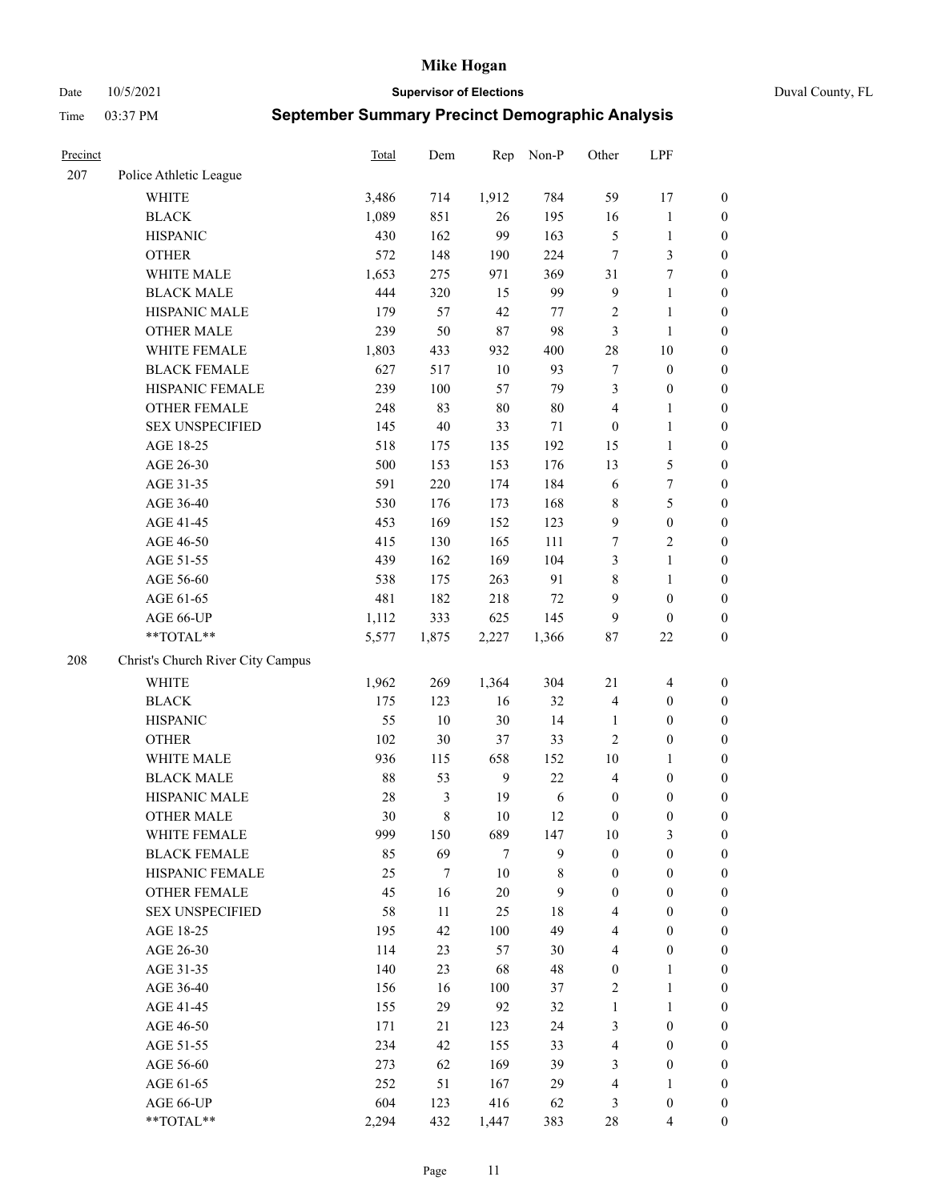# Mike Hogan

Date 10/5/2021 **Supervisor of Elections** Duval County, FL

Time 03:37 PM **September Summary Precinct Demographic Analysis**

| Precinct | | Total | Dem | Rep | Non-P | Other | LPF | |
|---|---|---|---|---|---|---|---|---|
| 207 | Police Athletic League | | | | | | | |
| | WHITE | 3,486 | 714 | 1,912 | 784 | 59 | 17 | 0 |
| | BLACK | 1,089 | 851 | 26 | 195 | 16 | 1 | 0 |
| | HISPANIC | 430 | 162 | 99 | 163 | 5 | 1 | 0 |
| | OTHER | 572 | 148 | 190 | 224 | 7 | 3 | 0 |
| | WHITE MALE | 1,653 | 275 | 971 | 369 | 31 | 7 | 0 |
| | BLACK MALE | 444 | 320 | 15 | 99 | 9 | 1 | 0 |
| | HISPANIC MALE | 179 | 57 | 42 | 77 | 2 | 1 | 0 |
| | OTHER MALE | 239 | 50 | 87 | 98 | 3 | 1 | 0 |
| | WHITE FEMALE | 1,803 | 433 | 932 | 400 | 28 | 10 | 0 |
| | BLACK FEMALE | 627 | 517 | 10 | 93 | 7 | 0 | 0 |
| | HISPANIC FEMALE | 239 | 100 | 57 | 79 | 3 | 0 | 0 |
| | OTHER FEMALE | 248 | 83 | 80 | 80 | 4 | 1 | 0 |
| | SEX UNSPECIFIED | 145 | 40 | 33 | 71 | 0 | 1 | 0 |
| | AGE 18-25 | 518 | 175 | 135 | 192 | 15 | 1 | 0 |
| | AGE 26-30 | 500 | 153 | 153 | 176 | 13 | 5 | 0 |
| | AGE 31-35 | 591 | 220 | 174 | 184 | 6 | 7 | 0 |
| | AGE 36-40 | 530 | 176 | 173 | 168 | 8 | 5 | 0 |
| | AGE 41-45 | 453 | 169 | 152 | 123 | 9 | 0 | 0 |
| | AGE 46-50 | 415 | 130 | 165 | 111 | 7 | 2 | 0 |
| | AGE 51-55 | 439 | 162 | 169 | 104 | 3 | 1 | 0 |
| | AGE 56-60 | 538 | 175 | 263 | 91 | 8 | 1 | 0 |
| | AGE 61-65 | 481 | 182 | 218 | 72 | 9 | 0 | 0 |
| | AGE 66-UP | 1,112 | 333 | 625 | 145 | 9 | 0 | 0 |
| | **TOTAL** | 5,577 | 1,875 | 2,227 | 1,366 | 87 | 22 | 0 |
| 208 | Christ's Church River City Campus | | | | | | | |
| | WHITE | 1,962 | 269 | 1,364 | 304 | 21 | 4 | 0 |
| | BLACK | 175 | 123 | 16 | 32 | 4 | 0 | 0 |
| | HISPANIC | 55 | 10 | 30 | 14 | 1 | 0 | 0 |
| | OTHER | 102 | 30 | 37 | 33 | 2 | 0 | 0 |
| | WHITE MALE | 936 | 115 | 658 | 152 | 10 | 1 | 0 |
| | BLACK MALE | 88 | 53 | 9 | 22 | 4 | 0 | 0 |
| | HISPANIC MALE | 28 | 3 | 19 | 6 | 0 | 0 | 0 |
| | OTHER MALE | 30 | 8 | 10 | 12 | 0 | 0 | 0 |
| | WHITE FEMALE | 999 | 150 | 689 | 147 | 10 | 3 | 0 |
| | BLACK FEMALE | 85 | 69 | 7 | 9 | 0 | 0 | 0 |
| | HISPANIC FEMALE | 25 | 7 | 10 | 8 | 0 | 0 | 0 |
| | OTHER FEMALE | 45 | 16 | 20 | 9 | 0 | 0 | 0 |
| | SEX UNSPECIFIED | 58 | 11 | 25 | 18 | 4 | 0 | 0 |
| | AGE 18-25 | 195 | 42 | 100 | 49 | 4 | 0 | 0 |
| | AGE 26-30 | 114 | 23 | 57 | 30 | 4 | 0 | 0 |
| | AGE 31-35 | 140 | 23 | 68 | 48 | 0 | 1 | 0 |
| | AGE 36-40 | 156 | 16 | 100 | 37 | 2 | 1 | 0 |
| | AGE 41-45 | 155 | 29 | 92 | 32 | 1 | 1 | 0 |
| | AGE 46-50 | 171 | 21 | 123 | 24 | 3 | 0 | 0 |
| | AGE 51-55 | 234 | 42 | 155 | 33 | 4 | 0 | 0 |
| | AGE 56-60 | 273 | 62 | 169 | 39 | 3 | 0 | 0 |
| | AGE 61-65 | 252 | 51 | 167 | 29 | 4 | 1 | 0 |
| | AGE 66-UP | 604 | 123 | 416 | 62 | 3 | 0 | 0 |
| | **TOTAL** | 2,294 | 432 | 1,447 | 383 | 28 | 4 | 0 |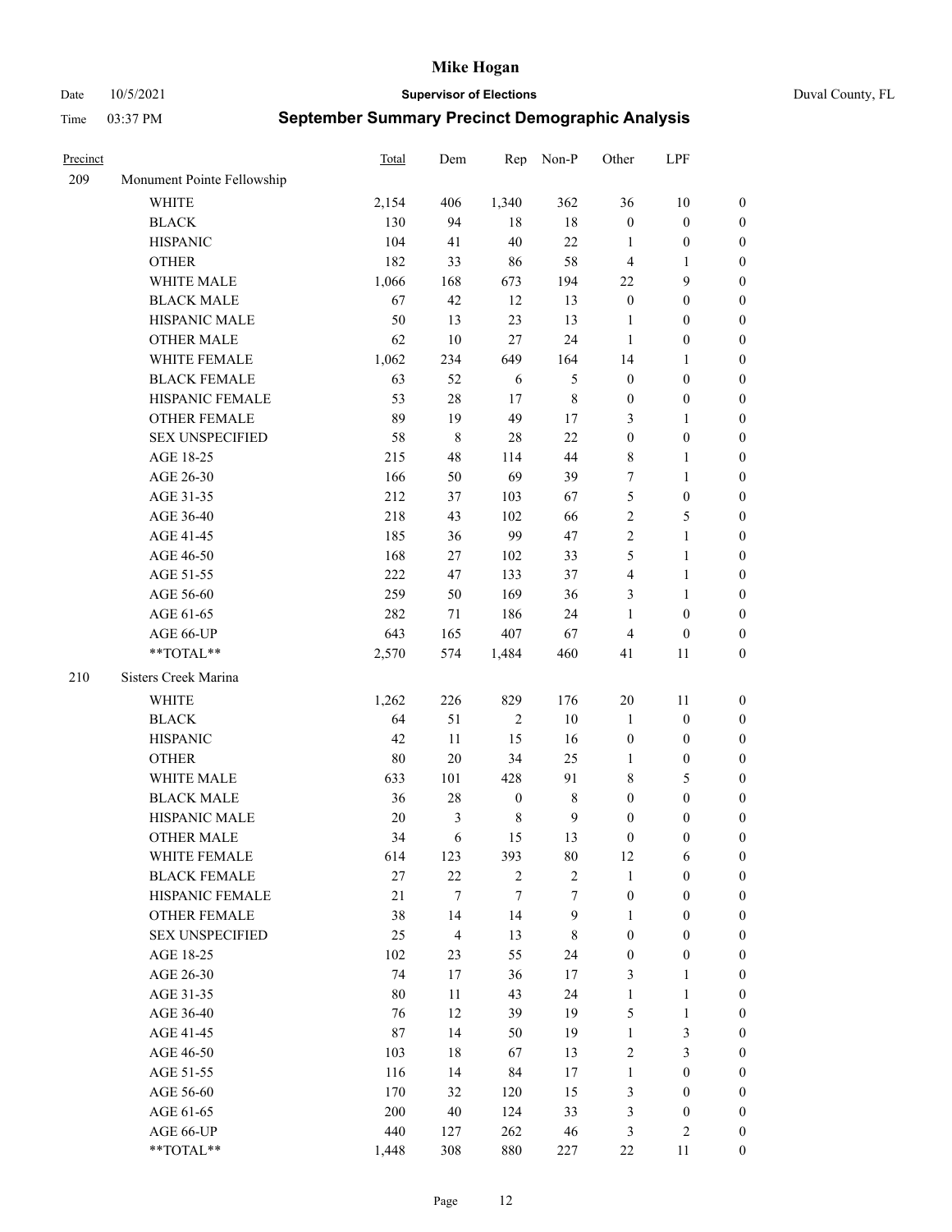# Mike Hogan

Date 10/5/2021 **Supervisor of Elections** Duval County, FL

Time 03:37 PM **September Summary Precinct Demographic Analysis**

| Precinct | | Total | Dem | Rep | Non-P | Other | LPF | |
|---|---|---|---|---|---|---|---|---|
| 209 | Monument Pointe Fellowship | | | | | | | |
| | WHITE | 2,154 | 406 | 1,340 | 362 | 36 | 10 | 0 |
| | BLACK | 130 | 94 | 18 | 18 | 0 | 0 | 0 |
| | HISPANIC | 104 | 41 | 40 | 22 | 1 | 0 | 0 |
| | OTHER | 182 | 33 | 86 | 58 | 4 | 1 | 0 |
| | WHITE MALE | 1,066 | 168 | 673 | 194 | 22 | 9 | 0 |
| | BLACK MALE | 67 | 42 | 12 | 13 | 0 | 0 | 0 |
| | HISPANIC MALE | 50 | 13 | 23 | 13 | 1 | 0 | 0 |
| | OTHER MALE | 62 | 10 | 27 | 24 | 1 | 0 | 0 |
| | WHITE FEMALE | 1,062 | 234 | 649 | 164 | 14 | 1 | 0 |
| | BLACK FEMALE | 63 | 52 | 6 | 5 | 0 | 0 | 0 |
| | HISPANIC FEMALE | 53 | 28 | 17 | 8 | 0 | 0 | 0 |
| | OTHER FEMALE | 89 | 19 | 49 | 17 | 3 | 1 | 0 |
| | SEX UNSPECIFIED | 58 | 8 | 28 | 22 | 0 | 0 | 0 |
| | AGE 18-25 | 215 | 48 | 114 | 44 | 8 | 1 | 0 |
| | AGE 26-30 | 166 | 50 | 69 | 39 | 7 | 1 | 0 |
| | AGE 31-35 | 212 | 37 | 103 | 67 | 5 | 0 | 0 |
| | AGE 36-40 | 218 | 43 | 102 | 66 | 2 | 5 | 0 |
| | AGE 41-45 | 185 | 36 | 99 | 47 | 2 | 1 | 0 |
| | AGE 46-50 | 168 | 27 | 102 | 33 | 5 | 1 | 0 |
| | AGE 51-55 | 222 | 47 | 133 | 37 | 4 | 1 | 0 |
| | AGE 56-60 | 259 | 50 | 169 | 36 | 3 | 1 | 0 |
| | AGE 61-65 | 282 | 71 | 186 | 24 | 1 | 0 | 0 |
| | AGE 66-UP | 643 | 165 | 407 | 67 | 4 | 0 | 0 |
| | **TOTAL** | 2,570 | 574 | 1,484 | 460 | 41 | 11 | 0 |
| 210 | Sisters Creek Marina | | | | | | | |
| | WHITE | 1,262 | 226 | 829 | 176 | 20 | 11 | 0 |
| | BLACK | 64 | 51 | 2 | 10 | 1 | 0 | 0 |
| | HISPANIC | 42 | 11 | 15 | 16 | 0 | 0 | 0 |
| | OTHER | 80 | 20 | 34 | 25 | 1 | 0 | 0 |
| | WHITE MALE | 633 | 101 | 428 | 91 | 8 | 5 | 0 |
| | BLACK MALE | 36 | 28 | 0 | 8 | 0 | 0 | 0 |
| | HISPANIC MALE | 20 | 3 | 8 | 9 | 0 | 0 | 0 |
| | OTHER MALE | 34 | 6 | 15 | 13 | 0 | 0 | 0 |
| | WHITE FEMALE | 614 | 123 | 393 | 80 | 12 | 6 | 0 |
| | BLACK FEMALE | 27 | 22 | 2 | 2 | 1 | 0 | 0 |
| | HISPANIC FEMALE | 21 | 7 | 7 | 7 | 0 | 0 | 0 |
| | OTHER FEMALE | 38 | 14 | 14 | 9 | 1 | 0 | 0 |
| | SEX UNSPECIFIED | 25 | 4 | 13 | 8 | 0 | 0 | 0 |
| | AGE 18-25 | 102 | 23 | 55 | 24 | 0 | 0 | 0 |
| | AGE 26-30 | 74 | 17 | 36 | 17 | 3 | 1 | 0 |
| | AGE 31-35 | 80 | 11 | 43 | 24 | 1 | 1 | 0 |
| | AGE 36-40 | 76 | 12 | 39 | 19 | 5 | 1 | 0 |
| | AGE 41-45 | 87 | 14 | 50 | 19 | 1 | 3 | 0 |
| | AGE 46-50 | 103 | 18 | 67 | 13 | 2 | 3 | 0 |
| | AGE 51-55 | 116 | 14 | 84 | 17 | 1 | 0 | 0 |
| | AGE 56-60 | 170 | 32 | 120 | 15 | 3 | 0 | 0 |
| | AGE 61-65 | 200 | 40 | 124 | 33 | 3 | 0 | 0 |
| | AGE 66-UP | 440 | 127 | 262 | 46 | 3 | 2 | 0 |
| | **TOTAL** | 1,448 | 308 | 880 | 227 | 22 | 11 | 0 |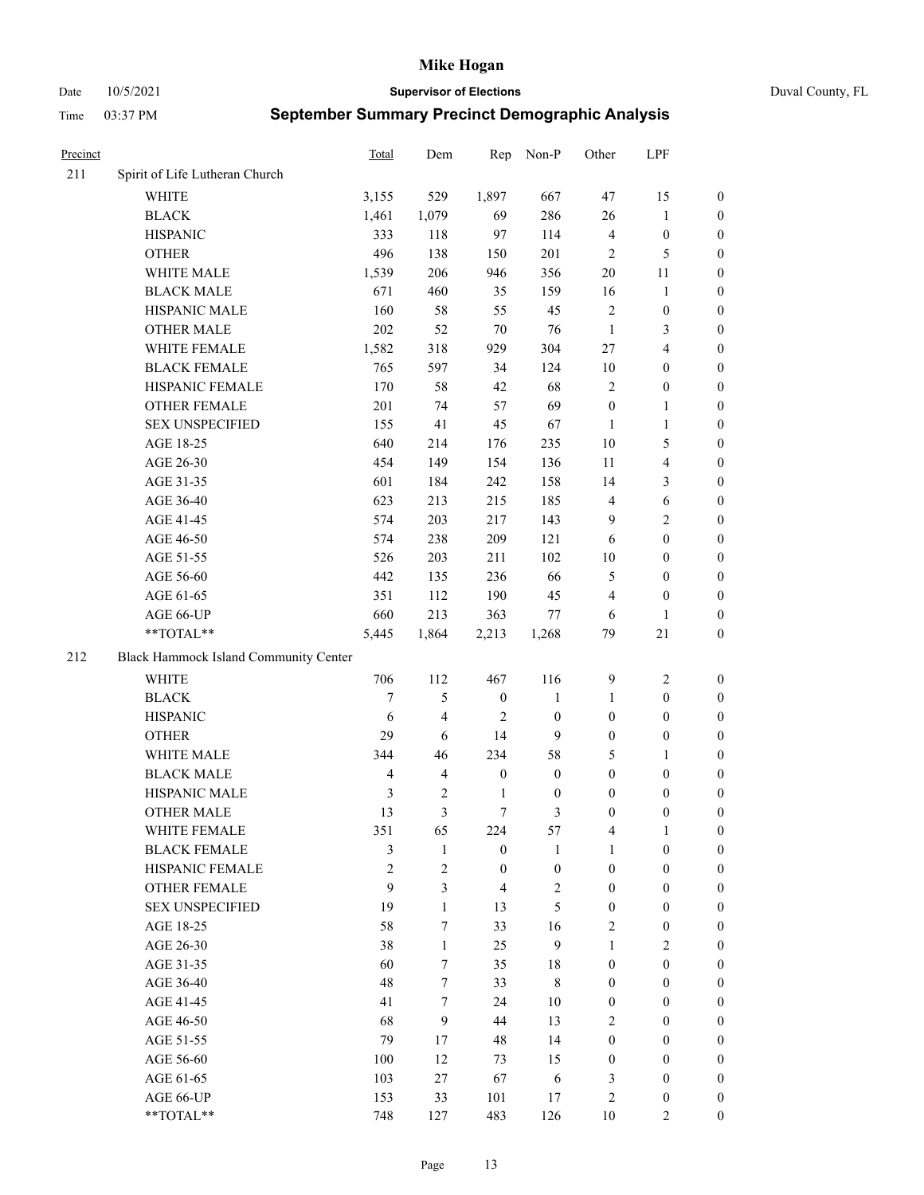# Mike Hogan

Date 10/5/2021 **Supervisor of Elections** Duval County, FL

Time 03:37 PM **September Summary Precinct Demographic Analysis**

| Precinct | | Total | Dem | Rep | Non-P | Other | LPF | |
|---|---|---|---|---|---|---|---|---|
| 211 | Spirit of Life Lutheran Church | | | | | | | |
| | WHITE | 3,155 | 529 | 1,897 | 667 | 47 | 15 | 0 |
| | BLACK | 1,461 | 1,079 | 69 | 286 | 26 | 1 | 0 |
| | HISPANIC | 333 | 118 | 97 | 114 | 4 | 0 | 0 |
| | OTHER | 496 | 138 | 150 | 201 | 2 | 5 | 0 |
| | WHITE MALE | 1,539 | 206 | 946 | 356 | 20 | 11 | 0 |
| | BLACK MALE | 671 | 460 | 35 | 159 | 16 | 1 | 0 |
| | HISPANIC MALE | 160 | 58 | 55 | 45 | 2 | 0 | 0 |
| | OTHER MALE | 202 | 52 | 70 | 76 | 1 | 3 | 0 |
| | WHITE FEMALE | 1,582 | 318 | 929 | 304 | 27 | 4 | 0 |
| | BLACK FEMALE | 765 | 597 | 34 | 124 | 10 | 0 | 0 |
| | HISPANIC FEMALE | 170 | 58 | 42 | 68 | 2 | 0 | 0 |
| | OTHER FEMALE | 201 | 74 | 57 | 69 | 0 | 1 | 0 |
| | SEX UNSPECIFIED | 155 | 41 | 45 | 67 | 1 | 1 | 0 |
| | AGE 18-25 | 640 | 214 | 176 | 235 | 10 | 5 | 0 |
| | AGE 26-30 | 454 | 149 | 154 | 136 | 11 | 4 | 0 |
| | AGE 31-35 | 601 | 184 | 242 | 158 | 14 | 3 | 0 |
| | AGE 36-40 | 623 | 213 | 215 | 185 | 4 | 6 | 0 |
| | AGE 41-45 | 574 | 203 | 217 | 143 | 9 | 2 | 0 |
| | AGE 46-50 | 574 | 238 | 209 | 121 | 6 | 0 | 0 |
| | AGE 51-55 | 526 | 203 | 211 | 102 | 10 | 0 | 0 |
| | AGE 56-60 | 442 | 135 | 236 | 66 | 5 | 0 | 0 |
| | AGE 61-65 | 351 | 112 | 190 | 45 | 4 | 0 | 0 |
| | AGE 66-UP | 660 | 213 | 363 | 77 | 6 | 1 | 0 |
| | **TOTAL** | 5,445 | 1,864 | 2,213 | 1,268 | 79 | 21 | 0 |
| 212 | Black Hammock Island Community Center | | | | | | | |
| | WHITE | 706 | 112 | 467 | 116 | 9 | 2 | 0 |
| | BLACK | 7 | 5 | 0 | 1 | 1 | 0 | 0 |
| | HISPANIC | 6 | 4 | 2 | 0 | 0 | 0 | 0 |
| | OTHER | 29 | 6 | 14 | 9 | 0 | 0 | 0 |
| | WHITE MALE | 344 | 46 | 234 | 58 | 5 | 1 | 0 |
| | BLACK MALE | 4 | 4 | 0 | 0 | 0 | 0 | 0 |
| | HISPANIC MALE | 3 | 2 | 1 | 0 | 0 | 0 | 0 |
| | OTHER MALE | 13 | 3 | 7 | 3 | 0 | 0 | 0 |
| | WHITE FEMALE | 351 | 65 | 224 | 57 | 4 | 1 | 0 |
| | BLACK FEMALE | 3 | 1 | 0 | 1 | 1 | 0 | 0 |
| | HISPANIC FEMALE | 2 | 2 | 0 | 0 | 0 | 0 | 0 |
| | OTHER FEMALE | 9 | 3 | 4 | 2 | 0 | 0 | 0 |
| | SEX UNSPECIFIED | 19 | 1 | 13 | 5 | 0 | 0 | 0 |
| | AGE 18-25 | 58 | 7 | 33 | 16 | 2 | 0 | 0 |
| | AGE 26-30 | 38 | 1 | 25 | 9 | 1 | 2 | 0 |
| | AGE 31-35 | 60 | 7 | 35 | 18 | 0 | 0 | 0 |
| | AGE 36-40 | 48 | 7 | 33 | 8 | 0 | 0 | 0 |
| | AGE 41-45 | 41 | 7 | 24 | 10 | 0 | 0 | 0 |
| | AGE 46-50 | 68 | 9 | 44 | 13 | 2 | 0 | 0 |
| | AGE 51-55 | 79 | 17 | 48 | 14 | 0 | 0 | 0 |
| | AGE 56-60 | 100 | 12 | 73 | 15 | 0 | 0 | 0 |
| | AGE 61-65 | 103 | 27 | 67 | 6 | 3 | 0 | 0 |
| | AGE 66-UP | 153 | 33 | 101 | 17 | 2 | 0 | 0 |
| | **TOTAL** | 748 | 127 | 483 | 126 | 10 | 2 | 0 |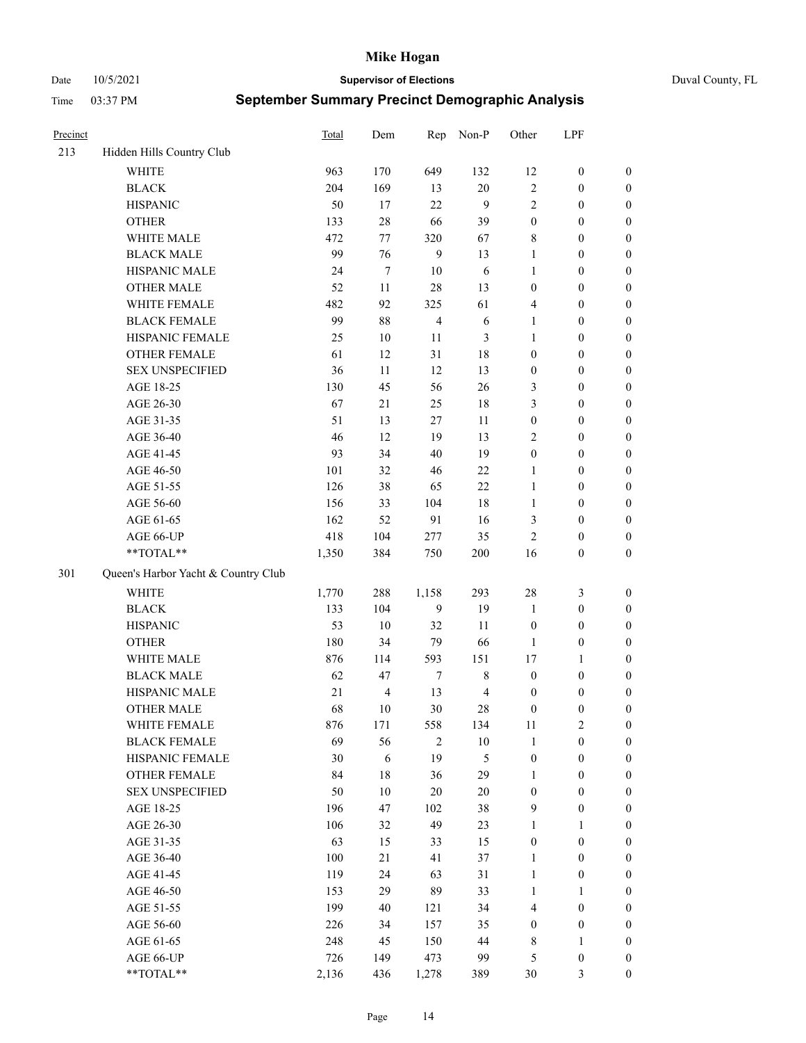# Mike Hogan

Date 10/5/2021 **Supervisor of Elections** Duval County, FL

Time 03:37 PM **September Summary Precinct Demographic Analysis**

| Precinct | | Total | Dem | Rep | Non-P | Other | LPF | |
|---|---|---|---|---|---|---|---|---|
| 213 | Hidden Hills Country Club | | | | | | | |
| | WHITE | 963 | 170 | 649 | 132 | 12 | 0 | 0 |
| | BLACK | 204 | 169 | 13 | 20 | 2 | 0 | 0 |
| | HISPANIC | 50 | 17 | 22 | 9 | 2 | 0 | 0 |
| | OTHER | 133 | 28 | 66 | 39 | 0 | 0 | 0 |
| | WHITE MALE | 472 | 77 | 320 | 67 | 8 | 0 | 0 |
| | BLACK MALE | 99 | 76 | 9 | 13 | 1 | 0 | 0 |
| | HISPANIC MALE | 24 | 7 | 10 | 6 | 1 | 0 | 0 |
| | OTHER MALE | 52 | 11 | 28 | 13 | 0 | 0 | 0 |
| | WHITE FEMALE | 482 | 92 | 325 | 61 | 4 | 0 | 0 |
| | BLACK FEMALE | 99 | 88 | 4 | 6 | 1 | 0 | 0 |
| | HISPANIC FEMALE | 25 | 10 | 11 | 3 | 1 | 0 | 0 |
| | OTHER FEMALE | 61 | 12 | 31 | 18 | 0 | 0 | 0 |
| | SEX UNSPECIFIED | 36 | 11 | 12 | 13 | 0 | 0 | 0 |
| | AGE 18-25 | 130 | 45 | 56 | 26 | 3 | 0 | 0 |
| | AGE 26-30 | 67 | 21 | 25 | 18 | 3 | 0 | 0 |
| | AGE 31-35 | 51 | 13 | 27 | 11 | 0 | 0 | 0 |
| | AGE 36-40 | 46 | 12 | 19 | 13 | 2 | 0 | 0 |
| | AGE 41-45 | 93 | 34 | 40 | 19 | 0 | 0 | 0 |
| | AGE 46-50 | 101 | 32 | 46 | 22 | 1 | 0 | 0 |
| | AGE 51-55 | 126 | 38 | 65 | 22 | 1 | 0 | 0 |
| | AGE 56-60 | 156 | 33 | 104 | 18 | 1 | 0 | 0 |
| | AGE 61-65 | 162 | 52 | 91 | 16 | 3 | 0 | 0 |
| | AGE 66-UP | 418 | 104 | 277 | 35 | 2 | 0 | 0 |
| | **TOTAL** | 1,350 | 384 | 750 | 200 | 16 | 0 | 0 |
| 301 | Queen's Harbor Yacht & Country Club | | | | | | | |
| | WHITE | 1,770 | 288 | 1,158 | 293 | 28 | 3 | 0 |
| | BLACK | 133 | 104 | 9 | 19 | 1 | 0 | 0 |
| | HISPANIC | 53 | 10 | 32 | 11 | 0 | 0 | 0 |
| | OTHER | 180 | 34 | 79 | 66 | 1 | 0 | 0 |
| | WHITE MALE | 876 | 114 | 593 | 151 | 17 | 1 | 0 |
| | BLACK MALE | 62 | 47 | 7 | 8 | 0 | 0 | 0 |
| | HISPANIC MALE | 21 | 4 | 13 | 4 | 0 | 0 | 0 |
| | OTHER MALE | 68 | 10 | 30 | 28 | 0 | 0 | 0 |
| | WHITE FEMALE | 876 | 171 | 558 | 134 | 11 | 2 | 0 |
| | BLACK FEMALE | 69 | 56 | 2 | 10 | 1 | 0 | 0 |
| | HISPANIC FEMALE | 30 | 6 | 19 | 5 | 0 | 0 | 0 |
| | OTHER FEMALE | 84 | 18 | 36 | 29 | 1 | 0 | 0 |
| | SEX UNSPECIFIED | 50 | 10 | 20 | 20 | 0 | 0 | 0 |
| | AGE 18-25 | 196 | 47 | 102 | 38 | 9 | 0 | 0 |
| | AGE 26-30 | 106 | 32 | 49 | 23 | 1 | 1 | 0 |
| | AGE 31-35 | 63 | 15 | 33 | 15 | 0 | 0 | 0 |
| | AGE 36-40 | 100 | 21 | 41 | 37 | 1 | 0 | 0 |
| | AGE 41-45 | 119 | 24 | 63 | 31 | 1 | 0 | 0 |
| | AGE 46-50 | 153 | 29 | 89 | 33 | 1 | 1 | 0 |
| | AGE 51-55 | 199 | 40 | 121 | 34 | 4 | 0 | 0 |
| | AGE 56-60 | 226 | 34 | 157 | 35 | 0 | 0 | 0 |
| | AGE 61-65 | 248 | 45 | 150 | 44 | 8 | 1 | 0 |
| | AGE 66-UP | 726 | 149 | 473 | 99 | 5 | 0 | 0 |
| | **TOTAL** | 2,136 | 436 | 1,278 | 389 | 30 | 3 | 0 |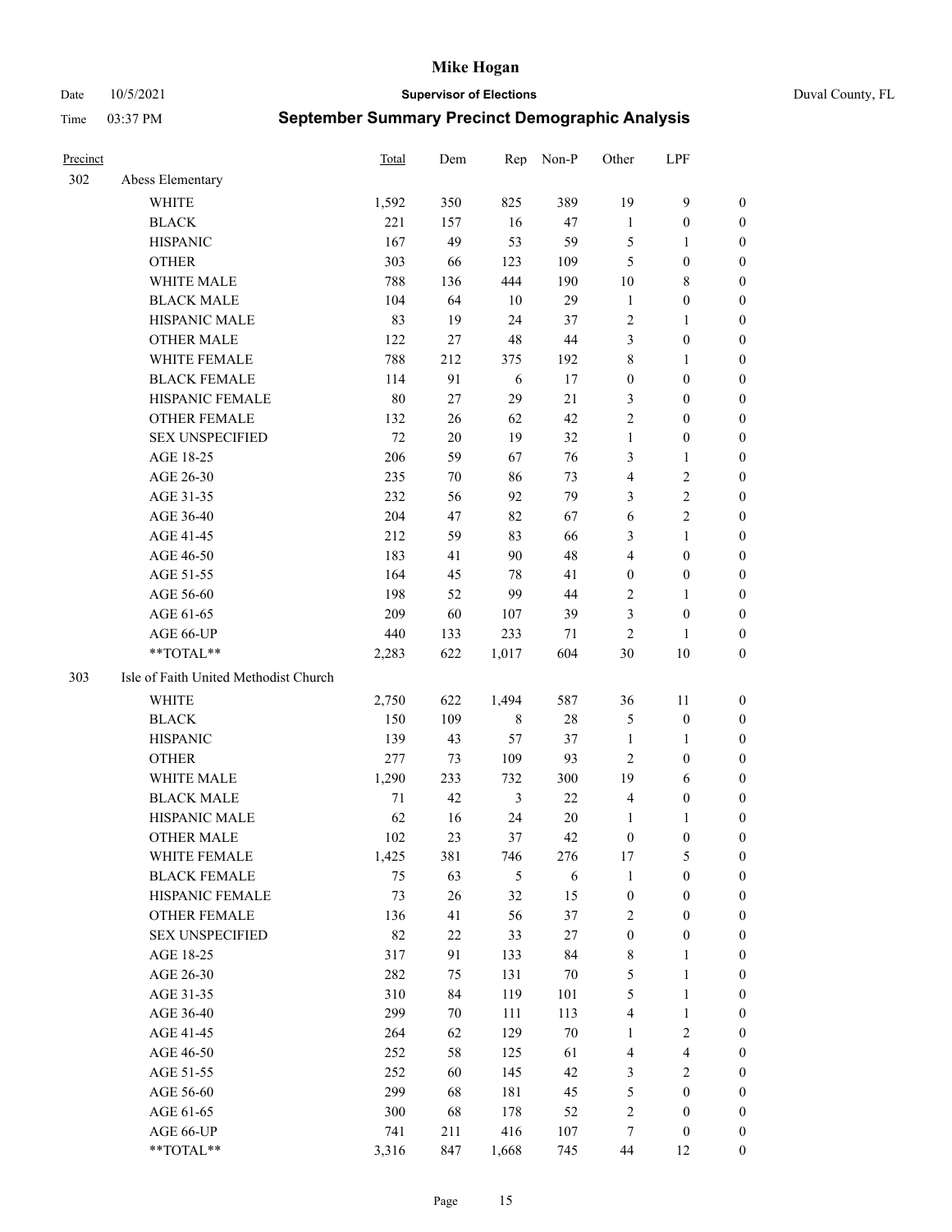| Precinct | | Total | Dem | Rep | Non-P | Other | LPF | |
|---|---|---|---|---|---|---|---|---|
| 302 | Abess Elementary | | | | | | | |
| | WHITE | 1,592 | 350 | 825 | 389 | 19 | 9 | 0 |
| | BLACK | 221 | 157 | 16 | 47 | 1 | 0 | 0 |
| | HISPANIC | 167 | 49 | 53 | 59 | 5 | 1 | 0 |
| | OTHER | 303 | 66 | 123 | 109 | 5 | 0 | 0 |
| | WHITE MALE | 788 | 136 | 444 | 190 | 10 | 8 | 0 |
| | BLACK MALE | 104 | 64 | 10 | 29 | 1 | 0 | 0 |
| | HISPANIC MALE | 83 | 19 | 24 | 37 | 2 | 1 | 0 |
| | OTHER MALE | 122 | 27 | 48 | 44 | 3 | 0 | 0 |
| | WHITE FEMALE | 788 | 212 | 375 | 192 | 8 | 1 | 0 |
| | BLACK FEMALE | 114 | 91 | 6 | 17 | 0 | 0 | 0 |
| | HISPANIC FEMALE | 80 | 27 | 29 | 21 | 3 | 0 | 0 |
| | OTHER FEMALE | 132 | 26 | 62 | 42 | 2 | 0 | 0 |
| | SEX UNSPECIFIED | 72 | 20 | 19 | 32 | 1 | 0 | 0 |
| | AGE 18-25 | 206 | 59 | 67 | 76 | 3 | 1 | 0 |
| | AGE 26-30 | 235 | 70 | 86 | 73 | 4 | 2 | 0 |
| | AGE 31-35 | 232 | 56 | 92 | 79 | 3 | 2 | 0 |
| | AGE 36-40 | 204 | 47 | 82 | 67 | 6 | 2 | 0 |
| | AGE 41-45 | 212 | 59 | 83 | 66 | 3 | 1 | 0 |
| | AGE 46-50 | 183 | 41 | 90 | 48 | 4 | 0 | 0 |
| | AGE 51-55 | 164 | 45 | 78 | 41 | 0 | 0 | 0 |
| | AGE 56-60 | 198 | 52 | 99 | 44 | 2 | 1 | 0 |
| | AGE 61-65 | 209 | 60 | 107 | 39 | 3 | 0 | 0 |
| | AGE 66-UP | 440 | 133 | 233 | 71 | 2 | 1 | 0 |
| | **TOTAL** | 2,283 | 622 | 1,017 | 604 | 30 | 10 | 0 |
| 303 | Isle of Faith United Methodist Church | | | | | | | |
| | WHITE | 2,750 | 622 | 1,494 | 587 | 36 | 11 | 0 |
| | BLACK | 150 | 109 | 8 | 28 | 5 | 0 | 0 |
| | HISPANIC | 139 | 43 | 57 | 37 | 1 | 1 | 0 |
| | OTHER | 277 | 73 | 109 | 93 | 2 | 0 | 0 |
| | WHITE MALE | 1,290 | 233 | 732 | 300 | 19 | 6 | 0 |
| | BLACK MALE | 71 | 42 | 3 | 22 | 4 | 0 | 0 |
| | HISPANIC MALE | 62 | 16 | 24 | 20 | 1 | 1 | 0 |
| | OTHER MALE | 102 | 23 | 37 | 42 | 0 | 0 | 0 |
| | WHITE FEMALE | 1,425 | 381 | 746 | 276 | 17 | 5 | 0 |
| | BLACK FEMALE | 75 | 63 | 5 | 6 | 1 | 0 | 0 |
| | HISPANIC FEMALE | 73 | 26 | 32 | 15 | 0 | 0 | 0 |
| | OTHER FEMALE | 136 | 41 | 56 | 37 | 2 | 0 | 0 |
| | SEX UNSPECIFIED | 82 | 22 | 33 | 27 | 0 | 0 | 0 |
| | AGE 18-25 | 317 | 91 | 133 | 84 | 8 | 1 | 0 |
| | AGE 26-30 | 282 | 75 | 131 | 70 | 5 | 1 | 0 |
| | AGE 31-35 | 310 | 84 | 119 | 101 | 5 | 1 | 0 |
| | AGE 36-40 | 299 | 70 | 111 | 113 | 4 | 1 | 0 |
| | AGE 41-45 | 264 | 62 | 129 | 70 | 1 | 2 | 0 |
| | AGE 46-50 | 252 | 58 | 125 | 61 | 4 | 4 | 0 |
| | AGE 51-55 | 252 | 60 | 145 | 42 | 3 | 2 | 0 |
| | AGE 56-60 | 299 | 68 | 181 | 45 | 5 | 0 | 0 |
| | AGE 61-65 | 300 | 68 | 178 | 52 | 2 | 0 | 0 |
| | AGE 66-UP | 741 | 211 | 416 | 107 | 7 | 0 | 0 |
| | **TOTAL** | 3,316 | 847 | 1,668 | 745 | 44 | 12 | 0 |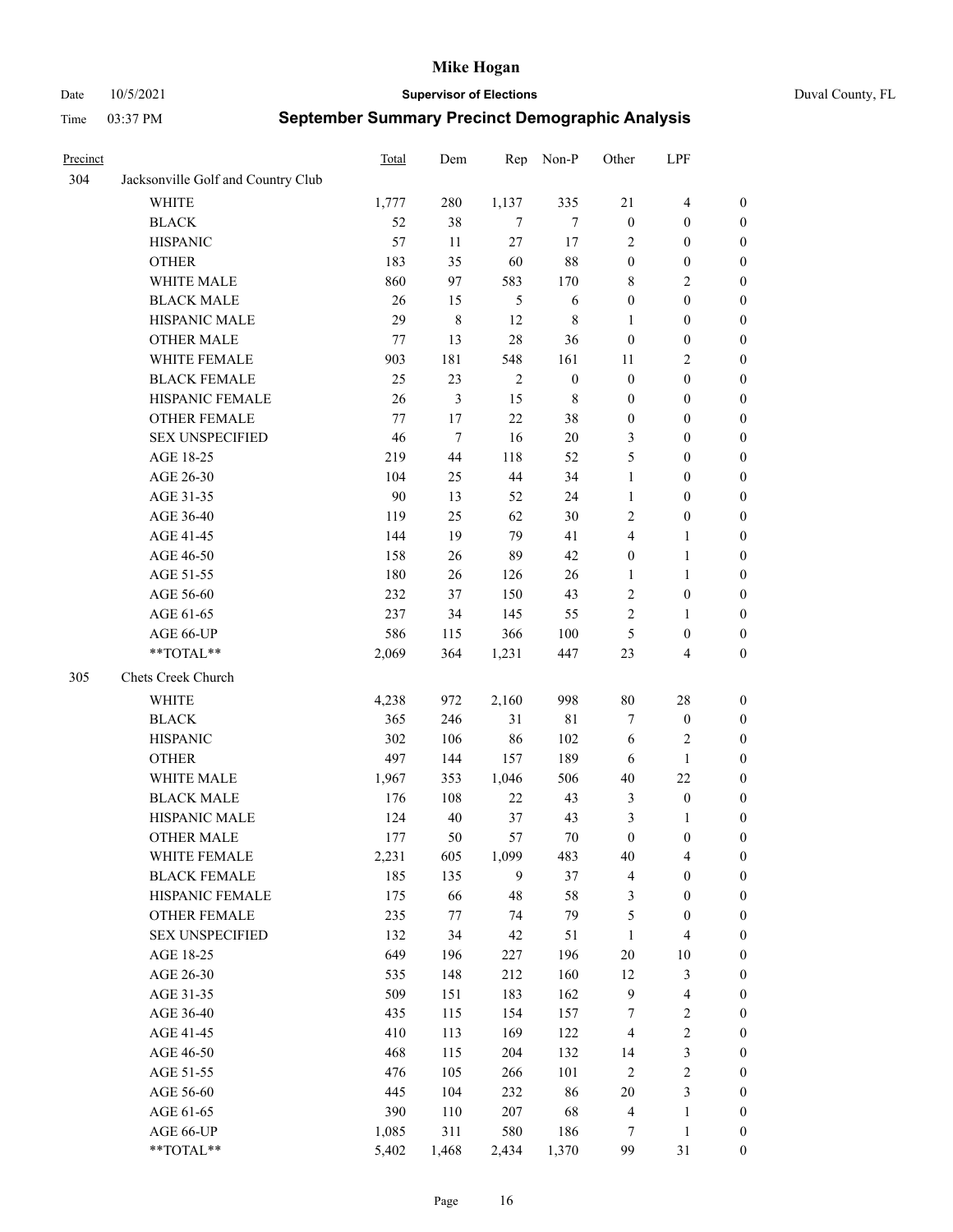# Mike Hogan

Date 10/5/2021 **Supervisor of Elections** Duval County, FL

Time 03:37 PM **September Summary Precinct Demographic Analysis**

| Precinct | | Total | Dem | Rep | Non-P | Other | LPF | |
|---|---|---|---|---|---|---|---|---|
| 304 | Jacksonville Golf and Country Club | | | | | | | |
| | WHITE | 1,777 | 280 | 1,137 | 335 | 21 | 4 | 0 |
| | BLACK | 52 | 38 | 7 | 7 | 0 | 0 | 0 |
| | HISPANIC | 57 | 11 | 27 | 17 | 2 | 0 | 0 |
| | OTHER | 183 | 35 | 60 | 88 | 0 | 0 | 0 |
| | WHITE MALE | 860 | 97 | 583 | 170 | 8 | 2 | 0 |
| | BLACK MALE | 26 | 15 | 5 | 6 | 0 | 0 | 0 |
| | HISPANIC MALE | 29 | 8 | 12 | 8 | 1 | 0 | 0 |
| | OTHER MALE | 77 | 13 | 28 | 36 | 0 | 0 | 0 |
| | WHITE FEMALE | 903 | 181 | 548 | 161 | 11 | 2 | 0 |
| | BLACK FEMALE | 25 | 23 | 2 | 0 | 0 | 0 | 0 |
| | HISPANIC FEMALE | 26 | 3 | 15 | 8 | 0 | 0 | 0 |
| | OTHER FEMALE | 77 | 17 | 22 | 38 | 0 | 0 | 0 |
| | SEX UNSPECIFIED | 46 | 7 | 16 | 20 | 3 | 0 | 0 |
| | AGE 18-25 | 219 | 44 | 118 | 52 | 5 | 0 | 0 |
| | AGE 26-30 | 104 | 25 | 44 | 34 | 1 | 0 | 0 |
| | AGE 31-35 | 90 | 13 | 52 | 24 | 1 | 0 | 0 |
| | AGE 36-40 | 119 | 25 | 62 | 30 | 2 | 0 | 0 |
| | AGE 41-45 | 144 | 19 | 79 | 41 | 4 | 1 | 0 |
| | AGE 46-50 | 158 | 26 | 89 | 42 | 0 | 1 | 0 |
| | AGE 51-55 | 180 | 26 | 126 | 26 | 1 | 1 | 0 |
| | AGE 56-60 | 232 | 37 | 150 | 43 | 2 | 0 | 0 |
| | AGE 61-65 | 237 | 34 | 145 | 55 | 2 | 1 | 0 |
| | AGE 66-UP | 586 | 115 | 366 | 100 | 5 | 0 | 0 |
| | **TOTAL** | 2,069 | 364 | 1,231 | 447 | 23 | 4 | 0 |
| 305 | Chets Creek Church | | | | | | | |
| | WHITE | 4,238 | 972 | 2,160 | 998 | 80 | 28 | 0 |
| | BLACK | 365 | 246 | 31 | 81 | 7 | 0 | 0 |
| | HISPANIC | 302 | 106 | 86 | 102 | 6 | 2 | 0 |
| | OTHER | 497 | 144 | 157 | 189 | 6 | 1 | 0 |
| | WHITE MALE | 1,967 | 353 | 1,046 | 506 | 40 | 22 | 0 |
| | BLACK MALE | 176 | 108 | 22 | 43 | 3 | 0 | 0 |
| | HISPANIC MALE | 124 | 40 | 37 | 43 | 3 | 1 | 0 |
| | OTHER MALE | 177 | 50 | 57 | 70 | 0 | 0 | 0 |
| | WHITE FEMALE | 2,231 | 605 | 1,099 | 483 | 40 | 4 | 0 |
| | BLACK FEMALE | 185 | 135 | 9 | 37 | 4 | 0 | 0 |
| | HISPANIC FEMALE | 175 | 66 | 48 | 58 | 3 | 0 | 0 |
| | OTHER FEMALE | 235 | 77 | 74 | 79 | 5 | 0 | 0 |
| | SEX UNSPECIFIED | 132 | 34 | 42 | 51 | 1 | 4 | 0 |
| | AGE 18-25 | 649 | 196 | 227 | 196 | 20 | 10 | 0 |
| | AGE 26-30 | 535 | 148 | 212 | 160 | 12 | 3 | 0 |
| | AGE 31-35 | 509 | 151 | 183 | 162 | 9 | 4 | 0 |
| | AGE 36-40 | 435 | 115 | 154 | 157 | 7 | 2 | 0 |
| | AGE 41-45 | 410 | 113 | 169 | 122 | 4 | 2 | 0 |
| | AGE 46-50 | 468 | 115 | 204 | 132 | 14 | 3 | 0 |
| | AGE 51-55 | 476 | 105 | 266 | 101 | 2 | 2 | 0 |
| | AGE 56-60 | 445 | 104 | 232 | 86 | 20 | 3 | 0 |
| | AGE 61-65 | 390 | 110 | 207 | 68 | 4 | 1 | 0 |
| | AGE 66-UP | 1,085 | 311 | 580 | 186 | 7 | 1 | 0 |
| | **TOTAL** | 5,402 | 1,468 | 2,434 | 1,370 | 99 | 31 | 0 |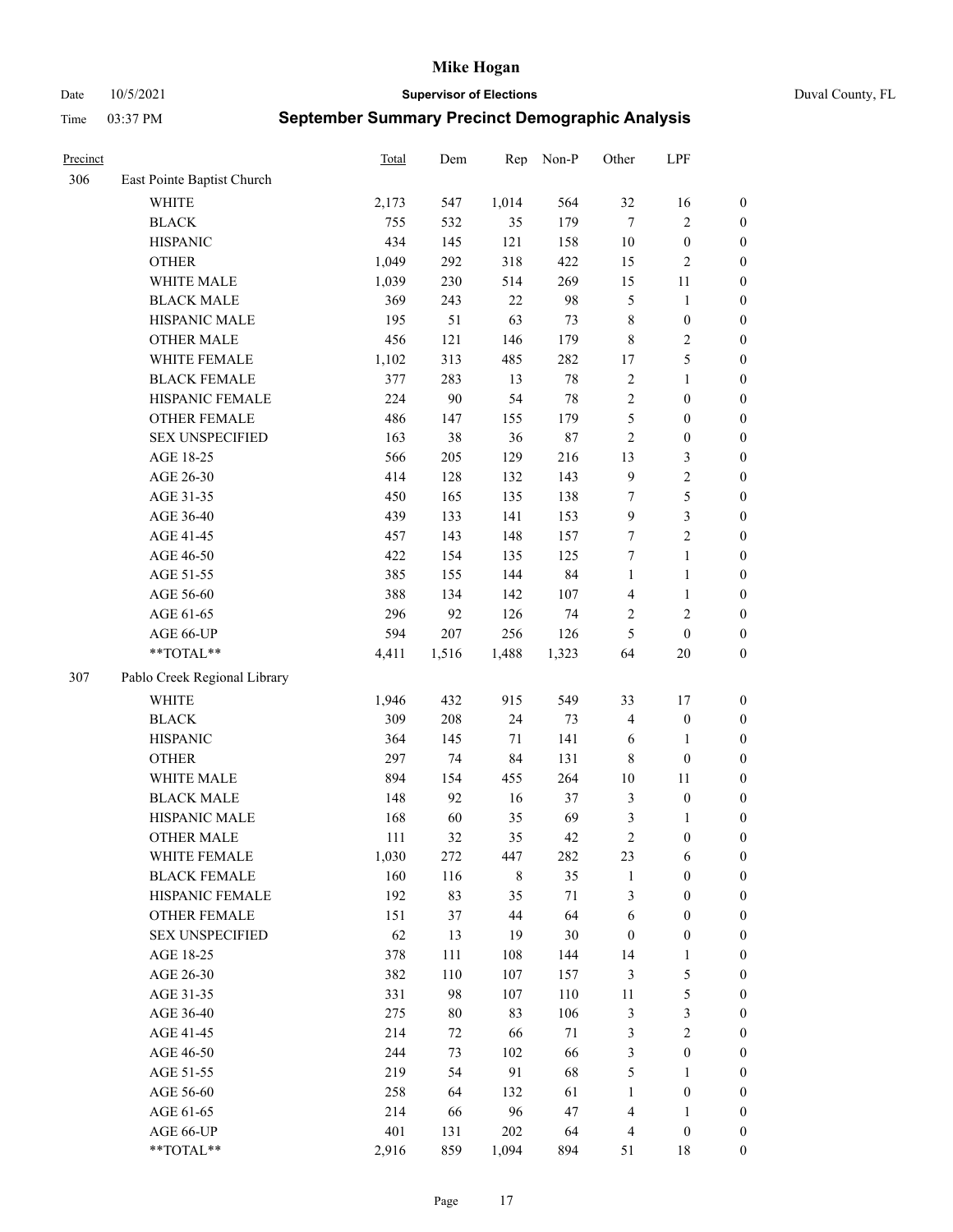# Mike Hogan

Date 10/5/2021 **Supervisor of Elections** Duval County, FL

Time 03:37 PM **September Summary Precinct Demographic Analysis**

| Precinct | | Total | Dem | Rep | Non-P | Other | LPF | |
|---|---|---|---|---|---|---|---|---|
| 306 | East Pointe Baptist Church | | | | | | | |
| | WHITE | 2,173 | 547 | 1,014 | 564 | 32 | 16 | 0 |
| | BLACK | 755 | 532 | 35 | 179 | 7 | 2 | 0 |
| | HISPANIC | 434 | 145 | 121 | 158 | 10 | 0 | 0 |
| | OTHER | 1,049 | 292 | 318 | 422 | 15 | 2 | 0 |
| | WHITE MALE | 1,039 | 230 | 514 | 269 | 15 | 11 | 0 |
| | BLACK MALE | 369 | 243 | 22 | 98 | 5 | 1 | 0 |
| | HISPANIC MALE | 195 | 51 | 63 | 73 | 8 | 0 | 0 |
| | OTHER MALE | 456 | 121 | 146 | 179 | 8 | 2 | 0 |
| | WHITE FEMALE | 1,102 | 313 | 485 | 282 | 17 | 5 | 0 |
| | BLACK FEMALE | 377 | 283 | 13 | 78 | 2 | 1 | 0 |
| | HISPANIC FEMALE | 224 | 90 | 54 | 78 | 2 | 0 | 0 |
| | OTHER FEMALE | 486 | 147 | 155 | 179 | 5 | 0 | 0 |
| | SEX UNSPECIFIED | 163 | 38 | 36 | 87 | 2 | 0 | 0 |
| | AGE 18-25 | 566 | 205 | 129 | 216 | 13 | 3 | 0 |
| | AGE 26-30 | 414 | 128 | 132 | 143 | 9 | 2 | 0 |
| | AGE 31-35 | 450 | 165 | 135 | 138 | 7 | 5 | 0 |
| | AGE 36-40 | 439 | 133 | 141 | 153 | 9 | 3 | 0 |
| | AGE 41-45 | 457 | 143 | 148 | 157 | 7 | 2 | 0 |
| | AGE 46-50 | 422 | 154 | 135 | 125 | 7 | 1 | 0 |
| | AGE 51-55 | 385 | 155 | 144 | 84 | 1 | 1 | 0 |
| | AGE 56-60 | 388 | 134 | 142 | 107 | 4 | 1 | 0 |
| | AGE 61-65 | 296 | 92 | 126 | 74 | 2 | 2 | 0 |
| | AGE 66-UP | 594 | 207 | 256 | 126 | 5 | 0 | 0 |
| | **TOTAL** | 4,411 | 1,516 | 1,488 | 1,323 | 64 | 20 | 0 |
| 307 | Pablo Creek Regional Library | | | | | | | |
| | WHITE | 1,946 | 432 | 915 | 549 | 33 | 17 | 0 |
| | BLACK | 309 | 208 | 24 | 73 | 4 | 0 | 0 |
| | HISPANIC | 364 | 145 | 71 | 141 | 6 | 1 | 0 |
| | OTHER | 297 | 74 | 84 | 131 | 8 | 0 | 0 |
| | WHITE MALE | 894 | 154 | 455 | 264 | 10 | 11 | 0 |
| | BLACK MALE | 148 | 92 | 16 | 37 | 3 | 0 | 0 |
| | HISPANIC MALE | 168 | 60 | 35 | 69 | 3 | 1 | 0 |
| | OTHER MALE | 111 | 32 | 35 | 42 | 2 | 0 | 0 |
| | WHITE FEMALE | 1,030 | 272 | 447 | 282 | 23 | 6 | 0 |
| | BLACK FEMALE | 160 | 116 | 8 | 35 | 1 | 0 | 0 |
| | HISPANIC FEMALE | 192 | 83 | 35 | 71 | 3 | 0 | 0 |
| | OTHER FEMALE | 151 | 37 | 44 | 64 | 6 | 0 | 0 |
| | SEX UNSPECIFIED | 62 | 13 | 19 | 30 | 0 | 0 | 0 |
| | AGE 18-25 | 378 | 111 | 108 | 144 | 14 | 1 | 0 |
| | AGE 26-30 | 382 | 110 | 107 | 157 | 3 | 5 | 0 |
| | AGE 31-35 | 331 | 98 | 107 | 110 | 11 | 5 | 0 |
| | AGE 36-40 | 275 | 80 | 83 | 106 | 3 | 3 | 0 |
| | AGE 41-45 | 214 | 72 | 66 | 71 | 3 | 2 | 0 |
| | AGE 46-50 | 244 | 73 | 102 | 66 | 3 | 0 | 0 |
| | AGE 51-55 | 219 | 54 | 91 | 68 | 5 | 1 | 0 |
| | AGE 56-60 | 258 | 64 | 132 | 61 | 1 | 0 | 0 |
| | AGE 61-65 | 214 | 66 | 96 | 47 | 4 | 1 | 0 |
| | AGE 66-UP | 401 | 131 | 202 | 64 | 4 | 0 | 0 |
| | **TOTAL** | 2,916 | 859 | 1,094 | 894 | 51 | 18 | 0 |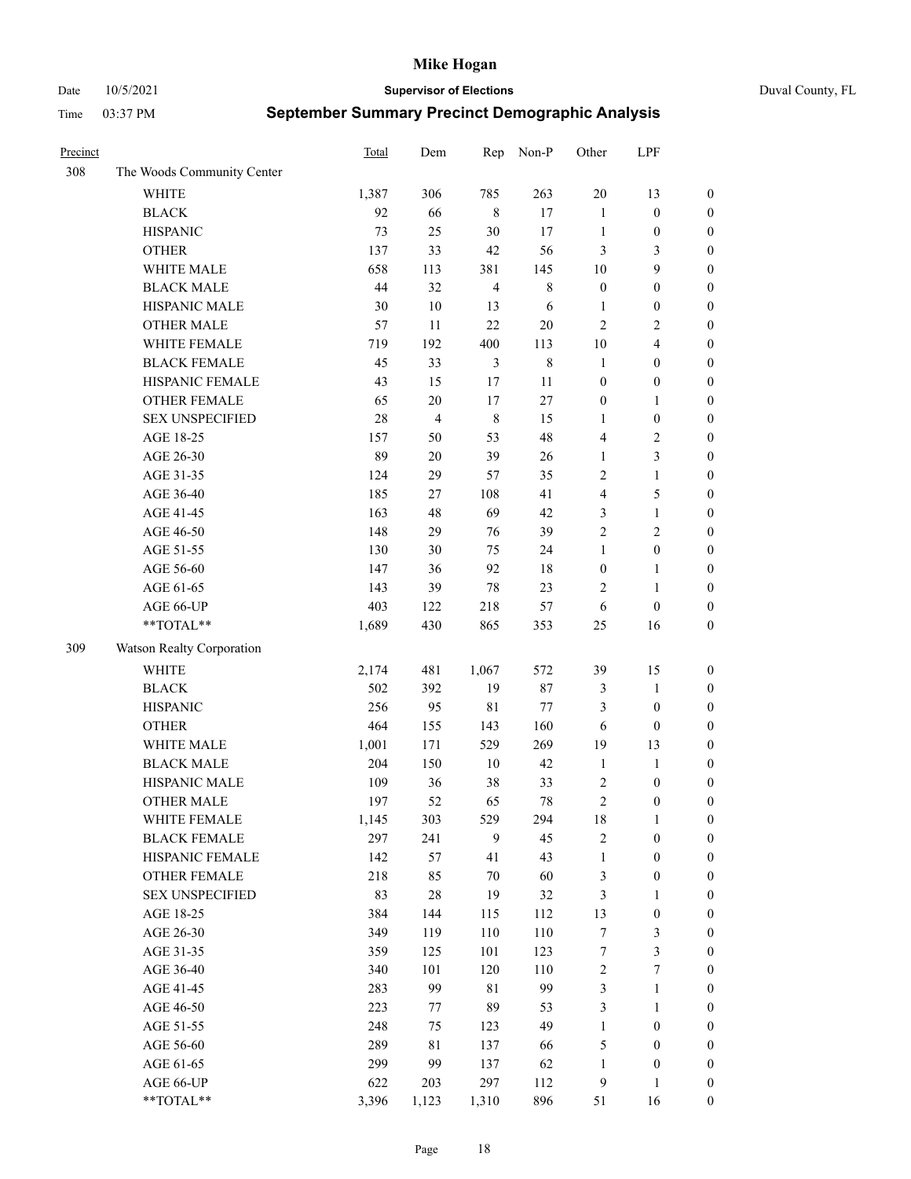# Mike Hogan

Date 10/5/2021 | **Supervisor of Elections** | Duval County, FL

Time 03:37 PM | **September Summary Precinct Demographic Analysis**

| Precinct | | Total | Dem | Rep | Non-P | Other | LPF | |
|---|---|---|---|---|---|---|---|---|
| 308 | The Woods Community Center | | | | | | | |
| | WHITE | 1,387 | 306 | 785 | 263 | 20 | 13 | 0 |
| | BLACK | 92 | 66 | 8 | 17 | 1 | 0 | 0 |
| | HISPANIC | 73 | 25 | 30 | 17 | 1 | 0 | 0 |
| | OTHER | 137 | 33 | 42 | 56 | 3 | 3 | 0 |
| | WHITE MALE | 658 | 113 | 381 | 145 | 10 | 9 | 0 |
| | BLACK MALE | 44 | 32 | 4 | 8 | 0 | 0 | 0 |
| | HISPANIC MALE | 30 | 10 | 13 | 6 | 1 | 0 | 0 |
| | OTHER MALE | 57 | 11 | 22 | 20 | 2 | 2 | 0 |
| | WHITE FEMALE | 719 | 192 | 400 | 113 | 10 | 4 | 0 |
| | BLACK FEMALE | 45 | 33 | 3 | 8 | 1 | 0 | 0 |
| | HISPANIC FEMALE | 43 | 15 | 17 | 11 | 0 | 0 | 0 |
| | OTHER FEMALE | 65 | 20 | 17 | 27 | 0 | 1 | 0 |
| | SEX UNSPECIFIED | 28 | 4 | 8 | 15 | 1 | 0 | 0 |
| | AGE 18-25 | 157 | 50 | 53 | 48 | 4 | 2 | 0 |
| | AGE 26-30 | 89 | 20 | 39 | 26 | 1 | 3 | 0 |
| | AGE 31-35 | 124 | 29 | 57 | 35 | 2 | 1 | 0 |
| | AGE 36-40 | 185 | 27 | 108 | 41 | 4 | 5 | 0 |
| | AGE 41-45 | 163 | 48 | 69 | 42 | 3 | 1 | 0 |
| | AGE 46-50 | 148 | 29 | 76 | 39 | 2 | 2 | 0 |
| | AGE 51-55 | 130 | 30 | 75 | 24 | 1 | 0 | 0 |
| | AGE 56-60 | 147 | 36 | 92 | 18 | 0 | 1 | 0 |
| | AGE 61-65 | 143 | 39 | 78 | 23 | 2 | 1 | 0 |
| | AGE 66-UP | 403 | 122 | 218 | 57 | 6 | 0 | 0 |
| | **TOTAL** | 1,689 | 430 | 865 | 353 | 25 | 16 | 0 |
| 309 | Watson Realty Corporation | | | | | | | |
| | WHITE | 2,174 | 481 | 1,067 | 572 | 39 | 15 | 0 |
| | BLACK | 502 | 392 | 19 | 87 | 3 | 1 | 0 |
| | HISPANIC | 256 | 95 | 81 | 77 | 3 | 0 | 0 |
| | OTHER | 464 | 155 | 143 | 160 | 6 | 0 | 0 |
| | WHITE MALE | 1,001 | 171 | 529 | 269 | 19 | 13 | 0 |
| | BLACK MALE | 204 | 150 | 10 | 42 | 1 | 1 | 0 |
| | HISPANIC MALE | 109 | 36 | 38 | 33 | 2 | 0 | 0 |
| | OTHER MALE | 197 | 52 | 65 | 78 | 2 | 0 | 0 |
| | WHITE FEMALE | 1,145 | 303 | 529 | 294 | 18 | 1 | 0 |
| | BLACK FEMALE | 297 | 241 | 9 | 45 | 2 | 0 | 0 |
| | HISPANIC FEMALE | 142 | 57 | 41 | 43 | 1 | 0 | 0 |
| | OTHER FEMALE | 218 | 85 | 70 | 60 | 3 | 0 | 0 |
| | SEX UNSPECIFIED | 83 | 28 | 19 | 32 | 3 | 1 | 0 |
| | AGE 18-25 | 384 | 144 | 115 | 112 | 13 | 0 | 0 |
| | AGE 26-30 | 349 | 119 | 110 | 110 | 7 | 3 | 0 |
| | AGE 31-35 | 359 | 125 | 101 | 123 | 7 | 3 | 0 |
| | AGE 36-40 | 340 | 101 | 120 | 110 | 2 | 7 | 0 |
| | AGE 41-45 | 283 | 99 | 81 | 99 | 3 | 1 | 0 |
| | AGE 46-50 | 223 | 77 | 89 | 53 | 3 | 1 | 0 |
| | AGE 51-55 | 248 | 75 | 123 | 49 | 1 | 0 | 0 |
| | AGE 56-60 | 289 | 81 | 137 | 66 | 5 | 0 | 0 |
| | AGE 61-65 | 299 | 99 | 137 | 62 | 1 | 0 | 0 |
| | AGE 66-UP | 622 | 203 | 297 | 112 | 9 | 1 | 0 |
| | **TOTAL** | 3,396 | 1,123 | 1,310 | 896 | 51 | 16 | 0 |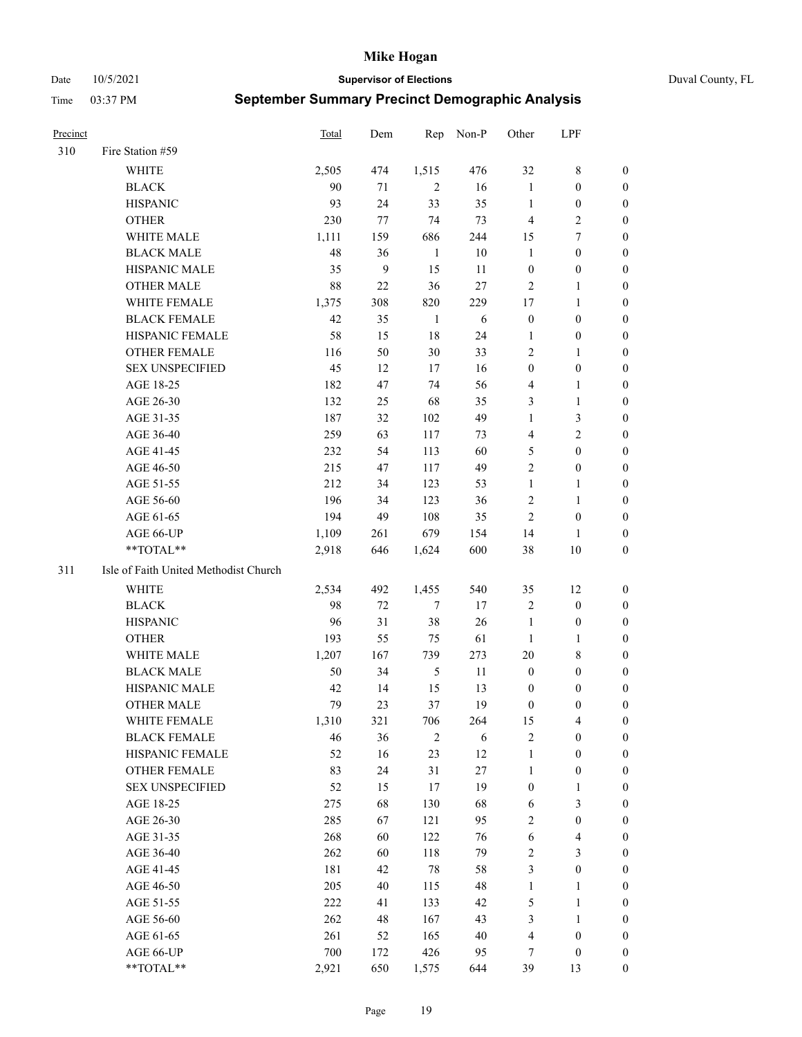# Mike Hogan

Date 10/5/2021 **Supervisor of Elections** Duval County, FL

Time 03:37 PM **September Summary Precinct Demographic Analysis**

| Precinct | | Total | Dem | Rep | Non-P | Other | LPF | |
|---|---|---|---|---|---|---|---|---|
| 310 | Fire Station #59 | | | | | | | |
| | WHITE | 2,505 | 474 | 1,515 | 476 | 32 | 8 | 0 |
| | BLACK | 90 | 71 | 2 | 16 | 1 | 0 | 0 |
| | HISPANIC | 93 | 24 | 33 | 35 | 1 | 0 | 0 |
| | OTHER | 230 | 77 | 74 | 73 | 4 | 2 | 0 |
| | WHITE MALE | 1,111 | 159 | 686 | 244 | 15 | 7 | 0 |
| | BLACK MALE | 48 | 36 | 1 | 10 | 1 | 0 | 0 |
| | HISPANIC MALE | 35 | 9 | 15 | 11 | 0 | 0 | 0 |
| | OTHER MALE | 88 | 22 | 36 | 27 | 2 | 1 | 0 |
| | WHITE FEMALE | 1,375 | 308 | 820 | 229 | 17 | 1 | 0 |
| | BLACK FEMALE | 42 | 35 | 1 | 6 | 0 | 0 | 0 |
| | HISPANIC FEMALE | 58 | 15 | 18 | 24 | 1 | 0 | 0 |
| | OTHER FEMALE | 116 | 50 | 30 | 33 | 2 | 1 | 0 |
| | SEX UNSPECIFIED | 45 | 12 | 17 | 16 | 0 | 0 | 0 |
| | AGE 18-25 | 182 | 47 | 74 | 56 | 4 | 1 | 0 |
| | AGE 26-30 | 132 | 25 | 68 | 35 | 3 | 1 | 0 |
| | AGE 31-35 | 187 | 32 | 102 | 49 | 1 | 3 | 0 |
| | AGE 36-40 | 259 | 63 | 117 | 73 | 4 | 2 | 0 |
| | AGE 41-45 | 232 | 54 | 113 | 60 | 5 | 0 | 0 |
| | AGE 46-50 | 215 | 47 | 117 | 49 | 2 | 0 | 0 |
| | AGE 51-55 | 212 | 34 | 123 | 53 | 1 | 1 | 0 |
| | AGE 56-60 | 196 | 34 | 123 | 36 | 2 | 1 | 0 |
| | AGE 61-65 | 194 | 49 | 108 | 35 | 2 | 0 | 0 |
| | AGE 66-UP | 1,109 | 261 | 679 | 154 | 14 | 1 | 0 |
| | **TOTAL** | 2,918 | 646 | 1,624 | 600 | 38 | 10 | 0 |
| 311 | Isle of Faith United Methodist Church | | | | | | | |
| | WHITE | 2,534 | 492 | 1,455 | 540 | 35 | 12 | 0 |
| | BLACK | 98 | 72 | 7 | 17 | 2 | 0 | 0 |
| | HISPANIC | 96 | 31 | 38 | 26 | 1 | 0 | 0 |
| | OTHER | 193 | 55 | 75 | 61 | 1 | 1 | 0 |
| | WHITE MALE | 1,207 | 167 | 739 | 273 | 20 | 8 | 0 |
| | BLACK MALE | 50 | 34 | 5 | 11 | 0 | 0 | 0 |
| | HISPANIC MALE | 42 | 14 | 15 | 13 | 0 | 0 | 0 |
| | OTHER MALE | 79 | 23 | 37 | 19 | 0 | 0 | 0 |
| | WHITE FEMALE | 1,310 | 321 | 706 | 264 | 15 | 4 | 0 |
| | BLACK FEMALE | 46 | 36 | 2 | 6 | 2 | 0 | 0 |
| | HISPANIC FEMALE | 52 | 16 | 23 | 12 | 1 | 0 | 0 |
| | OTHER FEMALE | 83 | 24 | 31 | 27 | 1 | 0 | 0 |
| | SEX UNSPECIFIED | 52 | 15 | 17 | 19 | 0 | 1 | 0 |
| | AGE 18-25 | 275 | 68 | 130 | 68 | 6 | 3 | 0 |
| | AGE 26-30 | 285 | 67 | 121 | 95 | 2 | 0 | 0 |
| | AGE 31-35 | 268 | 60 | 122 | 76 | 6 | 4 | 0 |
| | AGE 36-40 | 262 | 60 | 118 | 79 | 2 | 3 | 0 |
| | AGE 41-45 | 181 | 42 | 78 | 58 | 3 | 0 | 0 |
| | AGE 46-50 | 205 | 40 | 115 | 48 | 1 | 1 | 0 |
| | AGE 51-55 | 222 | 41 | 133 | 42 | 5 | 1 | 0 |
| | AGE 56-60 | 262 | 48 | 167 | 43 | 3 | 1 | 0 |
| | AGE 61-65 | 261 | 52 | 165 | 40 | 4 | 0 | 0 |
| | AGE 66-UP | 700 | 172 | 426 | 95 | 7 | 0 | 0 |
| | **TOTAL** | 2,921 | 650 | 1,575 | 644 | 39 | 13 | 0 |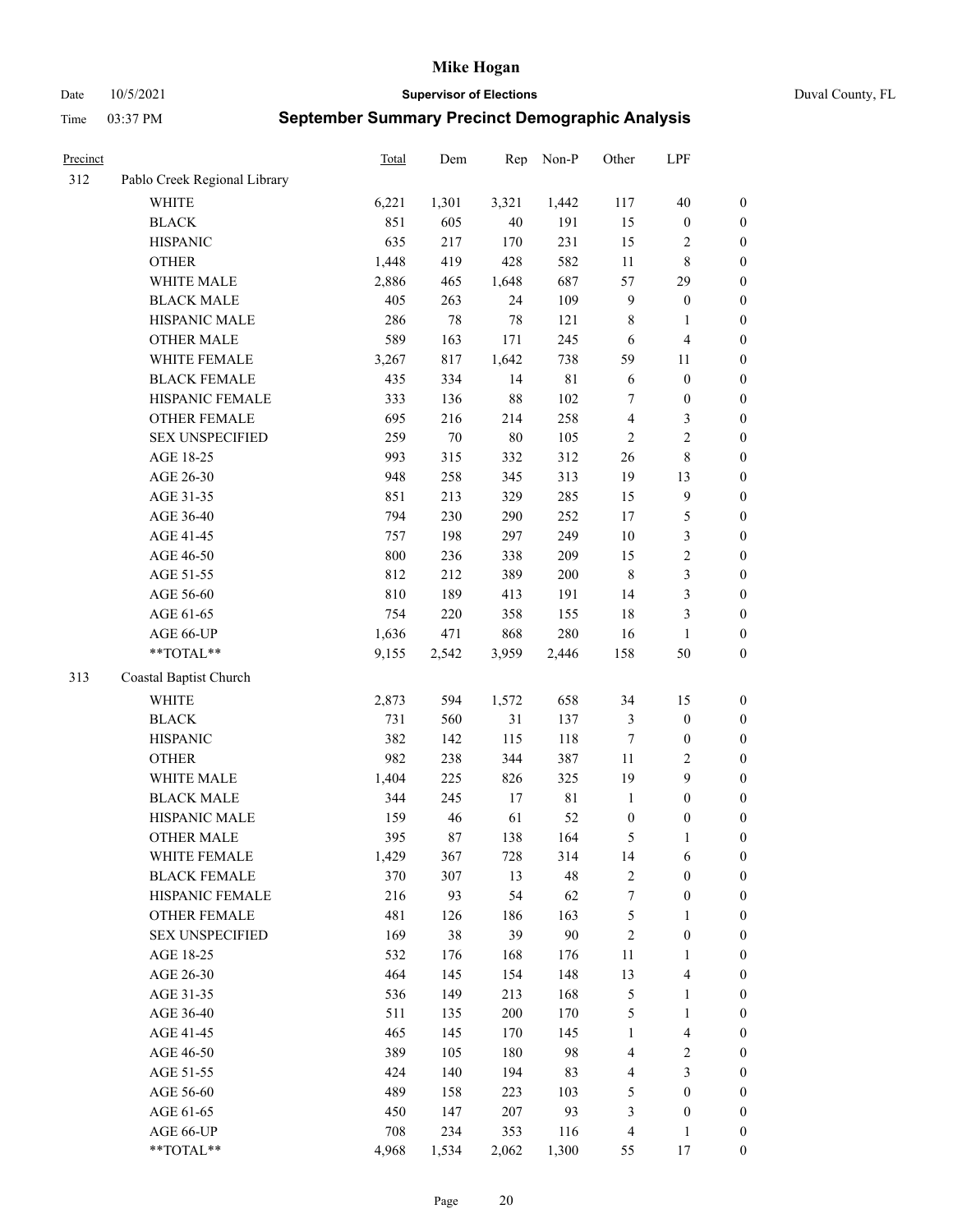# Mike Hogan

Date 10/5/2021 **Supervisor of Elections** Duval County, FL

Time 03:37 PM **September Summary Precinct Demographic Analysis**

| Precinct | | Total | Dem | Rep | Non-P | Other | LPF | |
|---|---|---|---|---|---|---|---|---|
| 312 | Pablo Creek Regional Library | | | | | | | |
| | WHITE | 6,221 | 1,301 | 3,321 | 1,442 | 117 | 40 | 0 |
| | BLACK | 851 | 605 | 40 | 191 | 15 | 0 | 0 |
| | HISPANIC | 635 | 217 | 170 | 231 | 15 | 2 | 0 |
| | OTHER | 1,448 | 419 | 428 | 582 | 11 | 8 | 0 |
| | WHITE MALE | 2,886 | 465 | 1,648 | 687 | 57 | 29 | 0 |
| | BLACK MALE | 405 | 263 | 24 | 109 | 9 | 0 | 0 |
| | HISPANIC MALE | 286 | 78 | 78 | 121 | 8 | 1 | 0 |
| | OTHER MALE | 589 | 163 | 171 | 245 | 6 | 4 | 0 |
| | WHITE FEMALE | 3,267 | 817 | 1,642 | 738 | 59 | 11 | 0 |
| | BLACK FEMALE | 435 | 334 | 14 | 81 | 6 | 0 | 0 |
| | HISPANIC FEMALE | 333 | 136 | 88 | 102 | 7 | 0 | 0 |
| | OTHER FEMALE | 695 | 216 | 214 | 258 | 4 | 3 | 0 |
| | SEX UNSPECIFIED | 259 | 70 | 80 | 105 | 2 | 2 | 0 |
| | AGE 18-25 | 993 | 315 | 332 | 312 | 26 | 8 | 0 |
| | AGE 26-30 | 948 | 258 | 345 | 313 | 19 | 13 | 0 |
| | AGE 31-35 | 851 | 213 | 329 | 285 | 15 | 9 | 0 |
| | AGE 36-40 | 794 | 230 | 290 | 252 | 17 | 5 | 0 |
| | AGE 41-45 | 757 | 198 | 297 | 249 | 10 | 3 | 0 |
| | AGE 46-50 | 800 | 236 | 338 | 209 | 15 | 2 | 0 |
| | AGE 51-55 | 812 | 212 | 389 | 200 | 8 | 3 | 0 |
| | AGE 56-60 | 810 | 189 | 413 | 191 | 14 | 3 | 0 |
| | AGE 61-65 | 754 | 220 | 358 | 155 | 18 | 3 | 0 |
| | AGE 66-UP | 1,636 | 471 | 868 | 280 | 16 | 1 | 0 |
| | **TOTAL** | 9,155 | 2,542 | 3,959 | 2,446 | 158 | 50 | 0 |
| 313 | Coastal Baptist Church | | | | | | | |
| | WHITE | 2,873 | 594 | 1,572 | 658 | 34 | 15 | 0 |
| | BLACK | 731 | 560 | 31 | 137 | 3 | 0 | 0 |
| | HISPANIC | 382 | 142 | 115 | 118 | 7 | 0 | 0 |
| | OTHER | 982 | 238 | 344 | 387 | 11 | 2 | 0 |
| | WHITE MALE | 1,404 | 225 | 826 | 325 | 19 | 9 | 0 |
| | BLACK MALE | 344 | 245 | 17 | 81 | 1 | 0 | 0 |
| | HISPANIC MALE | 159 | 46 | 61 | 52 | 0 | 0 | 0 |
| | OTHER MALE | 395 | 87 | 138 | 164 | 5 | 1 | 0 |
| | WHITE FEMALE | 1,429 | 367 | 728 | 314 | 14 | 6 | 0 |
| | BLACK FEMALE | 370 | 307 | 13 | 48 | 2 | 0 | 0 |
| | HISPANIC FEMALE | 216 | 93 | 54 | 62 | 7 | 0 | 0 |
| | OTHER FEMALE | 481 | 126 | 186 | 163 | 5 | 1 | 0 |
| | SEX UNSPECIFIED | 169 | 38 | 39 | 90 | 2 | 0 | 0 |
| | AGE 18-25 | 532 | 176 | 168 | 176 | 11 | 1 | 0 |
| | AGE 26-30 | 464 | 145 | 154 | 148 | 13 | 4 | 0 |
| | AGE 31-35 | 536 | 149 | 213 | 168 | 5 | 1 | 0 |
| | AGE 36-40 | 511 | 135 | 200 | 170 | 5 | 1 | 0 |
| | AGE 41-45 | 465 | 145 | 170 | 145 | 1 | 4 | 0 |
| | AGE 46-50 | 389 | 105 | 180 | 98 | 4 | 2 | 0 |
| | AGE 51-55 | 424 | 140 | 194 | 83 | 4 | 3 | 0 |
| | AGE 56-60 | 489 | 158 | 223 | 103 | 5 | 0 | 0 |
| | AGE 61-65 | 450 | 147 | 207 | 93 | 3 | 0 | 0 |
| | AGE 66-UP | 708 | 234 | 353 | 116 | 4 | 1 | 0 |
| | **TOTAL** | 4,968 | 1,534 | 2,062 | 1,300 | 55 | 17 | 0 |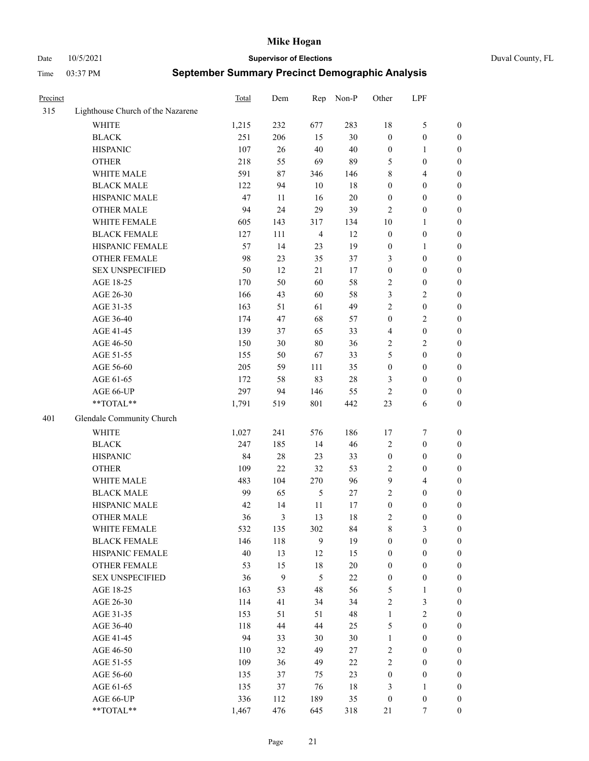# Mike Hogan

Date 10/5/2021 | **Supervisor of Elections** | Duval County, FL

Time 03:37 PM | **September Summary Precinct Demographic Analysis**

| Precinct | | Total | Dem | Rep | Non-P | Other | LPF | |
|---|---|---|---|---|---|---|---|---|
| 315 | Lighthouse Church of the Nazarene | | | | | | | |
| | WHITE | 1,215 | 232 | 677 | 283 | 18 | 5 | 0 |
| | BLACK | 251 | 206 | 15 | 30 | 0 | 0 | 0 |
| | HISPANIC | 107 | 26 | 40 | 40 | 0 | 1 | 0 |
| | OTHER | 218 | 55 | 69 | 89 | 5 | 0 | 0 |
| | WHITE MALE | 591 | 87 | 346 | 146 | 8 | 4 | 0 |
| | BLACK MALE | 122 | 94 | 10 | 18 | 0 | 0 | 0 |
| | HISPANIC MALE | 47 | 11 | 16 | 20 | 0 | 0 | 0 |
| | OTHER MALE | 94 | 24 | 29 | 39 | 2 | 0 | 0 |
| | WHITE FEMALE | 605 | 143 | 317 | 134 | 10 | 1 | 0 |
| | BLACK FEMALE | 127 | 111 | 4 | 12 | 0 | 0 | 0 |
| | HISPANIC FEMALE | 57 | 14 | 23 | 19 | 0 | 1 | 0 |
| | OTHER FEMALE | 98 | 23 | 35 | 37 | 3 | 0 | 0 |
| | SEX UNSPECIFIED | 50 | 12 | 21 | 17 | 0 | 0 | 0 |
| | AGE 18-25 | 170 | 50 | 60 | 58 | 2 | 0 | 0 |
| | AGE 26-30 | 166 | 43 | 60 | 58 | 3 | 2 | 0 |
| | AGE 31-35 | 163 | 51 | 61 | 49 | 2 | 0 | 0 |
| | AGE 36-40 | 174 | 47 | 68 | 57 | 0 | 2 | 0 |
| | AGE 41-45 | 139 | 37 | 65 | 33 | 4 | 0 | 0 |
| | AGE 46-50 | 150 | 30 | 80 | 36 | 2 | 2 | 0 |
| | AGE 51-55 | 155 | 50 | 67 | 33 | 5 | 0 | 0 |
| | AGE 56-60 | 205 | 59 | 111 | 35 | 0 | 0 | 0 |
| | AGE 61-65 | 172 | 58 | 83 | 28 | 3 | 0 | 0 |
| | AGE 66-UP | 297 | 94 | 146 | 55 | 2 | 0 | 0 |
| | **TOTAL** | 1,791 | 519 | 801 | 442 | 23 | 6 | 0 |
| 401 | Glendale Community Church | | | | | | | |
| | WHITE | 1,027 | 241 | 576 | 186 | 17 | 7 | 0 |
| | BLACK | 247 | 185 | 14 | 46 | 2 | 0 | 0 |
| | HISPANIC | 84 | 28 | 23 | 33 | 0 | 0 | 0 |
| | OTHER | 109 | 22 | 32 | 53 | 2 | 0 | 0 |
| | WHITE MALE | 483 | 104 | 270 | 96 | 9 | 4 | 0 |
| | BLACK MALE | 99 | 65 | 5 | 27 | 2 | 0 | 0 |
| | HISPANIC MALE | 42 | 14 | 11 | 17 | 0 | 0 | 0 |
| | OTHER MALE | 36 | 3 | 13 | 18 | 2 | 0 | 0 |
| | WHITE FEMALE | 532 | 135 | 302 | 84 | 8 | 3 | 0 |
| | BLACK FEMALE | 146 | 118 | 9 | 19 | 0 | 0 | 0 |
| | HISPANIC FEMALE | 40 | 13 | 12 | 15 | 0 | 0 | 0 |
| | OTHER FEMALE | 53 | 15 | 18 | 20 | 0 | 0 | 0 |
| | SEX UNSPECIFIED | 36 | 9 | 5 | 22 | 0 | 0 | 0 |
| | AGE 18-25 | 163 | 53 | 48 | 56 | 5 | 1 | 0 |
| | AGE 26-30 | 114 | 41 | 34 | 34 | 2 | 3 | 0 |
| | AGE 31-35 | 153 | 51 | 51 | 48 | 1 | 2 | 0 |
| | AGE 36-40 | 118 | 44 | 44 | 25 | 5 | 0 | 0 |
| | AGE 41-45 | 94 | 33 | 30 | 30 | 1 | 0 | 0 |
| | AGE 46-50 | 110 | 32 | 49 | 27 | 2 | 0 | 0 |
| | AGE 51-55 | 109 | 36 | 49 | 22 | 2 | 0 | 0 |
| | AGE 56-60 | 135 | 37 | 75 | 23 | 0 | 0 | 0 |
| | AGE 61-65 | 135 | 37 | 76 | 18 | 3 | 1 | 0 |
| | AGE 66-UP | 336 | 112 | 189 | 35 | 0 | 0 | 0 |
| | **TOTAL** | 1,467 | 476 | 645 | 318 | 21 | 7 | 0 |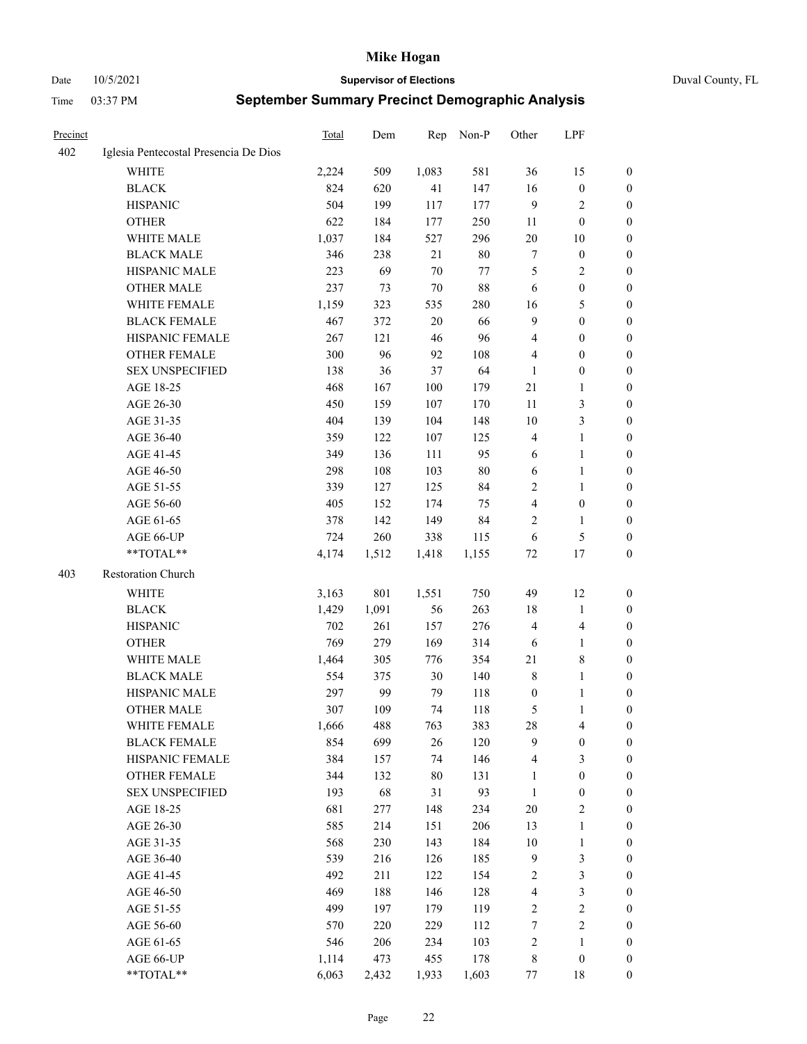# Mike Hogan

Date 10/5/2021 **Supervisor of Elections** Duval County, FL

Time 03:37 PM **September Summary Precinct Demographic Analysis**

| Precinct | | Total | Dem | Rep | Non-P | Other | LPF | |
|---|---|---|---|---|---|---|---|---|
| 402 | Iglesia Pentecostal Presencia De Dios | | | | | | | |
| | WHITE | 2,224 | 509 | 1,083 | 581 | 36 | 15 | 0 |
| | BLACK | 824 | 620 | 41 | 147 | 16 | 0 | 0 |
| | HISPANIC | 504 | 199 | 117 | 177 | 9 | 2 | 0 |
| | OTHER | 622 | 184 | 177 | 250 | 11 | 0 | 0 |
| | WHITE MALE | 1,037 | 184 | 527 | 296 | 20 | 10 | 0 |
| | BLACK MALE | 346 | 238 | 21 | 80 | 7 | 0 | 0 |
| | HISPANIC MALE | 223 | 69 | 70 | 77 | 5 | 2 | 0 |
| | OTHER MALE | 237 | 73 | 70 | 88 | 6 | 0 | 0 |
| | WHITE FEMALE | 1,159 | 323 | 535 | 280 | 16 | 5 | 0 |
| | BLACK FEMALE | 467 | 372 | 20 | 66 | 9 | 0 | 0 |
| | HISPANIC FEMALE | 267 | 121 | 46 | 96 | 4 | 0 | 0 |
| | OTHER FEMALE | 300 | 96 | 92 | 108 | 4 | 0 | 0 |
| | SEX UNSPECIFIED | 138 | 36 | 37 | 64 | 1 | 0 | 0 |
| | AGE 18-25 | 468 | 167 | 100 | 179 | 21 | 1 | 0 |
| | AGE 26-30 | 450 | 159 | 107 | 170 | 11 | 3 | 0 |
| | AGE 31-35 | 404 | 139 | 104 | 148 | 10 | 3 | 0 |
| | AGE 36-40 | 359 | 122 | 107 | 125 | 4 | 1 | 0 |
| | AGE 41-45 | 349 | 136 | 111 | 95 | 6 | 1 | 0 |
| | AGE 46-50 | 298 | 108 | 103 | 80 | 6 | 1 | 0 |
| | AGE 51-55 | 339 | 127 | 125 | 84 | 2 | 1 | 0 |
| | AGE 56-60 | 405 | 152 | 174 | 75 | 4 | 0 | 0 |
| | AGE 61-65 | 378 | 142 | 149 | 84 | 2 | 1 | 0 |
| | AGE 66-UP | 724 | 260 | 338 | 115 | 6 | 5 | 0 |
| | **TOTAL** | 4,174 | 1,512 | 1,418 | 1,155 | 72 | 17 | 0 |
| 403 | Restoration Church | | | | | | | |
| | WHITE | 3,163 | 801 | 1,551 | 750 | 49 | 12 | 0 |
| | BLACK | 1,429 | 1,091 | 56 | 263 | 18 | 1 | 0 |
| | HISPANIC | 702 | 261 | 157 | 276 | 4 | 4 | 0 |
| | OTHER | 769 | 279 | 169 | 314 | 6 | 1 | 0 |
| | WHITE MALE | 1,464 | 305 | 776 | 354 | 21 | 8 | 0 |
| | BLACK MALE | 554 | 375 | 30 | 140 | 8 | 1 | 0 |
| | HISPANIC MALE | 297 | 99 | 79 | 118 | 0 | 1 | 0 |
| | OTHER MALE | 307 | 109 | 74 | 118 | 5 | 1 | 0 |
| | WHITE FEMALE | 1,666 | 488 | 763 | 383 | 28 | 4 | 0 |
| | BLACK FEMALE | 854 | 699 | 26 | 120 | 9 | 0 | 0 |
| | HISPANIC FEMALE | 384 | 157 | 74 | 146 | 4 | 3 | 0 |
| | OTHER FEMALE | 344 | 132 | 80 | 131 | 1 | 0 | 0 |
| | SEX UNSPECIFIED | 193 | 68 | 31 | 93 | 1 | 0 | 0 |
| | AGE 18-25 | 681 | 277 | 148 | 234 | 20 | 2 | 0 |
| | AGE 26-30 | 585 | 214 | 151 | 206 | 13 | 1 | 0 |
| | AGE 31-35 | 568 | 230 | 143 | 184 | 10 | 1 | 0 |
| | AGE 36-40 | 539 | 216 | 126 | 185 | 9 | 3 | 0 |
| | AGE 41-45 | 492 | 211 | 122 | 154 | 2 | 3 | 0 |
| | AGE 46-50 | 469 | 188 | 146 | 128 | 4 | 3 | 0 |
| | AGE 51-55 | 499 | 197 | 179 | 119 | 2 | 2 | 0 |
| | AGE 56-60 | 570 | 220 | 229 | 112 | 7 | 2 | 0 |
| | AGE 61-65 | 546 | 206 | 234 | 103 | 2 | 1 | 0 |
| | AGE 66-UP | 1,114 | 473 | 455 | 178 | 8 | 0 | 0 |
| | **TOTAL** | 6,063 | 2,432 | 1,933 | 1,603 | 77 | 18 | 0 |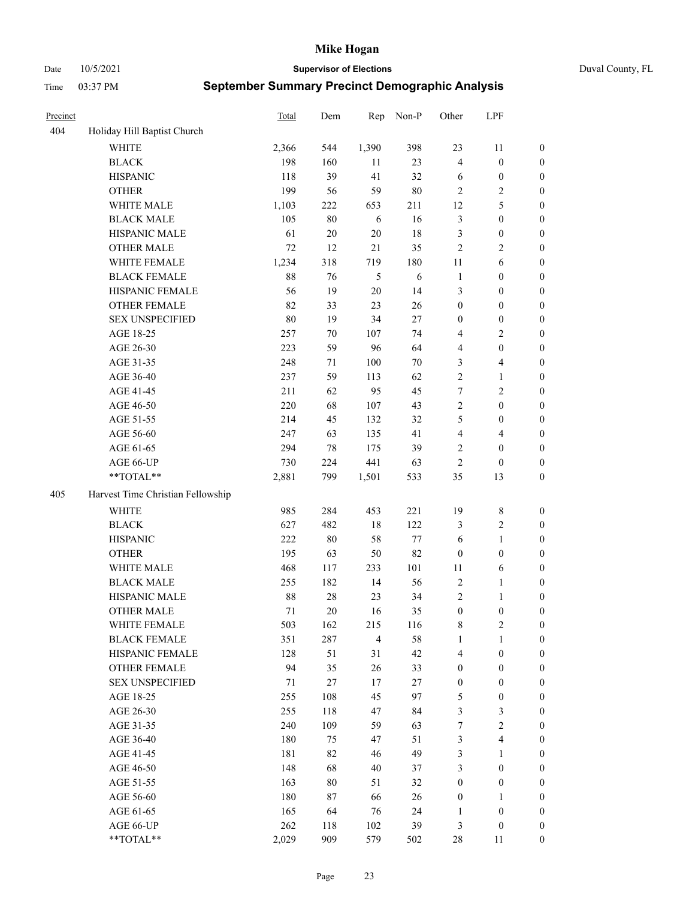# Mike Hogan

Date 10/5/2021 **Supervisor of Elections** Duval County, FL

Time 03:37 PM **September Summary Precinct Demographic Analysis**

| Precinct | | Total | Dem | Rep | Non-P | Other | LPF | |
|---|---|---|---|---|---|---|---|---|
| 404 | Holiday Hill Baptist Church | | | | | | | |
| | WHITE | 2,366 | 544 | 1,390 | 398 | 23 | 11 | 0 |
| | BLACK | 198 | 160 | 11 | 23 | 4 | 0 | 0 |
| | HISPANIC | 118 | 39 | 41 | 32 | 6 | 0 | 0 |
| | OTHER | 199 | 56 | 59 | 80 | 2 | 2 | 0 |
| | WHITE MALE | 1,103 | 222 | 653 | 211 | 12 | 5 | 0 |
| | BLACK MALE | 105 | 80 | 6 | 16 | 3 | 0 | 0 |
| | HISPANIC MALE | 61 | 20 | 20 | 18 | 3 | 0 | 0 |
| | OTHER MALE | 72 | 12 | 21 | 35 | 2 | 2 | 0 |
| | WHITE FEMALE | 1,234 | 318 | 719 | 180 | 11 | 6 | 0 |
| | BLACK FEMALE | 88 | 76 | 5 | 6 | 1 | 0 | 0 |
| | HISPANIC FEMALE | 56 | 19 | 20 | 14 | 3 | 0 | 0 |
| | OTHER FEMALE | 82 | 33 | 23 | 26 | 0 | 0 | 0 |
| | SEX UNSPECIFIED | 80 | 19 | 34 | 27 | 0 | 0 | 0 |
| | AGE 18-25 | 257 | 70 | 107 | 74 | 4 | 2 | 0 |
| | AGE 26-30 | 223 | 59 | 96 | 64 | 4 | 0 | 0 |
| | AGE 31-35 | 248 | 71 | 100 | 70 | 3 | 4 | 0 |
| | AGE 36-40 | 237 | 59 | 113 | 62 | 2 | 1 | 0 |
| | AGE 41-45 | 211 | 62 | 95 | 45 | 7 | 2 | 0 |
| | AGE 46-50 | 220 | 68 | 107 | 43 | 2 | 0 | 0 |
| | AGE 51-55 | 214 | 45 | 132 | 32 | 5 | 0 | 0 |
| | AGE 56-60 | 247 | 63 | 135 | 41 | 4 | 4 | 0 |
| | AGE 61-65 | 294 | 78 | 175 | 39 | 2 | 0 | 0 |
| | AGE 66-UP | 730 | 224 | 441 | 63 | 2 | 0 | 0 |
| | **TOTAL** | 2,881 | 799 | 1,501 | 533 | 35 | 13 | 0 |
| 405 | Harvest Time Christian Fellowship | | | | | | | |
| | WHITE | 985 | 284 | 453 | 221 | 19 | 8 | 0 |
| | BLACK | 627 | 482 | 18 | 122 | 3 | 2 | 0 |
| | HISPANIC | 222 | 80 | 58 | 77 | 6 | 1 | 0 |
| | OTHER | 195 | 63 | 50 | 82 | 0 | 0 | 0 |
| | WHITE MALE | 468 | 117 | 233 | 101 | 11 | 6 | 0 |
| | BLACK MALE | 255 | 182 | 14 | 56 | 2 | 1 | 0 |
| | HISPANIC MALE | 88 | 28 | 23 | 34 | 2 | 1 | 0 |
| | OTHER MALE | 71 | 20 | 16 | 35 | 0 | 0 | 0 |
| | WHITE FEMALE | 503 | 162 | 215 | 116 | 8 | 2 | 0 |
| | BLACK FEMALE | 351 | 287 | 4 | 58 | 1 | 1 | 0 |
| | HISPANIC FEMALE | 128 | 51 | 31 | 42 | 4 | 0 | 0 |
| | OTHER FEMALE | 94 | 35 | 26 | 33 | 0 | 0 | 0 |
| | SEX UNSPECIFIED | 71 | 27 | 17 | 27 | 0 | 0 | 0 |
| | AGE 18-25 | 255 | 108 | 45 | 97 | 5 | 0 | 0 |
| | AGE 26-30 | 255 | 118 | 47 | 84 | 3 | 3 | 0 |
| | AGE 31-35 | 240 | 109 | 59 | 63 | 7 | 2 | 0 |
| | AGE 36-40 | 180 | 75 | 47 | 51 | 3 | 4 | 0 |
| | AGE 41-45 | 181 | 82 | 46 | 49 | 3 | 1 | 0 |
| | AGE 46-50 | 148 | 68 | 40 | 37 | 3 | 0 | 0 |
| | AGE 51-55 | 163 | 80 | 51 | 32 | 0 | 0 | 0 |
| | AGE 56-60 | 180 | 87 | 66 | 26 | 0 | 1 | 0 |
| | AGE 61-65 | 165 | 64 | 76 | 24 | 1 | 0 | 0 |
| | AGE 66-UP | 262 | 118 | 102 | 39 | 3 | 0 | 0 |
| | **TOTAL** | 2,029 | 909 | 579 | 502 | 28 | 11 | 0 |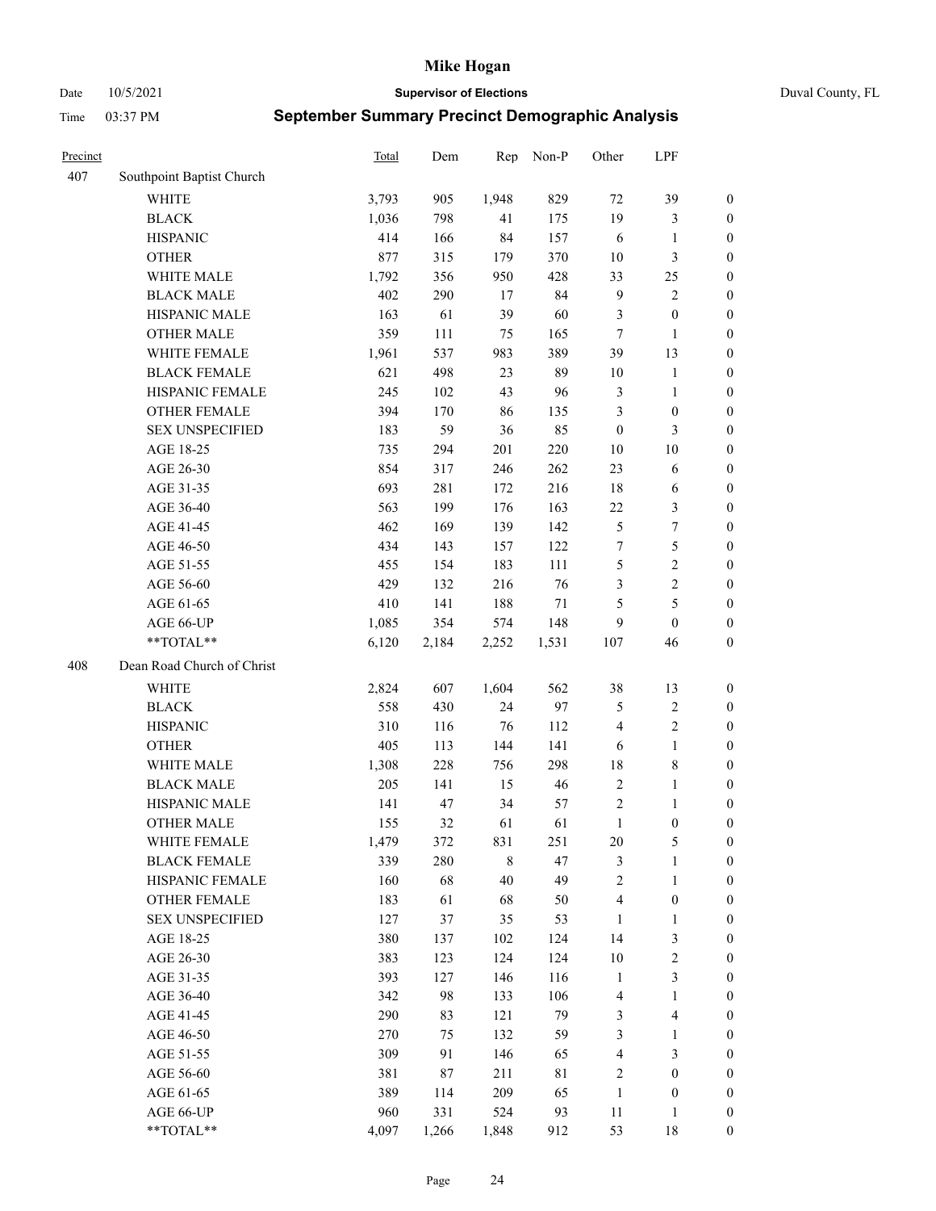# Mike Hogan

Date 10/5/2021 **Supervisor of Elections** Duval County, FL

Time 03:37 PM **September Summary Precinct Demographic Analysis**

| Precinct | | Total | Dem | Rep | Non-P | Other | LPF | |
|---|---|---|---|---|---|---|---|---|
| 407 | Southpoint Baptist Church | | | | | | | |
| | WHITE | 3,793 | 905 | 1,948 | 829 | 72 | 39 | 0 |
| | BLACK | 1,036 | 798 | 41 | 175 | 19 | 3 | 0 |
| | HISPANIC | 414 | 166 | 84 | 157 | 6 | 1 | 0 |
| | OTHER | 877 | 315 | 179 | 370 | 10 | 3 | 0 |
| | WHITE MALE | 1,792 | 356 | 950 | 428 | 33 | 25 | 0 |
| | BLACK MALE | 402 | 290 | 17 | 84 | 9 | 2 | 0 |
| | HISPANIC MALE | 163 | 61 | 39 | 60 | 3 | 0 | 0 |
| | OTHER MALE | 359 | 111 | 75 | 165 | 7 | 1 | 0 |
| | WHITE FEMALE | 1,961 | 537 | 983 | 389 | 39 | 13 | 0 |
| | BLACK FEMALE | 621 | 498 | 23 | 89 | 10 | 1 | 0 |
| | HISPANIC FEMALE | 245 | 102 | 43 | 96 | 3 | 1 | 0 |
| | OTHER FEMALE | 394 | 170 | 86 | 135 | 3 | 0 | 0 |
| | SEX UNSPECIFIED | 183 | 59 | 36 | 85 | 0 | 3 | 0 |
| | AGE 18-25 | 735 | 294 | 201 | 220 | 10 | 10 | 0 |
| | AGE 26-30 | 854 | 317 | 246 | 262 | 23 | 6 | 0 |
| | AGE 31-35 | 693 | 281 | 172 | 216 | 18 | 6 | 0 |
| | AGE 36-40 | 563 | 199 | 176 | 163 | 22 | 3 | 0 |
| | AGE 41-45 | 462 | 169 | 139 | 142 | 5 | 7 | 0 |
| | AGE 46-50 | 434 | 143 | 157 | 122 | 7 | 5 | 0 |
| | AGE 51-55 | 455 | 154 | 183 | 111 | 5 | 2 | 0 |
| | AGE 56-60 | 429 | 132 | 216 | 76 | 3 | 2 | 0 |
| | AGE 61-65 | 410 | 141 | 188 | 71 | 5 | 5 | 0 |
| | AGE 66-UP | 1,085 | 354 | 574 | 148 | 9 | 0 | 0 |
| | **TOTAL** | 6,120 | 2,184 | 2,252 | 1,531 | 107 | 46 | 0 |
| 408 | Dean Road Church of Christ | | | | | | | |
| | WHITE | 2,824 | 607 | 1,604 | 562 | 38 | 13 | 0 |
| | BLACK | 558 | 430 | 24 | 97 | 5 | 2 | 0 |
| | HISPANIC | 310 | 116 | 76 | 112 | 4 | 2 | 0 |
| | OTHER | 405 | 113 | 144 | 141 | 6 | 1 | 0 |
| | WHITE MALE | 1,308 | 228 | 756 | 298 | 18 | 8 | 0 |
| | BLACK MALE | 205 | 141 | 15 | 46 | 2 | 1 | 0 |
| | HISPANIC MALE | 141 | 47 | 34 | 57 | 2 | 1 | 0 |
| | OTHER MALE | 155 | 32 | 61 | 61 | 1 | 0 | 0 |
| | WHITE FEMALE | 1,479 | 372 | 831 | 251 | 20 | 5 | 0 |
| | BLACK FEMALE | 339 | 280 | 8 | 47 | 3 | 1 | 0 |
| | HISPANIC FEMALE | 160 | 68 | 40 | 49 | 2 | 1 | 0 |
| | OTHER FEMALE | 183 | 61 | 68 | 50 | 4 | 0 | 0 |
| | SEX UNSPECIFIED | 127 | 37 | 35 | 53 | 1 | 1 | 0 |
| | AGE 18-25 | 380 | 137 | 102 | 124 | 14 | 3 | 0 |
| | AGE 26-30 | 383 | 123 | 124 | 124 | 10 | 2 | 0 |
| | AGE 31-35 | 393 | 127 | 146 | 116 | 1 | 3 | 0 |
| | AGE 36-40 | 342 | 98 | 133 | 106 | 4 | 1 | 0 |
| | AGE 41-45 | 290 | 83 | 121 | 79 | 3 | 4 | 0 |
| | AGE 46-50 | 270 | 75 | 132 | 59 | 3 | 1 | 0 |
| | AGE 51-55 | 309 | 91 | 146 | 65 | 4 | 3 | 0 |
| | AGE 56-60 | 381 | 87 | 211 | 81 | 2 | 0 | 0 |
| | AGE 61-65 | 389 | 114 | 209 | 65 | 1 | 0 | 0 |
| | AGE 66-UP | 960 | 331 | 524 | 93 | 11 | 1 | 0 |
| | **TOTAL** | 4,097 | 1,266 | 1,848 | 912 | 53 | 18 | 0 |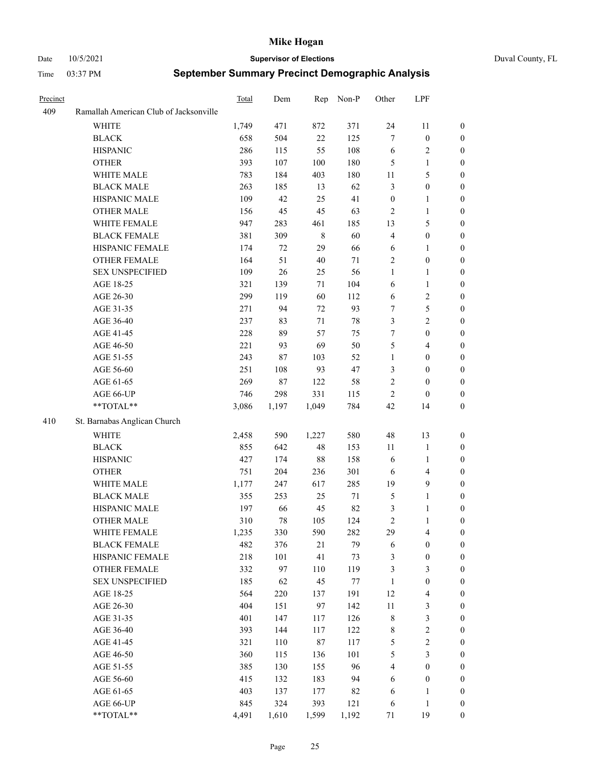# Mike Hogan

Date 10/5/2021 | **Supervisor of Elections** | Duval County, FL

Time 03:37 PM | **September Summary Precinct Demographic Analysis**

| Precinct | | Total | Dem | Rep | Non-P | Other | LPF | |
|---|---|---|---|---|---|---|---|---|
| 409 | Ramallah American Club of Jacksonville | | | | | | | |
| | WHITE | 1,749 | 471 | 872 | 371 | 24 | 11 | 0 |
| | BLACK | 658 | 504 | 22 | 125 | 7 | 0 | 0 |
| | HISPANIC | 286 | 115 | 55 | 108 | 6 | 2 | 0 |
| | OTHER | 393 | 107 | 100 | 180 | 5 | 1 | 0 |
| | WHITE MALE | 783 | 184 | 403 | 180 | 11 | 5 | 0 |
| | BLACK MALE | 263 | 185 | 13 | 62 | 3 | 0 | 0 |
| | HISPANIC MALE | 109 | 42 | 25 | 41 | 0 | 1 | 0 |
| | OTHER MALE | 156 | 45 | 45 | 63 | 2 | 1 | 0 |
| | WHITE FEMALE | 947 | 283 | 461 | 185 | 13 | 5 | 0 |
| | BLACK FEMALE | 381 | 309 | 8 | 60 | 4 | 0 | 0 |
| | HISPANIC FEMALE | 174 | 72 | 29 | 66 | 6 | 1 | 0 |
| | OTHER FEMALE | 164 | 51 | 40 | 71 | 2 | 0 | 0 |
| | SEX UNSPECIFIED | 109 | 26 | 25 | 56 | 1 | 1 | 0 |
| | AGE 18-25 | 321 | 139 | 71 | 104 | 6 | 1 | 0 |
| | AGE 26-30 | 299 | 119 | 60 | 112 | 6 | 2 | 0 |
| | AGE 31-35 | 271 | 94 | 72 | 93 | 7 | 5 | 0 |
| | AGE 36-40 | 237 | 83 | 71 | 78 | 3 | 2 | 0 |
| | AGE 41-45 | 228 | 89 | 57 | 75 | 7 | 0 | 0 |
| | AGE 46-50 | 221 | 93 | 69 | 50 | 5 | 4 | 0 |
| | AGE 51-55 | 243 | 87 | 103 | 52 | 1 | 0 | 0 |
| | AGE 56-60 | 251 | 108 | 93 | 47 | 3 | 0 | 0 |
| | AGE 61-65 | 269 | 87 | 122 | 58 | 2 | 0 | 0 |
| | AGE 66-UP | 746 | 298 | 331 | 115 | 2 | 0 | 0 |
| | **TOTAL** | 3,086 | 1,197 | 1,049 | 784 | 42 | 14 | 0 |
| 410 | St. Barnabas Anglican Church | | | | | | | |
| | WHITE | 2,458 | 590 | 1,227 | 580 | 48 | 13 | 0 |
| | BLACK | 855 | 642 | 48 | 153 | 11 | 1 | 0 |
| | HISPANIC | 427 | 174 | 88 | 158 | 6 | 1 | 0 |
| | OTHER | 751 | 204 | 236 | 301 | 6 | 4 | 0 |
| | WHITE MALE | 1,177 | 247 | 617 | 285 | 19 | 9 | 0 |
| | BLACK MALE | 355 | 253 | 25 | 71 | 5 | 1 | 0 |
| | HISPANIC MALE | 197 | 66 | 45 | 82 | 3 | 1 | 0 |
| | OTHER MALE | 310 | 78 | 105 | 124 | 2 | 1 | 0 |
| | WHITE FEMALE | 1,235 | 330 | 590 | 282 | 29 | 4 | 0 |
| | BLACK FEMALE | 482 | 376 | 21 | 79 | 6 | 0 | 0 |
| | HISPANIC FEMALE | 218 | 101 | 41 | 73 | 3 | 0 | 0 |
| | OTHER FEMALE | 332 | 97 | 110 | 119 | 3 | 3 | 0 |
| | SEX UNSPECIFIED | 185 | 62 | 45 | 77 | 1 | 0 | 0 |
| | AGE 18-25 | 564 | 220 | 137 | 191 | 12 | 4 | 0 |
| | AGE 26-30 | 404 | 151 | 97 | 142 | 11 | 3 | 0 |
| | AGE 31-35 | 401 | 147 | 117 | 126 | 8 | 3 | 0 |
| | AGE 36-40 | 393 | 144 | 117 | 122 | 8 | 2 | 0 |
| | AGE 41-45 | 321 | 110 | 87 | 117 | 5 | 2 | 0 |
| | AGE 46-50 | 360 | 115 | 136 | 101 | 5 | 3 | 0 |
| | AGE 51-55 | 385 | 130 | 155 | 96 | 4 | 0 | 0 |
| | AGE 56-60 | 415 | 132 | 183 | 94 | 6 | 0 | 0 |
| | AGE 61-65 | 403 | 137 | 177 | 82 | 6 | 1 | 0 |
| | AGE 66-UP | 845 | 324 | 393 | 121 | 6 | 1 | 0 |
| | **TOTAL** | 4,491 | 1,610 | 1,599 | 1,192 | 71 | 19 | 0 |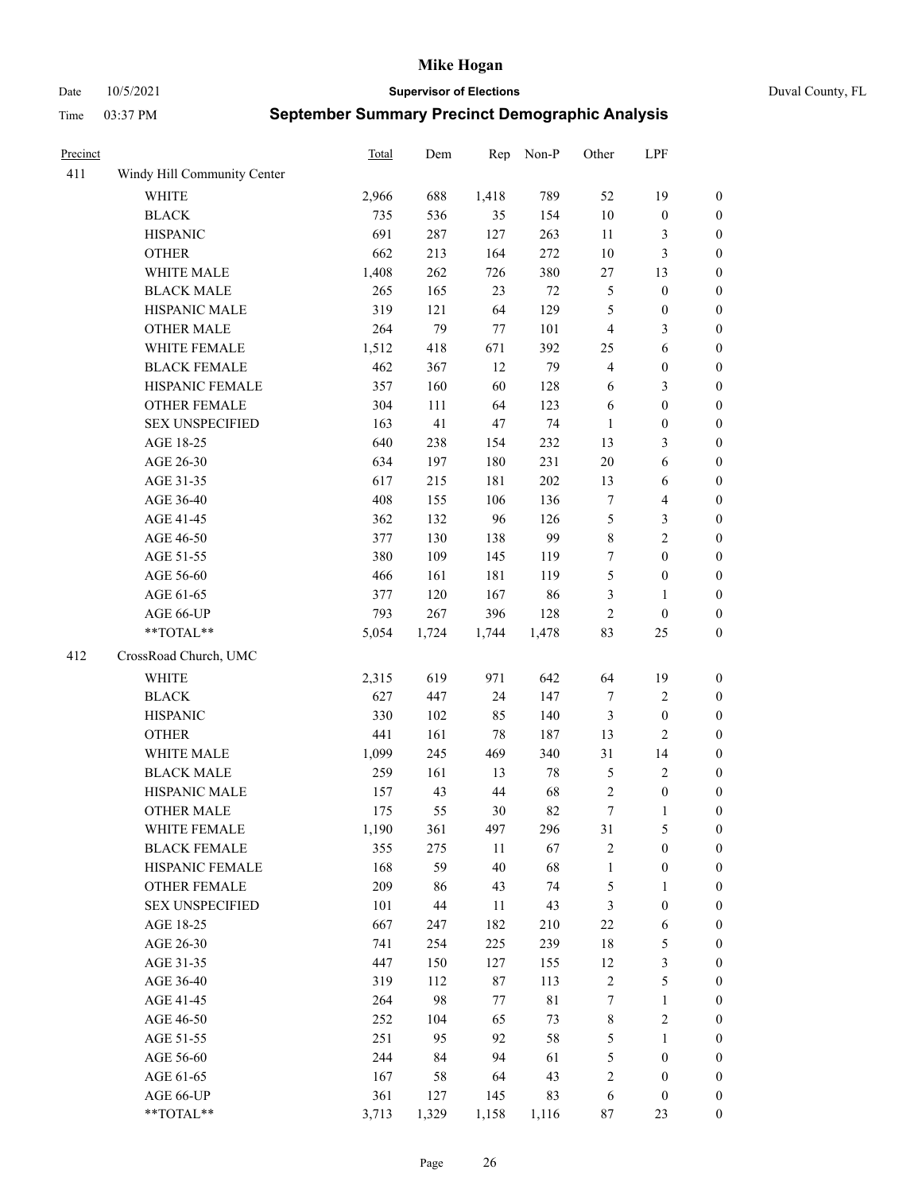# Mike Hogan

Date 10/5/2021 **Supervisor of Elections** Duval County, FL

Time 03:37 PM **September Summary Precinct Demographic Analysis**

| Precinct | | Total | Dem | Rep | Non-P | Other | LPF | |
|---|---|---|---|---|---|---|---|---|
| 411 | Windy Hill Community Center | | | | | | | |
| | WHITE | 2,966 | 688 | 1,418 | 789 | 52 | 19 | 0 |
| | BLACK | 735 | 536 | 35 | 154 | 10 | 0 | 0 |
| | HISPANIC | 691 | 287 | 127 | 263 | 11 | 3 | 0 |
| | OTHER | 662 | 213 | 164 | 272 | 10 | 3 | 0 |
| | WHITE MALE | 1,408 | 262 | 726 | 380 | 27 | 13 | 0 |
| | BLACK MALE | 265 | 165 | 23 | 72 | 5 | 0 | 0 |
| | HISPANIC MALE | 319 | 121 | 64 | 129 | 5 | 0 | 0 |
| | OTHER MALE | 264 | 79 | 77 | 101 | 4 | 3 | 0 |
| | WHITE FEMALE | 1,512 | 418 | 671 | 392 | 25 | 6 | 0 |
| | BLACK FEMALE | 462 | 367 | 12 | 79 | 4 | 0 | 0 |
| | HISPANIC FEMALE | 357 | 160 | 60 | 128 | 6 | 3 | 0 |
| | OTHER FEMALE | 304 | 111 | 64 | 123 | 6 | 0 | 0 |
| | SEX UNSPECIFIED | 163 | 41 | 47 | 74 | 1 | 0 | 0 |
| | AGE 18-25 | 640 | 238 | 154 | 232 | 13 | 3 | 0 |
| | AGE 26-30 | 634 | 197 | 180 | 231 | 20 | 6 | 0 |
| | AGE 31-35 | 617 | 215 | 181 | 202 | 13 | 6 | 0 |
| | AGE 36-40 | 408 | 155 | 106 | 136 | 7 | 4 | 0 |
| | AGE 41-45 | 362 | 132 | 96 | 126 | 5 | 3 | 0 |
| | AGE 46-50 | 377 | 130 | 138 | 99 | 8 | 2 | 0 |
| | AGE 51-55 | 380 | 109 | 145 | 119 | 7 | 0 | 0 |
| | AGE 56-60 | 466 | 161 | 181 | 119 | 5 | 0 | 0 |
| | AGE 61-65 | 377 | 120 | 167 | 86 | 3 | 1 | 0 |
| | AGE 66-UP | 793 | 267 | 396 | 128 | 2 | 0 | 0 |
| | **TOTAL** | 5,054 | 1,724 | 1,744 | 1,478 | 83 | 25 | 0 |
| 412 | CrossRoad Church, UMC | | | | | | | |
| | WHITE | 2,315 | 619 | 971 | 642 | 64 | 19 | 0 |
| | BLACK | 627 | 447 | 24 | 147 | 7 | 2 | 0 |
| | HISPANIC | 330 | 102 | 85 | 140 | 3 | 0 | 0 |
| | OTHER | 441 | 161 | 78 | 187 | 13 | 2 | 0 |
| | WHITE MALE | 1,099 | 245 | 469 | 340 | 31 | 14 | 0 |
| | BLACK MALE | 259 | 161 | 13 | 78 | 5 | 2 | 0 |
| | HISPANIC MALE | 157 | 43 | 44 | 68 | 2 | 0 | 0 |
| | OTHER MALE | 175 | 55 | 30 | 82 | 7 | 1 | 0 |
| | WHITE FEMALE | 1,190 | 361 | 497 | 296 | 31 | 5 | 0 |
| | BLACK FEMALE | 355 | 275 | 11 | 67 | 2 | 0 | 0 |
| | HISPANIC FEMALE | 168 | 59 | 40 | 68 | 1 | 0 | 0 |
| | OTHER FEMALE | 209 | 86 | 43 | 74 | 5 | 1 | 0 |
| | SEX UNSPECIFIED | 101 | 44 | 11 | 43 | 3 | 0 | 0 |
| | AGE 18-25 | 667 | 247 | 182 | 210 | 22 | 6 | 0 |
| | AGE 26-30 | 741 | 254 | 225 | 239 | 18 | 5 | 0 |
| | AGE 31-35 | 447 | 150 | 127 | 155 | 12 | 3 | 0 |
| | AGE 36-40 | 319 | 112 | 87 | 113 | 2 | 5 | 0 |
| | AGE 41-45 | 264 | 98 | 77 | 81 | 7 | 1 | 0 |
| | AGE 46-50 | 252 | 104 | 65 | 73 | 8 | 2 | 0 |
| | AGE 51-55 | 251 | 95 | 92 | 58 | 5 | 1 | 0 |
| | AGE 56-60 | 244 | 84 | 94 | 61 | 5 | 0 | 0 |
| | AGE 61-65 | 167 | 58 | 64 | 43 | 2 | 0 | 0 |
| | AGE 66-UP | 361 | 127 | 145 | 83 | 6 | 0 | 0 |
| | **TOTAL** | 3,713 | 1,329 | 1,158 | 1,116 | 87 | 23 | 0 |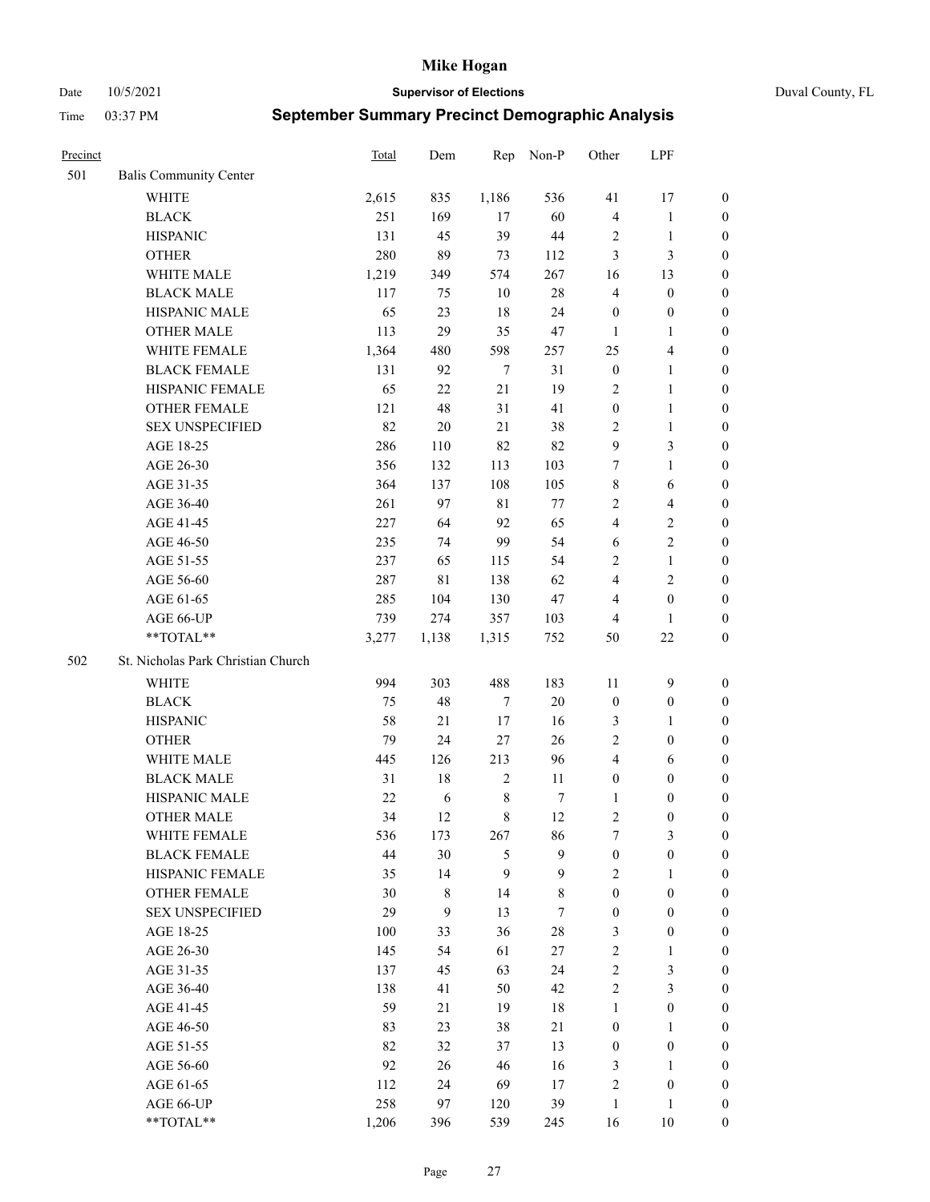# Mike Hogan

Date 10/5/2021 **Supervisor of Elections** Duval County, FL

Time 03:37 PM **September Summary Precinct Demographic Analysis**

| Precinct | | Total | Dem | Rep | Non-P | Other | LPF | |
|---|---|---|---|---|---|---|---|---|
| 501 | Balis Community Center | | | | | | | |
| | WHITE | 2,615 | 835 | 1,186 | 536 | 41 | 17 | 0 |
| | BLACK | 251 | 169 | 17 | 60 | 4 | 1 | 0 |
| | HISPANIC | 131 | 45 | 39 | 44 | 2 | 1 | 0 |
| | OTHER | 280 | 89 | 73 | 112 | 3 | 3 | 0 |
| | WHITE MALE | 1,219 | 349 | 574 | 267 | 16 | 13 | 0 |
| | BLACK MALE | 117 | 75 | 10 | 28 | 4 | 0 | 0 |
| | HISPANIC MALE | 65 | 23 | 18 | 24 | 0 | 0 | 0 |
| | OTHER MALE | 113 | 29 | 35 | 47 | 1 | 1 | 0 |
| | WHITE FEMALE | 1,364 | 480 | 598 | 257 | 25 | 4 | 0 |
| | BLACK FEMALE | 131 | 92 | 7 | 31 | 0 | 1 | 0 |
| | HISPANIC FEMALE | 65 | 22 | 21 | 19 | 2 | 1 | 0 |
| | OTHER FEMALE | 121 | 48 | 31 | 41 | 0 | 1 | 0 |
| | SEX UNSPECIFIED | 82 | 20 | 21 | 38 | 2 | 1 | 0 |
| | AGE 18-25 | 286 | 110 | 82 | 82 | 9 | 3 | 0 |
| | AGE 26-30 | 356 | 132 | 113 | 103 | 7 | 1 | 0 |
| | AGE 31-35 | 364 | 137 | 108 | 105 | 8 | 6 | 0 |
| | AGE 36-40 | 261 | 97 | 81 | 77 | 2 | 4 | 0 |
| | AGE 41-45 | 227 | 64 | 92 | 65 | 4 | 2 | 0 |
| | AGE 46-50 | 235 | 74 | 99 | 54 | 6 | 2 | 0 |
| | AGE 51-55 | 237 | 65 | 115 | 54 | 2 | 1 | 0 |
| | AGE 56-60 | 287 | 81 | 138 | 62 | 4 | 2 | 0 |
| | AGE 61-65 | 285 | 104 | 130 | 47 | 4 | 0 | 0 |
| | AGE 66-UP | 739 | 274 | 357 | 103 | 4 | 1 | 0 |
| | **TOTAL** | 3,277 | 1,138 | 1,315 | 752 | 50 | 22 | 0 |
| 502 | St. Nicholas Park Christian Church | | | | | | | |
| | WHITE | 994 | 303 | 488 | 183 | 11 | 9 | 0 |
| | BLACK | 75 | 48 | 7 | 20 | 0 | 0 | 0 |
| | HISPANIC | 58 | 21 | 17 | 16 | 3 | 1 | 0 |
| | OTHER | 79 | 24 | 27 | 26 | 2 | 0 | 0 |
| | WHITE MALE | 445 | 126 | 213 | 96 | 4 | 6 | 0 |
| | BLACK MALE | 31 | 18 | 2 | 11 | 0 | 0 | 0 |
| | HISPANIC MALE | 22 | 6 | 8 | 7 | 1 | 0 | 0 |
| | OTHER MALE | 34 | 12 | 8 | 12 | 2 | 0 | 0 |
| | WHITE FEMALE | 536 | 173 | 267 | 86 | 7 | 3 | 0 |
| | BLACK FEMALE | 44 | 30 | 5 | 9 | 0 | 0 | 0 |
| | HISPANIC FEMALE | 35 | 14 | 9 | 9 | 2 | 1 | 0 |
| | OTHER FEMALE | 30 | 8 | 14 | 8 | 0 | 0 | 0 |
| | SEX UNSPECIFIED | 29 | 9 | 13 | 7 | 0 | 0 | 0 |
| | AGE 18-25 | 100 | 33 | 36 | 28 | 3 | 0 | 0 |
| | AGE 26-30 | 145 | 54 | 61 | 27 | 2 | 1 | 0 |
| | AGE 31-35 | 137 | 45 | 63 | 24 | 2 | 3 | 0 |
| | AGE 36-40 | 138 | 41 | 50 | 42 | 2 | 3 | 0 |
| | AGE 41-45 | 59 | 21 | 19 | 18 | 1 | 0 | 0 |
| | AGE 46-50 | 83 | 23 | 38 | 21 | 0 | 1 | 0 |
| | AGE 51-55 | 82 | 32 | 37 | 13 | 0 | 0 | 0 |
| | AGE 56-60 | 92 | 26 | 46 | 16 | 3 | 1 | 0 |
| | AGE 61-65 | 112 | 24 | 69 | 17 | 2 | 0 | 0 |
| | AGE 66-UP | 258 | 97 | 120 | 39 | 1 | 1 | 0 |
| | **TOTAL** | 1,206 | 396 | 539 | 245 | 16 | 10 | 0 |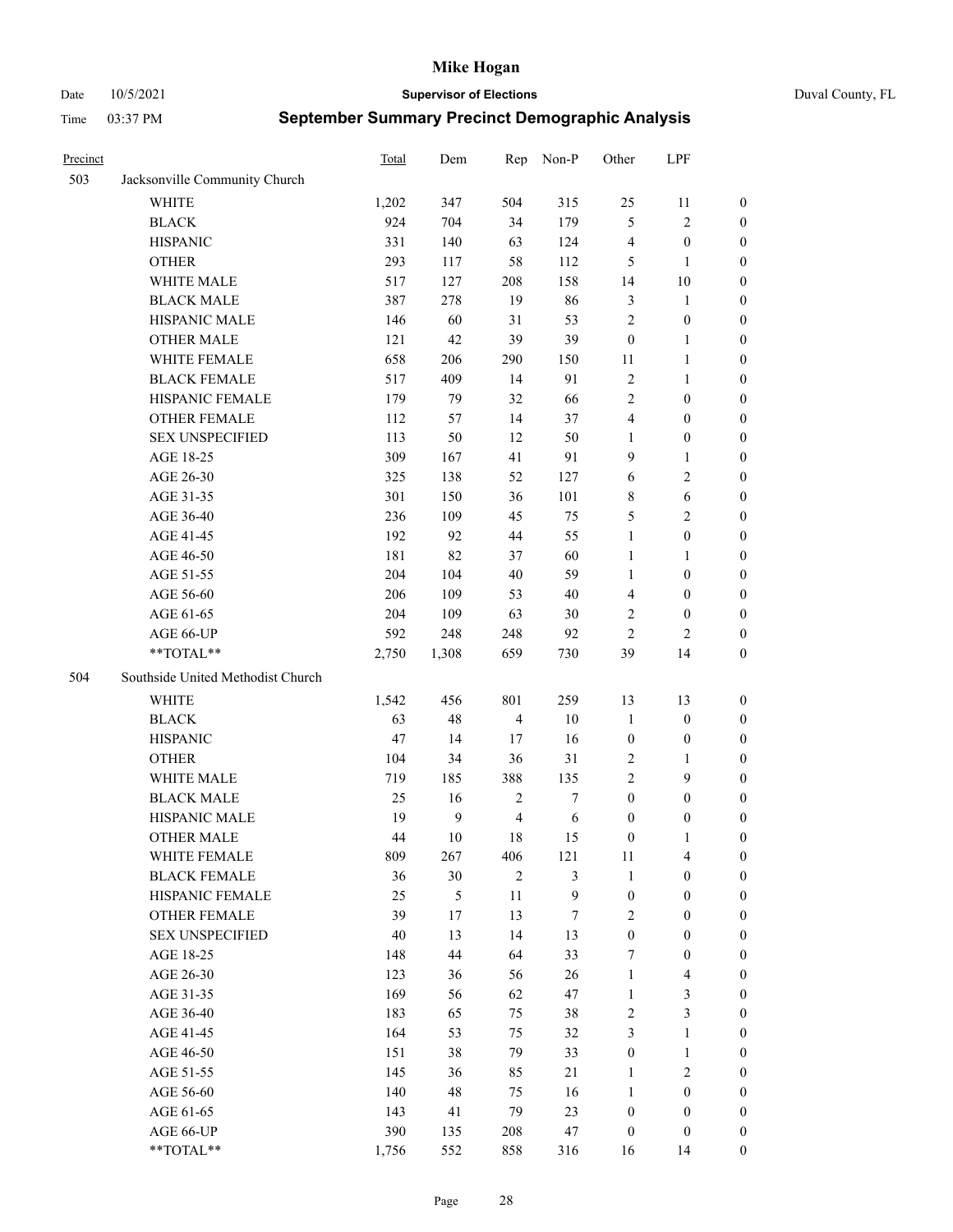# Mike Hogan

Date 10/5/2021 **Supervisor of Elections** Duval County, FL

Time 03:37 PM **September Summary Precinct Demographic Analysis**

| Precinct | | Total | Dem | Rep | Non-P | Other | LPF | |
|---|---|---|---|---|---|---|---|---|
| 503 | Jacksonville Community Church | | | | | | | |
| | WHITE | 1,202 | 347 | 504 | 315 | 25 | 11 | 0 |
| | BLACK | 924 | 704 | 34 | 179 | 5 | 2 | 0 |
| | HISPANIC | 331 | 140 | 63 | 124 | 4 | 0 | 0 |
| | OTHER | 293 | 117 | 58 | 112 | 5 | 1 | 0 |
| | WHITE MALE | 517 | 127 | 208 | 158 | 14 | 10 | 0 |
| | BLACK MALE | 387 | 278 | 19 | 86 | 3 | 1 | 0 |
| | HISPANIC MALE | 146 | 60 | 31 | 53 | 2 | 0 | 0 |
| | OTHER MALE | 121 | 42 | 39 | 39 | 0 | 1 | 0 |
| | WHITE FEMALE | 658 | 206 | 290 | 150 | 11 | 1 | 0 |
| | BLACK FEMALE | 517 | 409 | 14 | 91 | 2 | 1 | 0 |
| | HISPANIC FEMALE | 179 | 79 | 32 | 66 | 2 | 0 | 0 |
| | OTHER FEMALE | 112 | 57 | 14 | 37 | 4 | 0 | 0 |
| | SEX UNSPECIFIED | 113 | 50 | 12 | 50 | 1 | 0 | 0 |
| | AGE 18-25 | 309 | 167 | 41 | 91 | 9 | 1 | 0 |
| | AGE 26-30 | 325 | 138 | 52 | 127 | 6 | 2 | 0 |
| | AGE 31-35 | 301 | 150 | 36 | 101 | 8 | 6 | 0 |
| | AGE 36-40 | 236 | 109 | 45 | 75 | 5 | 2 | 0 |
| | AGE 41-45 | 192 | 92 | 44 | 55 | 1 | 0 | 0 |
| | AGE 46-50 | 181 | 82 | 37 | 60 | 1 | 1 | 0 |
| | AGE 51-55 | 204 | 104 | 40 | 59 | 1 | 0 | 0 |
| | AGE 56-60 | 206 | 109 | 53 | 40 | 4 | 0 | 0 |
| | AGE 61-65 | 204 | 109 | 63 | 30 | 2 | 0 | 0 |
| | AGE 66-UP | 592 | 248 | 248 | 92 | 2 | 2 | 0 |
| | **TOTAL** | 2,750 | 1,308 | 659 | 730 | 39 | 14 | 0 |
| 504 | Southside United Methodist Church | | | | | | | |
| | WHITE | 1,542 | 456 | 801 | 259 | 13 | 13 | 0 |
| | BLACK | 63 | 48 | 4 | 10 | 1 | 0 | 0 |
| | HISPANIC | 47 | 14 | 17 | 16 | 0 | 0 | 0 |
| | OTHER | 104 | 34 | 36 | 31 | 2 | 1 | 0 |
| | WHITE MALE | 719 | 185 | 388 | 135 | 2 | 9 | 0 |
| | BLACK MALE | 25 | 16 | 2 | 7 | 0 | 0 | 0 |
| | HISPANIC MALE | 19 | 9 | 4 | 6 | 0 | 0 | 0 |
| | OTHER MALE | 44 | 10 | 18 | 15 | 0 | 1 | 0 |
| | WHITE FEMALE | 809 | 267 | 406 | 121 | 11 | 4 | 0 |
| | BLACK FEMALE | 36 | 30 | 2 | 3 | 1 | 0 | 0 |
| | HISPANIC FEMALE | 25 | 5 | 11 | 9 | 0 | 0 | 0 |
| | OTHER FEMALE | 39 | 17 | 13 | 7 | 2 | 0 | 0 |
| | SEX UNSPECIFIED | 40 | 13 | 14 | 13 | 0 | 0 | 0 |
| | AGE 18-25 | 148 | 44 | 64 | 33 | 7 | 0 | 0 |
| | AGE 26-30 | 123 | 36 | 56 | 26 | 1 | 4 | 0 |
| | AGE 31-35 | 169 | 56 | 62 | 47 | 1 | 3 | 0 |
| | AGE 36-40 | 183 | 65 | 75 | 38 | 2 | 3 | 0 |
| | AGE 41-45 | 164 | 53 | 75 | 32 | 3 | 1 | 0 |
| | AGE 46-50 | 151 | 38 | 79 | 33 | 0 | 1 | 0 |
| | AGE 51-55 | 145 | 36 | 85 | 21 | 1 | 2 | 0 |
| | AGE 56-60 | 140 | 48 | 75 | 16 | 1 | 0 | 0 |
| | AGE 61-65 | 143 | 41 | 79 | 23 | 0 | 0 | 0 |
| | AGE 66-UP | 390 | 135 | 208 | 47 | 0 | 0 | 0 |
| | **TOTAL** | 1,756 | 552 | 858 | 316 | 16 | 14 | 0 |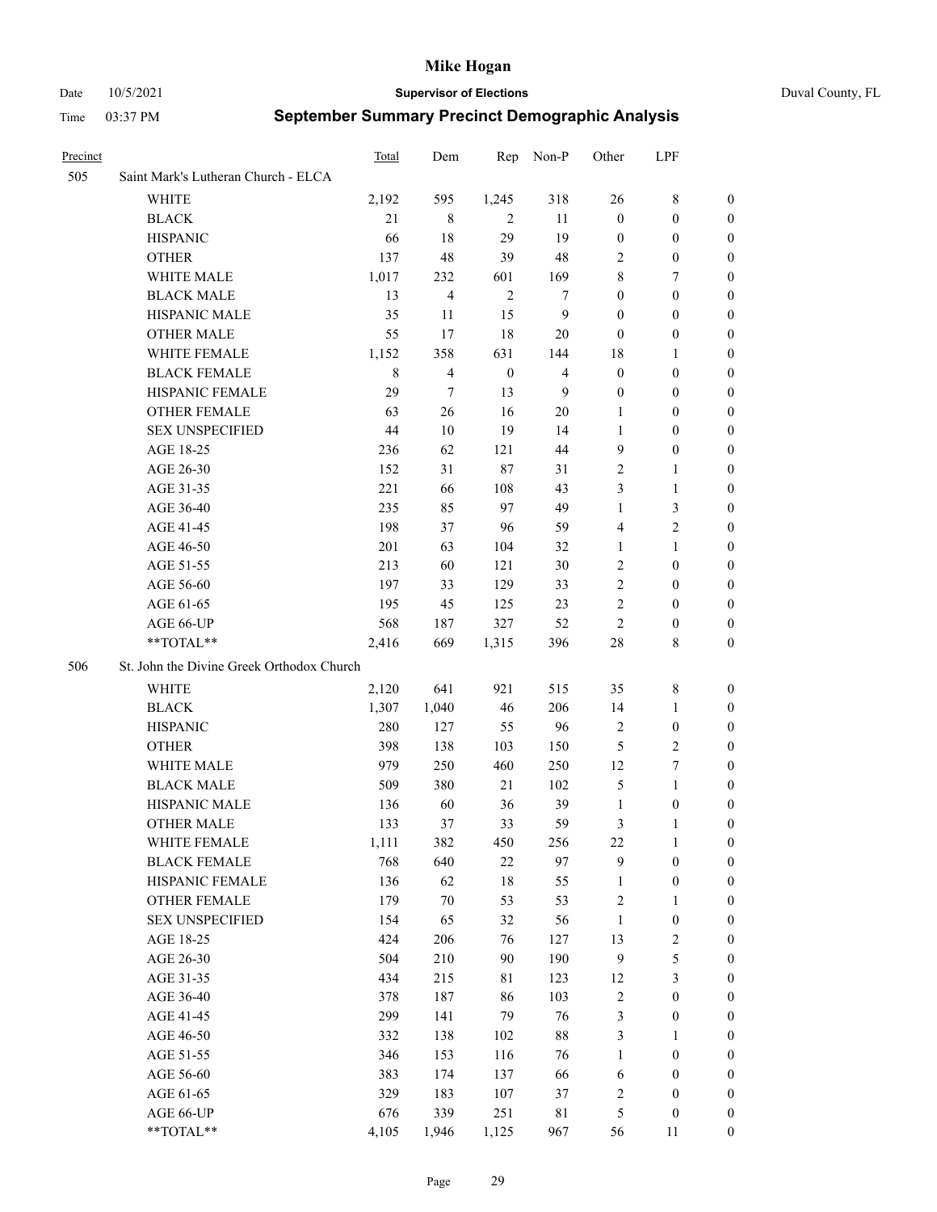# Mike Hogan

Date 10/5/2021 **Supervisor of Elections** Duval County, FL

Time 03:37 PM **September Summary Precinct Demographic Analysis**

| Precinct | | Total | Dem | Rep | Non-P | Other | LPF | |
|---|---|---|---|---|---|---|---|---|
| 505 | Saint Mark's Lutheran Church - ELCA | | | | | | | |
| | WHITE | 2,192 | 595 | 1,245 | 318 | 26 | 8 | 0 |
| | BLACK | 21 | 8 | 2 | 11 | 0 | 0 | 0 |
| | HISPANIC | 66 | 18 | 29 | 19 | 0 | 0 | 0 |
| | OTHER | 137 | 48 | 39 | 48 | 2 | 0 | 0 |
| | WHITE MALE | 1,017 | 232 | 601 | 169 | 8 | 7 | 0 |
| | BLACK MALE | 13 | 4 | 2 | 7 | 0 | 0 | 0 |
| | HISPANIC MALE | 35 | 11 | 15 | 9 | 0 | 0 | 0 |
| | OTHER MALE | 55 | 17 | 18 | 20 | 0 | 0 | 0 |
| | WHITE FEMALE | 1,152 | 358 | 631 | 144 | 18 | 1 | 0 |
| | BLACK FEMALE | 8 | 4 | 0 | 4 | 0 | 0 | 0 |
| | HISPANIC FEMALE | 29 | 7 | 13 | 9 | 0 | 0 | 0 |
| | OTHER FEMALE | 63 | 26 | 16 | 20 | 1 | 0 | 0 |
| | SEX UNSPECIFIED | 44 | 10 | 19 | 14 | 1 | 0 | 0 |
| | AGE 18-25 | 236 | 62 | 121 | 44 | 9 | 0 | 0 |
| | AGE 26-30 | 152 | 31 | 87 | 31 | 2 | 1 | 0 |
| | AGE 31-35 | 221 | 66 | 108 | 43 | 3 | 1 | 0 |
| | AGE 36-40 | 235 | 85 | 97 | 49 | 1 | 3 | 0 |
| | AGE 41-45 | 198 | 37 | 96 | 59 | 4 | 2 | 0 |
| | AGE 46-50 | 201 | 63 | 104 | 32 | 1 | 1 | 0 |
| | AGE 51-55 | 213 | 60 | 121 | 30 | 2 | 0 | 0 |
| | AGE 56-60 | 197 | 33 | 129 | 33 | 2 | 0 | 0 |
| | AGE 61-65 | 195 | 45 | 125 | 23 | 2 | 0 | 0 |
| | AGE 66-UP | 568 | 187 | 327 | 52 | 2 | 0 | 0 |
| | **TOTAL** | 2,416 | 669 | 1,315 | 396 | 28 | 8 | 0 |
| 506 | St. John the Divine Greek Orthodox Church | | | | | | | |
| | WHITE | 2,120 | 641 | 921 | 515 | 35 | 8 | 0 |
| | BLACK | 1,307 | 1,040 | 46 | 206 | 14 | 1 | 0 |
| | HISPANIC | 280 | 127 | 55 | 96 | 2 | 0 | 0 |
| | OTHER | 398 | 138 | 103 | 150 | 5 | 2 | 0 |
| | WHITE MALE | 979 | 250 | 460 | 250 | 12 | 7 | 0 |
| | BLACK MALE | 509 | 380 | 21 | 102 | 5 | 1 | 0 |
| | HISPANIC MALE | 136 | 60 | 36 | 39 | 1 | 0 | 0 |
| | OTHER MALE | 133 | 37 | 33 | 59 | 3 | 1 | 0 |
| | WHITE FEMALE | 1,111 | 382 | 450 | 256 | 22 | 1 | 0 |
| | BLACK FEMALE | 768 | 640 | 22 | 97 | 9 | 0 | 0 |
| | HISPANIC FEMALE | 136 | 62 | 18 | 55 | 1 | 0 | 0 |
| | OTHER FEMALE | 179 | 70 | 53 | 53 | 2 | 1 | 0 |
| | SEX UNSPECIFIED | 154 | 65 | 32 | 56 | 1 | 0 | 0 |
| | AGE 18-25 | 424 | 206 | 76 | 127 | 13 | 2 | 0 |
| | AGE 26-30 | 504 | 210 | 90 | 190 | 9 | 5 | 0 |
| | AGE 31-35 | 434 | 215 | 81 | 123 | 12 | 3 | 0 |
| | AGE 36-40 | 378 | 187 | 86 | 103 | 2 | 0 | 0 |
| | AGE 41-45 | 299 | 141 | 79 | 76 | 3 | 0 | 0 |
| | AGE 46-50 | 332 | 138 | 102 | 88 | 3 | 1 | 0 |
| | AGE 51-55 | 346 | 153 | 116 | 76 | 1 | 0 | 0 |
| | AGE 56-60 | 383 | 174 | 137 | 66 | 6 | 0 | 0 |
| | AGE 61-65 | 329 | 183 | 107 | 37 | 2 | 0 | 0 |
| | AGE 66-UP | 676 | 339 | 251 | 81 | 5 | 0 | 0 |
| | **TOTAL** | 4,105 | 1,946 | 1,125 | 967 | 56 | 11 | 0 |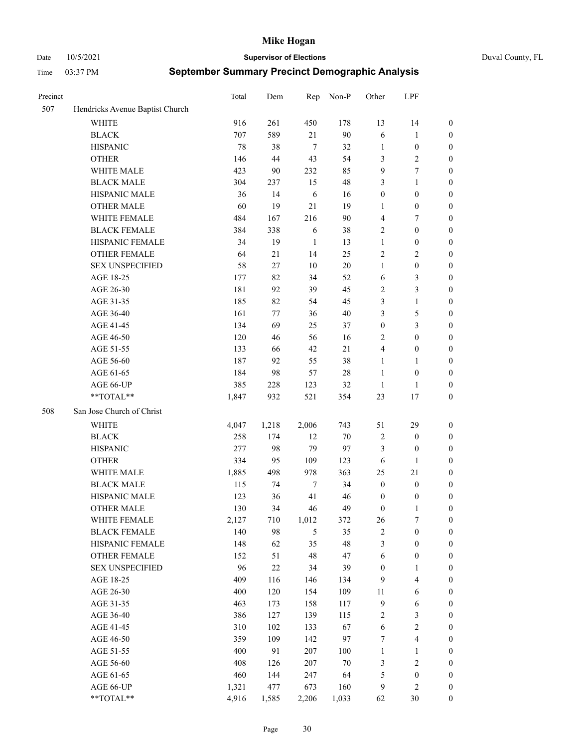# Mike Hogan

Date 10/5/2021 **Supervisor of Elections** Duval County, FL

Time 03:37 PM **September Summary Precinct Demographic Analysis**

| Precinct | | Total | Dem | Rep | Non-P | Other | LPF | |
|---|---|---|---|---|---|---|---|---|
| 507 | Hendricks Avenue Baptist Church | | | | | | | |
| | WHITE | 916 | 261 | 450 | 178 | 13 | 14 | 0 |
| | BLACK | 707 | 589 | 21 | 90 | 6 | 1 | 0 |
| | HISPANIC | 78 | 38 | 7 | 32 | 1 | 0 | 0 |
| | OTHER | 146 | 44 | 43 | 54 | 3 | 2 | 0 |
| | WHITE MALE | 423 | 90 | 232 | 85 | 9 | 7 | 0 |
| | BLACK MALE | 304 | 237 | 15 | 48 | 3 | 1 | 0 |
| | HISPANIC MALE | 36 | 14 | 6 | 16 | 0 | 0 | 0 |
| | OTHER MALE | 60 | 19 | 21 | 19 | 1 | 0 | 0 |
| | WHITE FEMALE | 484 | 167 | 216 | 90 | 4 | 7 | 0 |
| | BLACK FEMALE | 384 | 338 | 6 | 38 | 2 | 0 | 0 |
| | HISPANIC FEMALE | 34 | 19 | 1 | 13 | 1 | 0 | 0 |
| | OTHER FEMALE | 64 | 21 | 14 | 25 | 2 | 2 | 0 |
| | SEX UNSPECIFIED | 58 | 27 | 10 | 20 | 1 | 0 | 0 |
| | AGE 18-25 | 177 | 82 | 34 | 52 | 6 | 3 | 0 |
| | AGE 26-30 | 181 | 92 | 39 | 45 | 2 | 3 | 0 |
| | AGE 31-35 | 185 | 82 | 54 | 45 | 3 | 1 | 0 |
| | AGE 36-40 | 161 | 77 | 36 | 40 | 3 | 5 | 0 |
| | AGE 41-45 | 134 | 69 | 25 | 37 | 0 | 3 | 0 |
| | AGE 46-50 | 120 | 46 | 56 | 16 | 2 | 0 | 0 |
| | AGE 51-55 | 133 | 66 | 42 | 21 | 4 | 0 | 0 |
| | AGE 56-60 | 187 | 92 | 55 | 38 | 1 | 1 | 0 |
| | AGE 61-65 | 184 | 98 | 57 | 28 | 1 | 0 | 0 |
| | AGE 66-UP | 385 | 228 | 123 | 32 | 1 | 1 | 0 |
| | **TOTAL** | 1,847 | 932 | 521 | 354 | 23 | 17 | 0 |
| 508 | San Jose Church of Christ | | | | | | | |
| | WHITE | 4,047 | 1,218 | 2,006 | 743 | 51 | 29 | 0 |
| | BLACK | 258 | 174 | 12 | 70 | 2 | 0 | 0 |
| | HISPANIC | 277 | 98 | 79 | 97 | 3 | 0 | 0 |
| | OTHER | 334 | 95 | 109 | 123 | 6 | 1 | 0 |
| | WHITE MALE | 1,885 | 498 | 978 | 363 | 25 | 21 | 0 |
| | BLACK MALE | 115 | 74 | 7 | 34 | 0 | 0 | 0 |
| | HISPANIC MALE | 123 | 36 | 41 | 46 | 0 | 0 | 0 |
| | OTHER MALE | 130 | 34 | 46 | 49 | 0 | 1 | 0 |
| | WHITE FEMALE | 2,127 | 710 | 1,012 | 372 | 26 | 7 | 0 |
| | BLACK FEMALE | 140 | 98 | 5 | 35 | 2 | 0 | 0 |
| | HISPANIC FEMALE | 148 | 62 | 35 | 48 | 3 | 0 | 0 |
| | OTHER FEMALE | 152 | 51 | 48 | 47 | 6 | 0 | 0 |
| | SEX UNSPECIFIED | 96 | 22 | 34 | 39 | 0 | 1 | 0 |
| | AGE 18-25 | 409 | 116 | 146 | 134 | 9 | 4 | 0 |
| | AGE 26-30 | 400 | 120 | 154 | 109 | 11 | 6 | 0 |
| | AGE 31-35 | 463 | 173 | 158 | 117 | 9 | 6 | 0 |
| | AGE 36-40 | 386 | 127 | 139 | 115 | 2 | 3 | 0 |
| | AGE 41-45 | 310 | 102 | 133 | 67 | 6 | 2 | 0 |
| | AGE 46-50 | 359 | 109 | 142 | 97 | 7 | 4 | 0 |
| | AGE 51-55 | 400 | 91 | 207 | 100 | 1 | 1 | 0 |
| | AGE 56-60 | 408 | 126 | 207 | 70 | 3 | 2 | 0 |
| | AGE 61-65 | 460 | 144 | 247 | 64 | 5 | 0 | 0 |
| | AGE 66-UP | 1,321 | 477 | 673 | 160 | 9 | 2 | 0 |
| | **TOTAL** | 4,916 | 1,585 | 2,206 | 1,033 | 62 | 30 | 0 |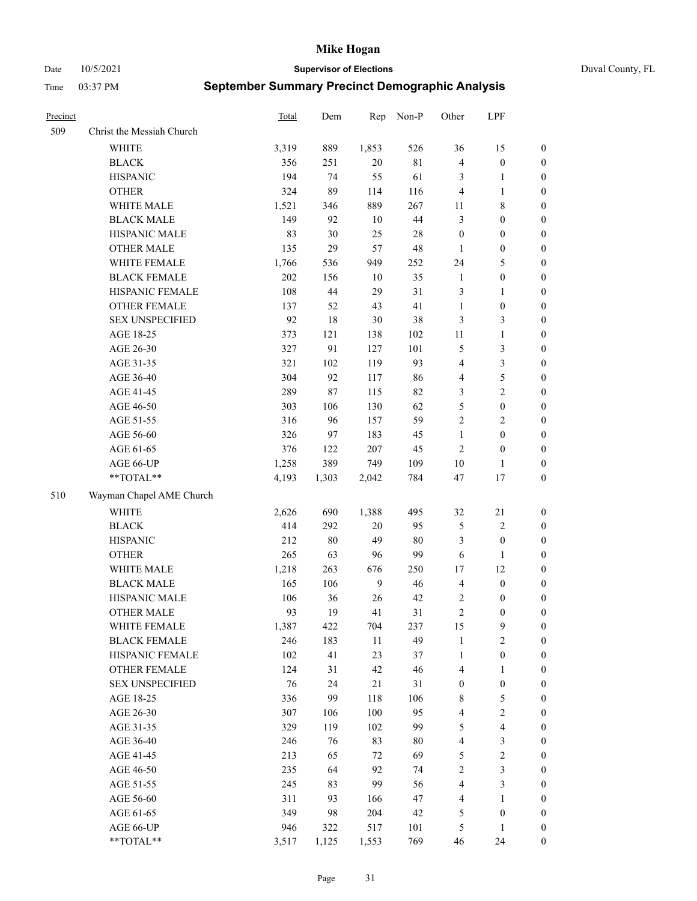| Precinct | | Total | Dem | Rep | Non-P | Other | LPF | |
|---|---|---|---|---|---|---|---|---|
| 509 | Christ the Messiah Church | | | | | | | |
| | WHITE | 3,319 | 889 | 1,853 | 526 | 36 | 15 | 0 |
| | BLACK | 356 | 251 | 20 | 81 | 4 | 0 | 0 |
| | HISPANIC | 194 | 74 | 55 | 61 | 3 | 1 | 0 |
| | OTHER | 324 | 89 | 114 | 116 | 4 | 1 | 0 |
| | WHITE MALE | 1,521 | 346 | 889 | 267 | 11 | 8 | 0 |
| | BLACK MALE | 149 | 92 | 10 | 44 | 3 | 0 | 0 |
| | HISPANIC MALE | 83 | 30 | 25 | 28 | 0 | 0 | 0 |
| | OTHER MALE | 135 | 29 | 57 | 48 | 1 | 0 | 0 |
| | WHITE FEMALE | 1,766 | 536 | 949 | 252 | 24 | 5 | 0 |
| | BLACK FEMALE | 202 | 156 | 10 | 35 | 1 | 0 | 0 |
| | HISPANIC FEMALE | 108 | 44 | 29 | 31 | 3 | 1 | 0 |
| | OTHER FEMALE | 137 | 52 | 43 | 41 | 1 | 0 | 0 |
| | SEX UNSPECIFIED | 92 | 18 | 30 | 38 | 3 | 3 | 0 |
| | AGE 18-25 | 373 | 121 | 138 | 102 | 11 | 1 | 0 |
| | AGE 26-30 | 327 | 91 | 127 | 101 | 5 | 3 | 0 |
| | AGE 31-35 | 321 | 102 | 119 | 93 | 4 | 3 | 0 |
| | AGE 36-40 | 304 | 92 | 117 | 86 | 4 | 5 | 0 |
| | AGE 41-45 | 289 | 87 | 115 | 82 | 3 | 2 | 0 |
| | AGE 46-50 | 303 | 106 | 130 | 62 | 5 | 0 | 0 |
| | AGE 51-55 | 316 | 96 | 157 | 59 | 2 | 2 | 0 |
| | AGE 56-60 | 326 | 97 | 183 | 45 | 1 | 0 | 0 |
| | AGE 61-65 | 376 | 122 | 207 | 45 | 2 | 0 | 0 |
| | AGE 66-UP | 1,258 | 389 | 749 | 109 | 10 | 1 | 0 |
| | **TOTAL** | 4,193 | 1,303 | 2,042 | 784 | 47 | 17 | 0 |
| 510 | Wayman Chapel AME Church | | | | | | | |
| | WHITE | 2,626 | 690 | 1,388 | 495 | 32 | 21 | 0 |
| | BLACK | 414 | 292 | 20 | 95 | 5 | 2 | 0 |
| | HISPANIC | 212 | 80 | 49 | 80 | 3 | 0 | 0 |
| | OTHER | 265 | 63 | 96 | 99 | 6 | 1 | 0 |
| | WHITE MALE | 1,218 | 263 | 676 | 250 | 17 | 12 | 0 |
| | BLACK MALE | 165 | 106 | 9 | 46 | 4 | 0 | 0 |
| | HISPANIC MALE | 106 | 36 | 26 | 42 | 2 | 0 | 0 |
| | OTHER MALE | 93 | 19 | 41 | 31 | 2 | 0 | 0 |
| | WHITE FEMALE | 1,387 | 422 | 704 | 237 | 15 | 9 | 0 |
| | BLACK FEMALE | 246 | 183 | 11 | 49 | 1 | 2 | 0 |
| | HISPANIC FEMALE | 102 | 41 | 23 | 37 | 1 | 0 | 0 |
| | OTHER FEMALE | 124 | 31 | 42 | 46 | 4 | 1 | 0 |
| | SEX UNSPECIFIED | 76 | 24 | 21 | 31 | 0 | 0 | 0 |
| | AGE 18-25 | 336 | 99 | 118 | 106 | 8 | 5 | 0 |
| | AGE 26-30 | 307 | 106 | 100 | 95 | 4 | 2 | 0 |
| | AGE 31-35 | 329 | 119 | 102 | 99 | 5 | 4 | 0 |
| | AGE 36-40 | 246 | 76 | 83 | 80 | 4 | 3 | 0 |
| | AGE 41-45 | 213 | 65 | 72 | 69 | 5 | 2 | 0 |
| | AGE 46-50 | 235 | 64 | 92 | 74 | 2 | 3 | 0 |
| | AGE 51-55 | 245 | 83 | 99 | 56 | 4 | 3 | 0 |
| | AGE 56-60 | 311 | 93 | 166 | 47 | 4 | 1 | 0 |
| | AGE 61-65 | 349 | 98 | 204 | 42 | 5 | 0 | 0 |
| | AGE 66-UP | 946 | 322 | 517 | 101 | 5 | 1 | 0 |
| | **TOTAL** | 3,517 | 1,125 | 1,553 | 769 | 46 | 24 | 0 |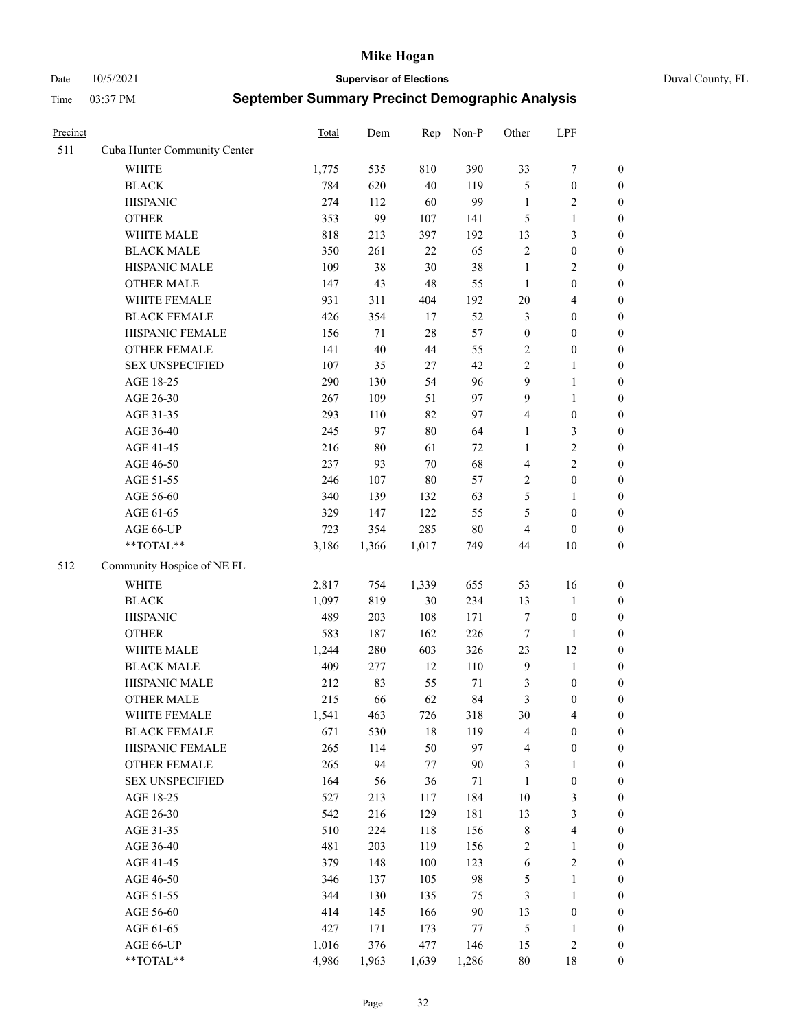# Mike Hogan

Date 10/5/2021 | **Supervisor of Elections** | Duval County, FL

Time 03:37 PM | **September Summary Precinct Demographic Analysis**

| Precinct | | Total | Dem | Rep | Non-P | Other | LPF | |
|---|---|---|---|---|---|---|---|---|
| 511 | Cuba Hunter Community Center | | | | | | | |
| | WHITE | 1,775 | 535 | 810 | 390 | 33 | 7 | 0 |
| | BLACK | 784 | 620 | 40 | 119 | 5 | 0 | 0 |
| | HISPANIC | 274 | 112 | 60 | 99 | 1 | 2 | 0 |
| | OTHER | 353 | 99 | 107 | 141 | 5 | 1 | 0 |
| | WHITE MALE | 818 | 213 | 397 | 192 | 13 | 3 | 0 |
| | BLACK MALE | 350 | 261 | 22 | 65 | 2 | 0 | 0 |
| | HISPANIC MALE | 109 | 38 | 30 | 38 | 1 | 2 | 0 |
| | OTHER MALE | 147 | 43 | 48 | 55 | 1 | 0 | 0 |
| | WHITE FEMALE | 931 | 311 | 404 | 192 | 20 | 4 | 0 |
| | BLACK FEMALE | 426 | 354 | 17 | 52 | 3 | 0 | 0 |
| | HISPANIC FEMALE | 156 | 71 | 28 | 57 | 0 | 0 | 0 |
| | OTHER FEMALE | 141 | 40 | 44 | 55 | 2 | 0 | 0 |
| | SEX UNSPECIFIED | 107 | 35 | 27 | 42 | 2 | 1 | 0 |
| | AGE 18-25 | 290 | 130 | 54 | 96 | 9 | 1 | 0 |
| | AGE 26-30 | 267 | 109 | 51 | 97 | 9 | 1 | 0 |
| | AGE 31-35 | 293 | 110 | 82 | 97 | 4 | 0 | 0 |
| | AGE 36-40 | 245 | 97 | 80 | 64 | 1 | 3 | 0 |
| | AGE 41-45 | 216 | 80 | 61 | 72 | 1 | 2 | 0 |
| | AGE 46-50 | 237 | 93 | 70 | 68 | 4 | 2 | 0 |
| | AGE 51-55 | 246 | 107 | 80 | 57 | 2 | 0 | 0 |
| | AGE 56-60 | 340 | 139 | 132 | 63 | 5 | 1 | 0 |
| | AGE 61-65 | 329 | 147 | 122 | 55 | 5 | 0 | 0 |
| | AGE 66-UP | 723 | 354 | 285 | 80 | 4 | 0 | 0 |
| | **TOTAL** | 3,186 | 1,366 | 1,017 | 749 | 44 | 10 | 0 |
| 512 | Community Hospice of NE FL | | | | | | | |
| | WHITE | 2,817 | 754 | 1,339 | 655 | 53 | 16 | 0 |
| | BLACK | 1,097 | 819 | 30 | 234 | 13 | 1 | 0 |
| | HISPANIC | 489 | 203 | 108 | 171 | 7 | 0 | 0 |
| | OTHER | 583 | 187 | 162 | 226 | 7 | 1 | 0 |
| | WHITE MALE | 1,244 | 280 | 603 | 326 | 23 | 12 | 0 |
| | BLACK MALE | 409 | 277 | 12 | 110 | 9 | 1 | 0 |
| | HISPANIC MALE | 212 | 83 | 55 | 71 | 3 | 0 | 0 |
| | OTHER MALE | 215 | 66 | 62 | 84 | 3 | 0 | 0 |
| | WHITE FEMALE | 1,541 | 463 | 726 | 318 | 30 | 4 | 0 |
| | BLACK FEMALE | 671 | 530 | 18 | 119 | 4 | 0 | 0 |
| | HISPANIC FEMALE | 265 | 114 | 50 | 97 | 4 | 0 | 0 |
| | OTHER FEMALE | 265 | 94 | 77 | 90 | 3 | 1 | 0 |
| | SEX UNSPECIFIED | 164 | 56 | 36 | 71 | 1 | 0 | 0 |
| | AGE 18-25 | 527 | 213 | 117 | 184 | 10 | 3 | 0 |
| | AGE 26-30 | 542 | 216 | 129 | 181 | 13 | 3 | 0 |
| | AGE 31-35 | 510 | 224 | 118 | 156 | 8 | 4 | 0 |
| | AGE 36-40 | 481 | 203 | 119 | 156 | 2 | 1 | 0 |
| | AGE 41-45 | 379 | 148 | 100 | 123 | 6 | 2 | 0 |
| | AGE 46-50 | 346 | 137 | 105 | 98 | 5 | 1 | 0 |
| | AGE 51-55 | 344 | 130 | 135 | 75 | 3 | 1 | 0 |
| | AGE 56-60 | 414 | 145 | 166 | 90 | 13 | 0 | 0 |
| | AGE 61-65 | 427 | 171 | 173 | 77 | 5 | 1 | 0 |
| | AGE 66-UP | 1,016 | 376 | 477 | 146 | 15 | 2 | 0 |
| | **TOTAL** | 4,986 | 1,963 | 1,639 | 1,286 | 80 | 18 | 0 |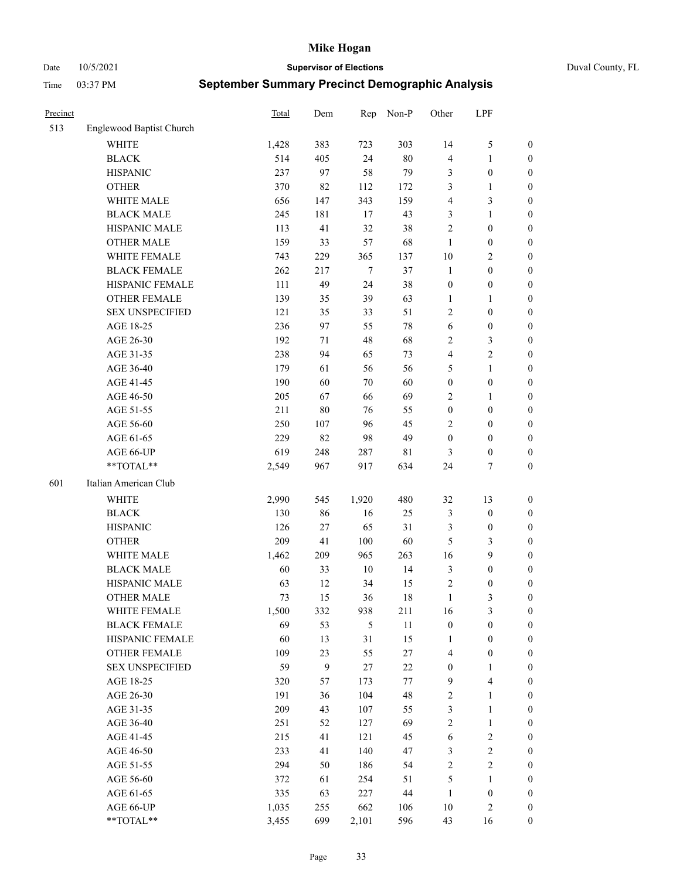# Mike Hogan

Date 10/5/2021 **Supervisor of Elections** Duval County, FL

Time 03:37 PM **September Summary Precinct Demographic Analysis**

| Precinct | | Total | Dem | Rep | Non-P | Other | LPF | |
|---|---|---|---|---|---|---|---|---|
| 513 | Englewood Baptist Church | | | | | | | |
| | WHITE | 1,428 | 383 | 723 | 303 | 14 | 5 | 0 |
| | BLACK | 514 | 405 | 24 | 80 | 4 | 1 | 0 |
| | HISPANIC | 237 | 97 | 58 | 79 | 3 | 0 | 0 |
| | OTHER | 370 | 82 | 112 | 172 | 3 | 1 | 0 |
| | WHITE MALE | 656 | 147 | 343 | 159 | 4 | 3 | 0 |
| | BLACK MALE | 245 | 181 | 17 | 43 | 3 | 1 | 0 |
| | HISPANIC MALE | 113 | 41 | 32 | 38 | 2 | 0 | 0 |
| | OTHER MALE | 159 | 33 | 57 | 68 | 1 | 0 | 0 |
| | WHITE FEMALE | 743 | 229 | 365 | 137 | 10 | 2 | 0 |
| | BLACK FEMALE | 262 | 217 | 7 | 37 | 1 | 0 | 0 |
| | HISPANIC FEMALE | 111 | 49 | 24 | 38 | 0 | 0 | 0 |
| | OTHER FEMALE | 139 | 35 | 39 | 63 | 1 | 1 | 0 |
| | SEX UNSPECIFIED | 121 | 35 | 33 | 51 | 2 | 0 | 0 |
| | AGE 18-25 | 236 | 97 | 55 | 78 | 6 | 0 | 0 |
| | AGE 26-30 | 192 | 71 | 48 | 68 | 2 | 3 | 0 |
| | AGE 31-35 | 238 | 94 | 65 | 73 | 4 | 2 | 0 |
| | AGE 36-40 | 179 | 61 | 56 | 56 | 5 | 1 | 0 |
| | AGE 41-45 | 190 | 60 | 70 | 60 | 0 | 0 | 0 |
| | AGE 46-50 | 205 | 67 | 66 | 69 | 2 | 1 | 0 |
| | AGE 51-55 | 211 | 80 | 76 | 55 | 0 | 0 | 0 |
| | AGE 56-60 | 250 | 107 | 96 | 45 | 2 | 0 | 0 |
| | AGE 61-65 | 229 | 82 | 98 | 49 | 0 | 0 | 0 |
| | AGE 66-UP | 619 | 248 | 287 | 81 | 3 | 0 | 0 |
| | **TOTAL** | 2,549 | 967 | 917 | 634 | 24 | 7 | 0 |
| 601 | Italian American Club | | | | | | | |
| | WHITE | 2,990 | 545 | 1,920 | 480 | 32 | 13 | 0 |
| | BLACK | 130 | 86 | 16 | 25 | 3 | 0 | 0 |
| | HISPANIC | 126 | 27 | 65 | 31 | 3 | 0 | 0 |
| | OTHER | 209 | 41 | 100 | 60 | 5 | 3 | 0 |
| | WHITE MALE | 1,462 | 209 | 965 | 263 | 16 | 9 | 0 |
| | BLACK MALE | 60 | 33 | 10 | 14 | 3 | 0 | 0 |
| | HISPANIC MALE | 63 | 12 | 34 | 15 | 2 | 0 | 0 |
| | OTHER MALE | 73 | 15 | 36 | 18 | 1 | 3 | 0 |
| | WHITE FEMALE | 1,500 | 332 | 938 | 211 | 16 | 3 | 0 |
| | BLACK FEMALE | 69 | 53 | 5 | 11 | 0 | 0 | 0 |
| | HISPANIC FEMALE | 60 | 13 | 31 | 15 | 1 | 0 | 0 |
| | OTHER FEMALE | 109 | 23 | 55 | 27 | 4 | 0 | 0 |
| | SEX UNSPECIFIED | 59 | 9 | 27 | 22 | 0 | 1 | 0 |
| | AGE 18-25 | 320 | 57 | 173 | 77 | 9 | 4 | 0 |
| | AGE 26-30 | 191 | 36 | 104 | 48 | 2 | 1 | 0 |
| | AGE 31-35 | 209 | 43 | 107 | 55 | 3 | 1 | 0 |
| | AGE 36-40 | 251 | 52 | 127 | 69 | 2 | 1 | 0 |
| | AGE 41-45 | 215 | 41 | 121 | 45 | 6 | 2 | 0 |
| | AGE 46-50 | 233 | 41 | 140 | 47 | 3 | 2 | 0 |
| | AGE 51-55 | 294 | 50 | 186 | 54 | 2 | 2 | 0 |
| | AGE 56-60 | 372 | 61 | 254 | 51 | 5 | 1 | 0 |
| | AGE 61-65 | 335 | 63 | 227 | 44 | 1 | 0 | 0 |
| | AGE 66-UP | 1,035 | 255 | 662 | 106 | 10 | 2 | 0 |
| | **TOTAL** | 3,455 | 699 | 2,101 | 596 | 43 | 16 | 0 |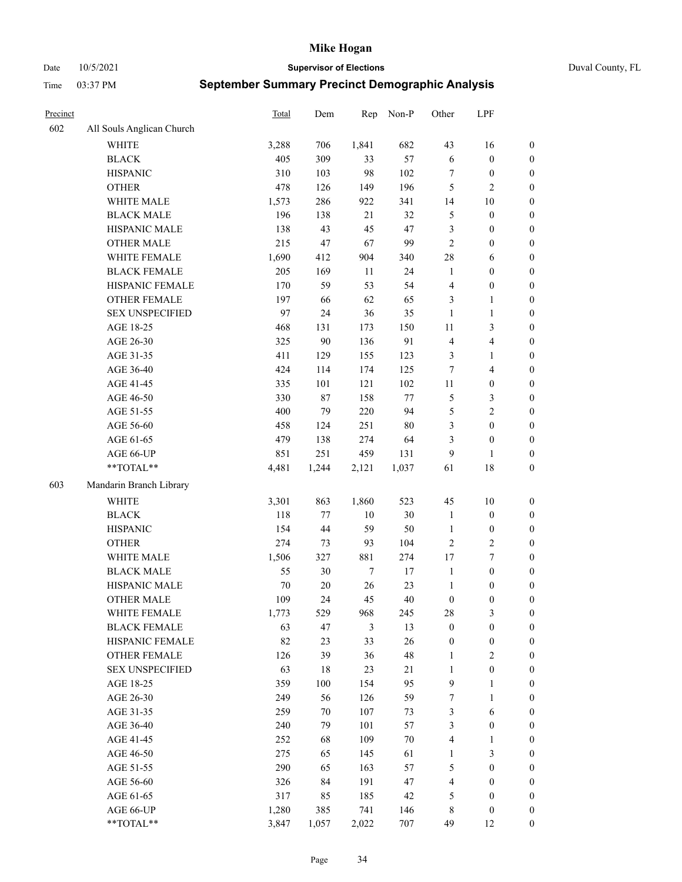# Mike Hogan

Date 10/5/2021 **Supervisor of Elections** Duval County, FL

Time 03:37 PM **September Summary Precinct Demographic Analysis**

| Precinct | | Total | Dem | Rep | Non-P | Other | LPF | |
|---|---|---|---|---|---|---|---|---|
| 602 | All Souls Anglican Church | | | | | | | |
| | WHITE | 3,288 | 706 | 1,841 | 682 | 43 | 16 | 0 |
| | BLACK | 405 | 309 | 33 | 57 | 6 | 0 | 0 |
| | HISPANIC | 310 | 103 | 98 | 102 | 7 | 0 | 0 |
| | OTHER | 478 | 126 | 149 | 196 | 5 | 2 | 0 |
| | WHITE MALE | 1,573 | 286 | 922 | 341 | 14 | 10 | 0 |
| | BLACK MALE | 196 | 138 | 21 | 32 | 5 | 0 | 0 |
| | HISPANIC MALE | 138 | 43 | 45 | 47 | 3 | 0 | 0 |
| | OTHER MALE | 215 | 47 | 67 | 99 | 2 | 0 | 0 |
| | WHITE FEMALE | 1,690 | 412 | 904 | 340 | 28 | 6 | 0 |
| | BLACK FEMALE | 205 | 169 | 11 | 24 | 1 | 0 | 0 |
| | HISPANIC FEMALE | 170 | 59 | 53 | 54 | 4 | 0 | 0 |
| | OTHER FEMALE | 197 | 66 | 62 | 65 | 3 | 1 | 0 |
| | SEX UNSPECIFIED | 97 | 24 | 36 | 35 | 1 | 1 | 0 |
| | AGE 18-25 | 468 | 131 | 173 | 150 | 11 | 3 | 0 |
| | AGE 26-30 | 325 | 90 | 136 | 91 | 4 | 4 | 0 |
| | AGE 31-35 | 411 | 129 | 155 | 123 | 3 | 1 | 0 |
| | AGE 36-40 | 424 | 114 | 174 | 125 | 7 | 4 | 0 |
| | AGE 41-45 | 335 | 101 | 121 | 102 | 11 | 0 | 0 |
| | AGE 46-50 | 330 | 87 | 158 | 77 | 5 | 3 | 0 |
| | AGE 51-55 | 400 | 79 | 220 | 94 | 5 | 2 | 0 |
| | AGE 56-60 | 458 | 124 | 251 | 80 | 3 | 0 | 0 |
| | AGE 61-65 | 479 | 138 | 274 | 64 | 3 | 0 | 0 |
| | AGE 66-UP | 851 | 251 | 459 | 131 | 9 | 1 | 0 |
| | **TOTAL** | 4,481 | 1,244 | 2,121 | 1,037 | 61 | 18 | 0 |
| 603 | Mandarin Branch Library | | | | | | | |
| | WHITE | 3,301 | 863 | 1,860 | 523 | 45 | 10 | 0 |
| | BLACK | 118 | 77 | 10 | 30 | 1 | 0 | 0 |
| | HISPANIC | 154 | 44 | 59 | 50 | 1 | 0 | 0 |
| | OTHER | 274 | 73 | 93 | 104 | 2 | 2 | 0 |
| | WHITE MALE | 1,506 | 327 | 881 | 274 | 17 | 7 | 0 |
| | BLACK MALE | 55 | 30 | 7 | 17 | 1 | 0 | 0 |
| | HISPANIC MALE | 70 | 20 | 26 | 23 | 1 | 0 | 0 |
| | OTHER MALE | 109 | 24 | 45 | 40 | 0 | 0 | 0 |
| | WHITE FEMALE | 1,773 | 529 | 968 | 245 | 28 | 3 | 0 |
| | BLACK FEMALE | 63 | 47 | 3 | 13 | 0 | 0 | 0 |
| | HISPANIC FEMALE | 82 | 23 | 33 | 26 | 0 | 0 | 0 |
| | OTHER FEMALE | 126 | 39 | 36 | 48 | 1 | 2 | 0 |
| | SEX UNSPECIFIED | 63 | 18 | 23 | 21 | 1 | 0 | 0 |
| | AGE 18-25 | 359 | 100 | 154 | 95 | 9 | 1 | 0 |
| | AGE 26-30 | 249 | 56 | 126 | 59 | 7 | 1 | 0 |
| | AGE 31-35 | 259 | 70 | 107 | 73 | 3 | 6 | 0 |
| | AGE 36-40 | 240 | 79 | 101 | 57 | 3 | 0 | 0 |
| | AGE 41-45 | 252 | 68 | 109 | 70 | 4 | 1 | 0 |
| | AGE 46-50 | 275 | 65 | 145 | 61 | 1 | 3 | 0 |
| | AGE 51-55 | 290 | 65 | 163 | 57 | 5 | 0 | 0 |
| | AGE 56-60 | 326 | 84 | 191 | 47 | 4 | 0 | 0 |
| | AGE 61-65 | 317 | 85 | 185 | 42 | 5 | 0 | 0 |
| | AGE 66-UP | 1,280 | 385 | 741 | 146 | 8 | 0 | 0 |
| | **TOTAL** | 3,847 | 1,057 | 2,022 | 707 | 49 | 12 | 0 |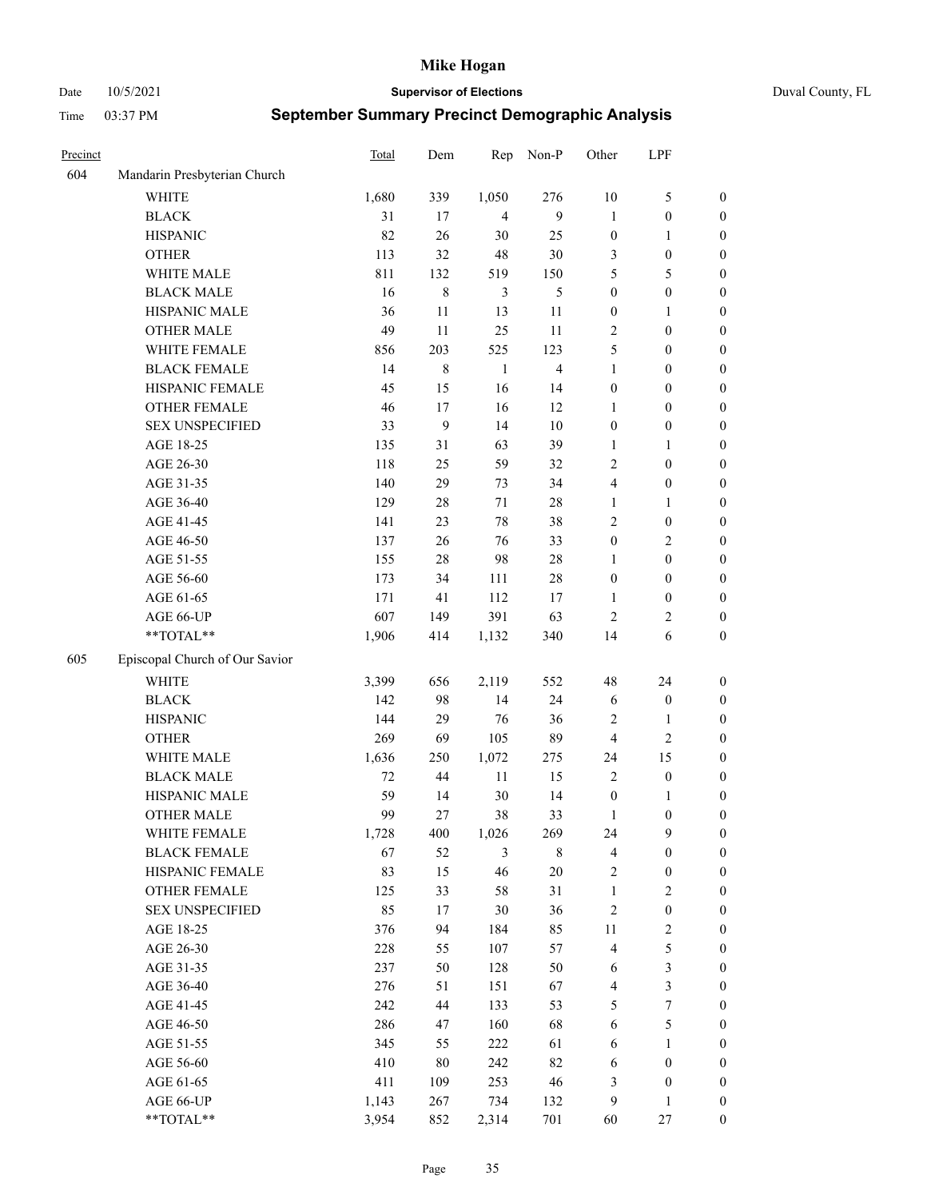# Mike Hogan

Date 10/5/2021 **Supervisor of Elections** Duval County, FL

Time 03:37 PM **September Summary Precinct Demographic Analysis**

| Precinct | | Total | Dem | Rep | Non-P | Other | LPF | |
|---|---|---|---|---|---|---|---|---|
| 604 | Mandarin Presbyterian Church | | | | | | | |
| | WHITE | 1,680 | 339 | 1,050 | 276 | 10 | 5 | 0 |
| | BLACK | 31 | 17 | 4 | 9 | 1 | 0 | 0 |
| | HISPANIC | 82 | 26 | 30 | 25 | 0 | 1 | 0 |
| | OTHER | 113 | 32 | 48 | 30 | 3 | 0 | 0 |
| | WHITE MALE | 811 | 132 | 519 | 150 | 5 | 5 | 0 |
| | BLACK MALE | 16 | 8 | 3 | 5 | 0 | 0 | 0 |
| | HISPANIC MALE | 36 | 11 | 13 | 11 | 0 | 1 | 0 |
| | OTHER MALE | 49 | 11 | 25 | 11 | 2 | 0 | 0 |
| | WHITE FEMALE | 856 | 203 | 525 | 123 | 5 | 0 | 0 |
| | BLACK FEMALE | 14 | 8 | 1 | 4 | 1 | 0 | 0 |
| | HISPANIC FEMALE | 45 | 15 | 16 | 14 | 0 | 0 | 0 |
| | OTHER FEMALE | 46 | 17 | 16 | 12 | 1 | 0 | 0 |
| | SEX UNSPECIFIED | 33 | 9 | 14 | 10 | 0 | 0 | 0 |
| | AGE 18-25 | 135 | 31 | 63 | 39 | 1 | 1 | 0 |
| | AGE 26-30 | 118 | 25 | 59 | 32 | 2 | 0 | 0 |
| | AGE 31-35 | 140 | 29 | 73 | 34 | 4 | 0 | 0 |
| | AGE 36-40 | 129 | 28 | 71 | 28 | 1 | 1 | 0 |
| | AGE 41-45 | 141 | 23 | 78 | 38 | 2 | 0 | 0 |
| | AGE 46-50 | 137 | 26 | 76 | 33 | 0 | 2 | 0 |
| | AGE 51-55 | 155 | 28 | 98 | 28 | 1 | 0 | 0 |
| | AGE 56-60 | 173 | 34 | 111 | 28 | 0 | 0 | 0 |
| | AGE 61-65 | 171 | 41 | 112 | 17 | 1 | 0 | 0 |
| | AGE 66-UP | 607 | 149 | 391 | 63 | 2 | 2 | 0 |
| | **TOTAL** | 1,906 | 414 | 1,132 | 340 | 14 | 6 | 0 |
| 605 | Episcopal Church of Our Savior | | | | | | | |
| | WHITE | 3,399 | 656 | 2,119 | 552 | 48 | 24 | 0 |
| | BLACK | 142 | 98 | 14 | 24 | 6 | 0 | 0 |
| | HISPANIC | 144 | 29 | 76 | 36 | 2 | 1 | 0 |
| | OTHER | 269 | 69 | 105 | 89 | 4 | 2 | 0 |
| | WHITE MALE | 1,636 | 250 | 1,072 | 275 | 24 | 15 | 0 |
| | BLACK MALE | 72 | 44 | 11 | 15 | 2 | 0 | 0 |
| | HISPANIC MALE | 59 | 14 | 30 | 14 | 0 | 1 | 0 |
| | OTHER MALE | 99 | 27 | 38 | 33 | 1 | 0 | 0 |
| | WHITE FEMALE | 1,728 | 400 | 1,026 | 269 | 24 | 9 | 0 |
| | BLACK FEMALE | 67 | 52 | 3 | 8 | 4 | 0 | 0 |
| | HISPANIC FEMALE | 83 | 15 | 46 | 20 | 2 | 0 | 0 |
| | OTHER FEMALE | 125 | 33 | 58 | 31 | 1 | 2 | 0 |
| | SEX UNSPECIFIED | 85 | 17 | 30 | 36 | 2 | 0 | 0 |
| | AGE 18-25 | 376 | 94 | 184 | 85 | 11 | 2 | 0 |
| | AGE 26-30 | 228 | 55 | 107 | 57 | 4 | 5 | 0 |
| | AGE 31-35 | 237 | 50 | 128 | 50 | 6 | 3 | 0 |
| | AGE 36-40 | 276 | 51 | 151 | 67 | 4 | 3 | 0 |
| | AGE 41-45 | 242 | 44 | 133 | 53 | 5 | 7 | 0 |
| | AGE 46-50 | 286 | 47 | 160 | 68 | 6 | 5 | 0 |
| | AGE 51-55 | 345 | 55 | 222 | 61 | 6 | 1 | 0 |
| | AGE 56-60 | 410 | 80 | 242 | 82 | 6 | 0 | 0 |
| | AGE 61-65 | 411 | 109 | 253 | 46 | 3 | 0 | 0 |
| | AGE 66-UP | 1,143 | 267 | 734 | 132 | 9 | 1 | 0 |
| | **TOTAL** | 3,954 | 852 | 2,314 | 701 | 60 | 27 | 0 |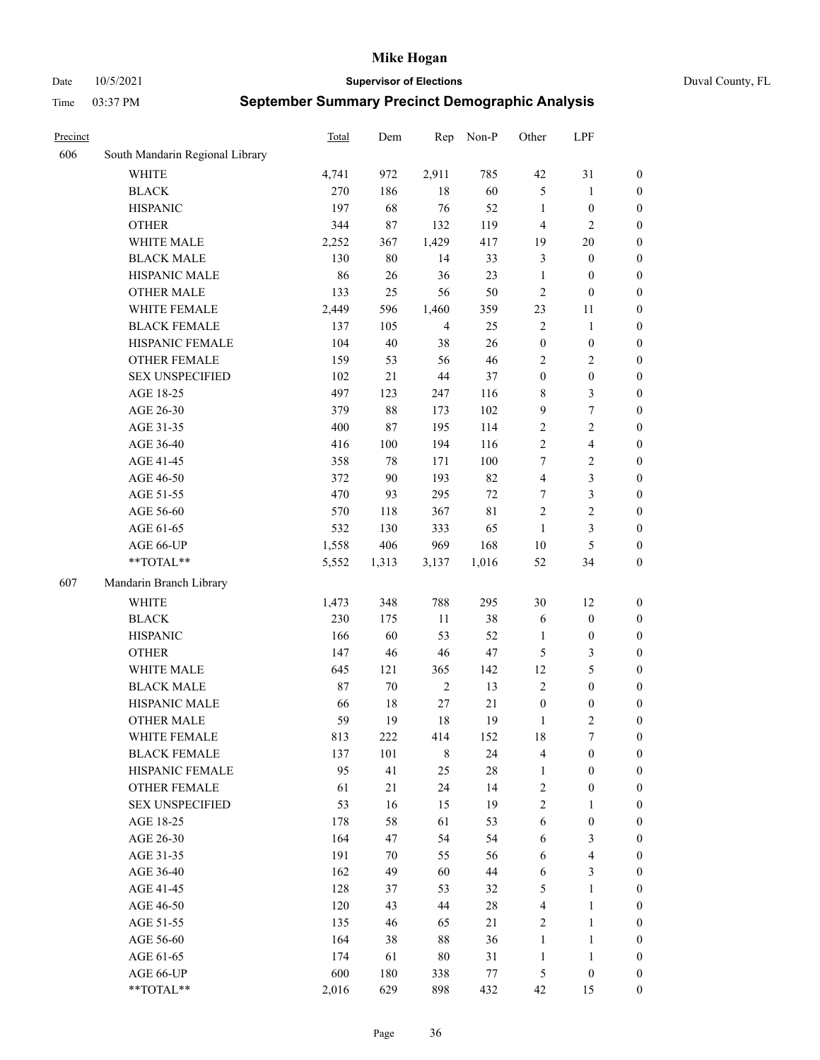# Mike Hogan

Date 10/5/2021 **Supervisor of Elections** Duval County, FL

Time 03:37 PM **September Summary Precinct Demographic Analysis**

| Precinct | | Total | Dem | Rep | Non-P | Other | LPF | |
|---|---|---|---|---|---|---|---|---|
| 606 | South Mandarin Regional Library | | | | | | | |
| | WHITE | 4,741 | 972 | 2,911 | 785 | 42 | 31 | 0 |
| | BLACK | 270 | 186 | 18 | 60 | 5 | 1 | 0 |
| | HISPANIC | 197 | 68 | 76 | 52 | 1 | 0 | 0 |
| | OTHER | 344 | 87 | 132 | 119 | 4 | 2 | 0 |
| | WHITE MALE | 2,252 | 367 | 1,429 | 417 | 19 | 20 | 0 |
| | BLACK MALE | 130 | 80 | 14 | 33 | 3 | 0 | 0 |
| | HISPANIC MALE | 86 | 26 | 36 | 23 | 1 | 0 | 0 |
| | OTHER MALE | 133 | 25 | 56 | 50 | 2 | 0 | 0 |
| | WHITE FEMALE | 2,449 | 596 | 1,460 | 359 | 23 | 11 | 0 |
| | BLACK FEMALE | 137 | 105 | 4 | 25 | 2 | 1 | 0 |
| | HISPANIC FEMALE | 104 | 40 | 38 | 26 | 0 | 0 | 0 |
| | OTHER FEMALE | 159 | 53 | 56 | 46 | 2 | 2 | 0 |
| | SEX UNSPECIFIED | 102 | 21 | 44 | 37 | 0 | 0 | 0 |
| | AGE 18-25 | 497 | 123 | 247 | 116 | 8 | 3 | 0 |
| | AGE 26-30 | 379 | 88 | 173 | 102 | 9 | 7 | 0 |
| | AGE 31-35 | 400 | 87 | 195 | 114 | 2 | 2 | 0 |
| | AGE 36-40 | 416 | 100 | 194 | 116 | 2 | 4 | 0 |
| | AGE 41-45 | 358 | 78 | 171 | 100 | 7 | 2 | 0 |
| | AGE 46-50 | 372 | 90 | 193 | 82 | 4 | 3 | 0 |
| | AGE 51-55 | 470 | 93 | 295 | 72 | 7 | 3 | 0 |
| | AGE 56-60 | 570 | 118 | 367 | 81 | 2 | 2 | 0 |
| | AGE 61-65 | 532 | 130 | 333 | 65 | 1 | 3 | 0 |
| | AGE 66-UP | 1,558 | 406 | 969 | 168 | 10 | 5 | 0 |
| | **TOTAL** | 5,552 | 1,313 | 3,137 | 1,016 | 52 | 34 | 0 |
| 607 | Mandarin Branch Library | | | | | | | |
| | WHITE | 1,473 | 348 | 788 | 295 | 30 | 12 | 0 |
| | BLACK | 230 | 175 | 11 | 38 | 6 | 0 | 0 |
| | HISPANIC | 166 | 60 | 53 | 52 | 1 | 0 | 0 |
| | OTHER | 147 | 46 | 46 | 47 | 5 | 3 | 0 |
| | WHITE MALE | 645 | 121 | 365 | 142 | 12 | 5 | 0 |
| | BLACK MALE | 87 | 70 | 2 | 13 | 2 | 0 | 0 |
| | HISPANIC MALE | 66 | 18 | 27 | 21 | 0 | 0 | 0 |
| | OTHER MALE | 59 | 19 | 18 | 19 | 1 | 2 | 0 |
| | WHITE FEMALE | 813 | 222 | 414 | 152 | 18 | 7 | 0 |
| | BLACK FEMALE | 137 | 101 | 8 | 24 | 4 | 0 | 0 |
| | HISPANIC FEMALE | 95 | 41 | 25 | 28 | 1 | 0 | 0 |
| | OTHER FEMALE | 61 | 21 | 24 | 14 | 2 | 0 | 0 |
| | SEX UNSPECIFIED | 53 | 16 | 15 | 19 | 2 | 1 | 0 |
| | AGE 18-25 | 178 | 58 | 61 | 53 | 6 | 0 | 0 |
| | AGE 26-30 | 164 | 47 | 54 | 54 | 6 | 3 | 0 |
| | AGE 31-35 | 191 | 70 | 55 | 56 | 6 | 4 | 0 |
| | AGE 36-40 | 162 | 49 | 60 | 44 | 6 | 3 | 0 |
| | AGE 41-45 | 128 | 37 | 53 | 32 | 5 | 1 | 0 |
| | AGE 46-50 | 120 | 43 | 44 | 28 | 4 | 1 | 0 |
| | AGE 51-55 | 135 | 46 | 65 | 21 | 2 | 1 | 0 |
| | AGE 56-60 | 164 | 38 | 88 | 36 | 1 | 1 | 0 |
| | AGE 61-65 | 174 | 61 | 80 | 31 | 1 | 1 | 0 |
| | AGE 66-UP | 600 | 180 | 338 | 77 | 5 | 0 | 0 |
| | **TOTAL** | 2,016 | 629 | 898 | 432 | 42 | 15 | 0 |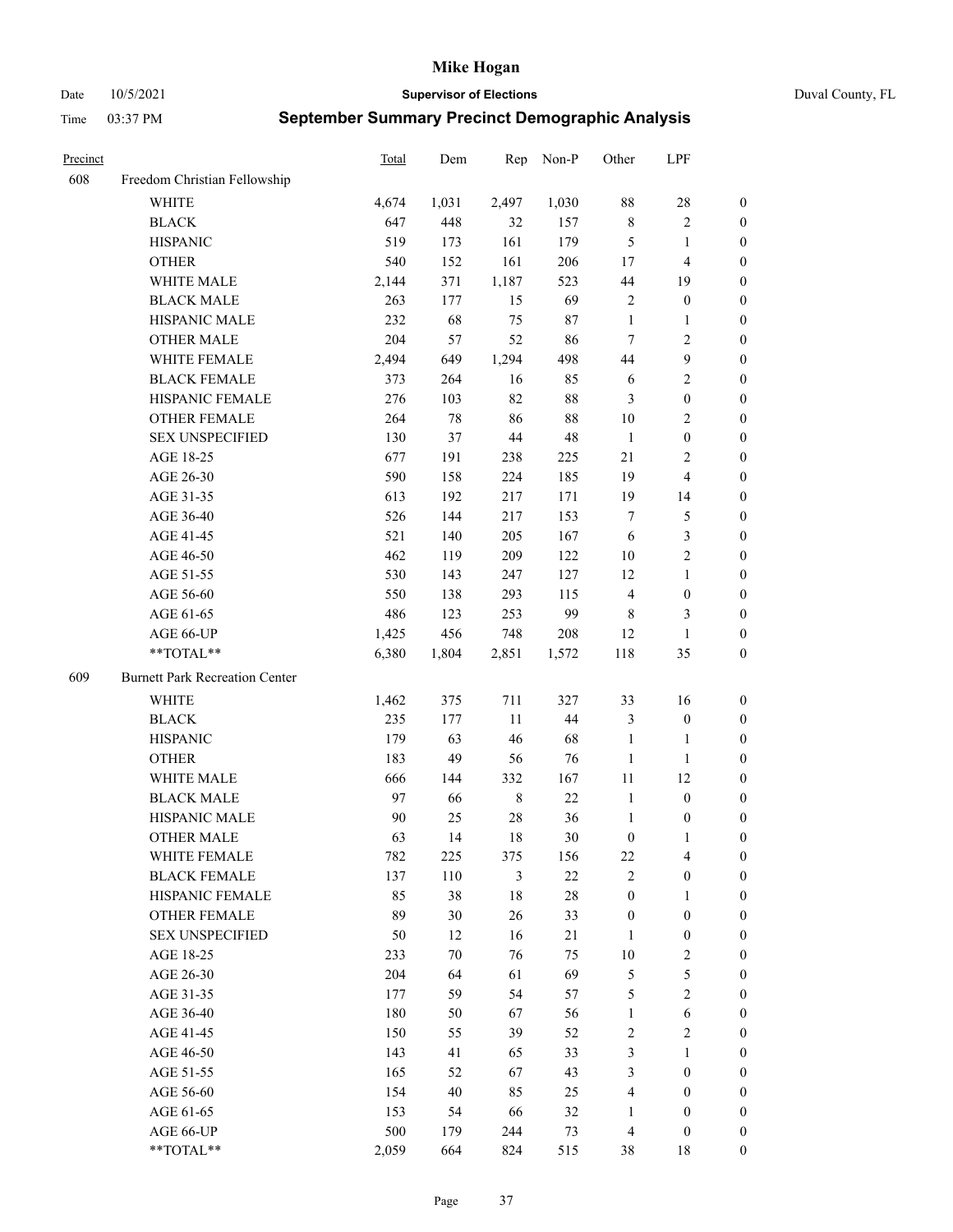# Mike Hogan

Date 10/5/2021 **Supervisor of Elections** Duval County, FL

Time 03:37 PM **September Summary Precinct Demographic Analysis**

| Precinct | | Total | Dem | Rep | Non-P | Other | LPF | |
|---|---|---|---|---|---|---|---|---|
| 608 | Freedom Christian Fellowship | | | | | | | |
| | WHITE | 4,674 | 1,031 | 2,497 | 1,030 | 88 | 28 | 0 |
| | BLACK | 647 | 448 | 32 | 157 | 8 | 2 | 0 |
| | HISPANIC | 519 | 173 | 161 | 179 | 5 | 1 | 0 |
| | OTHER | 540 | 152 | 161 | 206 | 17 | 4 | 0 |
| | WHITE MALE | 2,144 | 371 | 1,187 | 523 | 44 | 19 | 0 |
| | BLACK MALE | 263 | 177 | 15 | 69 | 2 | 0 | 0 |
| | HISPANIC MALE | 232 | 68 | 75 | 87 | 1 | 1 | 0 |
| | OTHER MALE | 204 | 57 | 52 | 86 | 7 | 2 | 0 |
| | WHITE FEMALE | 2,494 | 649 | 1,294 | 498 | 44 | 9 | 0 |
| | BLACK FEMALE | 373 | 264 | 16 | 85 | 6 | 2 | 0 |
| | HISPANIC FEMALE | 276 | 103 | 82 | 88 | 3 | 0 | 0 |
| | OTHER FEMALE | 264 | 78 | 86 | 88 | 10 | 2 | 0 |
| | SEX UNSPECIFIED | 130 | 37 | 44 | 48 | 1 | 0 | 0 |
| | AGE 18-25 | 677 | 191 | 238 | 225 | 21 | 2 | 0 |
| | AGE 26-30 | 590 | 158 | 224 | 185 | 19 | 4 | 0 |
| | AGE 31-35 | 613 | 192 | 217 | 171 | 19 | 14 | 0 |
| | AGE 36-40 | 526 | 144 | 217 | 153 | 7 | 5 | 0 |
| | AGE 41-45 | 521 | 140 | 205 | 167 | 6 | 3 | 0 |
| | AGE 46-50 | 462 | 119 | 209 | 122 | 10 | 2 | 0 |
| | AGE 51-55 | 530 | 143 | 247 | 127 | 12 | 1 | 0 |
| | AGE 56-60 | 550 | 138 | 293 | 115 | 4 | 0 | 0 |
| | AGE 61-65 | 486 | 123 | 253 | 99 | 8 | 3 | 0 |
| | AGE 66-UP | 1,425 | 456 | 748 | 208 | 12 | 1 | 0 |
| | **TOTAL** | 6,380 | 1,804 | 2,851 | 1,572 | 118 | 35 | 0 |
| 609 | Burnett Park Recreation Center | | | | | | | |
| | WHITE | 1,462 | 375 | 711 | 327 | 33 | 16 | 0 |
| | BLACK | 235 | 177 | 11 | 44 | 3 | 0 | 0 |
| | HISPANIC | 179 | 63 | 46 | 68 | 1 | 1 | 0 |
| | OTHER | 183 | 49 | 56 | 76 | 1 | 1 | 0 |
| | WHITE MALE | 666 | 144 | 332 | 167 | 11 | 12 | 0 |
| | BLACK MALE | 97 | 66 | 8 | 22 | 1 | 0 | 0 |
| | HISPANIC MALE | 90 | 25 | 28 | 36 | 1 | 0 | 0 |
| | OTHER MALE | 63 | 14 | 18 | 30 | 0 | 1 | 0 |
| | WHITE FEMALE | 782 | 225 | 375 | 156 | 22 | 4 | 0 |
| | BLACK FEMALE | 137 | 110 | 3 | 22 | 2 | 0 | 0 |
| | HISPANIC FEMALE | 85 | 38 | 18 | 28 | 0 | 1 | 0 |
| | OTHER FEMALE | 89 | 30 | 26 | 33 | 0 | 0 | 0 |
| | SEX UNSPECIFIED | 50 | 12 | 16 | 21 | 1 | 0 | 0 |
| | AGE 18-25 | 233 | 70 | 76 | 75 | 10 | 2 | 0 |
| | AGE 26-30 | 204 | 64 | 61 | 69 | 5 | 5 | 0 |
| | AGE 31-35 | 177 | 59 | 54 | 57 | 5 | 2 | 0 |
| | AGE 36-40 | 180 | 50 | 67 | 56 | 1 | 6 | 0 |
| | AGE 41-45 | 150 | 55 | 39 | 52 | 2 | 2 | 0 |
| | AGE 46-50 | 143 | 41 | 65 | 33 | 3 | 1 | 0 |
| | AGE 51-55 | 165 | 52 | 67 | 43 | 3 | 0 | 0 |
| | AGE 56-60 | 154 | 40 | 85 | 25 | 4 | 0 | 0 |
| | AGE 61-65 | 153 | 54 | 66 | 32 | 1 | 0 | 0 |
| | AGE 66-UP | 500 | 179 | 244 | 73 | 4 | 0 | 0 |
| | **TOTAL** | 2,059 | 664 | 824 | 515 | 38 | 18 | 0 |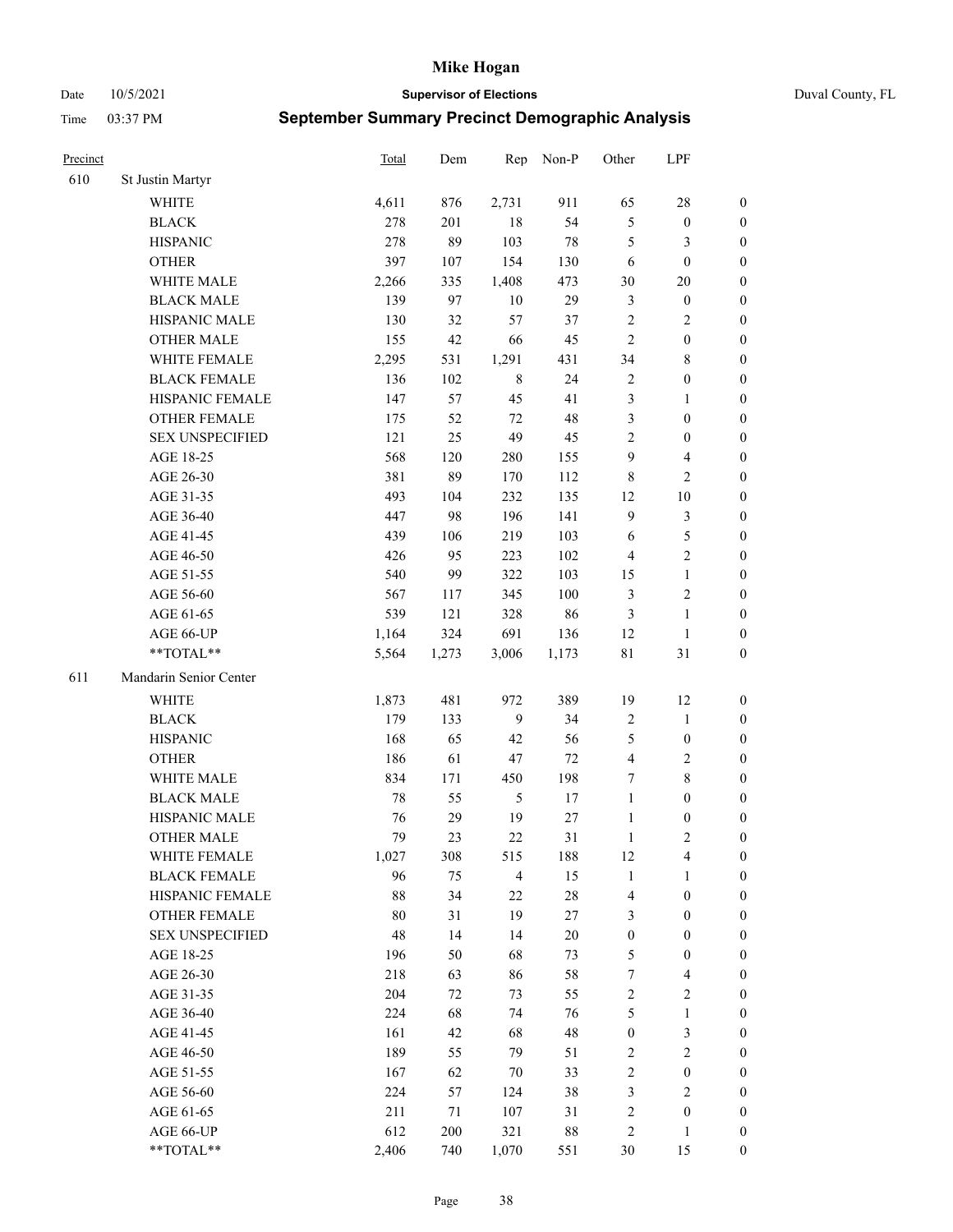# Mike Hogan

Date 10/5/2021 **Supervisor of Elections** Duval County, FL

Time 03:37 PM **September Summary Precinct Demographic Analysis**

| Precinct | | Total | Dem | Rep | Non-P | Other | LPF | |
|---|---|---|---|---|---|---|---|---|
| 610 | St Justin Martyr | | | | | | | |
| | WHITE | 4,611 | 876 | 2,731 | 911 | 65 | 28 | 0 |
| | BLACK | 278 | 201 | 18 | 54 | 5 | 0 | 0 |
| | HISPANIC | 278 | 89 | 103 | 78 | 5 | 3 | 0 |
| | OTHER | 397 | 107 | 154 | 130 | 6 | 0 | 0 |
| | WHITE MALE | 2,266 | 335 | 1,408 | 473 | 30 | 20 | 0 |
| | BLACK MALE | 139 | 97 | 10 | 29 | 3 | 0 | 0 |
| | HISPANIC MALE | 130 | 32 | 57 | 37 | 2 | 2 | 0 |
| | OTHER MALE | 155 | 42 | 66 | 45 | 2 | 0 | 0 |
| | WHITE FEMALE | 2,295 | 531 | 1,291 | 431 | 34 | 8 | 0 |
| | BLACK FEMALE | 136 | 102 | 8 | 24 | 2 | 0 | 0 |
| | HISPANIC FEMALE | 147 | 57 | 45 | 41 | 3 | 1 | 0 |
| | OTHER FEMALE | 175 | 52 | 72 | 48 | 3 | 0 | 0 |
| | SEX UNSPECIFIED | 121 | 25 | 49 | 45 | 2 | 0 | 0 |
| | AGE 18-25 | 568 | 120 | 280 | 155 | 9 | 4 | 0 |
| | AGE 26-30 | 381 | 89 | 170 | 112 | 8 | 2 | 0 |
| | AGE 31-35 | 493 | 104 | 232 | 135 | 12 | 10 | 0 |
| | AGE 36-40 | 447 | 98 | 196 | 141 | 9 | 3 | 0 |
| | AGE 41-45 | 439 | 106 | 219 | 103 | 6 | 5 | 0 |
| | AGE 46-50 | 426 | 95 | 223 | 102 | 4 | 2 | 0 |
| | AGE 51-55 | 540 | 99 | 322 | 103 | 15 | 1 | 0 |
| | AGE 56-60 | 567 | 117 | 345 | 100 | 3 | 2 | 0 |
| | AGE 61-65 | 539 | 121 | 328 | 86 | 3 | 1 | 0 |
| | AGE 66-UP | 1,164 | 324 | 691 | 136 | 12 | 1 | 0 |
| | **TOTAL** | 5,564 | 1,273 | 3,006 | 1,173 | 81 | 31 | 0 |
| 611 | Mandarin Senior Center | | | | | | | |
| | WHITE | 1,873 | 481 | 972 | 389 | 19 | 12 | 0 |
| | BLACK | 179 | 133 | 9 | 34 | 2 | 1 | 0 |
| | HISPANIC | 168 | 65 | 42 | 56 | 5 | 0 | 0 |
| | OTHER | 186 | 61 | 47 | 72 | 4 | 2 | 0 |
| | WHITE MALE | 834 | 171 | 450 | 198 | 7 | 8 | 0 |
| | BLACK MALE | 78 | 55 | 5 | 17 | 1 | 0 | 0 |
| | HISPANIC MALE | 76 | 29 | 19 | 27 | 1 | 0 | 0 |
| | OTHER MALE | 79 | 23 | 22 | 31 | 1 | 2 | 0 |
| | WHITE FEMALE | 1,027 | 308 | 515 | 188 | 12 | 4 | 0 |
| | BLACK FEMALE | 96 | 75 | 4 | 15 | 1 | 1 | 0 |
| | HISPANIC FEMALE | 88 | 34 | 22 | 28 | 4 | 0 | 0 |
| | OTHER FEMALE | 80 | 31 | 19 | 27 | 3 | 0 | 0 |
| | SEX UNSPECIFIED | 48 | 14 | 14 | 20 | 0 | 0 | 0 |
| | AGE 18-25 | 196 | 50 | 68 | 73 | 5 | 0 | 0 |
| | AGE 26-30 | 218 | 63 | 86 | 58 | 7 | 4 | 0 |
| | AGE 31-35 | 204 | 72 | 73 | 55 | 2 | 2 | 0 |
| | AGE 36-40 | 224 | 68 | 74 | 76 | 5 | 1 | 0 |
| | AGE 41-45 | 161 | 42 | 68 | 48 | 0 | 3 | 0 |
| | AGE 46-50 | 189 | 55 | 79 | 51 | 2 | 2 | 0 |
| | AGE 51-55 | 167 | 62 | 70 | 33 | 2 | 0 | 0 |
| | AGE 56-60 | 224 | 57 | 124 | 38 | 3 | 2 | 0 |
| | AGE 61-65 | 211 | 71 | 107 | 31 | 2 | 0 | 0 |
| | AGE 66-UP | 612 | 200 | 321 | 88 | 2 | 1 | 0 |
| | **TOTAL** | 2,406 | 740 | 1,070 | 551 | 30 | 15 | 0 |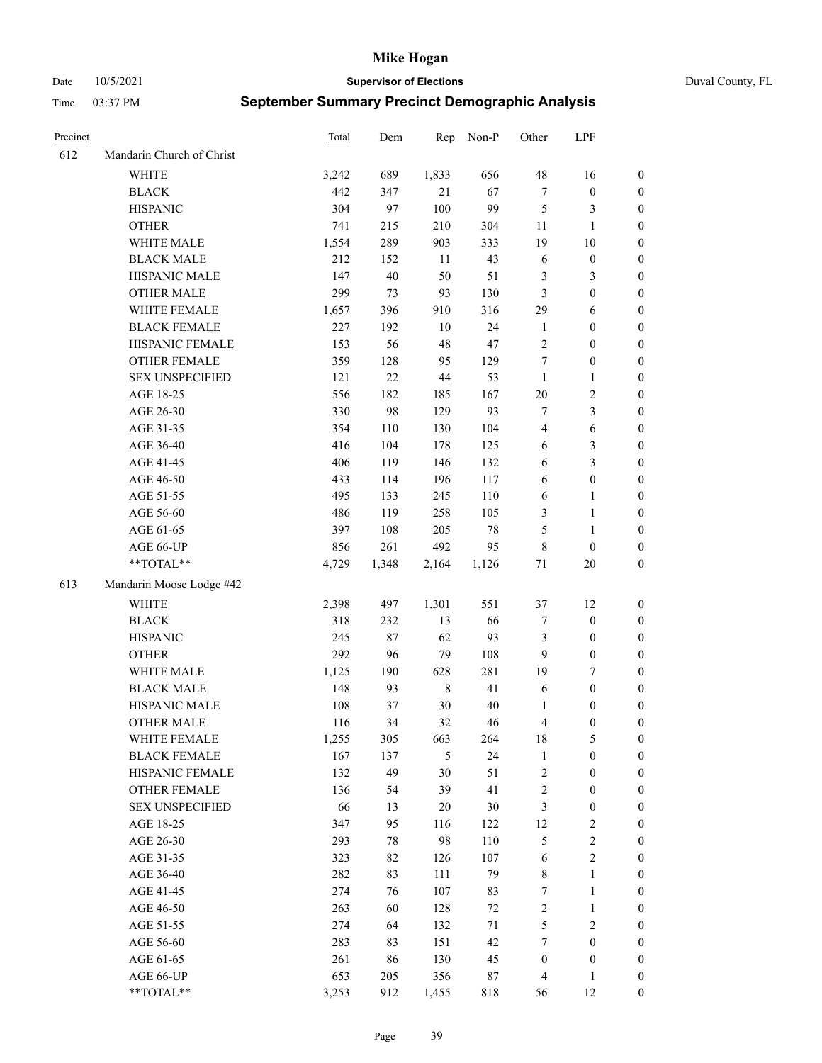# Mike Hogan

Date 10/5/2021 **Supervisor of Elections** Duval County, FL

Time 03:37 PM **September Summary Precinct Demographic Analysis**

| Precinct | | Total | Dem | Rep | Non-P | Other | LPF | |
|---|---|---|---|---|---|---|---|---|
| 612 | Mandarin Church of Christ | | | | | | | |
| | WHITE | 3,242 | 689 | 1,833 | 656 | 48 | 16 | 0 |
| | BLACK | 442 | 347 | 21 | 67 | 7 | 0 | 0 |
| | HISPANIC | 304 | 97 | 100 | 99 | 5 | 3 | 0 |
| | OTHER | 741 | 215 | 210 | 304 | 11 | 1 | 0 |
| | WHITE MALE | 1,554 | 289 | 903 | 333 | 19 | 10 | 0 |
| | BLACK MALE | 212 | 152 | 11 | 43 | 6 | 0 | 0 |
| | HISPANIC MALE | 147 | 40 | 50 | 51 | 3 | 3 | 0 |
| | OTHER MALE | 299 | 73 | 93 | 130 | 3 | 0 | 0 |
| | WHITE FEMALE | 1,657 | 396 | 910 | 316 | 29 | 6 | 0 |
| | BLACK FEMALE | 227 | 192 | 10 | 24 | 1 | 0 | 0 |
| | HISPANIC FEMALE | 153 | 56 | 48 | 47 | 2 | 0 | 0 |
| | OTHER FEMALE | 359 | 128 | 95 | 129 | 7 | 0 | 0 |
| | SEX UNSPECIFIED | 121 | 22 | 44 | 53 | 1 | 1 | 0 |
| | AGE 18-25 | 556 | 182 | 185 | 167 | 20 | 2 | 0 |
| | AGE 26-30 | 330 | 98 | 129 | 93 | 7 | 3 | 0 |
| | AGE 31-35 | 354 | 110 | 130 | 104 | 4 | 6 | 0 |
| | AGE 36-40 | 416 | 104 | 178 | 125 | 6 | 3 | 0 |
| | AGE 41-45 | 406 | 119 | 146 | 132 | 6 | 3 | 0 |
| | AGE 46-50 | 433 | 114 | 196 | 117 | 6 | 0 | 0 |
| | AGE 51-55 | 495 | 133 | 245 | 110 | 6 | 1 | 0 |
| | AGE 56-60 | 486 | 119 | 258 | 105 | 3 | 1 | 0 |
| | AGE 61-65 | 397 | 108 | 205 | 78 | 5 | 1 | 0 |
| | AGE 66-UP | 856 | 261 | 492 | 95 | 8 | 0 | 0 |
| | **TOTAL** | 4,729 | 1,348 | 2,164 | 1,126 | 71 | 20 | 0 |
| 613 | Mandarin Moose Lodge #42 | | | | | | | |
| | WHITE | 2,398 | 497 | 1,301 | 551 | 37 | 12 | 0 |
| | BLACK | 318 | 232 | 13 | 66 | 7 | 0 | 0 |
| | HISPANIC | 245 | 87 | 62 | 93 | 3 | 0 | 0 |
| | OTHER | 292 | 96 | 79 | 108 | 9 | 0 | 0 |
| | WHITE MALE | 1,125 | 190 | 628 | 281 | 19 | 7 | 0 |
| | BLACK MALE | 148 | 93 | 8 | 41 | 6 | 0 | 0 |
| | HISPANIC MALE | 108 | 37 | 30 | 40 | 1 | 0 | 0 |
| | OTHER MALE | 116 | 34 | 32 | 46 | 4 | 0 | 0 |
| | WHITE FEMALE | 1,255 | 305 | 663 | 264 | 18 | 5 | 0 |
| | BLACK FEMALE | 167 | 137 | 5 | 24 | 1 | 0 | 0 |
| | HISPANIC FEMALE | 132 | 49 | 30 | 51 | 2 | 0 | 0 |
| | OTHER FEMALE | 136 | 54 | 39 | 41 | 2 | 0 | 0 |
| | SEX UNSPECIFIED | 66 | 13 | 20 | 30 | 3 | 0 | 0 |
| | AGE 18-25 | 347 | 95 | 116 | 122 | 12 | 2 | 0 |
| | AGE 26-30 | 293 | 78 | 98 | 110 | 5 | 2 | 0 |
| | AGE 31-35 | 323 | 82 | 126 | 107 | 6 | 2 | 0 |
| | AGE 36-40 | 282 | 83 | 111 | 79 | 8 | 1 | 0 |
| | AGE 41-45 | 274 | 76 | 107 | 83 | 7 | 1 | 0 |
| | AGE 46-50 | 263 | 60 | 128 | 72 | 2 | 1 | 0 |
| | AGE 51-55 | 274 | 64 | 132 | 71 | 5 | 2 | 0 |
| | AGE 56-60 | 283 | 83 | 151 | 42 | 7 | 0 | 0 |
| | AGE 61-65 | 261 | 86 | 130 | 45 | 0 | 0 | 0 |
| | AGE 66-UP | 653 | 205 | 356 | 87 | 4 | 1 | 0 |
| | **TOTAL** | 3,253 | 912 | 1,455 | 818 | 56 | 12 | 0 |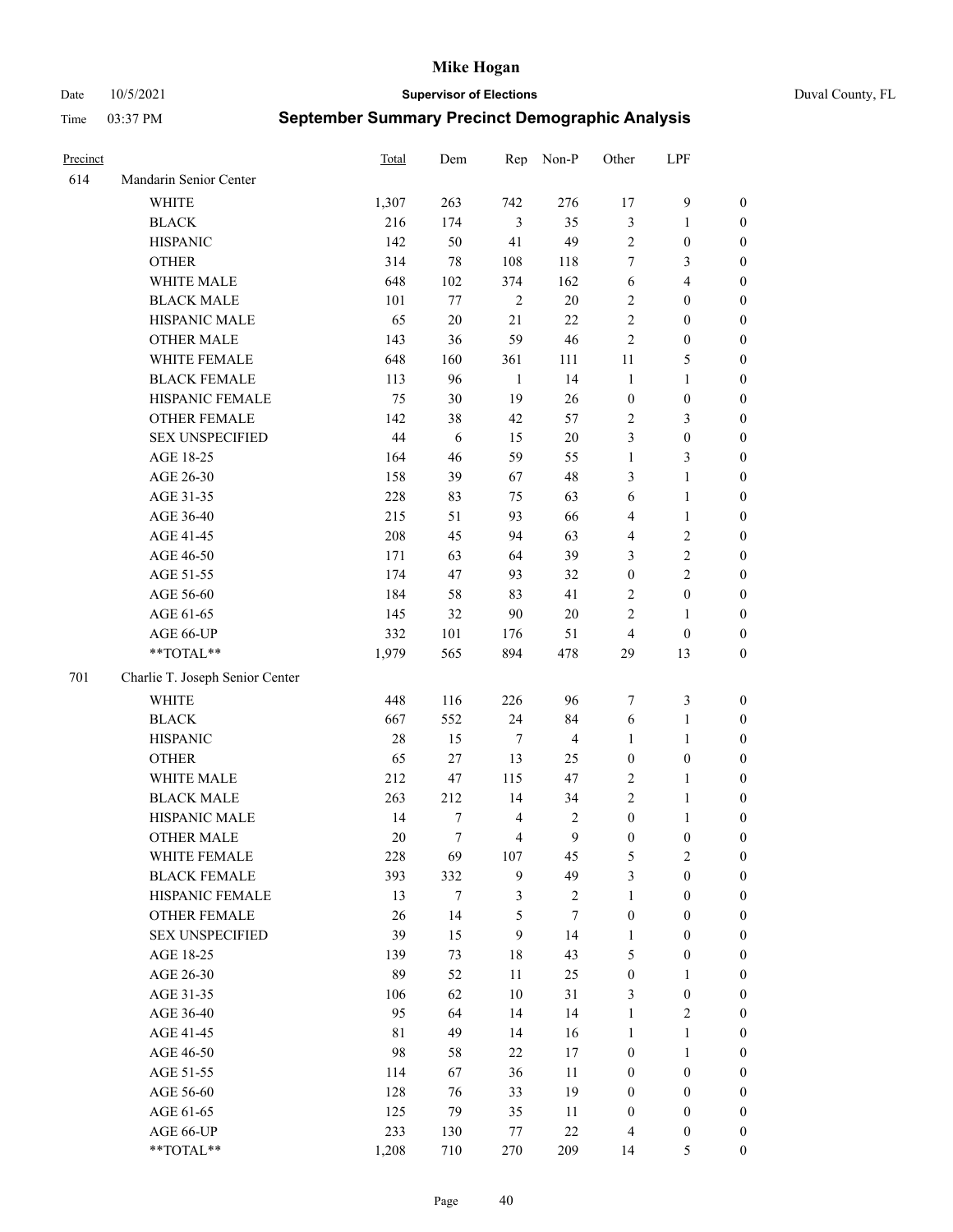| Precinct | | Total | Dem | Rep | Non-P | Other | LPF | |
|---|---|---|---|---|---|---|---|---|
| 614 | Mandarin Senior Center | | | | | | | |
| | WHITE | 1,307 | 263 | 742 | 276 | 17 | 9 | 0 |
| | BLACK | 216 | 174 | 3 | 35 | 3 | 1 | 0 |
| | HISPANIC | 142 | 50 | 41 | 49 | 2 | 0 | 0 |
| | OTHER | 314 | 78 | 108 | 118 | 7 | 3 | 0 |
| | WHITE MALE | 648 | 102 | 374 | 162 | 6 | 4 | 0 |
| | BLACK MALE | 101 | 77 | 2 | 20 | 2 | 0 | 0 |
| | HISPANIC MALE | 65 | 20 | 21 | 22 | 2 | 0 | 0 |
| | OTHER MALE | 143 | 36 | 59 | 46 | 2 | 0 | 0 |
| | WHITE FEMALE | 648 | 160 | 361 | 111 | 11 | 5 | 0 |
| | BLACK FEMALE | 113 | 96 | 1 | 14 | 1 | 1 | 0 |
| | HISPANIC FEMALE | 75 | 30 | 19 | 26 | 0 | 0 | 0 |
| | OTHER FEMALE | 142 | 38 | 42 | 57 | 2 | 3 | 0 |
| | SEX UNSPECIFIED | 44 | 6 | 15 | 20 | 3 | 0 | 0 |
| | AGE 18-25 | 164 | 46 | 59 | 55 | 1 | 3 | 0 |
| | AGE 26-30 | 158 | 39 | 67 | 48 | 3 | 1 | 0 |
| | AGE 31-35 | 228 | 83 | 75 | 63 | 6 | 1 | 0 |
| | AGE 36-40 | 215 | 51 | 93 | 66 | 4 | 1 | 0 |
| | AGE 41-45 | 208 | 45 | 94 | 63 | 4 | 2 | 0 |
| | AGE 46-50 | 171 | 63 | 64 | 39 | 3 | 2 | 0 |
| | AGE 51-55 | 174 | 47 | 93 | 32 | 0 | 2 | 0 |
| | AGE 56-60 | 184 | 58 | 83 | 41 | 2 | 0 | 0 |
| | AGE 61-65 | 145 | 32 | 90 | 20 | 2 | 1 | 0 |
| | AGE 66-UP | 332 | 101 | 176 | 51 | 4 | 0 | 0 |
| | **TOTAL** | 1,979 | 565 | 894 | 478 | 29 | 13 | 0 |
| 701 | Charlie T. Joseph Senior Center | | | | | | | |
| | WHITE | 448 | 116 | 226 | 96 | 7 | 3 | 0 |
| | BLACK | 667 | 552 | 24 | 84 | 6 | 1 | 0 |
| | HISPANIC | 28 | 15 | 7 | 4 | 1 | 1 | 0 |
| | OTHER | 65 | 27 | 13 | 25 | 0 | 0 | 0 |
| | WHITE MALE | 212 | 47 | 115 | 47 | 2 | 1 | 0 |
| | BLACK MALE | 263 | 212 | 14 | 34 | 2 | 1 | 0 |
| | HISPANIC MALE | 14 | 7 | 4 | 2 | 0 | 1 | 0 |
| | OTHER MALE | 20 | 7 | 4 | 9 | 0 | 0 | 0 |
| | WHITE FEMALE | 228 | 69 | 107 | 45 | 5 | 2 | 0 |
| | BLACK FEMALE | 393 | 332 | 9 | 49 | 3 | 0 | 0 |
| | HISPANIC FEMALE | 13 | 7 | 3 | 2 | 1 | 0 | 0 |
| | OTHER FEMALE | 26 | 14 | 5 | 7 | 0 | 0 | 0 |
| | SEX UNSPECIFIED | 39 | 15 | 9 | 14 | 1 | 0 | 0 |
| | AGE 18-25 | 139 | 73 | 18 | 43 | 5 | 0 | 0 |
| | AGE 26-30 | 89 | 52 | 11 | 25 | 0 | 1 | 0 |
| | AGE 31-35 | 106 | 62 | 10 | 31 | 3 | 0 | 0 |
| | AGE 36-40 | 95 | 64 | 14 | 14 | 1 | 2 | 0 |
| | AGE 41-45 | 81 | 49 | 14 | 16 | 1 | 1 | 0 |
| | AGE 46-50 | 98 | 58 | 22 | 17 | 0 | 1 | 0 |
| | AGE 51-55 | 114 | 67 | 36 | 11 | 0 | 0 | 0 |
| | AGE 56-60 | 128 | 76 | 33 | 19 | 0 | 0 | 0 |
| | AGE 61-65 | 125 | 79 | 35 | 11 | 0 | 0 | 0 |
| | AGE 66-UP | 233 | 130 | 77 | 22 | 4 | 0 | 0 |
| | **TOTAL** | 1,208 | 710 | 270 | 209 | 14 | 5 | 0 |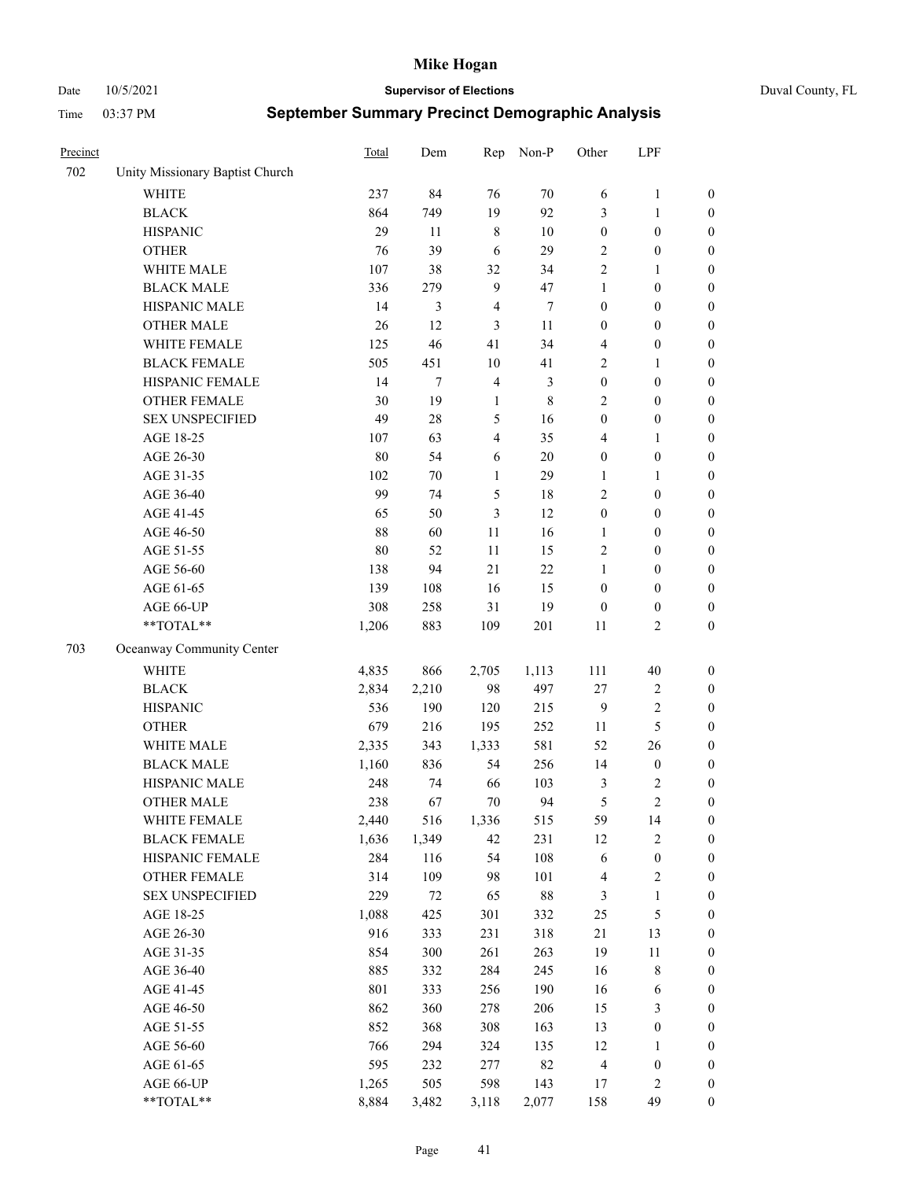# Mike Hogan

Date 10/5/2021 **Supervisor of Elections** Duval County, FL

Time 03:37 PM **September Summary Precinct Demographic Analysis**

| Precinct | | Total | Dem | Rep | Non-P | Other | LPF | |
|---|---|---|---|---|---|---|---|---|
| 702 | Unity Missionary Baptist Church | | | | | | | |
| | WHITE | 237 | 84 | 76 | 70 | 6 | 1 | 0 |
| | BLACK | 864 | 749 | 19 | 92 | 3 | 1 | 0 |
| | HISPANIC | 29 | 11 | 8 | 10 | 0 | 0 | 0 |
| | OTHER | 76 | 39 | 6 | 29 | 2 | 0 | 0 |
| | WHITE MALE | 107 | 38 | 32 | 34 | 2 | 1 | 0 |
| | BLACK MALE | 336 | 279 | 9 | 47 | 1 | 0 | 0 |
| | HISPANIC MALE | 14 | 3 | 4 | 7 | 0 | 0 | 0 |
| | OTHER MALE | 26 | 12 | 3 | 11 | 0 | 0 | 0 |
| | WHITE FEMALE | 125 | 46 | 41 | 34 | 4 | 0 | 0 |
| | BLACK FEMALE | 505 | 451 | 10 | 41 | 2 | 1 | 0 |
| | HISPANIC FEMALE | 14 | 7 | 4 | 3 | 0 | 0 | 0 |
| | OTHER FEMALE | 30 | 19 | 1 | 8 | 2 | 0 | 0 |
| | SEX UNSPECIFIED | 49 | 28 | 5 | 16 | 0 | 0 | 0 |
| | AGE 18-25 | 107 | 63 | 4 | 35 | 4 | 1 | 0 |
| | AGE 26-30 | 80 | 54 | 6 | 20 | 0 | 0 | 0 |
| | AGE 31-35 | 102 | 70 | 1 | 29 | 1 | 1 | 0 |
| | AGE 36-40 | 99 | 74 | 5 | 18 | 2 | 0 | 0 |
| | AGE 41-45 | 65 | 50 | 3 | 12 | 0 | 0 | 0 |
| | AGE 46-50 | 88 | 60 | 11 | 16 | 1 | 0 | 0 |
| | AGE 51-55 | 80 | 52 | 11 | 15 | 2 | 0 | 0 |
| | AGE 56-60 | 138 | 94 | 21 | 22 | 1 | 0 | 0 |
| | AGE 61-65 | 139 | 108 | 16 | 15 | 0 | 0 | 0 |
| | AGE 66-UP | 308 | 258 | 31 | 19 | 0 | 0 | 0 |
| | **TOTAL** | 1,206 | 883 | 109 | 201 | 11 | 2 | 0 |
| 703 | Oceanway Community Center | | | | | | | |
| | WHITE | 4,835 | 866 | 2,705 | 1,113 | 111 | 40 | 0 |
| | BLACK | 2,834 | 2,210 | 98 | 497 | 27 | 2 | 0 |
| | HISPANIC | 536 | 190 | 120 | 215 | 9 | 2 | 0 |
| | OTHER | 679 | 216 | 195 | 252 | 11 | 5 | 0 |
| | WHITE MALE | 2,335 | 343 | 1,333 | 581 | 52 | 26 | 0 |
| | BLACK MALE | 1,160 | 836 | 54 | 256 | 14 | 0 | 0 |
| | HISPANIC MALE | 248 | 74 | 66 | 103 | 3 | 2 | 0 |
| | OTHER MALE | 238 | 67 | 70 | 94 | 5 | 2 | 0 |
| | WHITE FEMALE | 2,440 | 516 | 1,336 | 515 | 59 | 14 | 0 |
| | BLACK FEMALE | 1,636 | 1,349 | 42 | 231 | 12 | 2 | 0 |
| | HISPANIC FEMALE | 284 | 116 | 54 | 108 | 6 | 0 | 0 |
| | OTHER FEMALE | 314 | 109 | 98 | 101 | 4 | 2 | 0 |
| | SEX UNSPECIFIED | 229 | 72 | 65 | 88 | 3 | 1 | 0 |
| | AGE 18-25 | 1,088 | 425 | 301 | 332 | 25 | 5 | 0 |
| | AGE 26-30 | 916 | 333 | 231 | 318 | 21 | 13 | 0 |
| | AGE 31-35 | 854 | 300 | 261 | 263 | 19 | 11 | 0 |
| | AGE 36-40 | 885 | 332 | 284 | 245 | 16 | 8 | 0 |
| | AGE 41-45 | 801 | 333 | 256 | 190 | 16 | 6 | 0 |
| | AGE 46-50 | 862 | 360 | 278 | 206 | 15 | 3 | 0 |
| | AGE 51-55 | 852 | 368 | 308 | 163 | 13 | 0 | 0 |
| | AGE 56-60 | 766 | 294 | 324 | 135 | 12 | 1 | 0 |
| | AGE 61-65 | 595 | 232 | 277 | 82 | 4 | 0 | 0 |
| | AGE 66-UP | 1,265 | 505 | 598 | 143 | 17 | 2 | 0 |
| | **TOTAL** | 8,884 | 3,482 | 3,118 | 2,077 | 158 | 49 | 0 |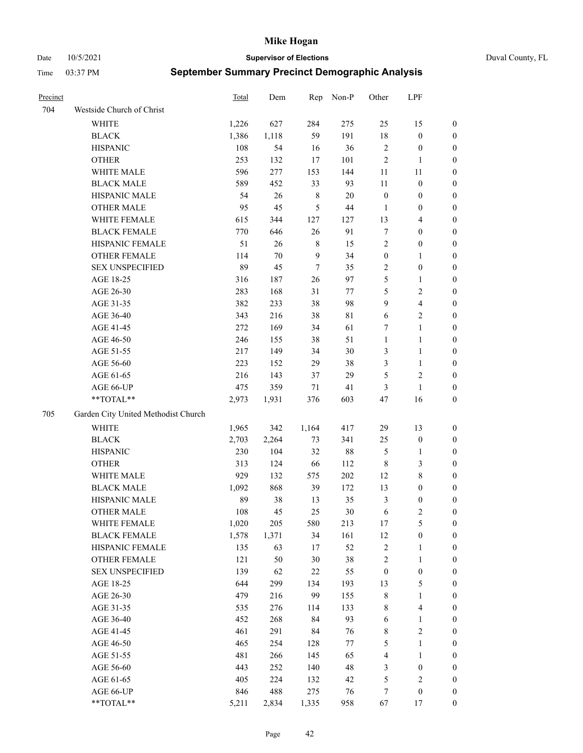# Mike Hogan

Date 10/5/2021 **Supervisor of Elections** Duval County, FL

Time 03:37 PM **September Summary Precinct Demographic Analysis**

| Precinct | | Total | Dem | Rep | Non-P | Other | LPF | |
|---|---|---|---|---|---|---|---|---|
| 704 | Westside Church of Christ | | | | | | | |
| | WHITE | 1,226 | 627 | 284 | 275 | 25 | 15 | 0 |
| | BLACK | 1,386 | 1,118 | 59 | 191 | 18 | 0 | 0 |
| | HISPANIC | 108 | 54 | 16 | 36 | 2 | 0 | 0 |
| | OTHER | 253 | 132 | 17 | 101 | 2 | 1 | 0 |
| | WHITE MALE | 596 | 277 | 153 | 144 | 11 | 11 | 0 |
| | BLACK MALE | 589 | 452 | 33 | 93 | 11 | 0 | 0 |
| | HISPANIC MALE | 54 | 26 | 8 | 20 | 0 | 0 | 0 |
| | OTHER MALE | 95 | 45 | 5 | 44 | 1 | 0 | 0 |
| | WHITE FEMALE | 615 | 344 | 127 | 127 | 13 | 4 | 0 |
| | BLACK FEMALE | 770 | 646 | 26 | 91 | 7 | 0 | 0 |
| | HISPANIC FEMALE | 51 | 26 | 8 | 15 | 2 | 0 | 0 |
| | OTHER FEMALE | 114 | 70 | 9 | 34 | 0 | 1 | 0 |
| | SEX UNSPECIFIED | 89 | 45 | 7 | 35 | 2 | 0 | 0 |
| | AGE 18-25 | 316 | 187 | 26 | 97 | 5 | 1 | 0 |
| | AGE 26-30 | 283 | 168 | 31 | 77 | 5 | 2 | 0 |
| | AGE 31-35 | 382 | 233 | 38 | 98 | 9 | 4 | 0 |
| | AGE 36-40 | 343 | 216 | 38 | 81 | 6 | 2 | 0 |
| | AGE 41-45 | 272 | 169 | 34 | 61 | 7 | 1 | 0 |
| | AGE 46-50 | 246 | 155 | 38 | 51 | 1 | 1 | 0 |
| | AGE 51-55 | 217 | 149 | 34 | 30 | 3 | 1 | 0 |
| | AGE 56-60 | 223 | 152 | 29 | 38 | 3 | 1 | 0 |
| | AGE 61-65 | 216 | 143 | 37 | 29 | 5 | 2 | 0 |
| | AGE 66-UP | 475 | 359 | 71 | 41 | 3 | 1 | 0 |
| | **TOTAL** | 2,973 | 1,931 | 376 | 603 | 47 | 16 | 0 |
| 705 | Garden City United Methodist Church | | | | | | | |
| | WHITE | 1,965 | 342 | 1,164 | 417 | 29 | 13 | 0 |
| | BLACK | 2,703 | 2,264 | 73 | 341 | 25 | 0 | 0 |
| | HISPANIC | 230 | 104 | 32 | 88 | 5 | 1 | 0 |
| | OTHER | 313 | 124 | 66 | 112 | 8 | 3 | 0 |
| | WHITE MALE | 929 | 132 | 575 | 202 | 12 | 8 | 0 |
| | BLACK MALE | 1,092 | 868 | 39 | 172 | 13 | 0 | 0 |
| | HISPANIC MALE | 89 | 38 | 13 | 35 | 3 | 0 | 0 |
| | OTHER MALE | 108 | 45 | 25 | 30 | 6 | 2 | 0 |
| | WHITE FEMALE | 1,020 | 205 | 580 | 213 | 17 | 5 | 0 |
| | BLACK FEMALE | 1,578 | 1,371 | 34 | 161 | 12 | 0 | 0 |
| | HISPANIC FEMALE | 135 | 63 | 17 | 52 | 2 | 1 | 0 |
| | OTHER FEMALE | 121 | 50 | 30 | 38 | 2 | 1 | 0 |
| | SEX UNSPECIFIED | 139 | 62 | 22 | 55 | 0 | 0 | 0 |
| | AGE 18-25 | 644 | 299 | 134 | 193 | 13 | 5 | 0 |
| | AGE 26-30 | 479 | 216 | 99 | 155 | 8 | 1 | 0 |
| | AGE 31-35 | 535 | 276 | 114 | 133 | 8 | 4 | 0 |
| | AGE 36-40 | 452 | 268 | 84 | 93 | 6 | 1 | 0 |
| | AGE 41-45 | 461 | 291 | 84 | 76 | 8 | 2 | 0 |
| | AGE 46-50 | 465 | 254 | 128 | 77 | 5 | 1 | 0 |
| | AGE 51-55 | 481 | 266 | 145 | 65 | 4 | 1 | 0 |
| | AGE 56-60 | 443 | 252 | 140 | 48 | 3 | 0 | 0 |
| | AGE 61-65 | 405 | 224 | 132 | 42 | 5 | 2 | 0 |
| | AGE 66-UP | 846 | 488 | 275 | 76 | 7 | 0 | 0 |
| | **TOTAL** | 5,211 | 2,834 | 1,335 | 958 | 67 | 17 | 0 |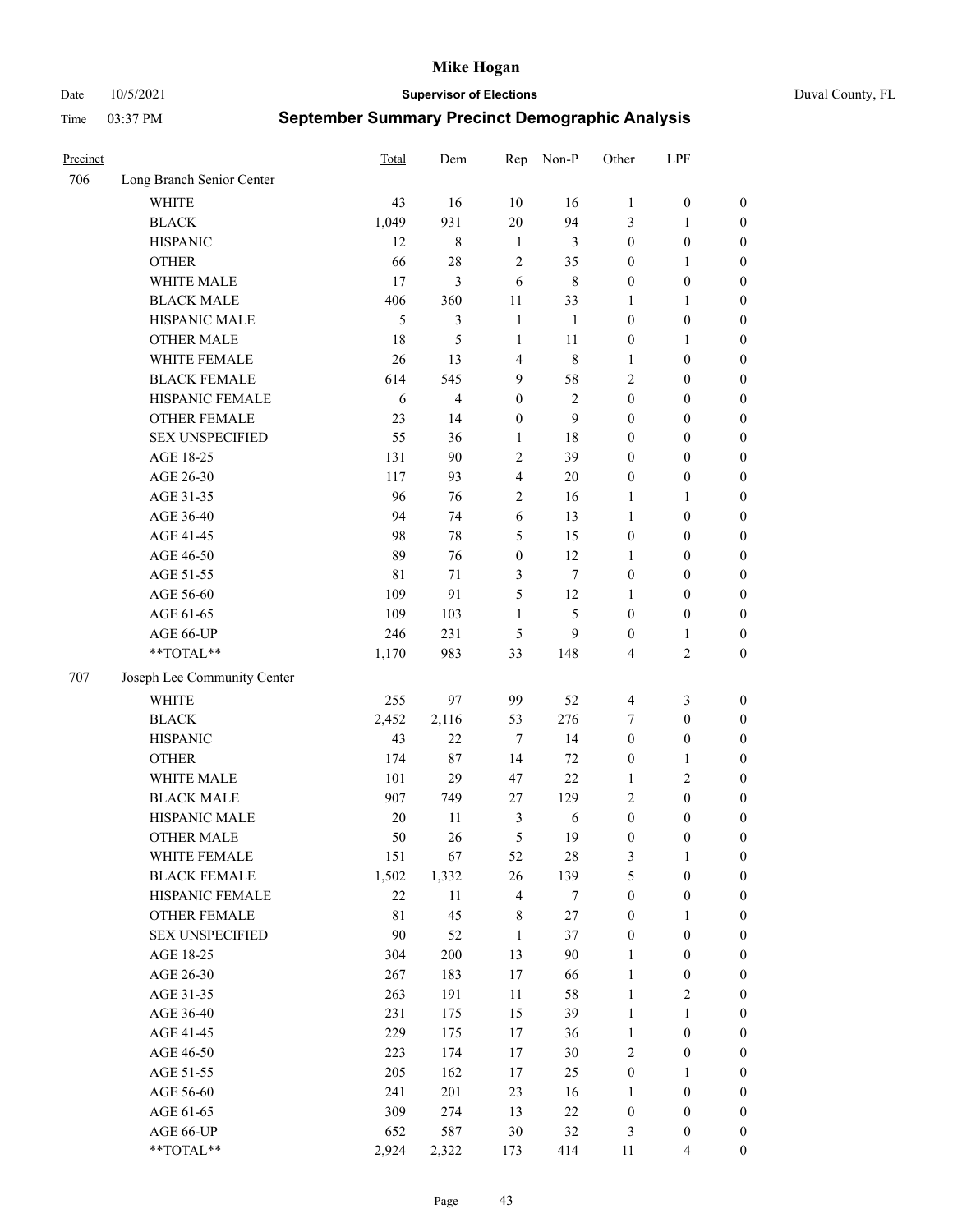# Mike Hogan

Date 10/5/2021 **Supervisor of Elections** Duval County, FL

Time 03:37 PM **September Summary Precinct Demographic Analysis**

| Precinct | | Total | Dem | Rep | Non-P | Other | LPF | |
|---|---|---|---|---|---|---|---|---|
| 706 | Long Branch Senior Center | | | | | | | |
| | WHITE | 43 | 16 | 10 | 16 | 1 | 0 | 0 |
| | BLACK | 1,049 | 931 | 20 | 94 | 3 | 1 | 0 |
| | HISPANIC | 12 | 8 | 1 | 3 | 0 | 0 | 0 |
| | OTHER | 66 | 28 | 2 | 35 | 0 | 1 | 0 |
| | WHITE MALE | 17 | 3 | 6 | 8 | 0 | 0 | 0 |
| | BLACK MALE | 406 | 360 | 11 | 33 | 1 | 1 | 0 |
| | HISPANIC MALE | 5 | 3 | 1 | 1 | 0 | 0 | 0 |
| | OTHER MALE | 18 | 5 | 1 | 11 | 0 | 1 | 0 |
| | WHITE FEMALE | 26 | 13 | 4 | 8 | 1 | 0 | 0 |
| | BLACK FEMALE | 614 | 545 | 9 | 58 | 2 | 0 | 0 |
| | HISPANIC FEMALE | 6 | 4 | 0 | 2 | 0 | 0 | 0 |
| | OTHER FEMALE | 23 | 14 | 0 | 9 | 0 | 0 | 0 |
| | SEX UNSPECIFIED | 55 | 36 | 1 | 18 | 0 | 0 | 0 |
| | AGE 18-25 | 131 | 90 | 2 | 39 | 0 | 0 | 0 |
| | AGE 26-30 | 117 | 93 | 4 | 20 | 0 | 0 | 0 |
| | AGE 31-35 | 96 | 76 | 2 | 16 | 1 | 1 | 0 |
| | AGE 36-40 | 94 | 74 | 6 | 13 | 1 | 0 | 0 |
| | AGE 41-45 | 98 | 78 | 5 | 15 | 0 | 0 | 0 |
| | AGE 46-50 | 89 | 76 | 0 | 12 | 1 | 0 | 0 |
| | AGE 51-55 | 81 | 71 | 3 | 7 | 0 | 0 | 0 |
| | AGE 56-60 | 109 | 91 | 5 | 12 | 1 | 0 | 0 |
| | AGE 61-65 | 109 | 103 | 1 | 5 | 0 | 0 | 0 |
| | AGE 66-UP | 246 | 231 | 5 | 9 | 0 | 1 | 0 |
| | **TOTAL** | 1,170 | 983 | 33 | 148 | 4 | 2 | 0 |
| 707 | Joseph Lee Community Center | | | | | | | |
| | WHITE | 255 | 97 | 99 | 52 | 4 | 3 | 0 |
| | BLACK | 2,452 | 2,116 | 53 | 276 | 7 | 0 | 0 |
| | HISPANIC | 43 | 22 | 7 | 14 | 0 | 0 | 0 |
| | OTHER | 174 | 87 | 14 | 72 | 0 | 1 | 0 |
| | WHITE MALE | 101 | 29 | 47 | 22 | 1 | 2 | 0 |
| | BLACK MALE | 907 | 749 | 27 | 129 | 2 | 0 | 0 |
| | HISPANIC MALE | 20 | 11 | 3 | 6 | 0 | 0 | 0 |
| | OTHER MALE | 50 | 26 | 5 | 19 | 0 | 0 | 0 |
| | WHITE FEMALE | 151 | 67 | 52 | 28 | 3 | 1 | 0 |
| | BLACK FEMALE | 1,502 | 1,332 | 26 | 139 | 5 | 0 | 0 |
| | HISPANIC FEMALE | 22 | 11 | 4 | 7 | 0 | 0 | 0 |
| | OTHER FEMALE | 81 | 45 | 8 | 27 | 0 | 1 | 0 |
| | SEX UNSPECIFIED | 90 | 52 | 1 | 37 | 0 | 0 | 0 |
| | AGE 18-25 | 304 | 200 | 13 | 90 | 1 | 0 | 0 |
| | AGE 26-30 | 267 | 183 | 17 | 66 | 1 | 0 | 0 |
| | AGE 31-35 | 263 | 191 | 11 | 58 | 1 | 2 | 0 |
| | AGE 36-40 | 231 | 175 | 15 | 39 | 1 | 1 | 0 |
| | AGE 41-45 | 229 | 175 | 17 | 36 | 1 | 0 | 0 |
| | AGE 46-50 | 223 | 174 | 17 | 30 | 2 | 0 | 0 |
| | AGE 51-55 | 205 | 162 | 17 | 25 | 0 | 1 | 0 |
| | AGE 56-60 | 241 | 201 | 23 | 16 | 1 | 0 | 0 |
| | AGE 61-65 | 309 | 274 | 13 | 22 | 0 | 0 | 0 |
| | AGE 66-UP | 652 | 587 | 30 | 32 | 3 | 0 | 0 |
| | **TOTAL** | 2,924 | 2,322 | 173 | 414 | 11 | 4 | 0 |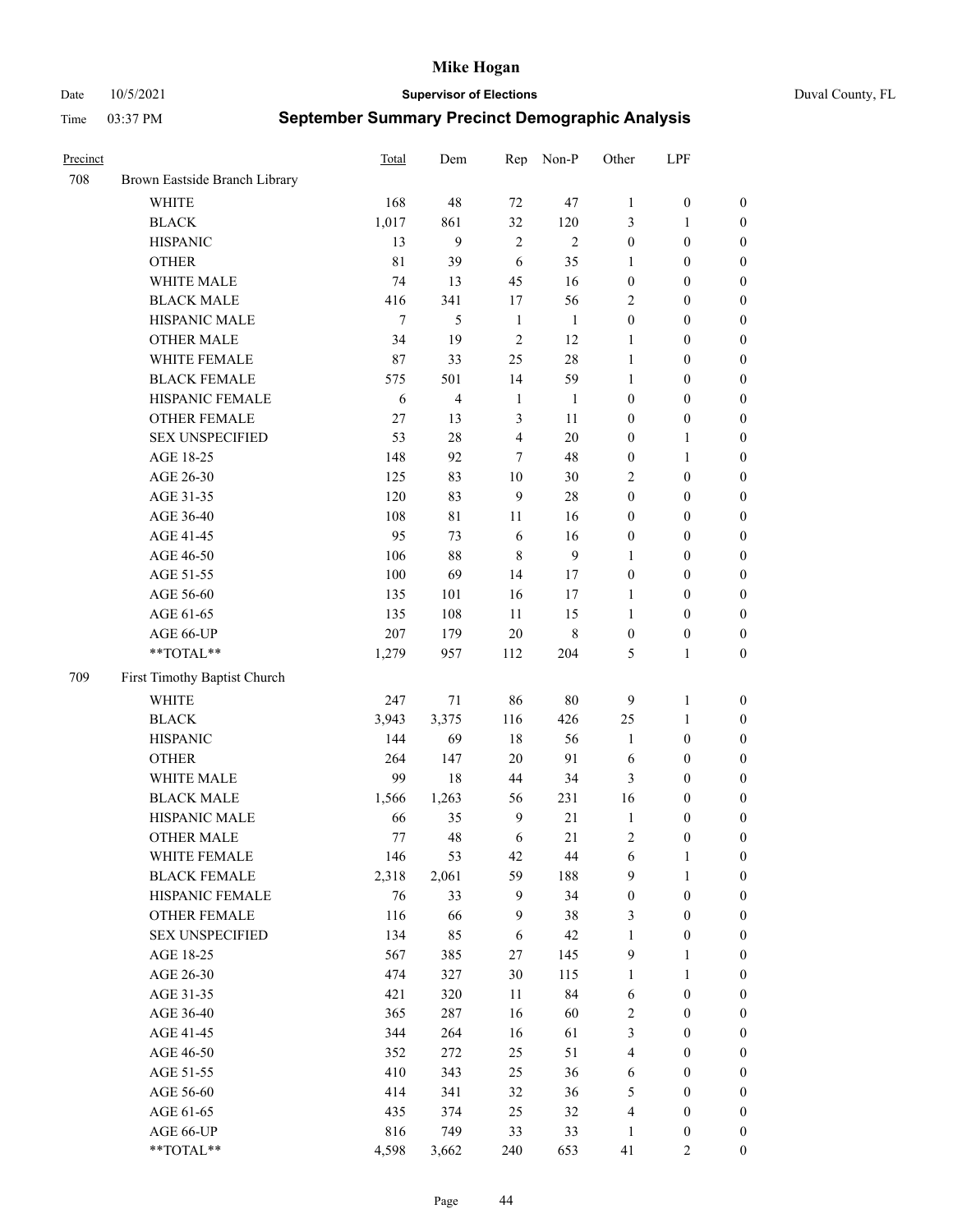# Mike Hogan

Date 10/5/2021 **Supervisor of Elections** Duval County, FL

Time 03:37 PM **September Summary Precinct Demographic Analysis**

| Precinct | | Total | Dem | Rep | Non-P | Other | LPF | |
|---|---|---|---|---|---|---|---|---|
| 708 | Brown Eastside Branch Library | | | | | | | |
| | WHITE | 168 | 48 | 72 | 47 | 1 | 0 | 0 |
| | BLACK | 1,017 | 861 | 32 | 120 | 3 | 1 | 0 |
| | HISPANIC | 13 | 9 | 2 | 2 | 0 | 0 | 0 |
| | OTHER | 81 | 39 | 6 | 35 | 1 | 0 | 0 |
| | WHITE MALE | 74 | 13 | 45 | 16 | 0 | 0 | 0 |
| | BLACK MALE | 416 | 341 | 17 | 56 | 2 | 0 | 0 |
| | HISPANIC MALE | 7 | 5 | 1 | 1 | 0 | 0 | 0 |
| | OTHER MALE | 34 | 19 | 2 | 12 | 1 | 0 | 0 |
| | WHITE FEMALE | 87 | 33 | 25 | 28 | 1 | 0 | 0 |
| | BLACK FEMALE | 575 | 501 | 14 | 59 | 1 | 0 | 0 |
| | HISPANIC FEMALE | 6 | 4 | 1 | 1 | 0 | 0 | 0 |
| | OTHER FEMALE | 27 | 13 | 3 | 11 | 0 | 0 | 0 |
| | SEX UNSPECIFIED | 53 | 28 | 4 | 20 | 0 | 1 | 0 |
| | AGE 18-25 | 148 | 92 | 7 | 48 | 0 | 1 | 0 |
| | AGE 26-30 | 125 | 83 | 10 | 30 | 2 | 0 | 0 |
| | AGE 31-35 | 120 | 83 | 9 | 28 | 0 | 0 | 0 |
| | AGE 36-40 | 108 | 81 | 11 | 16 | 0 | 0 | 0 |
| | AGE 41-45 | 95 | 73 | 6 | 16 | 0 | 0 | 0 |
| | AGE 46-50 | 106 | 88 | 8 | 9 | 1 | 0 | 0 |
| | AGE 51-55 | 100 | 69 | 14 | 17 | 0 | 0 | 0 |
| | AGE 56-60 | 135 | 101 | 16 | 17 | 1 | 0 | 0 |
| | AGE 61-65 | 135 | 108 | 11 | 15 | 1 | 0 | 0 |
| | AGE 66-UP | 207 | 179 | 20 | 8 | 0 | 0 | 0 |
| | **TOTAL** | 1,279 | 957 | 112 | 204 | 5 | 1 | 0 |
| 709 | First Timothy Baptist Church | | | | | | | |
| | WHITE | 247 | 71 | 86 | 80 | 9 | 1 | 0 |
| | BLACK | 3,943 | 3,375 | 116 | 426 | 25 | 1 | 0 |
| | HISPANIC | 144 | 69 | 18 | 56 | 1 | 0 | 0 |
| | OTHER | 264 | 147 | 20 | 91 | 6 | 0 | 0 |
| | WHITE MALE | 99 | 18 | 44 | 34 | 3 | 0 | 0 |
| | BLACK MALE | 1,566 | 1,263 | 56 | 231 | 16 | 0 | 0 |
| | HISPANIC MALE | 66 | 35 | 9 | 21 | 1 | 0 | 0 |
| | OTHER MALE | 77 | 48 | 6 | 21 | 2 | 0 | 0 |
| | WHITE FEMALE | 146 | 53 | 42 | 44 | 6 | 1 | 0 |
| | BLACK FEMALE | 2,318 | 2,061 | 59 | 188 | 9 | 1 | 0 |
| | HISPANIC FEMALE | 76 | 33 | 9 | 34 | 0 | 0 | 0 |
| | OTHER FEMALE | 116 | 66 | 9 | 38 | 3 | 0 | 0 |
| | SEX UNSPECIFIED | 134 | 85 | 6 | 42 | 1 | 0 | 0 |
| | AGE 18-25 | 567 | 385 | 27 | 145 | 9 | 1 | 0 |
| | AGE 26-30 | 474 | 327 | 30 | 115 | 1 | 1 | 0 |
| | AGE 31-35 | 421 | 320 | 11 | 84 | 6 | 0 | 0 |
| | AGE 36-40 | 365 | 287 | 16 | 60 | 2 | 0 | 0 |
| | AGE 41-45 | 344 | 264 | 16 | 61 | 3 | 0 | 0 |
| | AGE 46-50 | 352 | 272 | 25 | 51 | 4 | 0 | 0 |
| | AGE 51-55 | 410 | 343 | 25 | 36 | 6 | 0 | 0 |
| | AGE 56-60 | 414 | 341 | 32 | 36 | 5 | 0 | 0 |
| | AGE 61-65 | 435 | 374 | 25 | 32 | 4 | 0 | 0 |
| | AGE 66-UP | 816 | 749 | 33 | 33 | 1 | 0 | 0 |
| | **TOTAL** | 4,598 | 3,662 | 240 | 653 | 41 | 2 | 0 |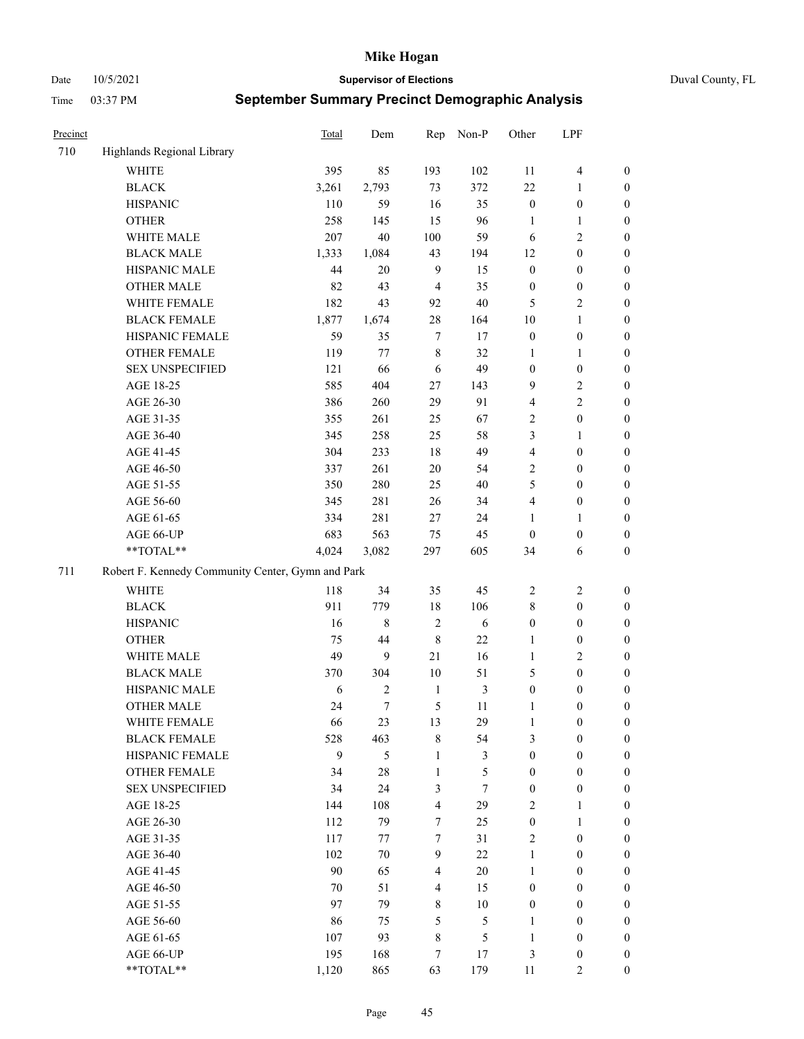# Mike Hogan

Date 10/5/2021 **Supervisor of Elections** Duval County, FL

Time 03:37 PM **September Summary Precinct Demographic Analysis**

| Precinct | | Total | Dem | Rep | Non-P | Other | LPF | |
|---|---|---|---|---|---|---|---|---|
| 710 | Highlands Regional Library | | | | | | | |
| | WHITE | 395 | 85 | 193 | 102 | 11 | 4 | 0 |
| | BLACK | 3,261 | 2,793 | 73 | 372 | 22 | 1 | 0 |
| | HISPANIC | 110 | 59 | 16 | 35 | 0 | 0 | 0 |
| | OTHER | 258 | 145 | 15 | 96 | 1 | 1 | 0 |
| | WHITE MALE | 207 | 40 | 100 | 59 | 6 | 2 | 0 |
| | BLACK MALE | 1,333 | 1,084 | 43 | 194 | 12 | 0 | 0 |
| | HISPANIC MALE | 44 | 20 | 9 | 15 | 0 | 0 | 0 |
| | OTHER MALE | 82 | 43 | 4 | 35 | 0 | 0 | 0 |
| | WHITE FEMALE | 182 | 43 | 92 | 40 | 5 | 2 | 0 |
| | BLACK FEMALE | 1,877 | 1,674 | 28 | 164 | 10 | 1 | 0 |
| | HISPANIC FEMALE | 59 | 35 | 7 | 17 | 0 | 0 | 0 |
| | OTHER FEMALE | 119 | 77 | 8 | 32 | 1 | 1 | 0 |
| | SEX UNSPECIFIED | 121 | 66 | 6 | 49 | 0 | 0 | 0 |
| | AGE 18-25 | 585 | 404 | 27 | 143 | 9 | 2 | 0 |
| | AGE 26-30 | 386 | 260 | 29 | 91 | 4 | 2 | 0 |
| | AGE 31-35 | 355 | 261 | 25 | 67 | 2 | 0 | 0 |
| | AGE 36-40 | 345 | 258 | 25 | 58 | 3 | 1 | 0 |
| | AGE 41-45 | 304 | 233 | 18 | 49 | 4 | 0 | 0 |
| | AGE 46-50 | 337 | 261 | 20 | 54 | 2 | 0 | 0 |
| | AGE 51-55 | 350 | 280 | 25 | 40 | 5 | 0 | 0 |
| | AGE 56-60 | 345 | 281 | 26 | 34 | 4 | 0 | 0 |
| | AGE 61-65 | 334 | 281 | 27 | 24 | 1 | 1 | 0 |
| | AGE 66-UP | 683 | 563 | 75 | 45 | 0 | 0 | 0 |
| | **TOTAL** | 4,024 | 3,082 | 297 | 605 | 34 | 6 | 0 |
| 711 | Robert F. Kennedy Community Center, Gymn and Park | | | | | | | |
| | WHITE | 118 | 34 | 35 | 45 | 2 | 2 | 0 |
| | BLACK | 911 | 779 | 18 | 106 | 8 | 0 | 0 |
| | HISPANIC | 16 | 8 | 2 | 6 | 0 | 0 | 0 |
| | OTHER | 75 | 44 | 8 | 22 | 1 | 0 | 0 |
| | WHITE MALE | 49 | 9 | 21 | 16 | 1 | 2 | 0 |
| | BLACK MALE | 370 | 304 | 10 | 51 | 5 | 0 | 0 |
| | HISPANIC MALE | 6 | 2 | 1 | 3 | 0 | 0 | 0 |
| | OTHER MALE | 24 | 7 | 5 | 11 | 1 | 0 | 0 |
| | WHITE FEMALE | 66 | 23 | 13 | 29 | 1 | 0 | 0 |
| | BLACK FEMALE | 528 | 463 | 8 | 54 | 3 | 0 | 0 |
| | HISPANIC FEMALE | 9 | 5 | 1 | 3 | 0 | 0 | 0 |
| | OTHER FEMALE | 34 | 28 | 1 | 5 | 0 | 0 | 0 |
| | SEX UNSPECIFIED | 34 | 24 | 3 | 7 | 0 | 0 | 0 |
| | AGE 18-25 | 144 | 108 | 4 | 29 | 2 | 1 | 0 |
| | AGE 26-30 | 112 | 79 | 7 | 25 | 0 | 1 | 0 |
| | AGE 31-35 | 117 | 77 | 7 | 31 | 2 | 0 | 0 |
| | AGE 36-40 | 102 | 70 | 9 | 22 | 1 | 0 | 0 |
| | AGE 41-45 | 90 | 65 | 4 | 20 | 1 | 0 | 0 |
| | AGE 46-50 | 70 | 51 | 4 | 15 | 0 | 0 | 0 |
| | AGE 51-55 | 97 | 79 | 8 | 10 | 0 | 0 | 0 |
| | AGE 56-60 | 86 | 75 | 5 | 5 | 1 | 0 | 0 |
| | AGE 61-65 | 107 | 93 | 8 | 5 | 1 | 0 | 0 |
| | AGE 66-UP | 195 | 168 | 7 | 17 | 3 | 0 | 0 |
| | **TOTAL** | 1,120 | 865 | 63 | 179 | 11 | 2 | 0 |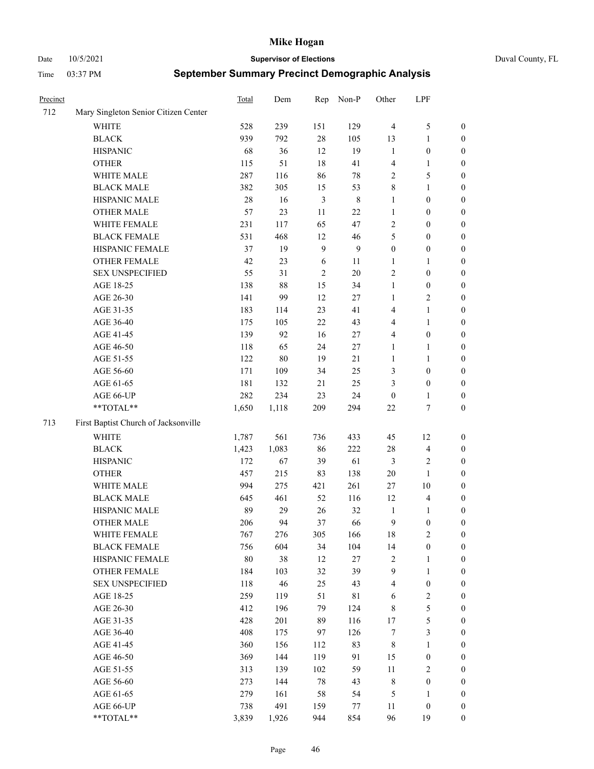# Mike Hogan

Date 10/5/2021 | **Supervisor of Elections** | Duval County, FL

Time 03:37 PM | **September Summary Precinct Demographic Analysis**

| Precinct | | Total | Dem | Rep | Non-P | Other | LPF | |
|---|---|---|---|---|---|---|---|---|
| 712 | Mary Singleton Senior Citizen Center | | | | | | | |
| | WHITE | 528 | 239 | 151 | 129 | 4 | 5 | 0 |
| | BLACK | 939 | 792 | 28 | 105 | 13 | 1 | 0 |
| | HISPANIC | 68 | 36 | 12 | 19 | 1 | 0 | 0 |
| | OTHER | 115 | 51 | 18 | 41 | 4 | 1 | 0 |
| | WHITE MALE | 287 | 116 | 86 | 78 | 2 | 5 | 0 |
| | BLACK MALE | 382 | 305 | 15 | 53 | 8 | 1 | 0 |
| | HISPANIC MALE | 28 | 16 | 3 | 8 | 1 | 0 | 0 |
| | OTHER MALE | 57 | 23 | 11 | 22 | 1 | 0 | 0 |
| | WHITE FEMALE | 231 | 117 | 65 | 47 | 2 | 0 | 0 |
| | BLACK FEMALE | 531 | 468 | 12 | 46 | 5 | 0 | 0 |
| | HISPANIC FEMALE | 37 | 19 | 9 | 9 | 0 | 0 | 0 |
| | OTHER FEMALE | 42 | 23 | 6 | 11 | 1 | 1 | 0 |
| | SEX UNSPECIFIED | 55 | 31 | 2 | 20 | 2 | 0 | 0 |
| | AGE 18-25 | 138 | 88 | 15 | 34 | 1 | 0 | 0 |
| | AGE 26-30 | 141 | 99 | 12 | 27 | 1 | 2 | 0 |
| | AGE 31-35 | 183 | 114 | 23 | 41 | 4 | 1 | 0 |
| | AGE 36-40 | 175 | 105 | 22 | 43 | 4 | 1 | 0 |
| | AGE 41-45 | 139 | 92 | 16 | 27 | 4 | 0 | 0 |
| | AGE 46-50 | 118 | 65 | 24 | 27 | 1 | 1 | 0 |
| | AGE 51-55 | 122 | 80 | 19 | 21 | 1 | 1 | 0 |
| | AGE 56-60 | 171 | 109 | 34 | 25 | 3 | 0 | 0 |
| | AGE 61-65 | 181 | 132 | 21 | 25 | 3 | 0 | 0 |
| | AGE 66-UP | 282 | 234 | 23 | 24 | 0 | 1 | 0 |
| | **TOTAL** | 1,650 | 1,118 | 209 | 294 | 22 | 7 | 0 |
| 713 | First Baptist Church of Jacksonville | | | | | | | |
| | WHITE | 1,787 | 561 | 736 | 433 | 45 | 12 | 0 |
| | BLACK | 1,423 | 1,083 | 86 | 222 | 28 | 4 | 0 |
| | HISPANIC | 172 | 67 | 39 | 61 | 3 | 2 | 0 |
| | OTHER | 457 | 215 | 83 | 138 | 20 | 1 | 0 |
| | WHITE MALE | 994 | 275 | 421 | 261 | 27 | 10 | 0 |
| | BLACK MALE | 645 | 461 | 52 | 116 | 12 | 4 | 0 |
| | HISPANIC MALE | 89 | 29 | 26 | 32 | 1 | 1 | 0 |
| | OTHER MALE | 206 | 94 | 37 | 66 | 9 | 0 | 0 |
| | WHITE FEMALE | 767 | 276 | 305 | 166 | 18 | 2 | 0 |
| | BLACK FEMALE | 756 | 604 | 34 | 104 | 14 | 0 | 0 |
| | HISPANIC FEMALE | 80 | 38 | 12 | 27 | 2 | 1 | 0 |
| | OTHER FEMALE | 184 | 103 | 32 | 39 | 9 | 1 | 0 |
| | SEX UNSPECIFIED | 118 | 46 | 25 | 43 | 4 | 0 | 0 |
| | AGE 18-25 | 259 | 119 | 51 | 81 | 6 | 2 | 0 |
| | AGE 26-30 | 412 | 196 | 79 | 124 | 8 | 5 | 0 |
| | AGE 31-35 | 428 | 201 | 89 | 116 | 17 | 5 | 0 |
| | AGE 36-40 | 408 | 175 | 97 | 126 | 7 | 3 | 0 |
| | AGE 41-45 | 360 | 156 | 112 | 83 | 8 | 1 | 0 |
| | AGE 46-50 | 369 | 144 | 119 | 91 | 15 | 0 | 0 |
| | AGE 51-55 | 313 | 139 | 102 | 59 | 11 | 2 | 0 |
| | AGE 56-60 | 273 | 144 | 78 | 43 | 8 | 0 | 0 |
| | AGE 61-65 | 279 | 161 | 58 | 54 | 5 | 1 | 0 |
| | AGE 66-UP | 738 | 491 | 159 | 77 | 11 | 0 | 0 |
| | **TOTAL** | 3,839 | 1,926 | 944 | 854 | 96 | 19 | 0 |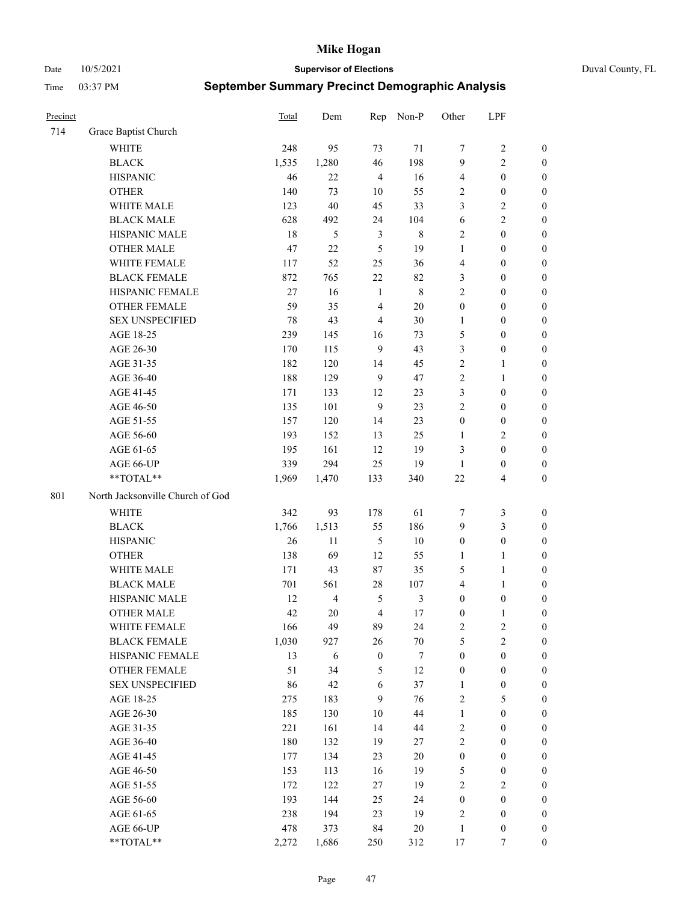# Mike Hogan

Date 10/5/2021 **Supervisor of Elections** Duval County, FL

Time 03:37 PM **September Summary Precinct Demographic Analysis**

| Precinct | | Total | Dem | Rep | Non-P | Other | LPF | |
|---|---|---|---|---|---|---|---|---|
| 714 | Grace Baptist Church | | | | | | | |
| | WHITE | 248 | 95 | 73 | 71 | 7 | 2 | 0 |
| | BLACK | 1,535 | 1,280 | 46 | 198 | 9 | 2 | 0 |
| | HISPANIC | 46 | 22 | 4 | 16 | 4 | 0 | 0 |
| | OTHER | 140 | 73 | 10 | 55 | 2 | 0 | 0 |
| | WHITE MALE | 123 | 40 | 45 | 33 | 3 | 2 | 0 |
| | BLACK MALE | 628 | 492 | 24 | 104 | 6 | 2 | 0 |
| | HISPANIC MALE | 18 | 5 | 3 | 8 | 2 | 0 | 0 |
| | OTHER MALE | 47 | 22 | 5 | 19 | 1 | 0 | 0 |
| | WHITE FEMALE | 117 | 52 | 25 | 36 | 4 | 0 | 0 |
| | BLACK FEMALE | 872 | 765 | 22 | 82 | 3 | 0 | 0 |
| | HISPANIC FEMALE | 27 | 16 | 1 | 8 | 2 | 0 | 0 |
| | OTHER FEMALE | 59 | 35 | 4 | 20 | 0 | 0 | 0 |
| | SEX UNSPECIFIED | 78 | 43 | 4 | 30 | 1 | 0 | 0 |
| | AGE 18-25 | 239 | 145 | 16 | 73 | 5 | 0 | 0 |
| | AGE 26-30 | 170 | 115 | 9 | 43 | 3 | 0 | 0 |
| | AGE 31-35 | 182 | 120 | 14 | 45 | 2 | 1 | 0 |
| | AGE 36-40 | 188 | 129 | 9 | 47 | 2 | 1 | 0 |
| | AGE 41-45 | 171 | 133 | 12 | 23 | 3 | 0 | 0 |
| | AGE 46-50 | 135 | 101 | 9 | 23 | 2 | 0 | 0 |
| | AGE 51-55 | 157 | 120 | 14 | 23 | 0 | 0 | 0 |
| | AGE 56-60 | 193 | 152 | 13 | 25 | 1 | 2 | 0 |
| | AGE 61-65 | 195 | 161 | 12 | 19 | 3 | 0 | 0 |
| | AGE 66-UP | 339 | 294 | 25 | 19 | 1 | 0 | 0 |
| | **TOTAL** | 1,969 | 1,470 | 133 | 340 | 22 | 4 | 0 |
| 801 | North Jacksonville Church of God | | | | | | | |
| | WHITE | 342 | 93 | 178 | 61 | 7 | 3 | 0 |
| | BLACK | 1,766 | 1,513 | 55 | 186 | 9 | 3 | 0 |
| | HISPANIC | 26 | 11 | 5 | 10 | 0 | 0 | 0 |
| | OTHER | 138 | 69 | 12 | 55 | 1 | 1 | 0 |
| | WHITE MALE | 171 | 43 | 87 | 35 | 5 | 1 | 0 |
| | BLACK MALE | 701 | 561 | 28 | 107 | 4 | 1 | 0 |
| | HISPANIC MALE | 12 | 4 | 5 | 3 | 0 | 0 | 0 |
| | OTHER MALE | 42 | 20 | 4 | 17 | 0 | 1 | 0 |
| | WHITE FEMALE | 166 | 49 | 89 | 24 | 2 | 2 | 0 |
| | BLACK FEMALE | 1,030 | 927 | 26 | 70 | 5 | 2 | 0 |
| | HISPANIC FEMALE | 13 | 6 | 0 | 7 | 0 | 0 | 0 |
| | OTHER FEMALE | 51 | 34 | 5 | 12 | 0 | 0 | 0 |
| | SEX UNSPECIFIED | 86 | 42 | 6 | 37 | 1 | 0 | 0 |
| | AGE 18-25 | 275 | 183 | 9 | 76 | 2 | 5 | 0 |
| | AGE 26-30 | 185 | 130 | 10 | 44 | 1 | 0 | 0 |
| | AGE 31-35 | 221 | 161 | 14 | 44 | 2 | 0 | 0 |
| | AGE 36-40 | 180 | 132 | 19 | 27 | 2 | 0 | 0 |
| | AGE 41-45 | 177 | 134 | 23 | 20 | 0 | 0 | 0 |
| | AGE 46-50 | 153 | 113 | 16 | 19 | 5 | 0 | 0 |
| | AGE 51-55 | 172 | 122 | 27 | 19 | 2 | 2 | 0 |
| | AGE 56-60 | 193 | 144 | 25 | 24 | 0 | 0 | 0 |
| | AGE 61-65 | 238 | 194 | 23 | 19 | 2 | 0 | 0 |
| | AGE 66-UP | 478 | 373 | 84 | 20 | 1 | 0 | 0 |
| | **TOTAL** | 2,272 | 1,686 | 250 | 312 | 17 | 7 | 0 |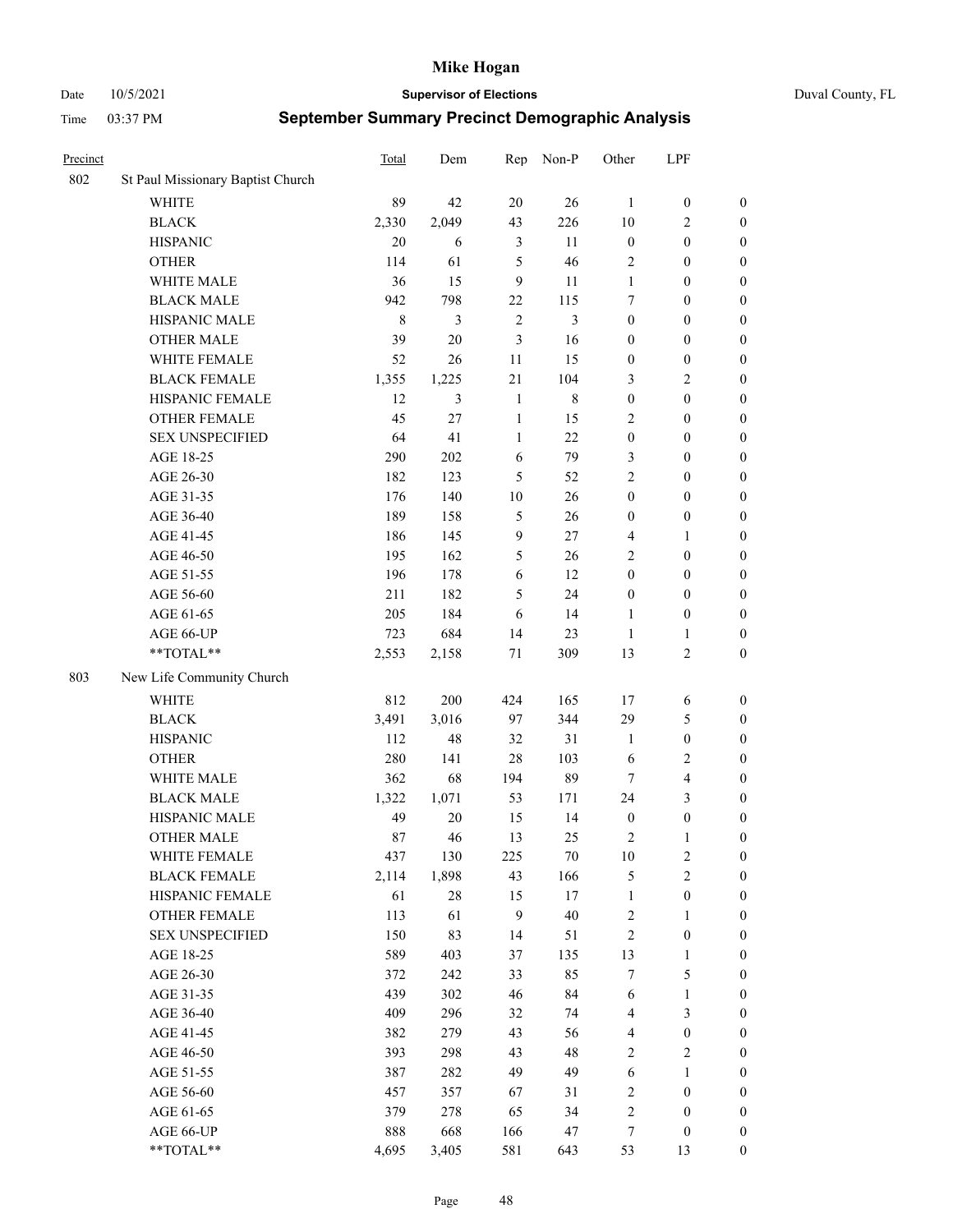# Mike Hogan

Date 10/5/2021 **Supervisor of Elections** Duval County, FL

Time 03:37 PM **September Summary Precinct Demographic Analysis**

| Precinct | | Total | Dem | Rep | Non-P | Other | LPF | |
|---|---|---|---|---|---|---|---|---|
| 802 | St Paul Missionary Baptist Church | | | | | | | |
| | WHITE | 89 | 42 | 20 | 26 | 1 | 0 | 0 |
| | BLACK | 2,330 | 2,049 | 43 | 226 | 10 | 2 | 0 |
| | HISPANIC | 20 | 6 | 3 | 11 | 0 | 0 | 0 |
| | OTHER | 114 | 61 | 5 | 46 | 2 | 0 | 0 |
| | WHITE MALE | 36 | 15 | 9 | 11 | 1 | 0 | 0 |
| | BLACK MALE | 942 | 798 | 22 | 115 | 7 | 0 | 0 |
| | HISPANIC MALE | 8 | 3 | 2 | 3 | 0 | 0 | 0 |
| | OTHER MALE | 39 | 20 | 3 | 16 | 0 | 0 | 0 |
| | WHITE FEMALE | 52 | 26 | 11 | 15 | 0 | 0 | 0 |
| | BLACK FEMALE | 1,355 | 1,225 | 21 | 104 | 3 | 2 | 0 |
| | HISPANIC FEMALE | 12 | 3 | 1 | 8 | 0 | 0 | 0 |
| | OTHER FEMALE | 45 | 27 | 1 | 15 | 2 | 0 | 0 |
| | SEX UNSPECIFIED | 64 | 41 | 1 | 22 | 0 | 0 | 0 |
| | AGE 18-25 | 290 | 202 | 6 | 79 | 3 | 0 | 0 |
| | AGE 26-30 | 182 | 123 | 5 | 52 | 2 | 0 | 0 |
| | AGE 31-35 | 176 | 140 | 10 | 26 | 0 | 0 | 0 |
| | AGE 36-40 | 189 | 158 | 5 | 26 | 0 | 0 | 0 |
| | AGE 41-45 | 186 | 145 | 9 | 27 | 4 | 1 | 0 |
| | AGE 46-50 | 195 | 162 | 5 | 26 | 2 | 0 | 0 |
| | AGE 51-55 | 196 | 178 | 6 | 12 | 0 | 0 | 0 |
| | AGE 56-60 | 211 | 182 | 5 | 24 | 0 | 0 | 0 |
| | AGE 61-65 | 205 | 184 | 6 | 14 | 1 | 0 | 0 |
| | AGE 66-UP | 723 | 684 | 14 | 23 | 1 | 1 | 0 |
| | **TOTAL** | 2,553 | 2,158 | 71 | 309 | 13 | 2 | 0 |
| 803 | New Life Community Church | | | | | | | |
| | WHITE | 812 | 200 | 424 | 165 | 17 | 6 | 0 |
| | BLACK | 3,491 | 3,016 | 97 | 344 | 29 | 5 | 0 |
| | HISPANIC | 112 | 48 | 32 | 31 | 1 | 0 | 0 |
| | OTHER | 280 | 141 | 28 | 103 | 6 | 2 | 0 |
| | WHITE MALE | 362 | 68 | 194 | 89 | 7 | 4 | 0 |
| | BLACK MALE | 1,322 | 1,071 | 53 | 171 | 24 | 3 | 0 |
| | HISPANIC MALE | 49 | 20 | 15 | 14 | 0 | 0 | 0 |
| | OTHER MALE | 87 | 46 | 13 | 25 | 2 | 1 | 0 |
| | WHITE FEMALE | 437 | 130 | 225 | 70 | 10 | 2 | 0 |
| | BLACK FEMALE | 2,114 | 1,898 | 43 | 166 | 5 | 2 | 0 |
| | HISPANIC FEMALE | 61 | 28 | 15 | 17 | 1 | 0 | 0 |
| | OTHER FEMALE | 113 | 61 | 9 | 40 | 2 | 1 | 0 |
| | SEX UNSPECIFIED | 150 | 83 | 14 | 51 | 2 | 0 | 0 |
| | AGE 18-25 | 589 | 403 | 37 | 135 | 13 | 1 | 0 |
| | AGE 26-30 | 372 | 242 | 33 | 85 | 7 | 5 | 0 |
| | AGE 31-35 | 439 | 302 | 46 | 84 | 6 | 1 | 0 |
| | AGE 36-40 | 409 | 296 | 32 | 74 | 4 | 3 | 0 |
| | AGE 41-45 | 382 | 279 | 43 | 56 | 4 | 0 | 0 |
| | AGE 46-50 | 393 | 298 | 43 | 48 | 2 | 2 | 0 |
| | AGE 51-55 | 387 | 282 | 49 | 49 | 6 | 1 | 0 |
| | AGE 56-60 | 457 | 357 | 67 | 31 | 2 | 0 | 0 |
| | AGE 61-65 | 379 | 278 | 65 | 34 | 2 | 0 | 0 |
| | AGE 66-UP | 888 | 668 | 166 | 47 | 7 | 0 | 0 |
| | **TOTAL** | 4,695 | 3,405 | 581 | 643 | 53 | 13 | 0 |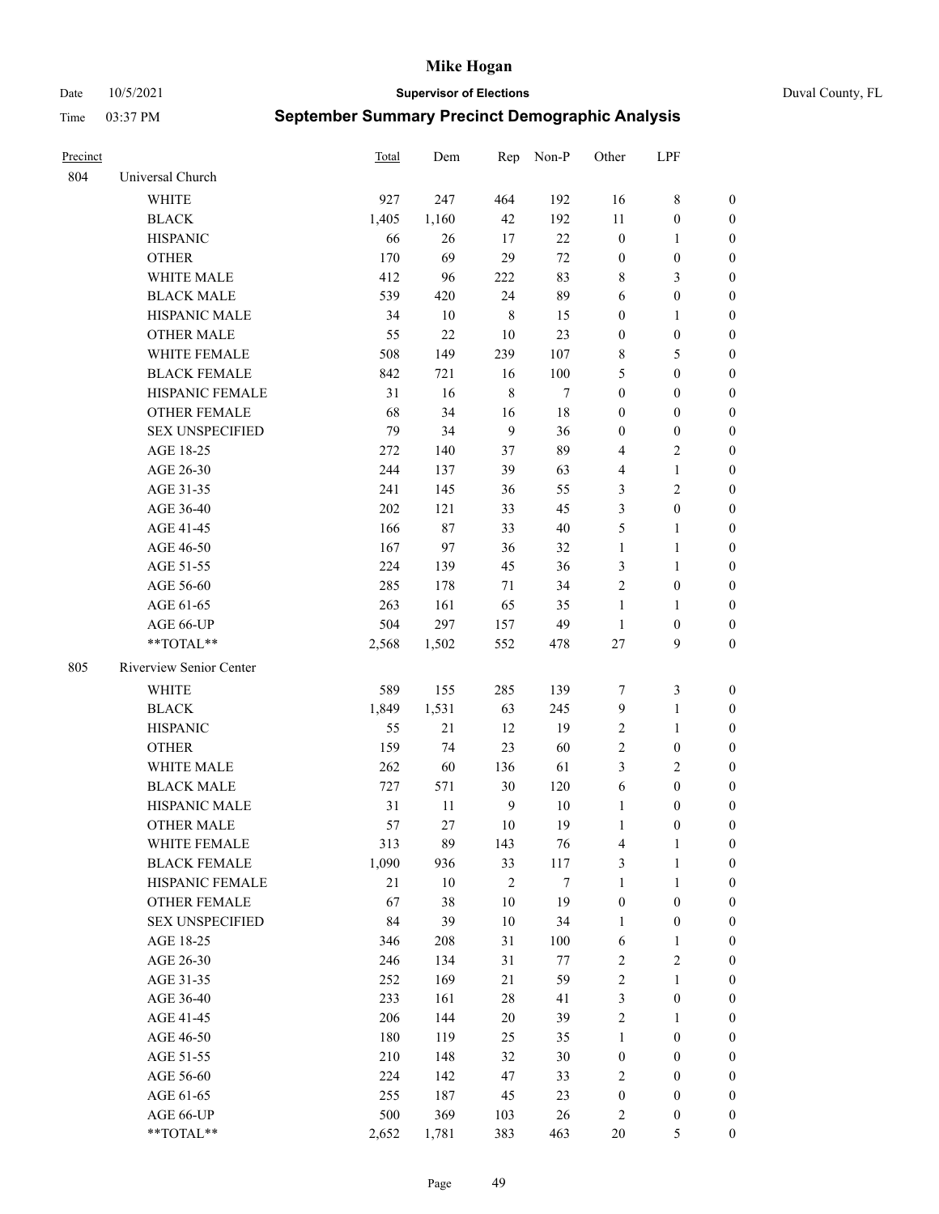# Mike Hogan

Date 10/5/2021 **Supervisor of Elections** Duval County, FL

Time 03:37 PM **September Summary Precinct Demographic Analysis**

| Precinct | | Total | Dem | Rep | Non-P | Other | LPF | |
|---|---|---|---|---|---|---|---|---|
| 804 | Universal Church | | | | | | | |
| | WHITE | 927 | 247 | 464 | 192 | 16 | 8 | 0 |
| | BLACK | 1,405 | 1,160 | 42 | 192 | 11 | 0 | 0 |
| | HISPANIC | 66 | 26 | 17 | 22 | 0 | 1 | 0 |
| | OTHER | 170 | 69 | 29 | 72 | 0 | 0 | 0 |
| | WHITE MALE | 412 | 96 | 222 | 83 | 8 | 3 | 0 |
| | BLACK MALE | 539 | 420 | 24 | 89 | 6 | 0 | 0 |
| | HISPANIC MALE | 34 | 10 | 8 | 15 | 0 | 1 | 0 |
| | OTHER MALE | 55 | 22 | 10 | 23 | 0 | 0 | 0 |
| | WHITE FEMALE | 508 | 149 | 239 | 107 | 8 | 5 | 0 |
| | BLACK FEMALE | 842 | 721 | 16 | 100 | 5 | 0 | 0 |
| | HISPANIC FEMALE | 31 | 16 | 8 | 7 | 0 | 0 | 0 |
| | OTHER FEMALE | 68 | 34 | 16 | 18 | 0 | 0 | 0 |
| | SEX UNSPECIFIED | 79 | 34 | 9 | 36 | 0 | 0 | 0 |
| | AGE 18-25 | 272 | 140 | 37 | 89 | 4 | 2 | 0 |
| | AGE 26-30 | 244 | 137 | 39 | 63 | 4 | 1 | 0 |
| | AGE 31-35 | 241 | 145 | 36 | 55 | 3 | 2 | 0 |
| | AGE 36-40 | 202 | 121 | 33 | 45 | 3 | 0 | 0 |
| | AGE 41-45 | 166 | 87 | 33 | 40 | 5 | 1 | 0 |
| | AGE 46-50 | 167 | 97 | 36 | 32 | 1 | 1 | 0 |
| | AGE 51-55 | 224 | 139 | 45 | 36 | 3 | 1 | 0 |
| | AGE 56-60 | 285 | 178 | 71 | 34 | 2 | 0 | 0 |
| | AGE 61-65 | 263 | 161 | 65 | 35 | 1 | 1 | 0 |
| | AGE 66-UP | 504 | 297 | 157 | 49 | 1 | 0 | 0 |
| | **TOTAL** | 2,568 | 1,502 | 552 | 478 | 27 | 9 | 0 |
| 805 | Riverview Senior Center | | | | | | | |
| | WHITE | 589 | 155 | 285 | 139 | 7 | 3 | 0 |
| | BLACK | 1,849 | 1,531 | 63 | 245 | 9 | 1 | 0 |
| | HISPANIC | 55 | 21 | 12 | 19 | 2 | 1 | 0 |
| | OTHER | 159 | 74 | 23 | 60 | 2 | 0 | 0 |
| | WHITE MALE | 262 | 60 | 136 | 61 | 3 | 2 | 0 |
| | BLACK MALE | 727 | 571 | 30 | 120 | 6 | 0 | 0 |
| | HISPANIC MALE | 31 | 11 | 9 | 10 | 1 | 0 | 0 |
| | OTHER MALE | 57 | 27 | 10 | 19 | 1 | 0 | 0 |
| | WHITE FEMALE | 313 | 89 | 143 | 76 | 4 | 1 | 0 |
| | BLACK FEMALE | 1,090 | 936 | 33 | 117 | 3 | 1 | 0 |
| | HISPANIC FEMALE | 21 | 10 | 2 | 7 | 1 | 1 | 0 |
| | OTHER FEMALE | 67 | 38 | 10 | 19 | 0 | 0 | 0 |
| | SEX UNSPECIFIED | 84 | 39 | 10 | 34 | 1 | 0 | 0 |
| | AGE 18-25 | 346 | 208 | 31 | 100 | 6 | 1 | 0 |
| | AGE 26-30 | 246 | 134 | 31 | 77 | 2 | 2 | 0 |
| | AGE 31-35 | 252 | 169 | 21 | 59 | 2 | 1 | 0 |
| | AGE 36-40 | 233 | 161 | 28 | 41 | 3 | 0 | 0 |
| | AGE 41-45 | 206 | 144 | 20 | 39 | 2 | 1 | 0 |
| | AGE 46-50 | 180 | 119 | 25 | 35 | 1 | 0 | 0 |
| | AGE 51-55 | 210 | 148 | 32 | 30 | 0 | 0 | 0 |
| | AGE 56-60 | 224 | 142 | 47 | 33 | 2 | 0 | 0 |
| | AGE 61-65 | 255 | 187 | 45 | 23 | 0 | 0 | 0 |
| | AGE 66-UP | 500 | 369 | 103 | 26 | 2 | 0 | 0 |
| | **TOTAL** | 2,652 | 1,781 | 383 | 463 | 20 | 5 | 0 |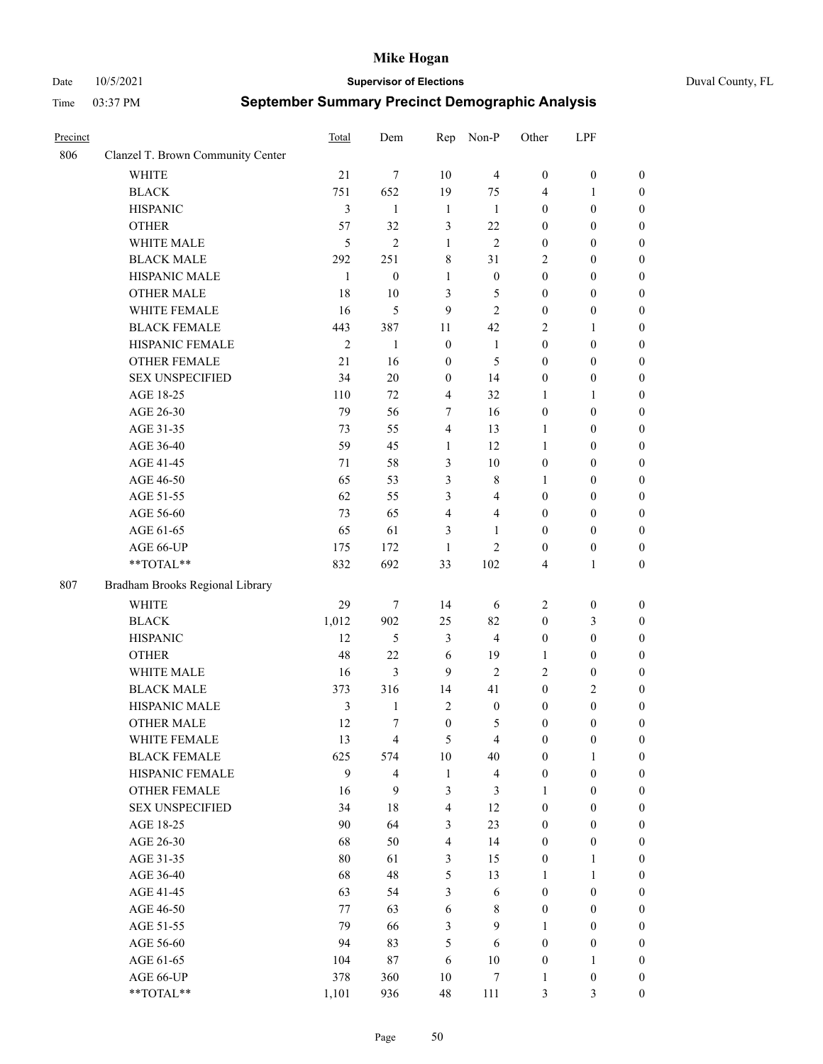# Mike Hogan

Date 10/5/2021 **Supervisor of Elections** Duval County, FL

Time 03:37 PM **September Summary Precinct Demographic Analysis**

| Precinct | | Total | Dem | Rep | Non-P | Other | LPF | |
|---|---|---|---|---|---|---|---|---|
| 806 | Clanzel T. Brown Community Center | | | | | | | |
| | WHITE | 21 | 7 | 10 | 4 | 0 | 0 | 0 |
| | BLACK | 751 | 652 | 19 | 75 | 4 | 1 | 0 |
| | HISPANIC | 3 | 1 | 1 | 1 | 0 | 0 | 0 |
| | OTHER | 57 | 32 | 3 | 22 | 0 | 0 | 0 |
| | WHITE MALE | 5 | 2 | 1 | 2 | 0 | 0 | 0 |
| | BLACK MALE | 292 | 251 | 8 | 31 | 2 | 0 | 0 |
| | HISPANIC MALE | 1 | 0 | 1 | 0 | 0 | 0 | 0 |
| | OTHER MALE | 18 | 10 | 3 | 5 | 0 | 0 | 0 |
| | WHITE FEMALE | 16 | 5 | 9 | 2 | 0 | 0 | 0 |
| | BLACK FEMALE | 443 | 387 | 11 | 42 | 2 | 1 | 0 |
| | HISPANIC FEMALE | 2 | 1 | 0 | 1 | 0 | 0 | 0 |
| | OTHER FEMALE | 21 | 16 | 0 | 5 | 0 | 0 | 0 |
| | SEX UNSPECIFIED | 34 | 20 | 0 | 14 | 0 | 0 | 0 |
| | AGE 18-25 | 110 | 72 | 4 | 32 | 1 | 1 | 0 |
| | AGE 26-30 | 79 | 56 | 7 | 16 | 0 | 0 | 0 |
| | AGE 31-35 | 73 | 55 | 4 | 13 | 1 | 0 | 0 |
| | AGE 36-40 | 59 | 45 | 1 | 12 | 1 | 0 | 0 |
| | AGE 41-45 | 71 | 58 | 3 | 10 | 0 | 0 | 0 |
| | AGE 46-50 | 65 | 53 | 3 | 8 | 1 | 0 | 0 |
| | AGE 51-55 | 62 | 55 | 3 | 4 | 0 | 0 | 0 |
| | AGE 56-60 | 73 | 65 | 4 | 4 | 0 | 0 | 0 |
| | AGE 61-65 | 65 | 61 | 3 | 1 | 0 | 0 | 0 |
| | AGE 66-UP | 175 | 172 | 1 | 2 | 0 | 0 | 0 |
| | **TOTAL** | 832 | 692 | 33 | 102 | 4 | 1 | 0 |
| 807 | Bradham Brooks Regional Library | | | | | | | |
| | WHITE | 29 | 7 | 14 | 6 | 2 | 0 | 0 |
| | BLACK | 1,012 | 902 | 25 | 82 | 0 | 3 | 0 |
| | HISPANIC | 12 | 5 | 3 | 4 | 0 | 0 | 0 |
| | OTHER | 48 | 22 | 6 | 19 | 1 | 0 | 0 |
| | WHITE MALE | 16 | 3 | 9 | 2 | 2 | 0 | 0 |
| | BLACK MALE | 373 | 316 | 14 | 41 | 0 | 2 | 0 |
| | HISPANIC MALE | 3 | 1 | 2 | 0 | 0 | 0 | 0 |
| | OTHER MALE | 12 | 7 | 0 | 5 | 0 | 0 | 0 |
| | WHITE FEMALE | 13 | 4 | 5 | 4 | 0 | 0 | 0 |
| | BLACK FEMALE | 625 | 574 | 10 | 40 | 0 | 1 | 0 |
| | HISPANIC FEMALE | 9 | 4 | 1 | 4 | 0 | 0 | 0 |
| | OTHER FEMALE | 16 | 9 | 3 | 3 | 1 | 0 | 0 |
| | SEX UNSPECIFIED | 34 | 18 | 4 | 12 | 0 | 0 | 0 |
| | AGE 18-25 | 90 | 64 | 3 | 23 | 0 | 0 | 0 |
| | AGE 26-30 | 68 | 50 | 4 | 14 | 0 | 0 | 0 |
| | AGE 31-35 | 80 | 61 | 3 | 15 | 0 | 1 | 0 |
| | AGE 36-40 | 68 | 48 | 5 | 13 | 1 | 1 | 0 |
| | AGE 41-45 | 63 | 54 | 3 | 6 | 0 | 0 | 0 |
| | AGE 46-50 | 77 | 63 | 6 | 8 | 0 | 0 | 0 |
| | AGE 51-55 | 79 | 66 | 3 | 9 | 1 | 0 | 0 |
| | AGE 56-60 | 94 | 83 | 5 | 6 | 0 | 0 | 0 |
| | AGE 61-65 | 104 | 87 | 6 | 10 | 0 | 1 | 0 |
| | AGE 66-UP | 378 | 360 | 10 | 7 | 1 | 0 | 0 |
| | **TOTAL** | 1,101 | 936 | 48 | 111 | 3 | 3 | 0 |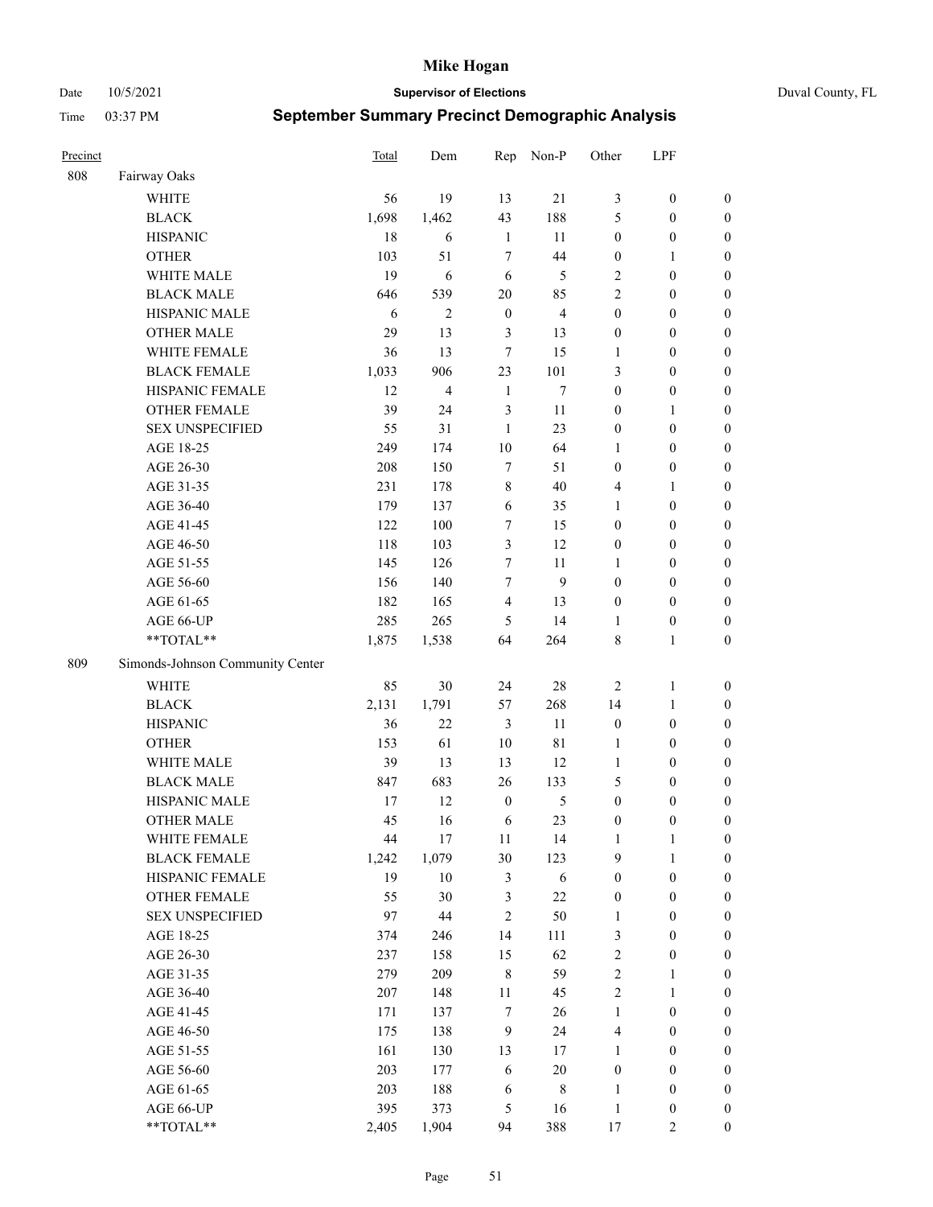# Mike Hogan

Date 10/5/2021 | **Supervisor of Elections** | Duval County, FL

Time 03:37 PM | **September Summary Precinct Demographic Analysis**

| Precinct | | Total | Dem | Rep | Non-P | Other | LPF | |
|---|---|---|---|---|---|---|---|---|
| 808 | Fairway Oaks | | | | | | | |
| | WHITE | 56 | 19 | 13 | 21 | 3 | 0 | 0 |
| | BLACK | 1,698 | 1,462 | 43 | 188 | 5 | 0 | 0 |
| | HISPANIC | 18 | 6 | 1 | 11 | 0 | 0 | 0 |
| | OTHER | 103 | 51 | 7 | 44 | 0 | 1 | 0 |
| | WHITE MALE | 19 | 6 | 6 | 5 | 2 | 0 | 0 |
| | BLACK MALE | 646 | 539 | 20 | 85 | 2 | 0 | 0 |
| | HISPANIC MALE | 6 | 2 | 0 | 4 | 0 | 0 | 0 |
| | OTHER MALE | 29 | 13 | 3 | 13 | 0 | 0 | 0 |
| | WHITE FEMALE | 36 | 13 | 7 | 15 | 1 | 0 | 0 |
| | BLACK FEMALE | 1,033 | 906 | 23 | 101 | 3 | 0 | 0 |
| | HISPANIC FEMALE | 12 | 4 | 1 | 7 | 0 | 0 | 0 |
| | OTHER FEMALE | 39 | 24 | 3 | 11 | 0 | 1 | 0 |
| | SEX UNSPECIFIED | 55 | 31 | 1 | 23 | 0 | 0 | 0 |
| | AGE 18-25 | 249 | 174 | 10 | 64 | 1 | 0 | 0 |
| | AGE 26-30 | 208 | 150 | 7 | 51 | 0 | 0 | 0 |
| | AGE 31-35 | 231 | 178 | 8 | 40 | 4 | 1 | 0 |
| | AGE 36-40 | 179 | 137 | 6 | 35 | 1 | 0 | 0 |
| | AGE 41-45 | 122 | 100 | 7 | 15 | 0 | 0 | 0 |
| | AGE 46-50 | 118 | 103 | 3 | 12 | 0 | 0 | 0 |
| | AGE 51-55 | 145 | 126 | 7 | 11 | 1 | 0 | 0 |
| | AGE 56-60 | 156 | 140 | 7 | 9 | 0 | 0 | 0 |
| | AGE 61-65 | 182 | 165 | 4 | 13 | 0 | 0 | 0 |
| | AGE 66-UP | 285 | 265 | 5 | 14 | 1 | 0 | 0 |
| | **TOTAL** | 1,875 | 1,538 | 64 | 264 | 8 | 1 | 0 |
| 809 | Simonds-Johnson Community Center | | | | | | | |
| | WHITE | 85 | 30 | 24 | 28 | 2 | 1 | 0 |
| | BLACK | 2,131 | 1,791 | 57 | 268 | 14 | 1 | 0 |
| | HISPANIC | 36 | 22 | 3 | 11 | 0 | 0 | 0 |
| | OTHER | 153 | 61 | 10 | 81 | 1 | 0 | 0 |
| | WHITE MALE | 39 | 13 | 13 | 12 | 1 | 0 | 0 |
| | BLACK MALE | 847 | 683 | 26 | 133 | 5 | 0 | 0 |
| | HISPANIC MALE | 17 | 12 | 0 | 5 | 0 | 0 | 0 |
| | OTHER MALE | 45 | 16 | 6 | 23 | 0 | 0 | 0 |
| | WHITE FEMALE | 44 | 17 | 11 | 14 | 1 | 1 | 0 |
| | BLACK FEMALE | 1,242 | 1,079 | 30 | 123 | 9 | 1 | 0 |
| | HISPANIC FEMALE | 19 | 10 | 3 | 6 | 0 | 0 | 0 |
| | OTHER FEMALE | 55 | 30 | 3 | 22 | 0 | 0 | 0 |
| | SEX UNSPECIFIED | 97 | 44 | 2 | 50 | 1 | 0 | 0 |
| | AGE 18-25 | 374 | 246 | 14 | 111 | 3 | 0 | 0 |
| | AGE 26-30 | 237 | 158 | 15 | 62 | 2 | 0 | 0 |
| | AGE 31-35 | 279 | 209 | 8 | 59 | 2 | 1 | 0 |
| | AGE 36-40 | 207 | 148 | 11 | 45 | 2 | 1 | 0 |
| | AGE 41-45 | 171 | 137 | 7 | 26 | 1 | 0 | 0 |
| | AGE 46-50 | 175 | 138 | 9 | 24 | 4 | 0 | 0 |
| | AGE 51-55 | 161 | 130 | 13 | 17 | 1 | 0 | 0 |
| | AGE 56-60 | 203 | 177 | 6 | 20 | 0 | 0 | 0 |
| | AGE 61-65 | 203 | 188 | 6 | 8 | 1 | 0 | 0 |
| | AGE 66-UP | 395 | 373 | 5 | 16 | 1 | 0 | 0 |
| | **TOTAL** | 2,405 | 1,904 | 94 | 388 | 17 | 2 | 0 |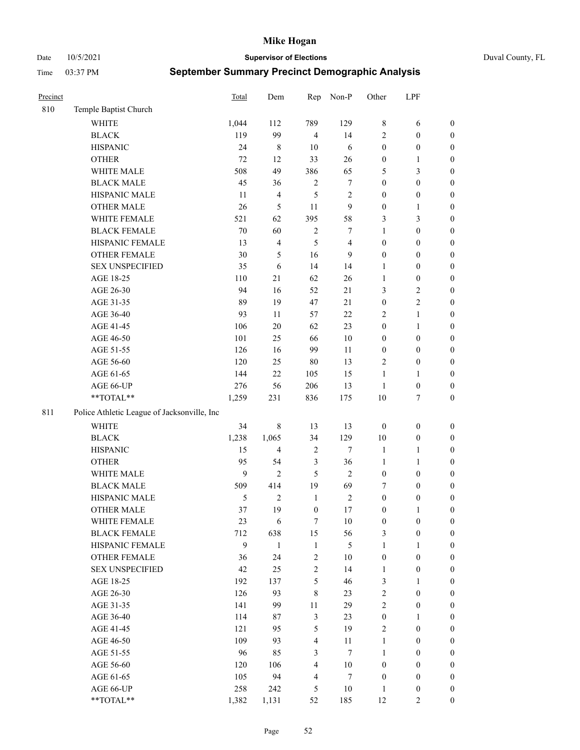# Mike Hogan

Date 10/5/2021 **Supervisor of Elections** Duval County, FL

Time 03:37 PM **September Summary Precinct Demographic Analysis**

| Precinct | | Total | Dem | Rep | Non-P | Other | LPF | |
|---|---|---|---|---|---|---|---|---|
| 810 | Temple Baptist Church | | | | | | | |
| | WHITE | 1,044 | 112 | 789 | 129 | 8 | 6 | 0 |
| | BLACK | 119 | 99 | 4 | 14 | 2 | 0 | 0 |
| | HISPANIC | 24 | 8 | 10 | 6 | 0 | 0 | 0 |
| | OTHER | 72 | 12 | 33 | 26 | 0 | 1 | 0 |
| | WHITE MALE | 508 | 49 | 386 | 65 | 5 | 3 | 0 |
| | BLACK MALE | 45 | 36 | 2 | 7 | 0 | 0 | 0 |
| | HISPANIC MALE | 11 | 4 | 5 | 2 | 0 | 0 | 0 |
| | OTHER MALE | 26 | 5 | 11 | 9 | 0 | 1 | 0 |
| | WHITE FEMALE | 521 | 62 | 395 | 58 | 3 | 3 | 0 |
| | BLACK FEMALE | 70 | 60 | 2 | 7 | 1 | 0 | 0 |
| | HISPANIC FEMALE | 13 | 4 | 5 | 4 | 0 | 0 | 0 |
| | OTHER FEMALE | 30 | 5 | 16 | 9 | 0 | 0 | 0 |
| | SEX UNSPECIFIED | 35 | 6 | 14 | 14 | 1 | 0 | 0 |
| | AGE 18-25 | 110 | 21 | 62 | 26 | 1 | 0 | 0 |
| | AGE 26-30 | 94 | 16 | 52 | 21 | 3 | 2 | 0 |
| | AGE 31-35 | 89 | 19 | 47 | 21 | 0 | 2 | 0 |
| | AGE 36-40 | 93 | 11 | 57 | 22 | 2 | 1 | 0 |
| | AGE 41-45 | 106 | 20 | 62 | 23 | 0 | 1 | 0 |
| | AGE 46-50 | 101 | 25 | 66 | 10 | 0 | 0 | 0 |
| | AGE 51-55 | 126 | 16 | 99 | 11 | 0 | 0 | 0 |
| | AGE 56-60 | 120 | 25 | 80 | 13 | 2 | 0 | 0 |
| | AGE 61-65 | 144 | 22 | 105 | 15 | 1 | 1 | 0 |
| | AGE 66-UP | 276 | 56 | 206 | 13 | 1 | 0 | 0 |
| | **TOTAL** | 1,259 | 231 | 836 | 175 | 10 | 7 | 0 |
| 811 | Police Athletic League of Jacksonville, Inc | | | | | | | |
| | WHITE | 34 | 8 | 13 | 13 | 0 | 0 | 0 |
| | BLACK | 1,238 | 1,065 | 34 | 129 | 10 | 0 | 0 |
| | HISPANIC | 15 | 4 | 2 | 7 | 1 | 1 | 0 |
| | OTHER | 95 | 54 | 3 | 36 | 1 | 1 | 0 |
| | WHITE MALE | 9 | 2 | 5 | 2 | 0 | 0 | 0 |
| | BLACK MALE | 509 | 414 | 19 | 69 | 7 | 0 | 0 |
| | HISPANIC MALE | 5 | 2 | 1 | 2 | 0 | 0 | 0 |
| | OTHER MALE | 37 | 19 | 0 | 17 | 0 | 1 | 0 |
| | WHITE FEMALE | 23 | 6 | 7 | 10 | 0 | 0 | 0 |
| | BLACK FEMALE | 712 | 638 | 15 | 56 | 3 | 0 | 0 |
| | HISPANIC FEMALE | 9 | 1 | 1 | 5 | 1 | 1 | 0 |
| | OTHER FEMALE | 36 | 24 | 2 | 10 | 0 | 0 | 0 |
| | SEX UNSPECIFIED | 42 | 25 | 2 | 14 | 1 | 0 | 0 |
| | AGE 18-25 | 192 | 137 | 5 | 46 | 3 | 1 | 0 |
| | AGE 26-30 | 126 | 93 | 8 | 23 | 2 | 0 | 0 |
| | AGE 31-35 | 141 | 99 | 11 | 29 | 2 | 0 | 0 |
| | AGE 36-40 | 114 | 87 | 3 | 23 | 0 | 1 | 0 |
| | AGE 41-45 | 121 | 95 | 5 | 19 | 2 | 0 | 0 |
| | AGE 46-50 | 109 | 93 | 4 | 11 | 1 | 0 | 0 |
| | AGE 51-55 | 96 | 85 | 3 | 7 | 1 | 0 | 0 |
| | AGE 56-60 | 120 | 106 | 4 | 10 | 0 | 0 | 0 |
| | AGE 61-65 | 105 | 94 | 4 | 7 | 0 | 0 | 0 |
| | AGE 66-UP | 258 | 242 | 5 | 10 | 1 | 0 | 0 |
| | **TOTAL** | 1,382 | 1,131 | 52 | 185 | 12 | 2 | 0 |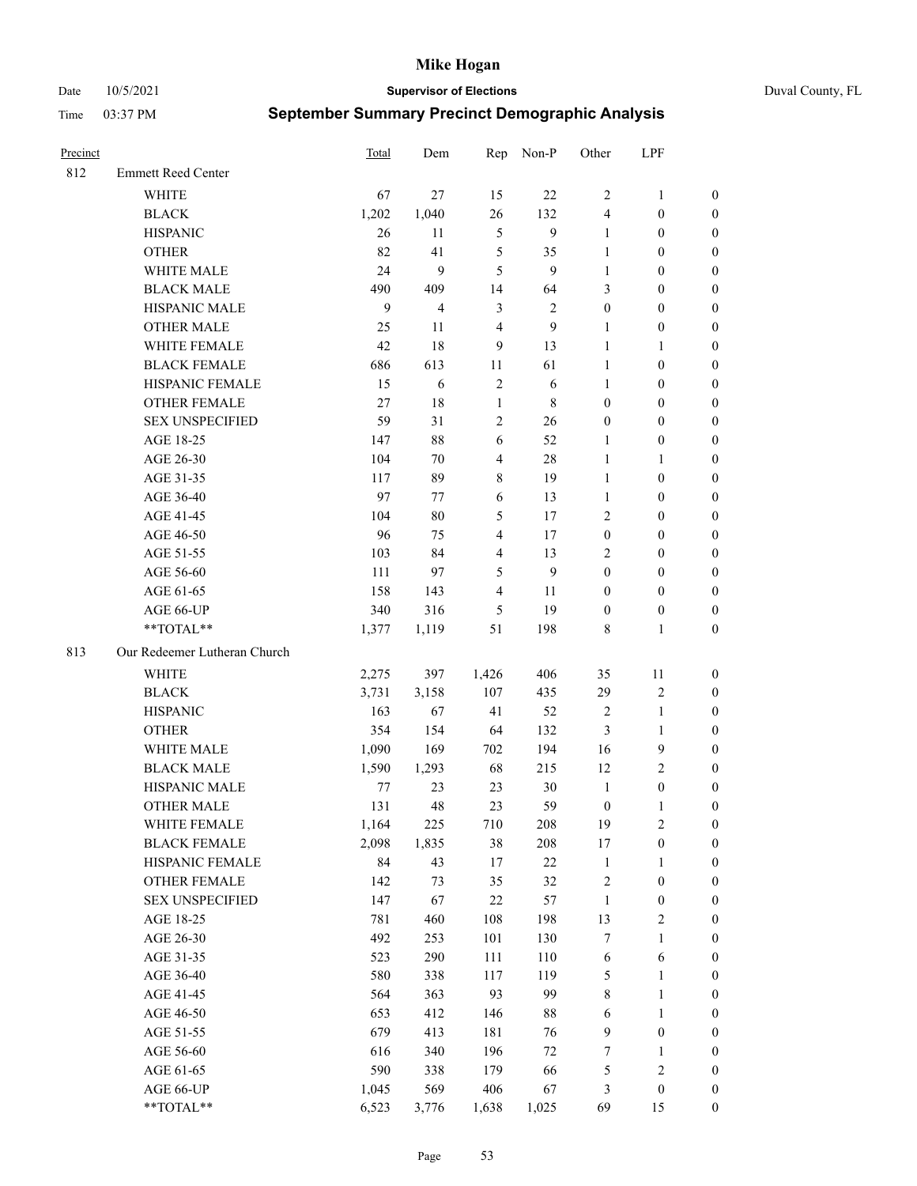# Mike Hogan

Date 10/5/2021 **Supervisor of Elections** Duval County, FL

Time 03:37 PM **September Summary Precinct Demographic Analysis**

| Precinct | | Total | Dem | Rep | Non-P | Other | LPF | |
|---|---|---|---|---|---|---|---|---|
| 812 | Emmett Reed Center | | | | | | | |
| | WHITE | 67 | 27 | 15 | 22 | 2 | 1 | 0 |
| | BLACK | 1,202 | 1,040 | 26 | 132 | 4 | 0 | 0 |
| | HISPANIC | 26 | 11 | 5 | 9 | 1 | 0 | 0 |
| | OTHER | 82 | 41 | 5 | 35 | 1 | 0 | 0 |
| | WHITE MALE | 24 | 9 | 5 | 9 | 1 | 0 | 0 |
| | BLACK MALE | 490 | 409 | 14 | 64 | 3 | 0 | 0 |
| | HISPANIC MALE | 9 | 4 | 3 | 2 | 0 | 0 | 0 |
| | OTHER MALE | 25 | 11 | 4 | 9 | 1 | 0 | 0 |
| | WHITE FEMALE | 42 | 18 | 9 | 13 | 1 | 1 | 0 |
| | BLACK FEMALE | 686 | 613 | 11 | 61 | 1 | 0 | 0 |
| | HISPANIC FEMALE | 15 | 6 | 2 | 6 | 1 | 0 | 0 |
| | OTHER FEMALE | 27 | 18 | 1 | 8 | 0 | 0 | 0 |
| | SEX UNSPECIFIED | 59 | 31 | 2 | 26 | 0 | 0 | 0 |
| | AGE 18-25 | 147 | 88 | 6 | 52 | 1 | 0 | 0 |
| | AGE 26-30 | 104 | 70 | 4 | 28 | 1 | 1 | 0 |
| | AGE 31-35 | 117 | 89 | 8 | 19 | 1 | 0 | 0 |
| | AGE 36-40 | 97 | 77 | 6 | 13 | 1 | 0 | 0 |
| | AGE 41-45 | 104 | 80 | 5 | 17 | 2 | 0 | 0 |
| | AGE 46-50 | 96 | 75 | 4 | 17 | 0 | 0 | 0 |
| | AGE 51-55 | 103 | 84 | 4 | 13 | 2 | 0 | 0 |
| | AGE 56-60 | 111 | 97 | 5 | 9 | 0 | 0 | 0 |
| | AGE 61-65 | 158 | 143 | 4 | 11 | 0 | 0 | 0 |
| | AGE 66-UP | 340 | 316 | 5 | 19 | 0 | 0 | 0 |
| | **TOTAL** | 1,377 | 1,119 | 51 | 198 | 8 | 1 | 0 |
| 813 | Our Redeemer Lutheran Church | | | | | | | |
| | WHITE | 2,275 | 397 | 1,426 | 406 | 35 | 11 | 0 |
| | BLACK | 3,731 | 3,158 | 107 | 435 | 29 | 2 | 0 |
| | HISPANIC | 163 | 67 | 41 | 52 | 2 | 1 | 0 |
| | OTHER | 354 | 154 | 64 | 132 | 3 | 1 | 0 |
| | WHITE MALE | 1,090 | 169 | 702 | 194 | 16 | 9 | 0 |
| | BLACK MALE | 1,590 | 1,293 | 68 | 215 | 12 | 2 | 0 |
| | HISPANIC MALE | 77 | 23 | 23 | 30 | 1 | 0 | 0 |
| | OTHER MALE | 131 | 48 | 23 | 59 | 0 | 1 | 0 |
| | WHITE FEMALE | 1,164 | 225 | 710 | 208 | 19 | 2 | 0 |
| | BLACK FEMALE | 2,098 | 1,835 | 38 | 208 | 17 | 0 | 0 |
| | HISPANIC FEMALE | 84 | 43 | 17 | 22 | 1 | 1 | 0 |
| | OTHER FEMALE | 142 | 73 | 35 | 32 | 2 | 0 | 0 |
| | SEX UNSPECIFIED | 147 | 67 | 22 | 57 | 1 | 0 | 0 |
| | AGE 18-25 | 781 | 460 | 108 | 198 | 13 | 2 | 0 |
| | AGE 26-30 | 492 | 253 | 101 | 130 | 7 | 1 | 0 |
| | AGE 31-35 | 523 | 290 | 111 | 110 | 6 | 6 | 0 |
| | AGE 36-40 | 580 | 338 | 117 | 119 | 5 | 1 | 0 |
| | AGE 41-45 | 564 | 363 | 93 | 99 | 8 | 1 | 0 |
| | AGE 46-50 | 653 | 412 | 146 | 88 | 6 | 1 | 0 |
| | AGE 51-55 | 679 | 413 | 181 | 76 | 9 | 0 | 0 |
| | AGE 56-60 | 616 | 340 | 196 | 72 | 7 | 1 | 0 |
| | AGE 61-65 | 590 | 338 | 179 | 66 | 5 | 2 | 0 |
| | AGE 66-UP | 1,045 | 569 | 406 | 67 | 3 | 0 | 0 |
| | **TOTAL** | 6,523 | 3,776 | 1,638 | 1,025 | 69 | 15 | 0 |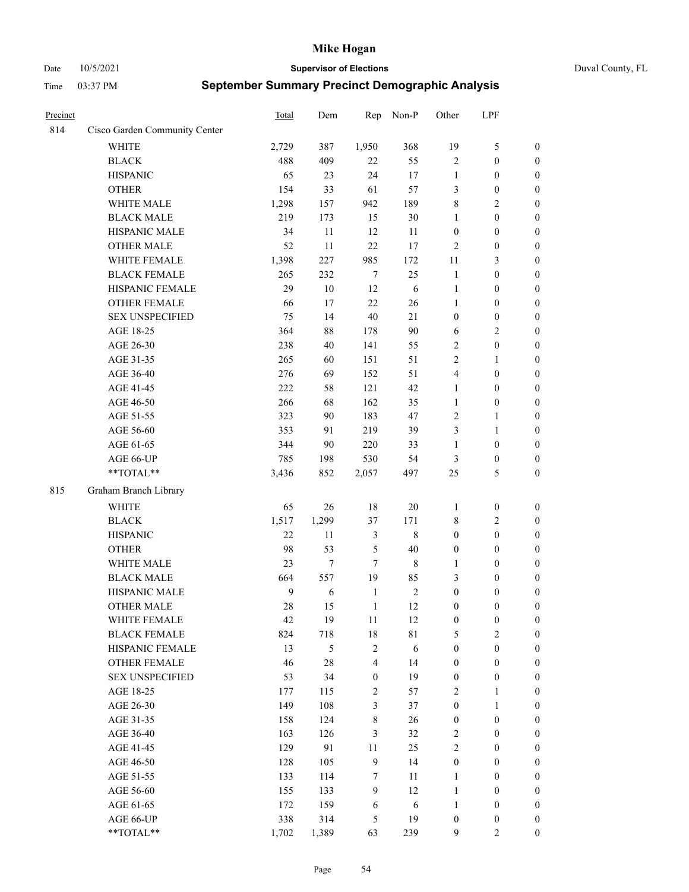# Mike Hogan

Date 10/5/2021 **Supervisor of Elections** Duval County, FL

Time 03:37 PM **September Summary Precinct Demographic Analysis**

| Precinct | | Total | Dem | Rep | Non-P | Other | LPF | |
|---|---|---|---|---|---|---|---|---|
| 814 | Cisco Garden Community Center | | | | | | | |
| | WHITE | 2,729 | 387 | 1,950 | 368 | 19 | 5 | 0 |
| | BLACK | 488 | 409 | 22 | 55 | 2 | 0 | 0 |
| | HISPANIC | 65 | 23 | 24 | 17 | 1 | 0 | 0 |
| | OTHER | 154 | 33 | 61 | 57 | 3 | 0 | 0 |
| | WHITE MALE | 1,298 | 157 | 942 | 189 | 8 | 2 | 0 |
| | BLACK MALE | 219 | 173 | 15 | 30 | 1 | 0 | 0 |
| | HISPANIC MALE | 34 | 11 | 12 | 11 | 0 | 0 | 0 |
| | OTHER MALE | 52 | 11 | 22 | 17 | 2 | 0 | 0 |
| | WHITE FEMALE | 1,398 | 227 | 985 | 172 | 11 | 3 | 0 |
| | BLACK FEMALE | 265 | 232 | 7 | 25 | 1 | 0 | 0 |
| | HISPANIC FEMALE | 29 | 10 | 12 | 6 | 1 | 0 | 0 |
| | OTHER FEMALE | 66 | 17 | 22 | 26 | 1 | 0 | 0 |
| | SEX UNSPECIFIED | 75 | 14 | 40 | 21 | 0 | 0 | 0 |
| | AGE 18-25 | 364 | 88 | 178 | 90 | 6 | 2 | 0 |
| | AGE 26-30 | 238 | 40 | 141 | 55 | 2 | 0 | 0 |
| | AGE 31-35 | 265 | 60 | 151 | 51 | 2 | 1 | 0 |
| | AGE 36-40 | 276 | 69 | 152 | 51 | 4 | 0 | 0 |
| | AGE 41-45 | 222 | 58 | 121 | 42 | 1 | 0 | 0 |
| | AGE 46-50 | 266 | 68 | 162 | 35 | 1 | 0 | 0 |
| | AGE 51-55 | 323 | 90 | 183 | 47 | 2 | 1 | 0 |
| | AGE 56-60 | 353 | 91 | 219 | 39 | 3 | 1 | 0 |
| | AGE 61-65 | 344 | 90 | 220 | 33 | 1 | 0 | 0 |
| | AGE 66-UP | 785 | 198 | 530 | 54 | 3 | 0 | 0 |
| | **TOTAL** | 3,436 | 852 | 2,057 | 497 | 25 | 5 | 0 |
| 815 | Graham Branch Library | | | | | | | |
| | WHITE | 65 | 26 | 18 | 20 | 1 | 0 | 0 |
| | BLACK | 1,517 | 1,299 | 37 | 171 | 8 | 2 | 0 |
| | HISPANIC | 22 | 11 | 3 | 8 | 0 | 0 | 0 |
| | OTHER | 98 | 53 | 5 | 40 | 0 | 0 | 0 |
| | WHITE MALE | 23 | 7 | 7 | 8 | 1 | 0 | 0 |
| | BLACK MALE | 664 | 557 | 19 | 85 | 3 | 0 | 0 |
| | HISPANIC MALE | 9 | 6 | 1 | 2 | 0 | 0 | 0 |
| | OTHER MALE | 28 | 15 | 1 | 12 | 0 | 0 | 0 |
| | WHITE FEMALE | 42 | 19 | 11 | 12 | 0 | 0 | 0 |
| | BLACK FEMALE | 824 | 718 | 18 | 81 | 5 | 2 | 0 |
| | HISPANIC FEMALE | 13 | 5 | 2 | 6 | 0 | 0 | 0 |
| | OTHER FEMALE | 46 | 28 | 4 | 14 | 0 | 0 | 0 |
| | SEX UNSPECIFIED | 53 | 34 | 0 | 19 | 0 | 0 | 0 |
| | AGE 18-25 | 177 | 115 | 2 | 57 | 2 | 1 | 0 |
| | AGE 26-30 | 149 | 108 | 3 | 37 | 0 | 1 | 0 |
| | AGE 31-35 | 158 | 124 | 8 | 26 | 0 | 0 | 0 |
| | AGE 36-40 | 163 | 126 | 3 | 32 | 2 | 0 | 0 |
| | AGE 41-45 | 129 | 91 | 11 | 25 | 2 | 0 | 0 |
| | AGE 46-50 | 128 | 105 | 9 | 14 | 0 | 0 | 0 |
| | AGE 51-55 | 133 | 114 | 7 | 11 | 1 | 0 | 0 |
| | AGE 56-60 | 155 | 133 | 9 | 12 | 1 | 0 | 0 |
| | AGE 61-65 | 172 | 159 | 6 | 6 | 1 | 0 | 0 |
| | AGE 66-UP | 338 | 314 | 5 | 19 | 0 | 0 | 0 |
| | **TOTAL** | 1,702 | 1,389 | 63 | 239 | 9 | 2 | 0 |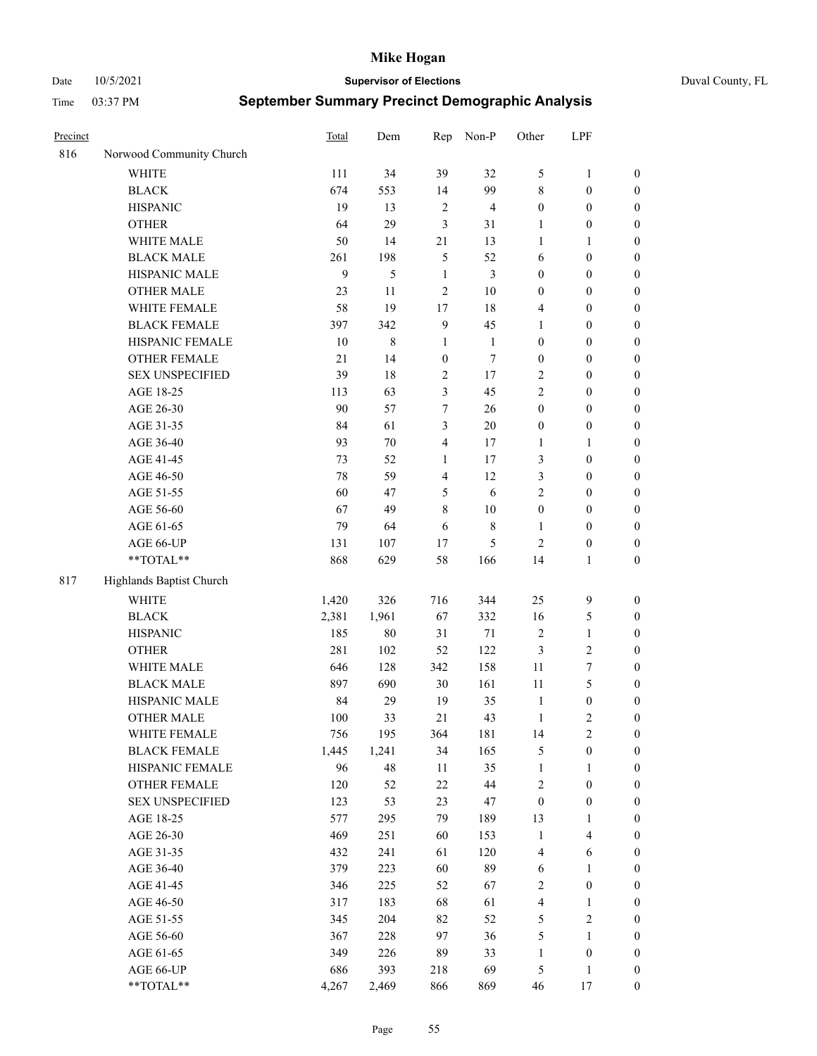# Mike Hogan

Date 10/5/2021 **Supervisor of Elections** Duval County, FL

Time 03:37 PM **September Summary Precinct Demographic Analysis**

| Precinct | | Total | Dem | Rep | Non-P | Other | LPF | |
|---|---|---|---|---|---|---|---|---|
| 816 | Norwood Community Church | | | | | | | |
| | WHITE | 111 | 34 | 39 | 32 | 5 | 1 | 0 |
| | BLACK | 674 | 553 | 14 | 99 | 8 | 0 | 0 |
| | HISPANIC | 19 | 13 | 2 | 4 | 0 | 0 | 0 |
| | OTHER | 64 | 29 | 3 | 31 | 1 | 0 | 0 |
| | WHITE MALE | 50 | 14 | 21 | 13 | 1 | 1 | 0 |
| | BLACK MALE | 261 | 198 | 5 | 52 | 6 | 0 | 0 |
| | HISPANIC MALE | 9 | 5 | 1 | 3 | 0 | 0 | 0 |
| | OTHER MALE | 23 | 11 | 2 | 10 | 0 | 0 | 0 |
| | WHITE FEMALE | 58 | 19 | 17 | 18 | 4 | 0 | 0 |
| | BLACK FEMALE | 397 | 342 | 9 | 45 | 1 | 0 | 0 |
| | HISPANIC FEMALE | 10 | 8 | 1 | 1 | 0 | 0 | 0 |
| | OTHER FEMALE | 21 | 14 | 0 | 7 | 0 | 0 | 0 |
| | SEX UNSPECIFIED | 39 | 18 | 2 | 17 | 2 | 0 | 0 |
| | AGE 18-25 | 113 | 63 | 3 | 45 | 2 | 0 | 0 |
| | AGE 26-30 | 90 | 57 | 7 | 26 | 0 | 0 | 0 |
| | AGE 31-35 | 84 | 61 | 3 | 20 | 0 | 0 | 0 |
| | AGE 36-40 | 93 | 70 | 4 | 17 | 1 | 1 | 0 |
| | AGE 41-45 | 73 | 52 | 1 | 17 | 3 | 0 | 0 |
| | AGE 46-50 | 78 | 59 | 4 | 12 | 3 | 0 | 0 |
| | AGE 51-55 | 60 | 47 | 5 | 6 | 2 | 0 | 0 |
| | AGE 56-60 | 67 | 49 | 8 | 10 | 0 | 0 | 0 |
| | AGE 61-65 | 79 | 64 | 6 | 8 | 1 | 0 | 0 |
| | AGE 66-UP | 131 | 107 | 17 | 5 | 2 | 0 | 0 |
| | **TOTAL** | 868 | 629 | 58 | 166 | 14 | 1 | 0 |
| 817 | Highlands Baptist Church | | | | | | | |
| | WHITE | 1,420 | 326 | 716 | 344 | 25 | 9 | 0 |
| | BLACK | 2,381 | 1,961 | 67 | 332 | 16 | 5 | 0 |
| | HISPANIC | 185 | 80 | 31 | 71 | 2 | 1 | 0 |
| | OTHER | 281 | 102 | 52 | 122 | 3 | 2 | 0 |
| | WHITE MALE | 646 | 128 | 342 | 158 | 11 | 7 | 0 |
| | BLACK MALE | 897 | 690 | 30 | 161 | 11 | 5 | 0 |
| | HISPANIC MALE | 84 | 29 | 19 | 35 | 1 | 0 | 0 |
| | OTHER MALE | 100 | 33 | 21 | 43 | 1 | 2 | 0 |
| | WHITE FEMALE | 756 | 195 | 364 | 181 | 14 | 2 | 0 |
| | BLACK FEMALE | 1,445 | 1,241 | 34 | 165 | 5 | 0 | 0 |
| | HISPANIC FEMALE | 96 | 48 | 11 | 35 | 1 | 1 | 0 |
| | OTHER FEMALE | 120 | 52 | 22 | 44 | 2 | 0 | 0 |
| | SEX UNSPECIFIED | 123 | 53 | 23 | 47 | 0 | 0 | 0 |
| | AGE 18-25 | 577 | 295 | 79 | 189 | 13 | 1 | 0 |
| | AGE 26-30 | 469 | 251 | 60 | 153 | 1 | 4 | 0 |
| | AGE 31-35 | 432 | 241 | 61 | 120 | 4 | 6 | 0 |
| | AGE 36-40 | 379 | 223 | 60 | 89 | 6 | 1 | 0 |
| | AGE 41-45 | 346 | 225 | 52 | 67 | 2 | 0 | 0 |
| | AGE 46-50 | 317 | 183 | 68 | 61 | 4 | 1 | 0 |
| | AGE 51-55 | 345 | 204 | 82 | 52 | 5 | 2 | 0 |
| | AGE 56-60 | 367 | 228 | 97 | 36 | 5 | 1 | 0 |
| | AGE 61-65 | 349 | 226 | 89 | 33 | 1 | 0 | 0 |
| | AGE 66-UP | 686 | 393 | 218 | 69 | 5 | 1 | 0 |
| | **TOTAL** | 4,267 | 2,469 | 866 | 869 | 46 | 17 | 0 |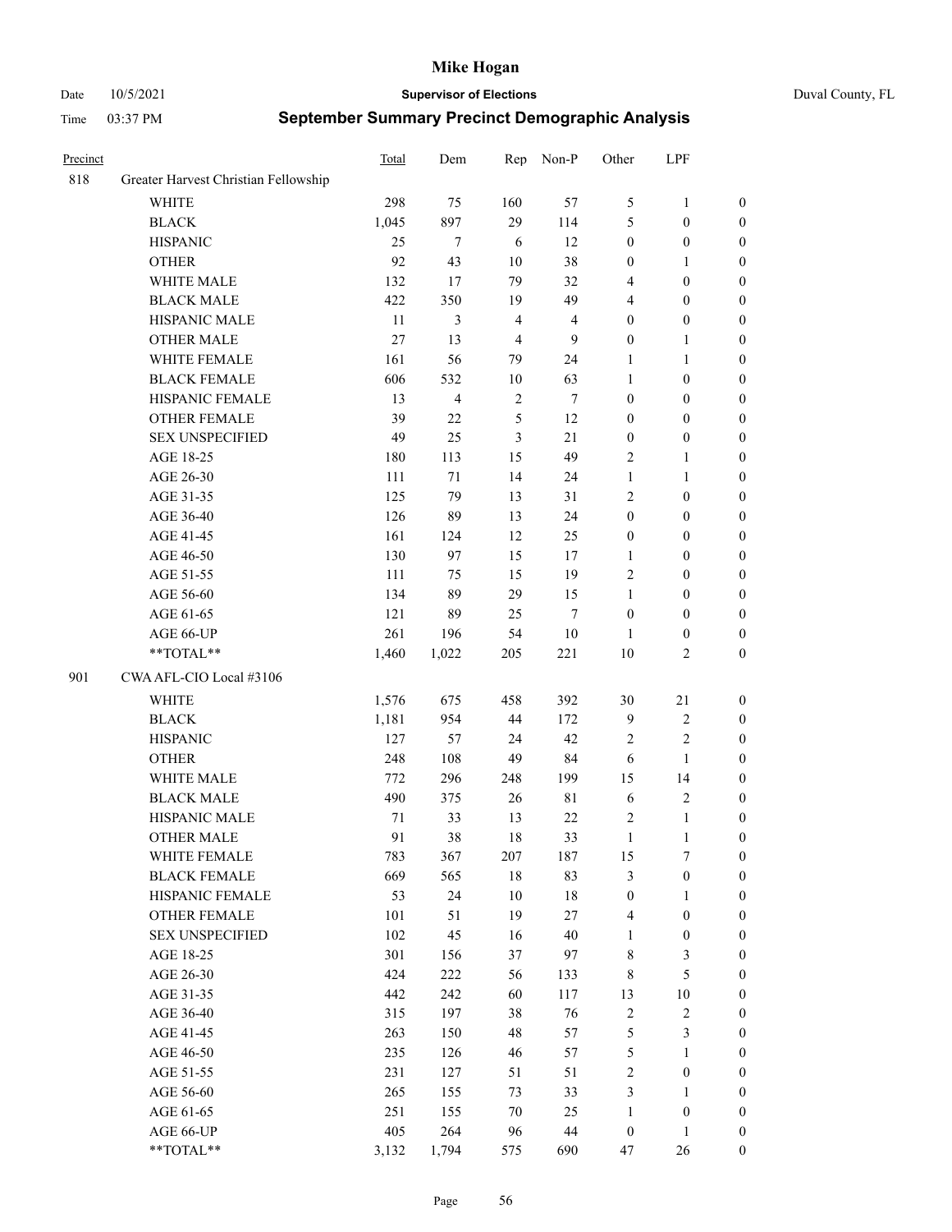| Precinct | | Total | Dem | Rep | Non-P | Other | LPF | |
|---|---|---|---|---|---|---|---|---|
| 818 | Greater Harvest Christian Fellowship | | | | | | | |
| | WHITE | 298 | 75 | 160 | 57 | 5 | 1 | 0 |
| | BLACK | 1,045 | 897 | 29 | 114 | 5 | 0 | 0 |
| | HISPANIC | 25 | 7 | 6 | 12 | 0 | 0 | 0 |
| | OTHER | 92 | 43 | 10 | 38 | 0 | 1 | 0 |
| | WHITE MALE | 132 | 17 | 79 | 32 | 4 | 0 | 0 |
| | BLACK MALE | 422 | 350 | 19 | 49 | 4 | 0 | 0 |
| | HISPANIC MALE | 11 | 3 | 4 | 4 | 0 | 0 | 0 |
| | OTHER MALE | 27 | 13 | 4 | 9 | 0 | 1 | 0 |
| | WHITE FEMALE | 161 | 56 | 79 | 24 | 1 | 1 | 0 |
| | BLACK FEMALE | 606 | 532 | 10 | 63 | 1 | 0 | 0 |
| | HISPANIC FEMALE | 13 | 4 | 2 | 7 | 0 | 0 | 0 |
| | OTHER FEMALE | 39 | 22 | 5 | 12 | 0 | 0 | 0 |
| | SEX UNSPECIFIED | 49 | 25 | 3 | 21 | 0 | 0 | 0 |
| | AGE 18-25 | 180 | 113 | 15 | 49 | 2 | 1 | 0 |
| | AGE 26-30 | 111 | 71 | 14 | 24 | 1 | 1 | 0 |
| | AGE 31-35 | 125 | 79 | 13 | 31 | 2 | 0 | 0 |
| | AGE 36-40 | 126 | 89 | 13 | 24 | 0 | 0 | 0 |
| | AGE 41-45 | 161 | 124 | 12 | 25 | 0 | 0 | 0 |
| | AGE 46-50 | 130 | 97 | 15 | 17 | 1 | 0 | 0 |
| | AGE 51-55 | 111 | 75 | 15 | 19 | 2 | 0 | 0 |
| | AGE 56-60 | 134 | 89 | 29 | 15 | 1 | 0 | 0 |
| | AGE 61-65 | 121 | 89 | 25 | 7 | 0 | 0 | 0 |
| | AGE 66-UP | 261 | 196 | 54 | 10 | 1 | 0 | 0 |
| | **TOTAL** | 1,460 | 1,022 | 205 | 221 | 10 | 2 | 0 |
| 901 | CWA AFL-CIO Local #3106 | | | | | | | |
| | WHITE | 1,576 | 675 | 458 | 392 | 30 | 21 | 0 |
| | BLACK | 1,181 | 954 | 44 | 172 | 9 | 2 | 0 |
| | HISPANIC | 127 | 57 | 24 | 42 | 2 | 2 | 0 |
| | OTHER | 248 | 108 | 49 | 84 | 6 | 1 | 0 |
| | WHITE MALE | 772 | 296 | 248 | 199 | 15 | 14 | 0 |
| | BLACK MALE | 490 | 375 | 26 | 81 | 6 | 2 | 0 |
| | HISPANIC MALE | 71 | 33 | 13 | 22 | 2 | 1 | 0 |
| | OTHER MALE | 91 | 38 | 18 | 33 | 1 | 1 | 0 |
| | WHITE FEMALE | 783 | 367 | 207 | 187 | 15 | 7 | 0 |
| | BLACK FEMALE | 669 | 565 | 18 | 83 | 3 | 0 | 0 |
| | HISPANIC FEMALE | 53 | 24 | 10 | 18 | 0 | 1 | 0 |
| | OTHER FEMALE | 101 | 51 | 19 | 27 | 4 | 0 | 0 |
| | SEX UNSPECIFIED | 102 | 45 | 16 | 40 | 1 | 0 | 0 |
| | AGE 18-25 | 301 | 156 | 37 | 97 | 8 | 3 | 0 |
| | AGE 26-30 | 424 | 222 | 56 | 133 | 8 | 5 | 0 |
| | AGE 31-35 | 442 | 242 | 60 | 117 | 13 | 10 | 0 |
| | AGE 36-40 | 315 | 197 | 38 | 76 | 2 | 2 | 0 |
| | AGE 41-45 | 263 | 150 | 48 | 57 | 5 | 3 | 0 |
| | AGE 46-50 | 235 | 126 | 46 | 57 | 5 | 1 | 0 |
| | AGE 51-55 | 231 | 127 | 51 | 51 | 2 | 0 | 0 |
| | AGE 56-60 | 265 | 155 | 73 | 33 | 3 | 1 | 0 |
| | AGE 61-65 | 251 | 155 | 70 | 25 | 1 | 0 | 0 |
| | AGE 66-UP | 405 | 264 | 96 | 44 | 0 | 1 | 0 |
| | **TOTAL** | 3,132 | 1,794 | 575 | 690 | 47 | 26 | 0 |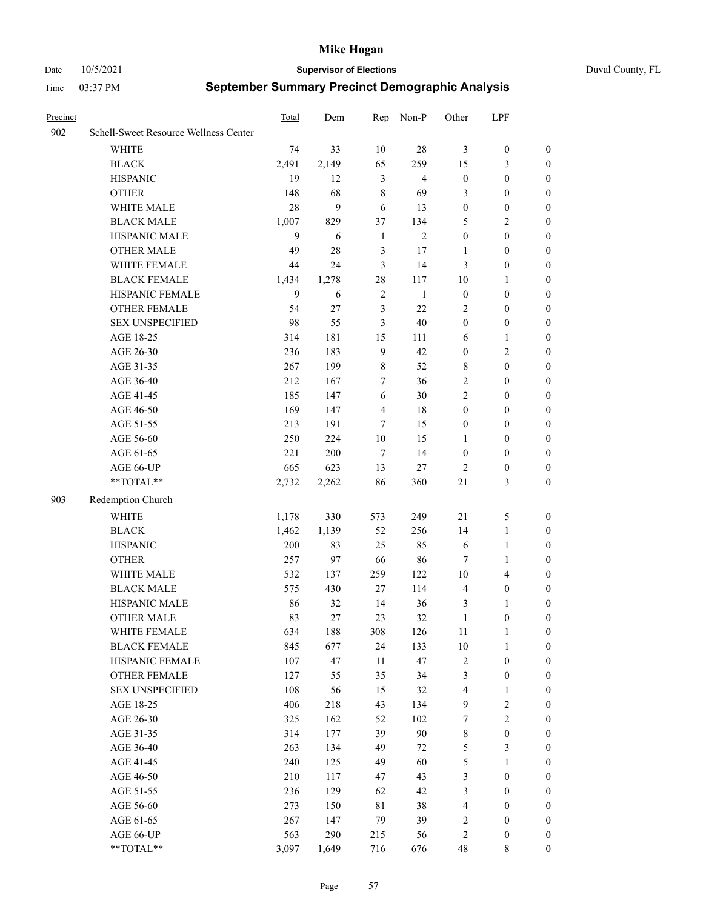| Precinct | | Total | Dem | Rep | Non-P | Other | LPF | |
|---|---|---|---|---|---|---|---|---|
| 902 | Schell-Sweet Resource Wellness Center | | | | | | | |
| | WHITE | 74 | 33 | 10 | 28 | 3 | 0 | 0 |
| | BLACK | 2,491 | 2,149 | 65 | 259 | 15 | 3 | 0 |
| | HISPANIC | 19 | 12 | 3 | 4 | 0 | 0 | 0 |
| | OTHER | 148 | 68 | 8 | 69 | 3 | 0 | 0 |
| | WHITE MALE | 28 | 9 | 6 | 13 | 0 | 0 | 0 |
| | BLACK MALE | 1,007 | 829 | 37 | 134 | 5 | 2 | 0 |
| | HISPANIC MALE | 9 | 6 | 1 | 2 | 0 | 0 | 0 |
| | OTHER MALE | 49 | 28 | 3 | 17 | 1 | 0 | 0 |
| | WHITE FEMALE | 44 | 24 | 3 | 14 | 3 | 0 | 0 |
| | BLACK FEMALE | 1,434 | 1,278 | 28 | 117 | 10 | 1 | 0 |
| | HISPANIC FEMALE | 9 | 6 | 2 | 1 | 0 | 0 | 0 |
| | OTHER FEMALE | 54 | 27 | 3 | 22 | 2 | 0 | 0 |
| | SEX UNSPECIFIED | 98 | 55 | 3 | 40 | 0 | 0 | 0 |
| | AGE 18-25 | 314 | 181 | 15 | 111 | 6 | 1 | 0 |
| | AGE 26-30 | 236 | 183 | 9 | 42 | 0 | 2 | 0 |
| | AGE 31-35 | 267 | 199 | 8 | 52 | 8 | 0 | 0 |
| | AGE 36-40 | 212 | 167 | 7 | 36 | 2 | 0 | 0 |
| | AGE 41-45 | 185 | 147 | 6 | 30 | 2 | 0 | 0 |
| | AGE 46-50 | 169 | 147 | 4 | 18 | 0 | 0 | 0 |
| | AGE 51-55 | 213 | 191 | 7 | 15 | 0 | 0 | 0 |
| | AGE 56-60 | 250 | 224 | 10 | 15 | 1 | 0 | 0 |
| | AGE 61-65 | 221 | 200 | 7 | 14 | 0 | 0 | 0 |
| | AGE 66-UP | 665 | 623 | 13 | 27 | 2 | 0 | 0 |
| | **TOTAL** | 2,732 | 2,262 | 86 | 360 | 21 | 3 | 0 |
| 903 | Redemption Church | | | | | | | |
| | WHITE | 1,178 | 330 | 573 | 249 | 21 | 5 | 0 |
| | BLACK | 1,462 | 1,139 | 52 | 256 | 14 | 1 | 0 |
| | HISPANIC | 200 | 83 | 25 | 85 | 6 | 1 | 0 |
| | OTHER | 257 | 97 | 66 | 86 | 7 | 1 | 0 |
| | WHITE MALE | 532 | 137 | 259 | 122 | 10 | 4 | 0 |
| | BLACK MALE | 575 | 430 | 27 | 114 | 4 | 0 | 0 |
| | HISPANIC MALE | 86 | 32 | 14 | 36 | 3 | 1 | 0 |
| | OTHER MALE | 83 | 27 | 23 | 32 | 1 | 0 | 0 |
| | WHITE FEMALE | 634 | 188 | 308 | 126 | 11 | 1 | 0 |
| | BLACK FEMALE | 845 | 677 | 24 | 133 | 10 | 1 | 0 |
| | HISPANIC FEMALE | 107 | 47 | 11 | 47 | 2 | 0 | 0 |
| | OTHER FEMALE | 127 | 55 | 35 | 34 | 3 | 0 | 0 |
| | SEX UNSPECIFIED | 108 | 56 | 15 | 32 | 4 | 1 | 0 |
| | AGE 18-25 | 406 | 218 | 43 | 134 | 9 | 2 | 0 |
| | AGE 26-30 | 325 | 162 | 52 | 102 | 7 | 2 | 0 |
| | AGE 31-35 | 314 | 177 | 39 | 90 | 8 | 0 | 0 |
| | AGE 36-40 | 263 | 134 | 49 | 72 | 5 | 3 | 0 |
| | AGE 41-45 | 240 | 125 | 49 | 60 | 5 | 1 | 0 |
| | AGE 46-50 | 210 | 117 | 47 | 43 | 3 | 0 | 0 |
| | AGE 51-55 | 236 | 129 | 62 | 42 | 3 | 0 | 0 |
| | AGE 56-60 | 273 | 150 | 81 | 38 | 4 | 0 | 0 |
| | AGE 61-65 | 267 | 147 | 79 | 39 | 2 | 0 | 0 |
| | AGE 66-UP | 563 | 290 | 215 | 56 | 2 | 0 | 0 |
| | **TOTAL** | 3,097 | 1,649 | 716 | 676 | 48 | 8 | 0 |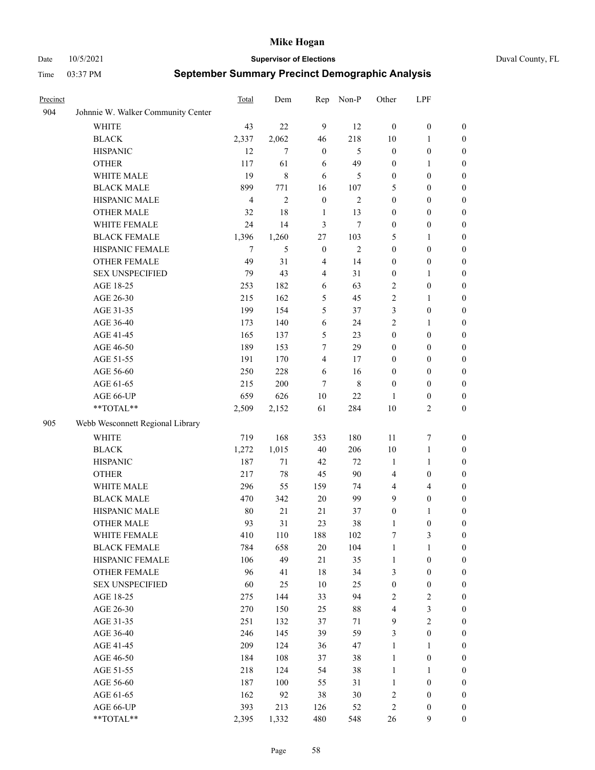| Precinct | | Total | Dem | Rep | Non-P | Other | LPF | |
|---|---|---|---|---|---|---|---|---|
| 904 | Johnnie W. Walker Community Center | | | | | | | |
| | WHITE | 43 | 22 | 9 | 12 | 0 | 0 | 0 |
| | BLACK | 2,337 | 2,062 | 46 | 218 | 10 | 1 | 0 |
| | HISPANIC | 12 | 7 | 0 | 5 | 0 | 0 | 0 |
| | OTHER | 117 | 61 | 6 | 49 | 0 | 1 | 0 |
| | WHITE MALE | 19 | 8 | 6 | 5 | 0 | 0 | 0 |
| | BLACK MALE | 899 | 771 | 16 | 107 | 5 | 0 | 0 |
| | HISPANIC MALE | 4 | 2 | 0 | 2 | 0 | 0 | 0 |
| | OTHER MALE | 32 | 18 | 1 | 13 | 0 | 0 | 0 |
| | WHITE FEMALE | 24 | 14 | 3 | 7 | 0 | 0 | 0 |
| | BLACK FEMALE | 1,396 | 1,260 | 27 | 103 | 5 | 1 | 0 |
| | HISPANIC FEMALE | 7 | 5 | 0 | 2 | 0 | 0 | 0 |
| | OTHER FEMALE | 49 | 31 | 4 | 14 | 0 | 0 | 0 |
| | SEX UNSPECIFIED | 79 | 43 | 4 | 31 | 0 | 1 | 0 |
| | AGE 18-25 | 253 | 182 | 6 | 63 | 2 | 0 | 0 |
| | AGE 26-30 | 215 | 162 | 5 | 45 | 2 | 1 | 0 |
| | AGE 31-35 | 199 | 154 | 5 | 37 | 3 | 0 | 0 |
| | AGE 36-40 | 173 | 140 | 6 | 24 | 2 | 1 | 0 |
| | AGE 41-45 | 165 | 137 | 5 | 23 | 0 | 0 | 0 |
| | AGE 46-50 | 189 | 153 | 7 | 29 | 0 | 0 | 0 |
| | AGE 51-55 | 191 | 170 | 4 | 17 | 0 | 0 | 0 |
| | AGE 56-60 | 250 | 228 | 6 | 16 | 0 | 0 | 0 |
| | AGE 61-65 | 215 | 200 | 7 | 8 | 0 | 0 | 0 |
| | AGE 66-UP | 659 | 626 | 10 | 22 | 1 | 0 | 0 |
| | **TOTAL** | 2,509 | 2,152 | 61 | 284 | 10 | 2 | 0 |
| 905 | Webb Wesconnett Regional Library | | | | | | | |
| | WHITE | 719 | 168 | 353 | 180 | 11 | 7 | 0 |
| | BLACK | 1,272 | 1,015 | 40 | 206 | 10 | 1 | 0 |
| | HISPANIC | 187 | 71 | 42 | 72 | 1 | 1 | 0 |
| | OTHER | 217 | 78 | 45 | 90 | 4 | 0 | 0 |
| | WHITE MALE | 296 | 55 | 159 | 74 | 4 | 4 | 0 |
| | BLACK MALE | 470 | 342 | 20 | 99 | 9 | 0 | 0 |
| | HISPANIC MALE | 80 | 21 | 21 | 37 | 0 | 1 | 0 |
| | OTHER MALE | 93 | 31 | 23 | 38 | 1 | 0 | 0 |
| | WHITE FEMALE | 410 | 110 | 188 | 102 | 7 | 3 | 0 |
| | BLACK FEMALE | 784 | 658 | 20 | 104 | 1 | 1 | 0 |
| | HISPANIC FEMALE | 106 | 49 | 21 | 35 | 1 | 0 | 0 |
| | OTHER FEMALE | 96 | 41 | 18 | 34 | 3 | 0 | 0 |
| | SEX UNSPECIFIED | 60 | 25 | 10 | 25 | 0 | 0 | 0 |
| | AGE 18-25 | 275 | 144 | 33 | 94 | 2 | 2 | 0 |
| | AGE 26-30 | 270 | 150 | 25 | 88 | 4 | 3 | 0 |
| | AGE 31-35 | 251 | 132 | 37 | 71 | 9 | 2 | 0 |
| | AGE 36-40 | 246 | 145 | 39 | 59 | 3 | 0 | 0 |
| | AGE 41-45 | 209 | 124 | 36 | 47 | 1 | 1 | 0 |
| | AGE 46-50 | 184 | 108 | 37 | 38 | 1 | 0 | 0 |
| | AGE 51-55 | 218 | 124 | 54 | 38 | 1 | 1 | 0 |
| | AGE 56-60 | 187 | 100 | 55 | 31 | 1 | 0 | 0 |
| | AGE 61-65 | 162 | 92 | 38 | 30 | 2 | 0 | 0 |
| | AGE 66-UP | 393 | 213 | 126 | 52 | 2 | 0 | 0 |
| | **TOTAL** | 2,395 | 1,332 | 480 | 548 | 26 | 9 | 0 |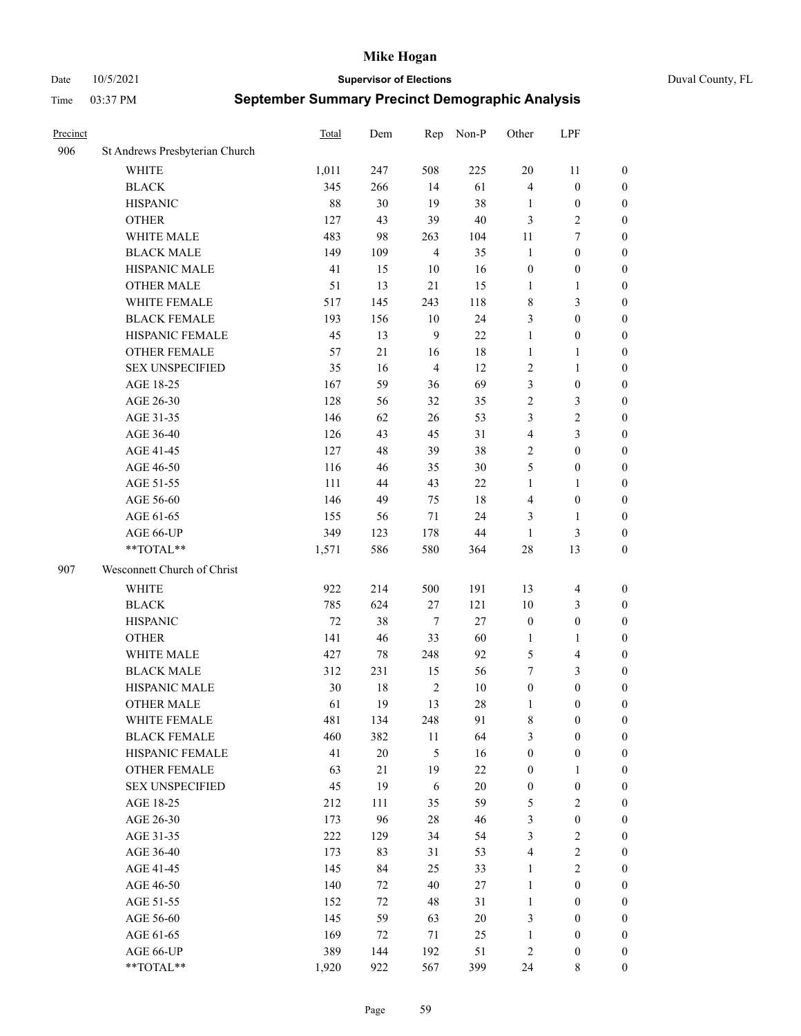# Mike Hogan

Date 10/5/2021 **Supervisor of Elections** Duval County, FL

Time 03:37 PM **September Summary Precinct Demographic Analysis**

| Precinct | | Total | Dem | Rep | Non-P | Other | LPF | |
|---|---|---|---|---|---|---|---|---|
| 906 | St Andrews Presbyterian Church | | | | | | | |
| | WHITE | 1,011 | 247 | 508 | 225 | 20 | 11 | 0 |
| | BLACK | 345 | 266 | 14 | 61 | 4 | 0 | 0 |
| | HISPANIC | 88 | 30 | 19 | 38 | 1 | 0 | 0 |
| | OTHER | 127 | 43 | 39 | 40 | 3 | 2 | 0 |
| | WHITE MALE | 483 | 98 | 263 | 104 | 11 | 7 | 0 |
| | BLACK MALE | 149 | 109 | 4 | 35 | 1 | 0 | 0 |
| | HISPANIC MALE | 41 | 15 | 10 | 16 | 0 | 0 | 0 |
| | OTHER MALE | 51 | 13 | 21 | 15 | 1 | 1 | 0 |
| | WHITE FEMALE | 517 | 145 | 243 | 118 | 8 | 3 | 0 |
| | BLACK FEMALE | 193 | 156 | 10 | 24 | 3 | 0 | 0 |
| | HISPANIC FEMALE | 45 | 13 | 9 | 22 | 1 | 0 | 0 |
| | OTHER FEMALE | 57 | 21 | 16 | 18 | 1 | 1 | 0 |
| | SEX UNSPECIFIED | 35 | 16 | 4 | 12 | 2 | 1 | 0 |
| | AGE 18-25 | 167 | 59 | 36 | 69 | 3 | 0 | 0 |
| | AGE 26-30 | 128 | 56 | 32 | 35 | 2 | 3 | 0 |
| | AGE 31-35 | 146 | 62 | 26 | 53 | 3 | 2 | 0 |
| | AGE 36-40 | 126 | 43 | 45 | 31 | 4 | 3 | 0 |
| | AGE 41-45 | 127 | 48 | 39 | 38 | 2 | 0 | 0 |
| | AGE 46-50 | 116 | 46 | 35 | 30 | 5 | 0 | 0 |
| | AGE 51-55 | 111 | 44 | 43 | 22 | 1 | 1 | 0 |
| | AGE 56-60 | 146 | 49 | 75 | 18 | 4 | 0 | 0 |
| | AGE 61-65 | 155 | 56 | 71 | 24 | 3 | 1 | 0 |
| | AGE 66-UP | 349 | 123 | 178 | 44 | 1 | 3 | 0 |
| | **TOTAL** | 1,571 | 586 | 580 | 364 | 28 | 13 | 0 |
| 907 | Wesconnett Church of Christ | | | | | | | |
| | WHITE | 922 | 214 | 500 | 191 | 13 | 4 | 0 |
| | BLACK | 785 | 624 | 27 | 121 | 10 | 3 | 0 |
| | HISPANIC | 72 | 38 | 7 | 27 | 0 | 0 | 0 |
| | OTHER | 141 | 46 | 33 | 60 | 1 | 1 | 0 |
| | WHITE MALE | 427 | 78 | 248 | 92 | 5 | 4 | 0 |
| | BLACK MALE | 312 | 231 | 15 | 56 | 7 | 3 | 0 |
| | HISPANIC MALE | 30 | 18 | 2 | 10 | 0 | 0 | 0 |
| | OTHER MALE | 61 | 19 | 13 | 28 | 1 | 0 | 0 |
| | WHITE FEMALE | 481 | 134 | 248 | 91 | 8 | 0 | 0 |
| | BLACK FEMALE | 460 | 382 | 11 | 64 | 3 | 0 | 0 |
| | HISPANIC FEMALE | 41 | 20 | 5 | 16 | 0 | 0 | 0 |
| | OTHER FEMALE | 63 | 21 | 19 | 22 | 0 | 1 | 0 |
| | SEX UNSPECIFIED | 45 | 19 | 6 | 20 | 0 | 0 | 0 |
| | AGE 18-25 | 212 | 111 | 35 | 59 | 5 | 2 | 0 |
| | AGE 26-30 | 173 | 96 | 28 | 46 | 3 | 0 | 0 |
| | AGE 31-35 | 222 | 129 | 34 | 54 | 3 | 2 | 0 |
| | AGE 36-40 | 173 | 83 | 31 | 53 | 4 | 2 | 0 |
| | AGE 41-45 | 145 | 84 | 25 | 33 | 1 | 2 | 0 |
| | AGE 46-50 | 140 | 72 | 40 | 27 | 1 | 0 | 0 |
| | AGE 51-55 | 152 | 72 | 48 | 31 | 1 | 0 | 0 |
| | AGE 56-60 | 145 | 59 | 63 | 20 | 3 | 0 | 0 |
| | AGE 61-65 | 169 | 72 | 71 | 25 | 1 | 0 | 0 |
| | AGE 66-UP | 389 | 144 | 192 | 51 | 2 | 0 | 0 |
| | **TOTAL** | 1,920 | 922 | 567 | 399 | 24 | 8 | 0 |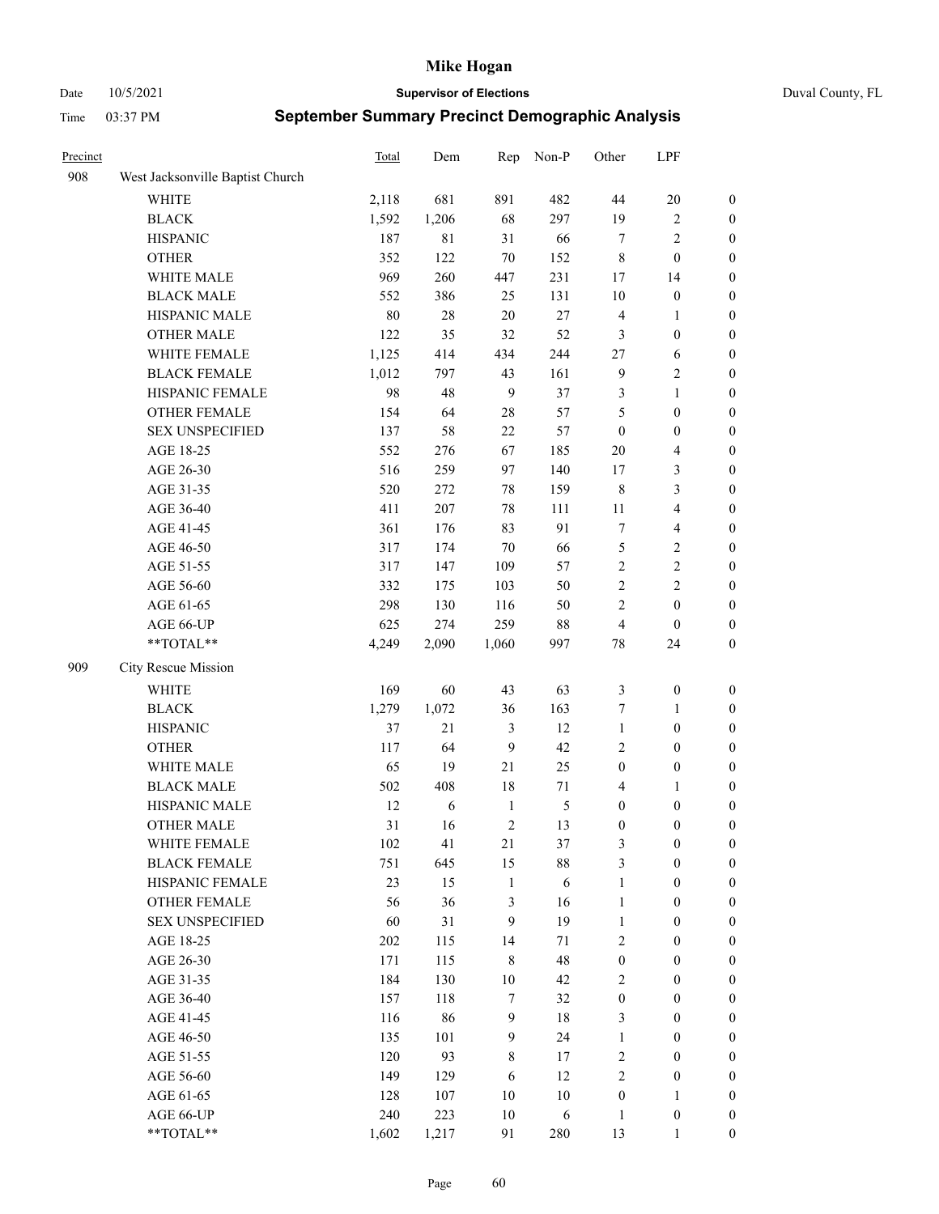# Mike Hogan

Date 10/5/2021 **Supervisor of Elections** Duval County, FL

Time 03:37 PM **September Summary Precinct Demographic Analysis**

| Precinct | | Total | Dem | Rep | Non-P | Other | LPF | |
|---|---|---|---|---|---|---|---|---|
| 908 | West Jacksonville Baptist Church | | | | | | | |
| | WHITE | 2,118 | 681 | 891 | 482 | 44 | 20 | 0 |
| | BLACK | 1,592 | 1,206 | 68 | 297 | 19 | 2 | 0 |
| | HISPANIC | 187 | 81 | 31 | 66 | 7 | 2 | 0 |
| | OTHER | 352 | 122 | 70 | 152 | 8 | 0 | 0 |
| | WHITE MALE | 969 | 260 | 447 | 231 | 17 | 14 | 0 |
| | BLACK MALE | 552 | 386 | 25 | 131 | 10 | 0 | 0 |
| | HISPANIC MALE | 80 | 28 | 20 | 27 | 4 | 1 | 0 |
| | OTHER MALE | 122 | 35 | 32 | 52 | 3 | 0 | 0 |
| | WHITE FEMALE | 1,125 | 414 | 434 | 244 | 27 | 6 | 0 |
| | BLACK FEMALE | 1,012 | 797 | 43 | 161 | 9 | 2 | 0 |
| | HISPANIC FEMALE | 98 | 48 | 9 | 37 | 3 | 1 | 0 |
| | OTHER FEMALE | 154 | 64 | 28 | 57 | 5 | 0 | 0 |
| | SEX UNSPECIFIED | 137 | 58 | 22 | 57 | 0 | 0 | 0 |
| | AGE 18-25 | 552 | 276 | 67 | 185 | 20 | 4 | 0 |
| | AGE 26-30 | 516 | 259 | 97 | 140 | 17 | 3 | 0 |
| | AGE 31-35 | 520 | 272 | 78 | 159 | 8 | 3 | 0 |
| | AGE 36-40 | 411 | 207 | 78 | 111 | 11 | 4 | 0 |
| | AGE 41-45 | 361 | 176 | 83 | 91 | 7 | 4 | 0 |
| | AGE 46-50 | 317 | 174 | 70 | 66 | 5 | 2 | 0 |
| | AGE 51-55 | 317 | 147 | 109 | 57 | 2 | 2 | 0 |
| | AGE 56-60 | 332 | 175 | 103 | 50 | 2 | 2 | 0 |
| | AGE 61-65 | 298 | 130 | 116 | 50 | 2 | 0 | 0 |
| | AGE 66-UP | 625 | 274 | 259 | 88 | 4 | 0 | 0 |
| | **TOTAL** | 4,249 | 2,090 | 1,060 | 997 | 78 | 24 | 0 |
| 909 | City Rescue Mission | | | | | | | |
| | WHITE | 169 | 60 | 43 | 63 | 3 | 0 | 0 |
| | BLACK | 1,279 | 1,072 | 36 | 163 | 7 | 1 | 0 |
| | HISPANIC | 37 | 21 | 3 | 12 | 1 | 0 | 0 |
| | OTHER | 117 | 64 | 9 | 42 | 2 | 0 | 0 |
| | WHITE MALE | 65 | 19 | 21 | 25 | 0 | 0 | 0 |
| | BLACK MALE | 502 | 408 | 18 | 71 | 4 | 1 | 0 |
| | HISPANIC MALE | 12 | 6 | 1 | 5 | 0 | 0 | 0 |
| | OTHER MALE | 31 | 16 | 2 | 13 | 0 | 0 | 0 |
| | WHITE FEMALE | 102 | 41 | 21 | 37 | 3 | 0 | 0 |
| | BLACK FEMALE | 751 | 645 | 15 | 88 | 3 | 0 | 0 |
| | HISPANIC FEMALE | 23 | 15 | 1 | 6 | 1 | 0 | 0 |
| | OTHER FEMALE | 56 | 36 | 3 | 16 | 1 | 0 | 0 |
| | SEX UNSPECIFIED | 60 | 31 | 9 | 19 | 1 | 0 | 0 |
| | AGE 18-25 | 202 | 115 | 14 | 71 | 2 | 0 | 0 |
| | AGE 26-30 | 171 | 115 | 8 | 48 | 0 | 0 | 0 |
| | AGE 31-35 | 184 | 130 | 10 | 42 | 2 | 0 | 0 |
| | AGE 36-40 | 157 | 118 | 7 | 32 | 0 | 0 | 0 |
| | AGE 41-45 | 116 | 86 | 9 | 18 | 3 | 0 | 0 |
| | AGE 46-50 | 135 | 101 | 9 | 24 | 1 | 0 | 0 |
| | AGE 51-55 | 120 | 93 | 8 | 17 | 2 | 0 | 0 |
| | AGE 56-60 | 149 | 129 | 6 | 12 | 2 | 0 | 0 |
| | AGE 61-65 | 128 | 107 | 10 | 10 | 0 | 1 | 0 |
| | AGE 66-UP | 240 | 223 | 10 | 6 | 1 | 0 | 0 |
| | **TOTAL** | 1,602 | 1,217 | 91 | 280 | 13 | 1 | 0 |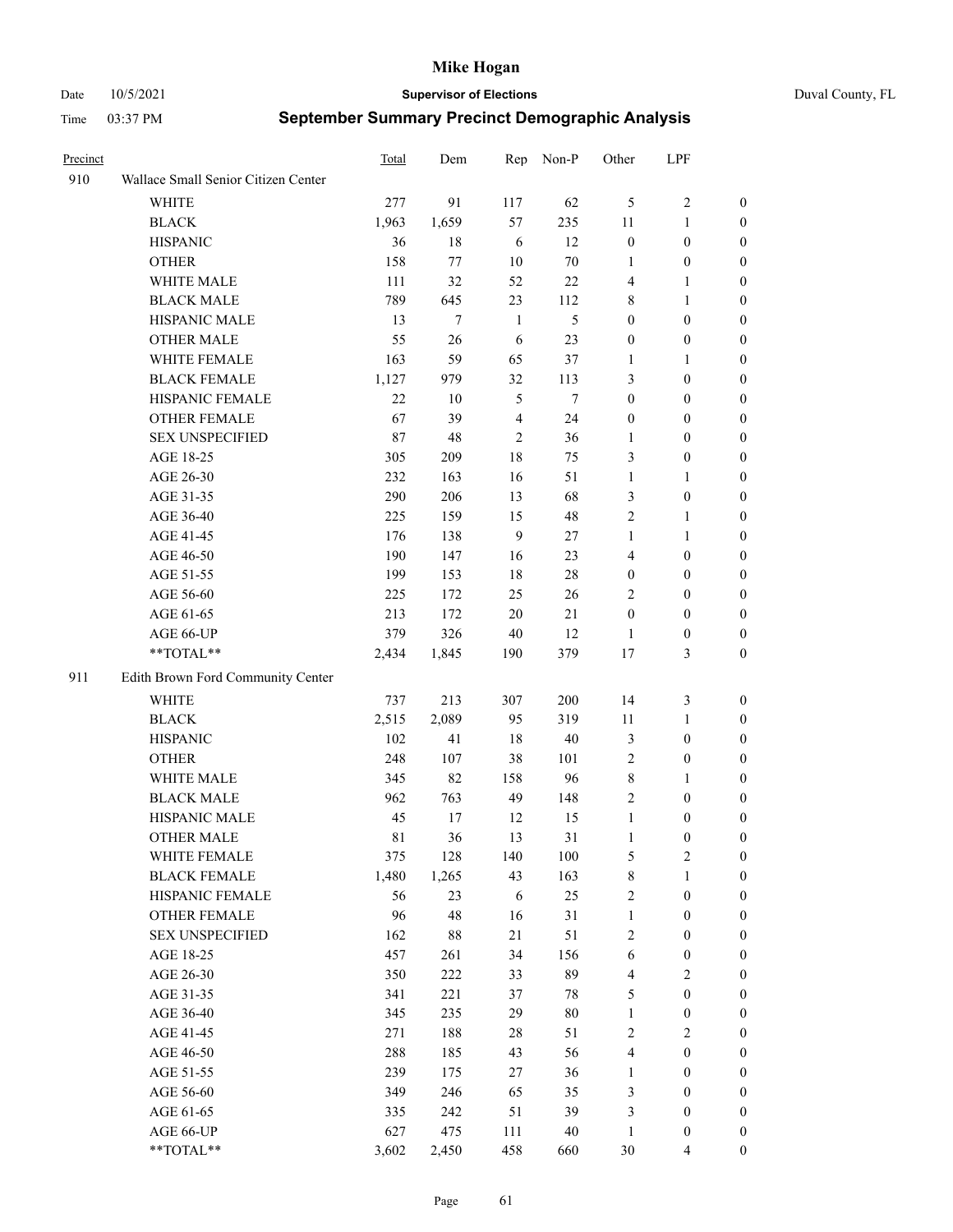| Precinct | | Total | Dem | Rep | Non-P | Other | LPF | |
|---|---|---|---|---|---|---|---|---|
| 910 | Wallace Small Senior Citizen Center | | | | | | | |
| | WHITE | 277 | 91 | 117 | 62 | 5 | 2 | 0 |
| | BLACK | 1,963 | 1,659 | 57 | 235 | 11 | 1 | 0 |
| | HISPANIC | 36 | 18 | 6 | 12 | 0 | 0 | 0 |
| | OTHER | 158 | 77 | 10 | 70 | 1 | 0 | 0 |
| | WHITE MALE | 111 | 32 | 52 | 22 | 4 | 1 | 0 |
| | BLACK MALE | 789 | 645 | 23 | 112 | 8 | 1 | 0 |
| | HISPANIC MALE | 13 | 7 | 1 | 5 | 0 | 0 | 0 |
| | OTHER MALE | 55 | 26 | 6 | 23 | 0 | 0 | 0 |
| | WHITE FEMALE | 163 | 59 | 65 | 37 | 1 | 1 | 0 |
| | BLACK FEMALE | 1,127 | 979 | 32 | 113 | 3 | 0 | 0 |
| | HISPANIC FEMALE | 22 | 10 | 5 | 7 | 0 | 0 | 0 |
| | OTHER FEMALE | 67 | 39 | 4 | 24 | 0 | 0 | 0 |
| | SEX UNSPECIFIED | 87 | 48 | 2 | 36 | 1 | 0 | 0 |
| | AGE 18-25 | 305 | 209 | 18 | 75 | 3 | 0 | 0 |
| | AGE 26-30 | 232 | 163 | 16 | 51 | 1 | 1 | 0 |
| | AGE 31-35 | 290 | 206 | 13 | 68 | 3 | 0 | 0 |
| | AGE 36-40 | 225 | 159 | 15 | 48 | 2 | 1 | 0 |
| | AGE 41-45 | 176 | 138 | 9 | 27 | 1 | 1 | 0 |
| | AGE 46-50 | 190 | 147 | 16 | 23 | 4 | 0 | 0 |
| | AGE 51-55 | 199 | 153 | 18 | 28 | 0 | 0 | 0 |
| | AGE 56-60 | 225 | 172 | 25 | 26 | 2 | 0 | 0 |
| | AGE 61-65 | 213 | 172 | 20 | 21 | 0 | 0 | 0 |
| | AGE 66-UP | 379 | 326 | 40 | 12 | 1 | 0 | 0 |
| | **TOTAL** | 2,434 | 1,845 | 190 | 379 | 17 | 3 | 0 |
| 911 | Edith Brown Ford Community Center | | | | | | | |
| | WHITE | 737 | 213 | 307 | 200 | 14 | 3 | 0 |
| | BLACK | 2,515 | 2,089 | 95 | 319 | 11 | 1 | 0 |
| | HISPANIC | 102 | 41 | 18 | 40 | 3 | 0 | 0 |
| | OTHER | 248 | 107 | 38 | 101 | 2 | 0 | 0 |
| | WHITE MALE | 345 | 82 | 158 | 96 | 8 | 1 | 0 |
| | BLACK MALE | 962 | 763 | 49 | 148 | 2 | 0 | 0 |
| | HISPANIC MALE | 45 | 17 | 12 | 15 | 1 | 0 | 0 |
| | OTHER MALE | 81 | 36 | 13 | 31 | 1 | 0 | 0 |
| | WHITE FEMALE | 375 | 128 | 140 | 100 | 5 | 2 | 0 |
| | BLACK FEMALE | 1,480 | 1,265 | 43 | 163 | 8 | 1 | 0 |
| | HISPANIC FEMALE | 56 | 23 | 6 | 25 | 2 | 0 | 0 |
| | OTHER FEMALE | 96 | 48 | 16 | 31 | 1 | 0 | 0 |
| | SEX UNSPECIFIED | 162 | 88 | 21 | 51 | 2 | 0 | 0 |
| | AGE 18-25 | 457 | 261 | 34 | 156 | 6 | 0 | 0 |
| | AGE 26-30 | 350 | 222 | 33 | 89 | 4 | 2 | 0 |
| | AGE 31-35 | 341 | 221 | 37 | 78 | 5 | 0 | 0 |
| | AGE 36-40 | 345 | 235 | 29 | 80 | 1 | 0 | 0 |
| | AGE 41-45 | 271 | 188 | 28 | 51 | 2 | 2 | 0 |
| | AGE 46-50 | 288 | 185 | 43 | 56 | 4 | 0 | 0 |
| | AGE 51-55 | 239 | 175 | 27 | 36 | 1 | 0 | 0 |
| | AGE 56-60 | 349 | 246 | 65 | 35 | 3 | 0 | 0 |
| | AGE 61-65 | 335 | 242 | 51 | 39 | 3 | 0 | 0 |
| | AGE 66-UP | 627 | 475 | 111 | 40 | 1 | 0 | 0 |
| | **TOTAL** | 3,602 | 2,450 | 458 | 660 | 30 | 4 | 0 |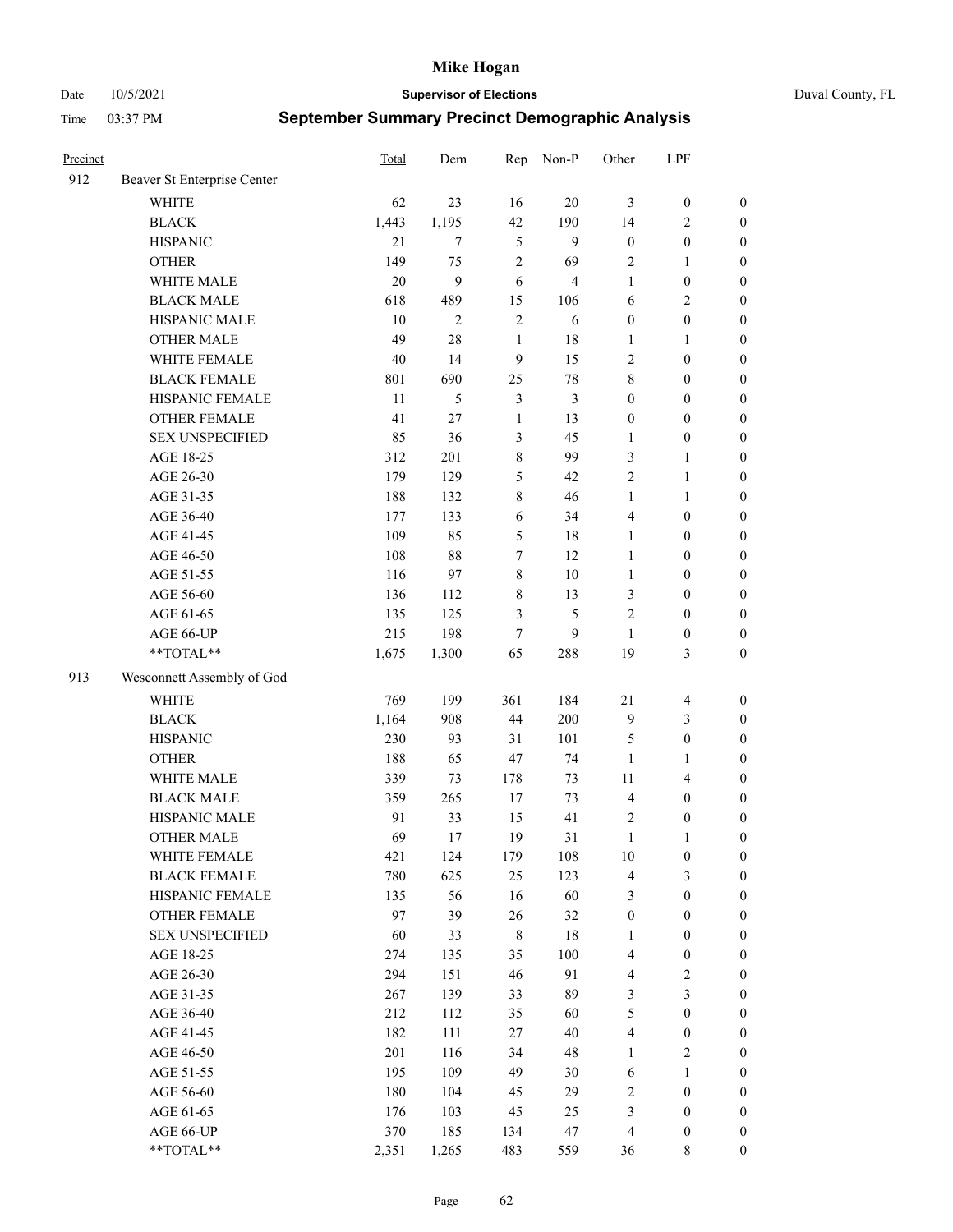# Mike Hogan

Date 10/5/2021 **Supervisor of Elections** Duval County, FL

Time 03:37 PM **September Summary Precinct Demographic Analysis**

| Precinct | | Total | Dem | Rep | Non-P | Other | LPF | |
|---|---|---|---|---|---|---|---|---|
| 912 | Beaver St Enterprise Center | | | | | | | |
| | WHITE | 62 | 23 | 16 | 20 | 3 | 0 | 0 |
| | BLACK | 1,443 | 1,195 | 42 | 190 | 14 | 2 | 0 |
| | HISPANIC | 21 | 7 | 5 | 9 | 0 | 0 | 0 |
| | OTHER | 149 | 75 | 2 | 69 | 2 | 1 | 0 |
| | WHITE MALE | 20 | 9 | 6 | 4 | 1 | 0 | 0 |
| | BLACK MALE | 618 | 489 | 15 | 106 | 6 | 2 | 0 |
| | HISPANIC MALE | 10 | 2 | 2 | 6 | 0 | 0 | 0 |
| | OTHER MALE | 49 | 28 | 1 | 18 | 1 | 1 | 0 |
| | WHITE FEMALE | 40 | 14 | 9 | 15 | 2 | 0 | 0 |
| | BLACK FEMALE | 801 | 690 | 25 | 78 | 8 | 0 | 0 |
| | HISPANIC FEMALE | 11 | 5 | 3 | 3 | 0 | 0 | 0 |
| | OTHER FEMALE | 41 | 27 | 1 | 13 | 0 | 0 | 0 |
| | SEX UNSPECIFIED | 85 | 36 | 3 | 45 | 1 | 0 | 0 |
| | AGE 18-25 | 312 | 201 | 8 | 99 | 3 | 1 | 0 |
| | AGE 26-30 | 179 | 129 | 5 | 42 | 2 | 1 | 0 |
| | AGE 31-35 | 188 | 132 | 8 | 46 | 1 | 1 | 0 |
| | AGE 36-40 | 177 | 133 | 6 | 34 | 4 | 0 | 0 |
| | AGE 41-45 | 109 | 85 | 5 | 18 | 1 | 0 | 0 |
| | AGE 46-50 | 108 | 88 | 7 | 12 | 1 | 0 | 0 |
| | AGE 51-55 | 116 | 97 | 8 | 10 | 1 | 0 | 0 |
| | AGE 56-60 | 136 | 112 | 8 | 13 | 3 | 0 | 0 |
| | AGE 61-65 | 135 | 125 | 3 | 5 | 2 | 0 | 0 |
| | AGE 66-UP | 215 | 198 | 7 | 9 | 1 | 0 | 0 |
| | **TOTAL** | 1,675 | 1,300 | 65 | 288 | 19 | 3 | 0 |
| 913 | Wesconnett Assembly of God | | | | | | | |
| | WHITE | 769 | 199 | 361 | 184 | 21 | 4 | 0 |
| | BLACK | 1,164 | 908 | 44 | 200 | 9 | 3 | 0 |
| | HISPANIC | 230 | 93 | 31 | 101 | 5 | 0 | 0 |
| | OTHER | 188 | 65 | 47 | 74 | 1 | 1 | 0 |
| | WHITE MALE | 339 | 73 | 178 | 73 | 11 | 4 | 0 |
| | BLACK MALE | 359 | 265 | 17 | 73 | 4 | 0 | 0 |
| | HISPANIC MALE | 91 | 33 | 15 | 41 | 2 | 0 | 0 |
| | OTHER MALE | 69 | 17 | 19 | 31 | 1 | 1 | 0 |
| | WHITE FEMALE | 421 | 124 | 179 | 108 | 10 | 0 | 0 |
| | BLACK FEMALE | 780 | 625 | 25 | 123 | 4 | 3 | 0 |
| | HISPANIC FEMALE | 135 | 56 | 16 | 60 | 3 | 0 | 0 |
| | OTHER FEMALE | 97 | 39 | 26 | 32 | 0 | 0 | 0 |
| | SEX UNSPECIFIED | 60 | 33 | 8 | 18 | 1 | 0 | 0 |
| | AGE 18-25 | 274 | 135 | 35 | 100 | 4 | 0 | 0 |
| | AGE 26-30 | 294 | 151 | 46 | 91 | 4 | 2 | 0 |
| | AGE 31-35 | 267 | 139 | 33 | 89 | 3 | 3 | 0 |
| | AGE 36-40 | 212 | 112 | 35 | 60 | 5 | 0 | 0 |
| | AGE 41-45 | 182 | 111 | 27 | 40 | 4 | 0 | 0 |
| | AGE 46-50 | 201 | 116 | 34 | 48 | 1 | 2 | 0 |
| | AGE 51-55 | 195 | 109 | 49 | 30 | 6 | 1 | 0 |
| | AGE 56-60 | 180 | 104 | 45 | 29 | 2 | 0 | 0 |
| | AGE 61-65 | 176 | 103 | 45 | 25 | 3 | 0 | 0 |
| | AGE 66-UP | 370 | 185 | 134 | 47 | 4 | 0 | 0 |
| | **TOTAL** | 2,351 | 1,265 | 483 | 559 | 36 | 8 | 0 |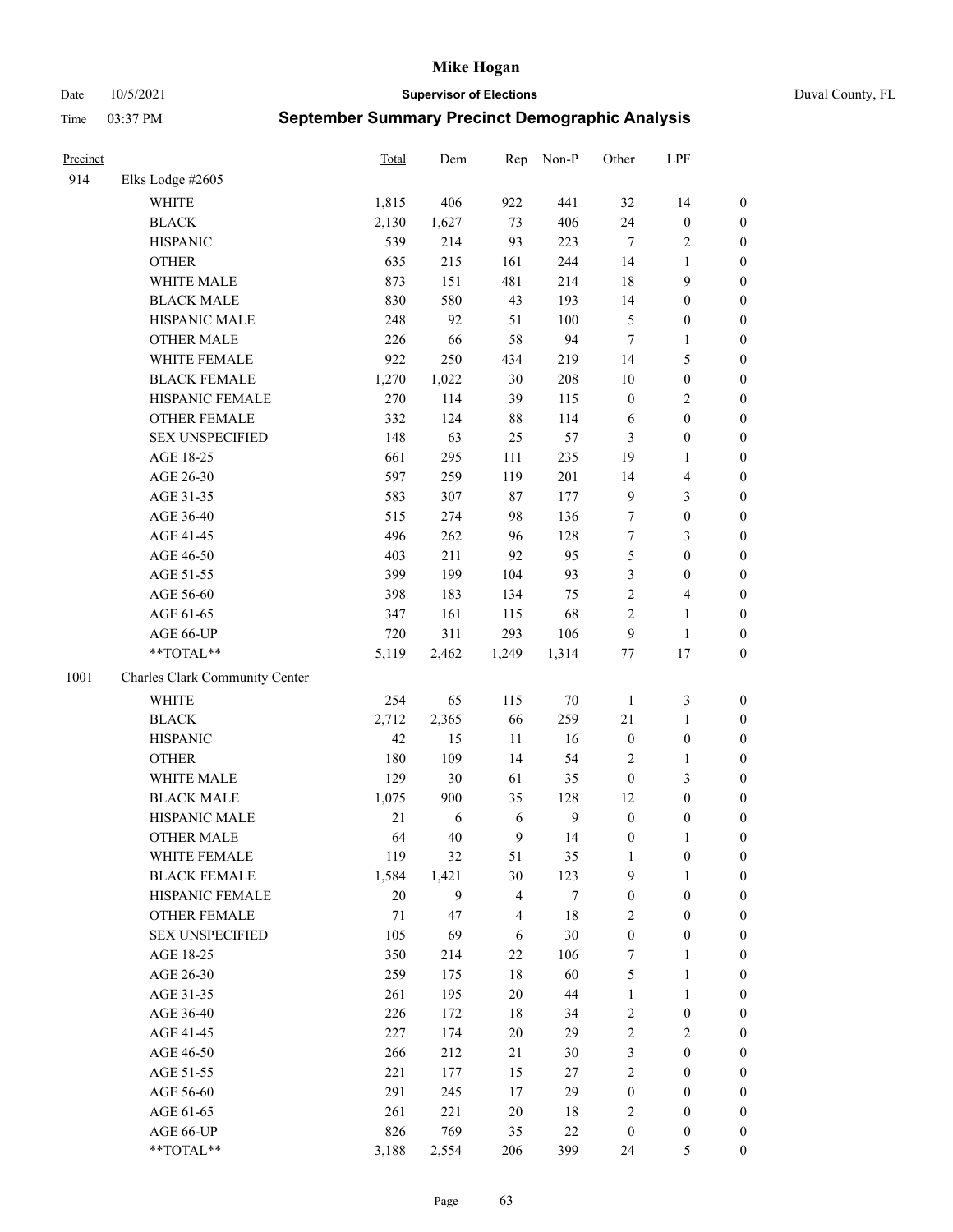# Mike Hogan

Date 10/5/2021 **Supervisor of Elections** Duval County, FL

Time 03:37 PM **September Summary Precinct Demographic Analysis**

| Precinct | | Total | Dem | Rep | Non-P | Other | LPF | |
|---|---|---|---|---|---|---|---|---|
| 914 | Elks Lodge #2605 | | | | | | | |
| | WHITE | 1,815 | 406 | 922 | 441 | 32 | 14 | 0 |
| | BLACK | 2,130 | 1,627 | 73 | 406 | 24 | 0 | 0 |
| | HISPANIC | 539 | 214 | 93 | 223 | 7 | 2 | 0 |
| | OTHER | 635 | 215 | 161 | 244 | 14 | 1 | 0 |
| | WHITE MALE | 873 | 151 | 481 | 214 | 18 | 9 | 0 |
| | BLACK MALE | 830 | 580 | 43 | 193 | 14 | 0 | 0 |
| | HISPANIC MALE | 248 | 92 | 51 | 100 | 5 | 0 | 0 |
| | OTHER MALE | 226 | 66 | 58 | 94 | 7 | 1 | 0 |
| | WHITE FEMALE | 922 | 250 | 434 | 219 | 14 | 5 | 0 |
| | BLACK FEMALE | 1,270 | 1,022 | 30 | 208 | 10 | 0 | 0 |
| | HISPANIC FEMALE | 270 | 114 | 39 | 115 | 0 | 2 | 0 |
| | OTHER FEMALE | 332 | 124 | 88 | 114 | 6 | 0 | 0 |
| | SEX UNSPECIFIED | 148 | 63 | 25 | 57 | 3 | 0 | 0 |
| | AGE 18-25 | 661 | 295 | 111 | 235 | 19 | 1 | 0 |
| | AGE 26-30 | 597 | 259 | 119 | 201 | 14 | 4 | 0 |
| | AGE 31-35 | 583 | 307 | 87 | 177 | 9 | 3 | 0 |
| | AGE 36-40 | 515 | 274 | 98 | 136 | 7 | 0 | 0 |
| | AGE 41-45 | 496 | 262 | 96 | 128 | 7 | 3 | 0 |
| | AGE 46-50 | 403 | 211 | 92 | 95 | 5 | 0 | 0 |
| | AGE 51-55 | 399 | 199 | 104 | 93 | 3 | 0 | 0 |
| | AGE 56-60 | 398 | 183 | 134 | 75 | 2 | 4 | 0 |
| | AGE 61-65 | 347 | 161 | 115 | 68 | 2 | 1 | 0 |
| | AGE 66-UP | 720 | 311 | 293 | 106 | 9 | 1 | 0 |
| | **TOTAL** | 5,119 | 2,462 | 1,249 | 1,314 | 77 | 17 | 0 |
| 1001 | Charles Clark Community Center | | | | | | | |
| | WHITE | 254 | 65 | 115 | 70 | 1 | 3 | 0 |
| | BLACK | 2,712 | 2,365 | 66 | 259 | 21 | 1 | 0 |
| | HISPANIC | 42 | 15 | 11 | 16 | 0 | 0 | 0 |
| | OTHER | 180 | 109 | 14 | 54 | 2 | 1 | 0 |
| | WHITE MALE | 129 | 30 | 61 | 35 | 0 | 3 | 0 |
| | BLACK MALE | 1,075 | 900 | 35 | 128 | 12 | 0 | 0 |
| | HISPANIC MALE | 21 | 6 | 6 | 9 | 0 | 0 | 0 |
| | OTHER MALE | 64 | 40 | 9 | 14 | 0 | 1 | 0 |
| | WHITE FEMALE | 119 | 32 | 51 | 35 | 1 | 0 | 0 |
| | BLACK FEMALE | 1,584 | 1,421 | 30 | 123 | 9 | 1 | 0 |
| | HISPANIC FEMALE | 20 | 9 | 4 | 7 | 0 | 0 | 0 |
| | OTHER FEMALE | 71 | 47 | 4 | 18 | 2 | 0 | 0 |
| | SEX UNSPECIFIED | 105 | 69 | 6 | 30 | 0 | 0 | 0 |
| | AGE 18-25 | 350 | 214 | 22 | 106 | 7 | 1 | 0 |
| | AGE 26-30 | 259 | 175 | 18 | 60 | 5 | 1 | 0 |
| | AGE 31-35 | 261 | 195 | 20 | 44 | 1 | 1 | 0 |
| | AGE 36-40 | 226 | 172 | 18 | 34 | 2 | 0 | 0 |
| | AGE 41-45 | 227 | 174 | 20 | 29 | 2 | 2 | 0 |
| | AGE 46-50 | 266 | 212 | 21 | 30 | 3 | 0 | 0 |
| | AGE 51-55 | 221 | 177 | 15 | 27 | 2 | 0 | 0 |
| | AGE 56-60 | 291 | 245 | 17 | 29 | 0 | 0 | 0 |
| | AGE 61-65 | 261 | 221 | 20 | 18 | 2 | 0 | 0 |
| | AGE 66-UP | 826 | 769 | 35 | 22 | 0 | 0 | 0 |
| | **TOTAL** | 3,188 | 2,554 | 206 | 399 | 24 | 5 | 0 |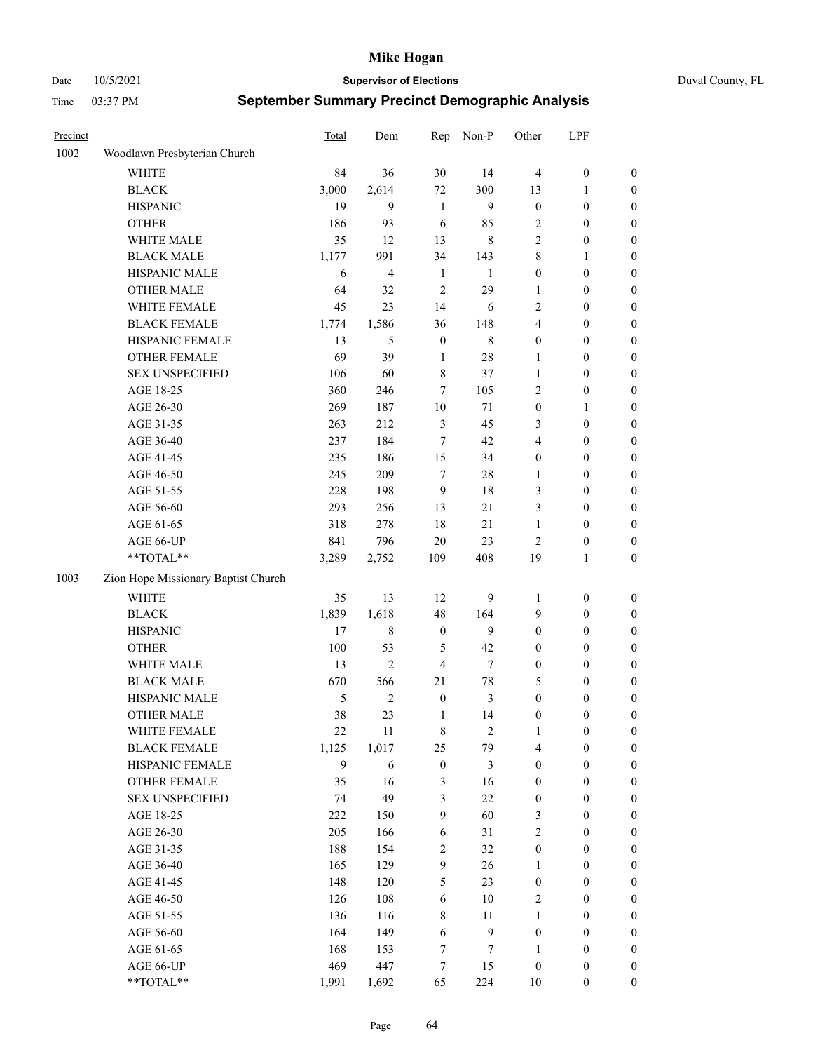# Mike Hogan

Date 10/5/2021 **Supervisor of Elections** Duval County, FL

Time 03:37 PM **September Summary Precinct Demographic Analysis**

| Precinct | | Total | Dem | Rep | Non-P | Other | LPF | |
|---|---|---|---|---|---|---|---|---|
| 1002 | Woodlawn Presbyterian Church | | | | | | | |
| | WHITE | 84 | 36 | 30 | 14 | 4 | 0 | 0 |
| | BLACK | 3,000 | 2,614 | 72 | 300 | 13 | 1 | 0 |
| | HISPANIC | 19 | 9 | 1 | 9 | 0 | 0 | 0 |
| | OTHER | 186 | 93 | 6 | 85 | 2 | 0 | 0 |
| | WHITE MALE | 35 | 12 | 13 | 8 | 2 | 0 | 0 |
| | BLACK MALE | 1,177 | 991 | 34 | 143 | 8 | 1 | 0 |
| | HISPANIC MALE | 6 | 4 | 1 | 1 | 0 | 0 | 0 |
| | OTHER MALE | 64 | 32 | 2 | 29 | 1 | 0 | 0 |
| | WHITE FEMALE | 45 | 23 | 14 | 6 | 2 | 0 | 0 |
| | BLACK FEMALE | 1,774 | 1,586 | 36 | 148 | 4 | 0 | 0 |
| | HISPANIC FEMALE | 13 | 5 | 0 | 8 | 0 | 0 | 0 |
| | OTHER FEMALE | 69 | 39 | 1 | 28 | 1 | 0 | 0 |
| | SEX UNSPECIFIED | 106 | 60 | 8 | 37 | 1 | 0 | 0 |
| | AGE 18-25 | 360 | 246 | 7 | 105 | 2 | 0 | 0 |
| | AGE 26-30 | 269 | 187 | 10 | 71 | 0 | 1 | 0 |
| | AGE 31-35 | 263 | 212 | 3 | 45 | 3 | 0 | 0 |
| | AGE 36-40 | 237 | 184 | 7 | 42 | 4 | 0 | 0 |
| | AGE 41-45 | 235 | 186 | 15 | 34 | 0 | 0 | 0 |
| | AGE 46-50 | 245 | 209 | 7 | 28 | 1 | 0 | 0 |
| | AGE 51-55 | 228 | 198 | 9 | 18 | 3 | 0 | 0 |
| | AGE 56-60 | 293 | 256 | 13 | 21 | 3 | 0 | 0 |
| | AGE 61-65 | 318 | 278 | 18 | 21 | 1 | 0 | 0 |
| | AGE 66-UP | 841 | 796 | 20 | 23 | 2 | 0 | 0 |
| | **TOTAL** | 3,289 | 2,752 | 109 | 408 | 19 | 1 | 0 |
| 1003 | Zion Hope Missionary Baptist Church | | | | | | | |
| | WHITE | 35 | 13 | 12 | 9 | 1 | 0 | 0 |
| | BLACK | 1,839 | 1,618 | 48 | 164 | 9 | 0 | 0 |
| | HISPANIC | 17 | 8 | 0 | 9 | 0 | 0 | 0 |
| | OTHER | 100 | 53 | 5 | 42 | 0 | 0 | 0 |
| | WHITE MALE | 13 | 2 | 4 | 7 | 0 | 0 | 0 |
| | BLACK MALE | 670 | 566 | 21 | 78 | 5 | 0 | 0 |
| | HISPANIC MALE | 5 | 2 | 0 | 3 | 0 | 0 | 0 |
| | OTHER MALE | 38 | 23 | 1 | 14 | 0 | 0 | 0 |
| | WHITE FEMALE | 22 | 11 | 8 | 2 | 1 | 0 | 0 |
| | BLACK FEMALE | 1,125 | 1,017 | 25 | 79 | 4 | 0 | 0 |
| | HISPANIC FEMALE | 9 | 6 | 0 | 3 | 0 | 0 | 0 |
| | OTHER FEMALE | 35 | 16 | 3 | 16 | 0 | 0 | 0 |
| | SEX UNSPECIFIED | 74 | 49 | 3 | 22 | 0 | 0 | 0 |
| | AGE 18-25 | 222 | 150 | 9 | 60 | 3 | 0 | 0 |
| | AGE 26-30 | 205 | 166 | 6 | 31 | 2 | 0 | 0 |
| | AGE 31-35 | 188 | 154 | 2 | 32 | 0 | 0 | 0 |
| | AGE 36-40 | 165 | 129 | 9 | 26 | 1 | 0 | 0 |
| | AGE 41-45 | 148 | 120 | 5 | 23 | 0 | 0 | 0 |
| | AGE 46-50 | 126 | 108 | 6 | 10 | 2 | 0 | 0 |
| | AGE 51-55 | 136 | 116 | 8 | 11 | 1 | 0 | 0 |
| | AGE 56-60 | 164 | 149 | 6 | 9 | 0 | 0 | 0 |
| | AGE 61-65 | 168 | 153 | 7 | 7 | 1 | 0 | 0 |
| | AGE 66-UP | 469 | 447 | 7 | 15 | 0 | 0 | 0 |
| | **TOTAL** | 1,991 | 1,692 | 65 | 224 | 10 | 0 | 0 |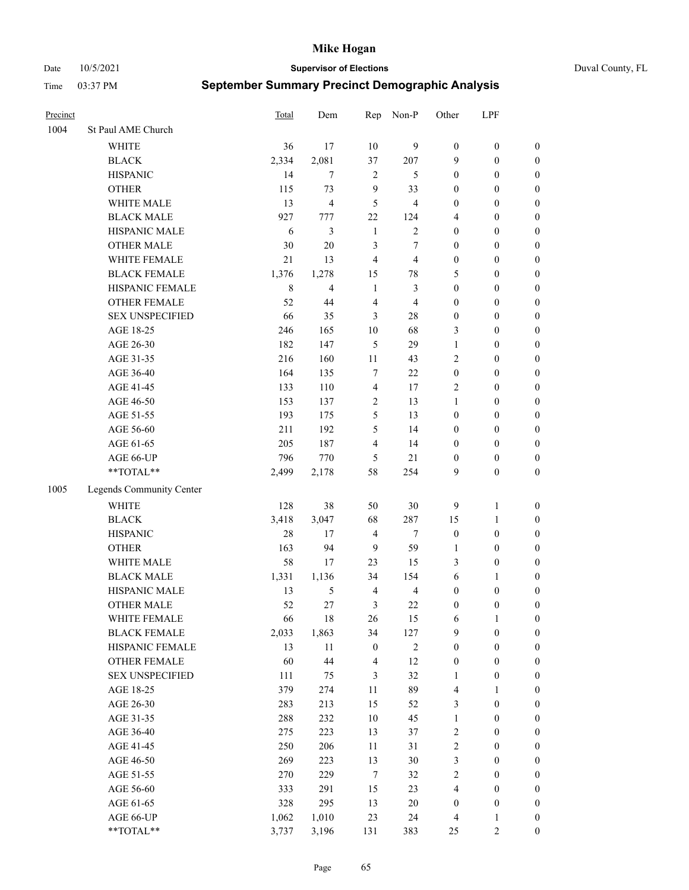# Mike Hogan

Date 10/5/2021 **Supervisor of Elections** Duval County, FL

Time 03:37 PM **September Summary Precinct Demographic Analysis**

| Precinct | | Total | Dem | Rep | Non-P | Other | LPF | |
|---|---|---|---|---|---|---|---|---|
| 1004 | St Paul AME Church | | | | | | | |
| | WHITE | 36 | 17 | 10 | 9 | 0 | 0 | 0 |
| | BLACK | 2,334 | 2,081 | 37 | 207 | 9 | 0 | 0 |
| | HISPANIC | 14 | 7 | 2 | 5 | 0 | 0 | 0 |
| | OTHER | 115 | 73 | 9 | 33 | 0 | 0 | 0 |
| | WHITE MALE | 13 | 4 | 5 | 4 | 0 | 0 | 0 |
| | BLACK MALE | 927 | 777 | 22 | 124 | 4 | 0 | 0 |
| | HISPANIC MALE | 6 | 3 | 1 | 2 | 0 | 0 | 0 |
| | OTHER MALE | 30 | 20 | 3 | 7 | 0 | 0 | 0 |
| | WHITE FEMALE | 21 | 13 | 4 | 4 | 0 | 0 | 0 |
| | BLACK FEMALE | 1,376 | 1,278 | 15 | 78 | 5 | 0 | 0 |
| | HISPANIC FEMALE | 8 | 4 | 1 | 3 | 0 | 0 | 0 |
| | OTHER FEMALE | 52 | 44 | 4 | 4 | 0 | 0 | 0 |
| | SEX UNSPECIFIED | 66 | 35 | 3 | 28 | 0 | 0 | 0 |
| | AGE 18-25 | 246 | 165 | 10 | 68 | 3 | 0 | 0 |
| | AGE 26-30 | 182 | 147 | 5 | 29 | 1 | 0 | 0 |
| | AGE 31-35 | 216 | 160 | 11 | 43 | 2 | 0 | 0 |
| | AGE 36-40 | 164 | 135 | 7 | 22 | 0 | 0 | 0 |
| | AGE 41-45 | 133 | 110 | 4 | 17 | 2 | 0 | 0 |
| | AGE 46-50 | 153 | 137 | 2 | 13 | 1 | 0 | 0 |
| | AGE 51-55 | 193 | 175 | 5 | 13 | 0 | 0 | 0 |
| | AGE 56-60 | 211 | 192 | 5 | 14 | 0 | 0 | 0 |
| | AGE 61-65 | 205 | 187 | 4 | 14 | 0 | 0 | 0 |
| | AGE 66-UP | 796 | 770 | 5 | 21 | 0 | 0 | 0 |
| | **TOTAL** | 2,499 | 2,178 | 58 | 254 | 9 | 0 | 0 |
| 1005 | Legends Community Center | | | | | | | |
| | WHITE | 128 | 38 | 50 | 30 | 9 | 1 | 0 |
| | BLACK | 3,418 | 3,047 | 68 | 287 | 15 | 1 | 0 |
| | HISPANIC | 28 | 17 | 4 | 7 | 0 | 0 | 0 |
| | OTHER | 163 | 94 | 9 | 59 | 1 | 0 | 0 |
| | WHITE MALE | 58 | 17 | 23 | 15 | 3 | 0 | 0 |
| | BLACK MALE | 1,331 | 1,136 | 34 | 154 | 6 | 1 | 0 |
| | HISPANIC MALE | 13 | 5 | 4 | 4 | 0 | 0 | 0 |
| | OTHER MALE | 52 | 27 | 3 | 22 | 0 | 0 | 0 |
| | WHITE FEMALE | 66 | 18 | 26 | 15 | 6 | 1 | 0 |
| | BLACK FEMALE | 2,033 | 1,863 | 34 | 127 | 9 | 0 | 0 |
| | HISPANIC FEMALE | 13 | 11 | 0 | 2 | 0 | 0 | 0 |
| | OTHER FEMALE | 60 | 44 | 4 | 12 | 0 | 0 | 0 |
| | SEX UNSPECIFIED | 111 | 75 | 3 | 32 | 1 | 0 | 0 |
| | AGE 18-25 | 379 | 274 | 11 | 89 | 4 | 1 | 0 |
| | AGE 26-30 | 283 | 213 | 15 | 52 | 3 | 0 | 0 |
| | AGE 31-35 | 288 | 232 | 10 | 45 | 1 | 0 | 0 |
| | AGE 36-40 | 275 | 223 | 13 | 37 | 2 | 0 | 0 |
| | AGE 41-45 | 250 | 206 | 11 | 31 | 2 | 0 | 0 |
| | AGE 46-50 | 269 | 223 | 13 | 30 | 3 | 0 | 0 |
| | AGE 51-55 | 270 | 229 | 7 | 32 | 2 | 0 | 0 |
| | AGE 56-60 | 333 | 291 | 15 | 23 | 4 | 0 | 0 |
| | AGE 61-65 | 328 | 295 | 13 | 20 | 0 | 0 | 0 |
| | AGE 66-UP | 1,062 | 1,010 | 23 | 24 | 4 | 1 | 0 |
| | **TOTAL** | 3,737 | 3,196 | 131 | 383 | 25 | 2 | 0 |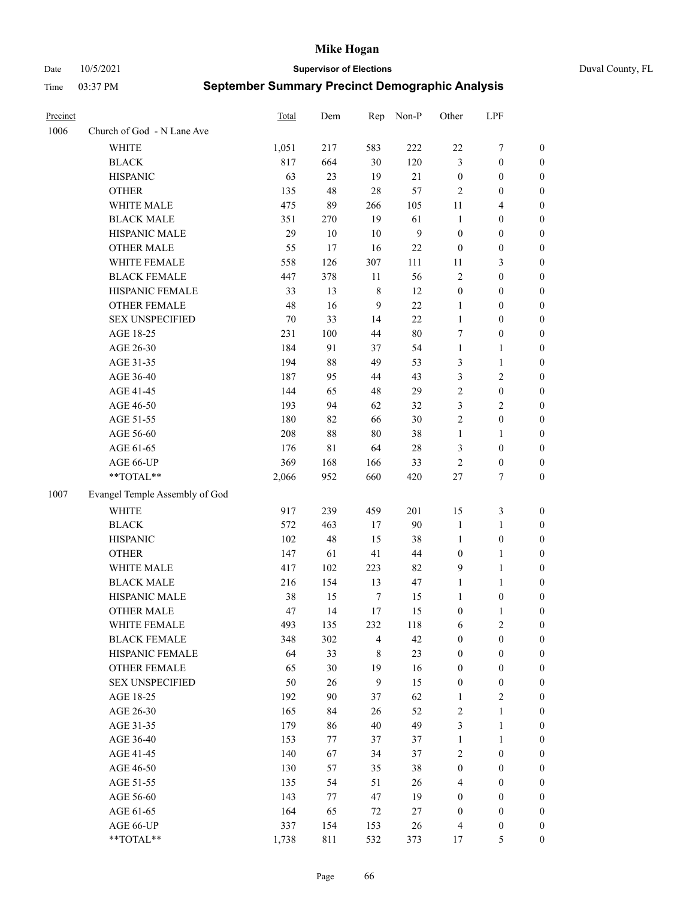# Mike Hogan

Date 10/5/2021 **Supervisor of Elections** Duval County, FL

Time 03:37 PM **September Summary Precinct Demographic Analysis**

| Precinct | | Total | Dem | Rep | Non-P | Other | LPF | |
|---|---|---|---|---|---|---|---|---|
| 1006 | Church of God - N Lane Ave | | | | | | | |
| | WHITE | 1,051 | 217 | 583 | 222 | 22 | 7 | 0 |
| | BLACK | 817 | 664 | 30 | 120 | 3 | 0 | 0 |
| | HISPANIC | 63 | 23 | 19 | 21 | 0 | 0 | 0 |
| | OTHER | 135 | 48 | 28 | 57 | 2 | 0 | 0 |
| | WHITE MALE | 475 | 89 | 266 | 105 | 11 | 4 | 0 |
| | BLACK MALE | 351 | 270 | 19 | 61 | 1 | 0 | 0 |
| | HISPANIC MALE | 29 | 10 | 10 | 9 | 0 | 0 | 0 |
| | OTHER MALE | 55 | 17 | 16 | 22 | 0 | 0 | 0 |
| | WHITE FEMALE | 558 | 126 | 307 | 111 | 11 | 3 | 0 |
| | BLACK FEMALE | 447 | 378 | 11 | 56 | 2 | 0 | 0 |
| | HISPANIC FEMALE | 33 | 13 | 8 | 12 | 0 | 0 | 0 |
| | OTHER FEMALE | 48 | 16 | 9 | 22 | 1 | 0 | 0 |
| | SEX UNSPECIFIED | 70 | 33 | 14 | 22 | 1 | 0 | 0 |
| | AGE 18-25 | 231 | 100 | 44 | 80 | 7 | 0 | 0 |
| | AGE 26-30 | 184 | 91 | 37 | 54 | 1 | 1 | 0 |
| | AGE 31-35 | 194 | 88 | 49 | 53 | 3 | 1 | 0 |
| | AGE 36-40 | 187 | 95 | 44 | 43 | 3 | 2 | 0 |
| | AGE 41-45 | 144 | 65 | 48 | 29 | 2 | 0 | 0 |
| | AGE 46-50 | 193 | 94 | 62 | 32 | 3 | 2 | 0 |
| | AGE 51-55 | 180 | 82 | 66 | 30 | 2 | 0 | 0 |
| | AGE 56-60 | 208 | 88 | 80 | 38 | 1 | 1 | 0 |
| | AGE 61-65 | 176 | 81 | 64 | 28 | 3 | 0 | 0 |
| | AGE 66-UP | 369 | 168 | 166 | 33 | 2 | 0 | 0 |
| | **TOTAL** | 2,066 | 952 | 660 | 420 | 27 | 7 | 0 |
| 1007 | Evangel Temple Assembly of God | | | | | | | |
| | WHITE | 917 | 239 | 459 | 201 | 15 | 3 | 0 |
| | BLACK | 572 | 463 | 17 | 90 | 1 | 1 | 0 |
| | HISPANIC | 102 | 48 | 15 | 38 | 1 | 0 | 0 |
| | OTHER | 147 | 61 | 41 | 44 | 0 | 1 | 0 |
| | WHITE MALE | 417 | 102 | 223 | 82 | 9 | 1 | 0 |
| | BLACK MALE | 216 | 154 | 13 | 47 | 1 | 1 | 0 |
| | HISPANIC MALE | 38 | 15 | 7 | 15 | 1 | 0 | 0 |
| | OTHER MALE | 47 | 14 | 17 | 15 | 0 | 1 | 0 |
| | WHITE FEMALE | 493 | 135 | 232 | 118 | 6 | 2 | 0 |
| | BLACK FEMALE | 348 | 302 | 4 | 42 | 0 | 0 | 0 |
| | HISPANIC FEMALE | 64 | 33 | 8 | 23 | 0 | 0 | 0 |
| | OTHER FEMALE | 65 | 30 | 19 | 16 | 0 | 0 | 0 |
| | SEX UNSPECIFIED | 50 | 26 | 9 | 15 | 0 | 0 | 0 |
| | AGE 18-25 | 192 | 90 | 37 | 62 | 1 | 2 | 0 |
| | AGE 26-30 | 165 | 84 | 26 | 52 | 2 | 1 | 0 |
| | AGE 31-35 | 179 | 86 | 40 | 49 | 3 | 1 | 0 |
| | AGE 36-40 | 153 | 77 | 37 | 37 | 1 | 1 | 0 |
| | AGE 41-45 | 140 | 67 | 34 | 37 | 2 | 0 | 0 |
| | AGE 46-50 | 130 | 57 | 35 | 38 | 0 | 0 | 0 |
| | AGE 51-55 | 135 | 54 | 51 | 26 | 4 | 0 | 0 |
| | AGE 56-60 | 143 | 77 | 47 | 19 | 0 | 0 | 0 |
| | AGE 61-65 | 164 | 65 | 72 | 27 | 0 | 0 | 0 |
| | AGE 66-UP | 337 | 154 | 153 | 26 | 4 | 0 | 0 |
| | **TOTAL** | 1,738 | 811 | 532 | 373 | 17 | 5 | 0 |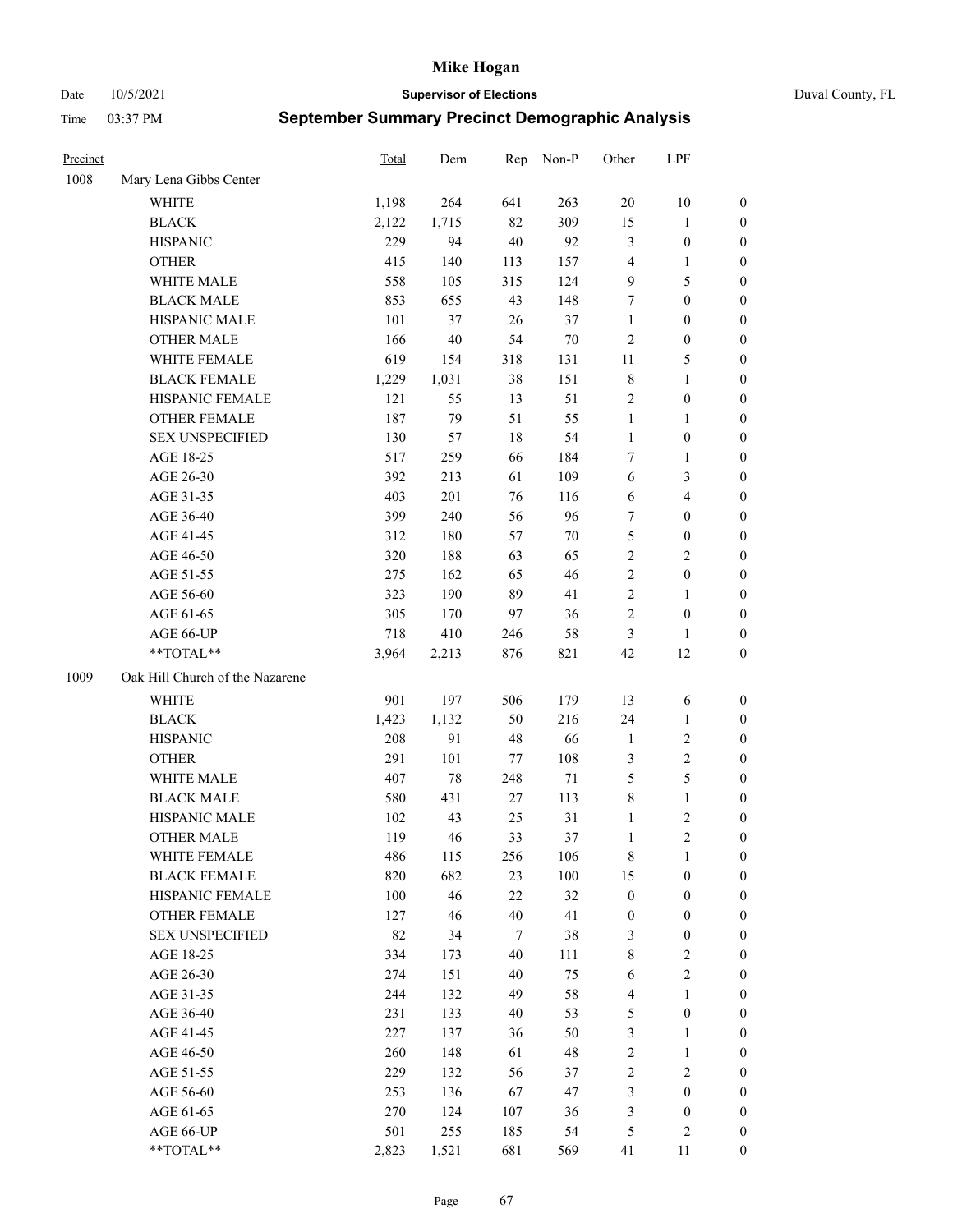# Mike Hogan

Date 10/5/2021 | **Supervisor of Elections** | Duval County, FL

Time 03:37 PM | **September Summary Precinct Demographic Analysis**

| Precinct | | Total | Dem | Rep | Non-P | Other | LPF | |
|---|---|---|---|---|---|---|---|---|
| 1008 | Mary Lena Gibbs Center | | | | | | | |
| | WHITE | 1,198 | 264 | 641 | 263 | 20 | 10 | 0 |
| | BLACK | 2,122 | 1,715 | 82 | 309 | 15 | 1 | 0 |
| | HISPANIC | 229 | 94 | 40 | 92 | 3 | 0 | 0 |
| | OTHER | 415 | 140 | 113 | 157 | 4 | 1 | 0 |
| | WHITE MALE | 558 | 105 | 315 | 124 | 9 | 5 | 0 |
| | BLACK MALE | 853 | 655 | 43 | 148 | 7 | 0 | 0 |
| | HISPANIC MALE | 101 | 37 | 26 | 37 | 1 | 0 | 0 |
| | OTHER MALE | 166 | 40 | 54 | 70 | 2 | 0 | 0 |
| | WHITE FEMALE | 619 | 154 | 318 | 131 | 11 | 5 | 0 |
| | BLACK FEMALE | 1,229 | 1,031 | 38 | 151 | 8 | 1 | 0 |
| | HISPANIC FEMALE | 121 | 55 | 13 | 51 | 2 | 0 | 0 |
| | OTHER FEMALE | 187 | 79 | 51 | 55 | 1 | 1 | 0 |
| | SEX UNSPECIFIED | 130 | 57 | 18 | 54 | 1 | 0 | 0 |
| | AGE 18-25 | 517 | 259 | 66 | 184 | 7 | 1 | 0 |
| | AGE 26-30 | 392 | 213 | 61 | 109 | 6 | 3 | 0 |
| | AGE 31-35 | 403 | 201 | 76 | 116 | 6 | 4 | 0 |
| | AGE 36-40 | 399 | 240 | 56 | 96 | 7 | 0 | 0 |
| | AGE 41-45 | 312 | 180 | 57 | 70 | 5 | 0 | 0 |
| | AGE 46-50 | 320 | 188 | 63 | 65 | 2 | 2 | 0 |
| | AGE 51-55 | 275 | 162 | 65 | 46 | 2 | 0 | 0 |
| | AGE 56-60 | 323 | 190 | 89 | 41 | 2 | 1 | 0 |
| | AGE 61-65 | 305 | 170 | 97 | 36 | 2 | 0 | 0 |
| | AGE 66-UP | 718 | 410 | 246 | 58 | 3 | 1 | 0 |
| | **TOTAL** | 3,964 | 2,213 | 876 | 821 | 42 | 12 | 0 |
| 1009 | Oak Hill Church of the Nazarene | | | | | | | |
| | WHITE | 901 | 197 | 506 | 179 | 13 | 6 | 0 |
| | BLACK | 1,423 | 1,132 | 50 | 216 | 24 | 1 | 0 |
| | HISPANIC | 208 | 91 | 48 | 66 | 1 | 2 | 0 |
| | OTHER | 291 | 101 | 77 | 108 | 3 | 2 | 0 |
| | WHITE MALE | 407 | 78 | 248 | 71 | 5 | 5 | 0 |
| | BLACK MALE | 580 | 431 | 27 | 113 | 8 | 1 | 0 |
| | HISPANIC MALE | 102 | 43 | 25 | 31 | 1 | 2 | 0 |
| | OTHER MALE | 119 | 46 | 33 | 37 | 1 | 2 | 0 |
| | WHITE FEMALE | 486 | 115 | 256 | 106 | 8 | 1 | 0 |
| | BLACK FEMALE | 820 | 682 | 23 | 100 | 15 | 0 | 0 |
| | HISPANIC FEMALE | 100 | 46 | 22 | 32 | 0 | 0 | 0 |
| | OTHER FEMALE | 127 | 46 | 40 | 41 | 0 | 0 | 0 |
| | SEX UNSPECIFIED | 82 | 34 | 7 | 38 | 3 | 0 | 0 |
| | AGE 18-25 | 334 | 173 | 40 | 111 | 8 | 2 | 0 |
| | AGE 26-30 | 274 | 151 | 40 | 75 | 6 | 2 | 0 |
| | AGE 31-35 | 244 | 132 | 49 | 58 | 4 | 1 | 0 |
| | AGE 36-40 | 231 | 133 | 40 | 53 | 5 | 0 | 0 |
| | AGE 41-45 | 227 | 137 | 36 | 50 | 3 | 1 | 0 |
| | AGE 46-50 | 260 | 148 | 61 | 48 | 2 | 1 | 0 |
| | AGE 51-55 | 229 | 132 | 56 | 37 | 2 | 2 | 0 |
| | AGE 56-60 | 253 | 136 | 67 | 47 | 3 | 0 | 0 |
| | AGE 61-65 | 270 | 124 | 107 | 36 | 3 | 0 | 0 |
| | AGE 66-UP | 501 | 255 | 185 | 54 | 5 | 2 | 0 |
| | **TOTAL** | 2,823 | 1,521 | 681 | 569 | 41 | 11 | 0 |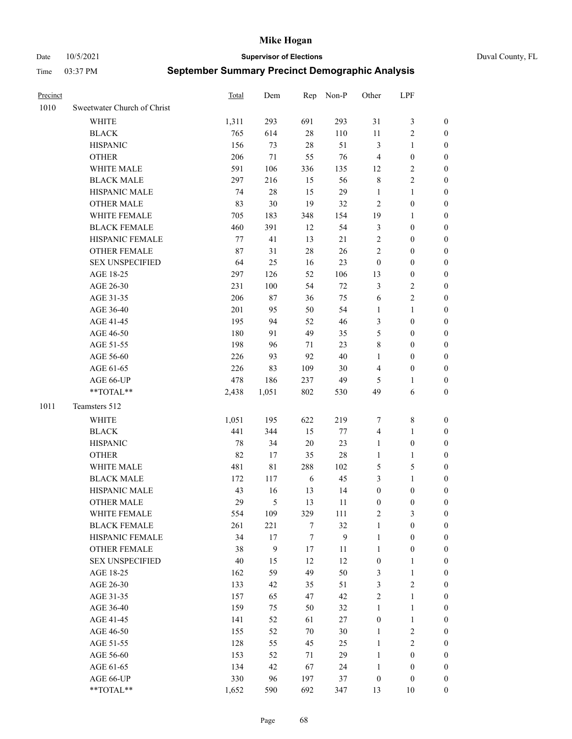# Mike Hogan

Date 10/5/2021 **Supervisor of Elections** Duval County, FL

Time 03:37 PM **September Summary Precinct Demographic Analysis**

| Precinct | | Total | Dem | Rep | Non-P | Other | LPF | |
|---|---|---|---|---|---|---|---|---|
| 1010 | Sweetwater Church of Christ | | | | | | | |
| | WHITE | 1,311 | 293 | 691 | 293 | 31 | 3 | 0 |
| | BLACK | 765 | 614 | 28 | 110 | 11 | 2 | 0 |
| | HISPANIC | 156 | 73 | 28 | 51 | 3 | 1 | 0 |
| | OTHER | 206 | 71 | 55 | 76 | 4 | 0 | 0 |
| | WHITE MALE | 591 | 106 | 336 | 135 | 12 | 2 | 0 |
| | BLACK MALE | 297 | 216 | 15 | 56 | 8 | 2 | 0 |
| | HISPANIC MALE | 74 | 28 | 15 | 29 | 1 | 1 | 0 |
| | OTHER MALE | 83 | 30 | 19 | 32 | 2 | 0 | 0 |
| | WHITE FEMALE | 705 | 183 | 348 | 154 | 19 | 1 | 0 |
| | BLACK FEMALE | 460 | 391 | 12 | 54 | 3 | 0 | 0 |
| | HISPANIC FEMALE | 77 | 41 | 13 | 21 | 2 | 0 | 0 |
| | OTHER FEMALE | 87 | 31 | 28 | 26 | 2 | 0 | 0 |
| | SEX UNSPECIFIED | 64 | 25 | 16 | 23 | 0 | 0 | 0 |
| | AGE 18-25 | 297 | 126 | 52 | 106 | 13 | 0 | 0 |
| | AGE 26-30 | 231 | 100 | 54 | 72 | 3 | 2 | 0 |
| | AGE 31-35 | 206 | 87 | 36 | 75 | 6 | 2 | 0 |
| | AGE 36-40 | 201 | 95 | 50 | 54 | 1 | 1 | 0 |
| | AGE 41-45 | 195 | 94 | 52 | 46 | 3 | 0 | 0 |
| | AGE 46-50 | 180 | 91 | 49 | 35 | 5 | 0 | 0 |
| | AGE 51-55 | 198 | 96 | 71 | 23 | 8 | 0 | 0 |
| | AGE 56-60 | 226 | 93 | 92 | 40 | 1 | 0 | 0 |
| | AGE 61-65 | 226 | 83 | 109 | 30 | 4 | 0 | 0 |
| | AGE 66-UP | 478 | 186 | 237 | 49 | 5 | 1 | 0 |
| | **TOTAL** | 2,438 | 1,051 | 802 | 530 | 49 | 6 | 0 |
| 1011 | Teamsters 512 | | | | | | | |
| | WHITE | 1,051 | 195 | 622 | 219 | 7 | 8 | 0 |
| | BLACK | 441 | 344 | 15 | 77 | 4 | 1 | 0 |
| | HISPANIC | 78 | 34 | 20 | 23 | 1 | 0 | 0 |
| | OTHER | 82 | 17 | 35 | 28 | 1 | 1 | 0 |
| | WHITE MALE | 481 | 81 | 288 | 102 | 5 | 5 | 0 |
| | BLACK MALE | 172 | 117 | 6 | 45 | 3 | 1 | 0 |
| | HISPANIC MALE | 43 | 16 | 13 | 14 | 0 | 0 | 0 |
| | OTHER MALE | 29 | 5 | 13 | 11 | 0 | 0 | 0 |
| | WHITE FEMALE | 554 | 109 | 329 | 111 | 2 | 3 | 0 |
| | BLACK FEMALE | 261 | 221 | 7 | 32 | 1 | 0 | 0 |
| | HISPANIC FEMALE | 34 | 17 | 7 | 9 | 1 | 0 | 0 |
| | OTHER FEMALE | 38 | 9 | 17 | 11 | 1 | 0 | 0 |
| | SEX UNSPECIFIED | 40 | 15 | 12 | 12 | 0 | 1 | 0 |
| | AGE 18-25 | 162 | 59 | 49 | 50 | 3 | 1 | 0 |
| | AGE 26-30 | 133 | 42 | 35 | 51 | 3 | 2 | 0 |
| | AGE 31-35 | 157 | 65 | 47 | 42 | 2 | 1 | 0 |
| | AGE 36-40 | 159 | 75 | 50 | 32 | 1 | 1 | 0 |
| | AGE 41-45 | 141 | 52 | 61 | 27 | 0 | 1 | 0 |
| | AGE 46-50 | 155 | 52 | 70 | 30 | 1 | 2 | 0 |
| | AGE 51-55 | 128 | 55 | 45 | 25 | 1 | 2 | 0 |
| | AGE 56-60 | 153 | 52 | 71 | 29 | 1 | 0 | 0 |
| | AGE 61-65 | 134 | 42 | 67 | 24 | 1 | 0 | 0 |
| | AGE 66-UP | 330 | 96 | 197 | 37 | 0 | 0 | 0 |
| | **TOTAL** | 1,652 | 590 | 692 | 347 | 13 | 10 | 0 |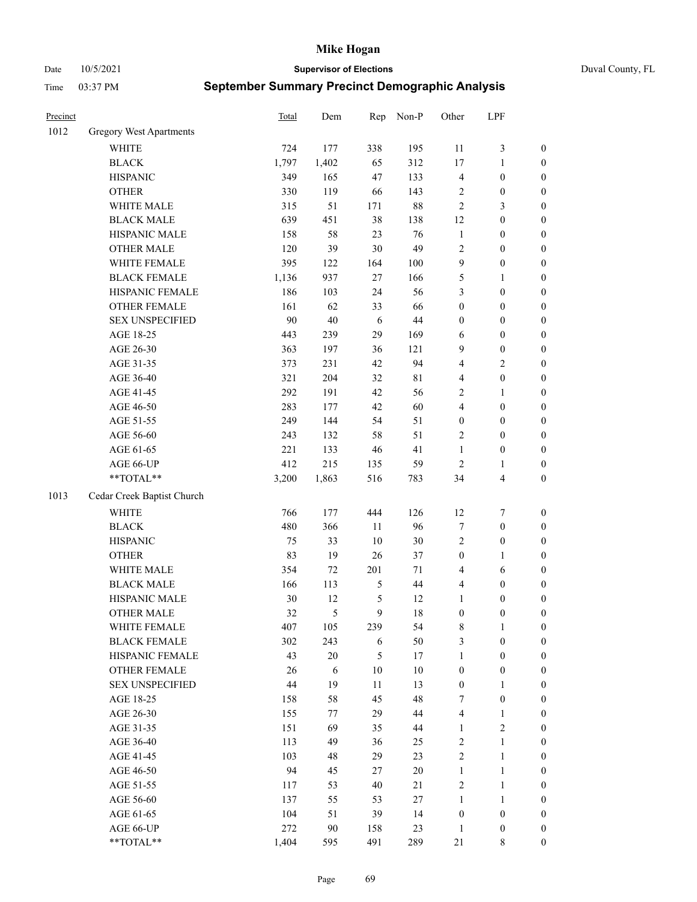# Mike Hogan

Date 10/5/2021 **Supervisor of Elections** Duval County, FL

Time 03:37 PM **September Summary Precinct Demographic Analysis**

| Precinct | | Total | Dem | Rep | Non-P | Other | LPF | |
|---|---|---|---|---|---|---|---|---|
| 1012 | Gregory West Apartments | | | | | | | |
| | WHITE | 724 | 177 | 338 | 195 | 11 | 3 | 0 |
| | BLACK | 1,797 | 1,402 | 65 | 312 | 17 | 1 | 0 |
| | HISPANIC | 349 | 165 | 47 | 133 | 4 | 0 | 0 |
| | OTHER | 330 | 119 | 66 | 143 | 2 | 0 | 0 |
| | WHITE MALE | 315 | 51 | 171 | 88 | 2 | 3 | 0 |
| | BLACK MALE | 639 | 451 | 38 | 138 | 12 | 0 | 0 |
| | HISPANIC MALE | 158 | 58 | 23 | 76 | 1 | 0 | 0 |
| | OTHER MALE | 120 | 39 | 30 | 49 | 2 | 0 | 0 |
| | WHITE FEMALE | 395 | 122 | 164 | 100 | 9 | 0 | 0 |
| | BLACK FEMALE | 1,136 | 937 | 27 | 166 | 5 | 1 | 0 |
| | HISPANIC FEMALE | 186 | 103 | 24 | 56 | 3 | 0 | 0 |
| | OTHER FEMALE | 161 | 62 | 33 | 66 | 0 | 0 | 0 |
| | SEX UNSPECIFIED | 90 | 40 | 6 | 44 | 0 | 0 | 0 |
| | AGE 18-25 | 443 | 239 | 29 | 169 | 6 | 0 | 0 |
| | AGE 26-30 | 363 | 197 | 36 | 121 | 9 | 0 | 0 |
| | AGE 31-35 | 373 | 231 | 42 | 94 | 4 | 2 | 0 |
| | AGE 36-40 | 321 | 204 | 32 | 81 | 4 | 0 | 0 |
| | AGE 41-45 | 292 | 191 | 42 | 56 | 2 | 1 | 0 |
| | AGE 46-50 | 283 | 177 | 42 | 60 | 4 | 0 | 0 |
| | AGE 51-55 | 249 | 144 | 54 | 51 | 0 | 0 | 0 |
| | AGE 56-60 | 243 | 132 | 58 | 51 | 2 | 0 | 0 |
| | AGE 61-65 | 221 | 133 | 46 | 41 | 1 | 0 | 0 |
| | AGE 66-UP | 412 | 215 | 135 | 59 | 2 | 1 | 0 |
| | **TOTAL** | 3,200 | 1,863 | 516 | 783 | 34 | 4 | 0 |
| 1013 | Cedar Creek Baptist Church | | | | | | | |
| | WHITE | 766 | 177 | 444 | 126 | 12 | 7 | 0 |
| | BLACK | 480 | 366 | 11 | 96 | 7 | 0 | 0 |
| | HISPANIC | 75 | 33 | 10 | 30 | 2 | 0 | 0 |
| | OTHER | 83 | 19 | 26 | 37 | 0 | 1 | 0 |
| | WHITE MALE | 354 | 72 | 201 | 71 | 4 | 6 | 0 |
| | BLACK MALE | 166 | 113 | 5 | 44 | 4 | 0 | 0 |
| | HISPANIC MALE | 30 | 12 | 5 | 12 | 1 | 0 | 0 |
| | OTHER MALE | 32 | 5 | 9 | 18 | 0 | 0 | 0 |
| | WHITE FEMALE | 407 | 105 | 239 | 54 | 8 | 1 | 0 |
| | BLACK FEMALE | 302 | 243 | 6 | 50 | 3 | 0 | 0 |
| | HISPANIC FEMALE | 43 | 20 | 5 | 17 | 1 | 0 | 0 |
| | OTHER FEMALE | 26 | 6 | 10 | 10 | 0 | 0 | 0 |
| | SEX UNSPECIFIED | 44 | 19 | 11 | 13 | 0 | 1 | 0 |
| | AGE 18-25 | 158 | 58 | 45 | 48 | 7 | 0 | 0 |
| | AGE 26-30 | 155 | 77 | 29 | 44 | 4 | 1 | 0 |
| | AGE 31-35 | 151 | 69 | 35 | 44 | 1 | 2 | 0 |
| | AGE 36-40 | 113 | 49 | 36 | 25 | 2 | 1 | 0 |
| | AGE 41-45 | 103 | 48 | 29 | 23 | 2 | 1 | 0 |
| | AGE 46-50 | 94 | 45 | 27 | 20 | 1 | 1 | 0 |
| | AGE 51-55 | 117 | 53 | 40 | 21 | 2 | 1 | 0 |
| | AGE 56-60 | 137 | 55 | 53 | 27 | 1 | 1 | 0 |
| | AGE 61-65 | 104 | 51 | 39 | 14 | 0 | 0 | 0 |
| | AGE 66-UP | 272 | 90 | 158 | 23 | 1 | 0 | 0 |
| | **TOTAL** | 1,404 | 595 | 491 | 289 | 21 | 8 | 0 |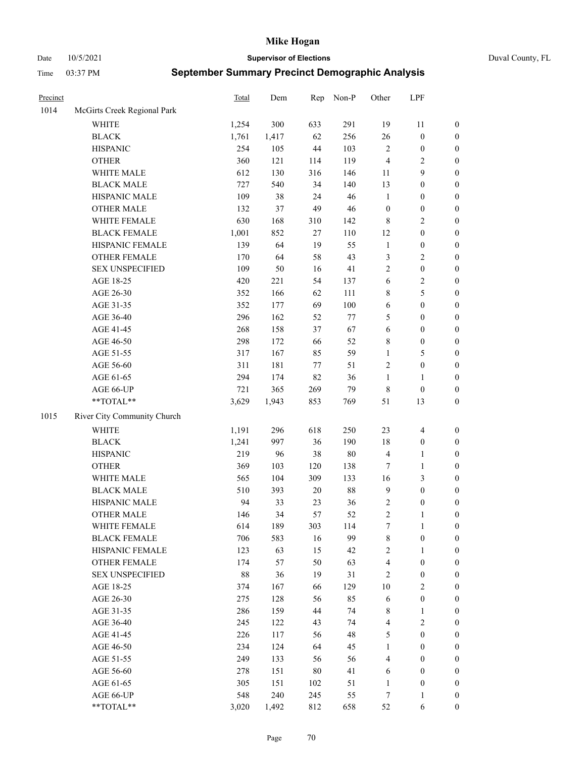# Mike Hogan

Date 10/5/2021 **Supervisor of Elections** Duval County, FL

Time 03:37 PM **September Summary Precinct Demographic Analysis**

| Precinct | | Total | Dem | Rep | Non-P | Other | LPF | |
|---|---|---|---|---|---|---|---|---|
| 1014 | McGirts Creek Regional Park | | | | | | | |
| | WHITE | 1,254 | 300 | 633 | 291 | 19 | 11 | 0 |
| | BLACK | 1,761 | 1,417 | 62 | 256 | 26 | 0 | 0 |
| | HISPANIC | 254 | 105 | 44 | 103 | 2 | 0 | 0 |
| | OTHER | 360 | 121 | 114 | 119 | 4 | 2 | 0 |
| | WHITE MALE | 612 | 130 | 316 | 146 | 11 | 9 | 0 |
| | BLACK MALE | 727 | 540 | 34 | 140 | 13 | 0 | 0 |
| | HISPANIC MALE | 109 | 38 | 24 | 46 | 1 | 0 | 0 |
| | OTHER MALE | 132 | 37 | 49 | 46 | 0 | 0 | 0 |
| | WHITE FEMALE | 630 | 168 | 310 | 142 | 8 | 2 | 0 |
| | BLACK FEMALE | 1,001 | 852 | 27 | 110 | 12 | 0 | 0 |
| | HISPANIC FEMALE | 139 | 64 | 19 | 55 | 1 | 0 | 0 |
| | OTHER FEMALE | 170 | 64 | 58 | 43 | 3 | 2 | 0 |
| | SEX UNSPECIFIED | 109 | 50 | 16 | 41 | 2 | 0 | 0 |
| | AGE 18-25 | 420 | 221 | 54 | 137 | 6 | 2 | 0 |
| | AGE 26-30 | 352 | 166 | 62 | 111 | 8 | 5 | 0 |
| | AGE 31-35 | 352 | 177 | 69 | 100 | 6 | 0 | 0 |
| | AGE 36-40 | 296 | 162 | 52 | 77 | 5 | 0 | 0 |
| | AGE 41-45 | 268 | 158 | 37 | 67 | 6 | 0 | 0 |
| | AGE 46-50 | 298 | 172 | 66 | 52 | 8 | 0 | 0 |
| | AGE 51-55 | 317 | 167 | 85 | 59 | 1 | 5 | 0 |
| | AGE 56-60 | 311 | 181 | 77 | 51 | 2 | 0 | 0 |
| | AGE 61-65 | 294 | 174 | 82 | 36 | 1 | 1 | 0 |
| | AGE 66-UP | 721 | 365 | 269 | 79 | 8 | 0 | 0 |
| | **TOTAL** | 3,629 | 1,943 | 853 | 769 | 51 | 13 | 0 |
| 1015 | River City Community Church | | | | | | | |
| | WHITE | 1,191 | 296 | 618 | 250 | 23 | 4 | 0 |
| | BLACK | 1,241 | 997 | 36 | 190 | 18 | 0 | 0 |
| | HISPANIC | 219 | 96 | 38 | 80 | 4 | 1 | 0 |
| | OTHER | 369 | 103 | 120 | 138 | 7 | 1 | 0 |
| | WHITE MALE | 565 | 104 | 309 | 133 | 16 | 3 | 0 |
| | BLACK MALE | 510 | 393 | 20 | 88 | 9 | 0 | 0 |
| | HISPANIC MALE | 94 | 33 | 23 | 36 | 2 | 0 | 0 |
| | OTHER MALE | 146 | 34 | 57 | 52 | 2 | 1 | 0 |
| | WHITE FEMALE | 614 | 189 | 303 | 114 | 7 | 1 | 0 |
| | BLACK FEMALE | 706 | 583 | 16 | 99 | 8 | 0 | 0 |
| | HISPANIC FEMALE | 123 | 63 | 15 | 42 | 2 | 1 | 0 |
| | OTHER FEMALE | 174 | 57 | 50 | 63 | 4 | 0 | 0 |
| | SEX UNSPECIFIED | 88 | 36 | 19 | 31 | 2 | 0 | 0 |
| | AGE 18-25 | 374 | 167 | 66 | 129 | 10 | 2 | 0 |
| | AGE 26-30 | 275 | 128 | 56 | 85 | 6 | 0 | 0 |
| | AGE 31-35 | 286 | 159 | 44 | 74 | 8 | 1 | 0 |
| | AGE 36-40 | 245 | 122 | 43 | 74 | 4 | 2 | 0 |
| | AGE 41-45 | 226 | 117 | 56 | 48 | 5 | 0 | 0 |
| | AGE 46-50 | 234 | 124 | 64 | 45 | 1 | 0 | 0 |
| | AGE 51-55 | 249 | 133 | 56 | 56 | 4 | 0 | 0 |
| | AGE 56-60 | 278 | 151 | 80 | 41 | 6 | 0 | 0 |
| | AGE 61-65 | 305 | 151 | 102 | 51 | 1 | 0 | 0 |
| | AGE 66-UP | 548 | 240 | 245 | 55 | 7 | 1 | 0 |
| | **TOTAL** | 3,020 | 1,492 | 812 | 658 | 52 | 6 | 0 |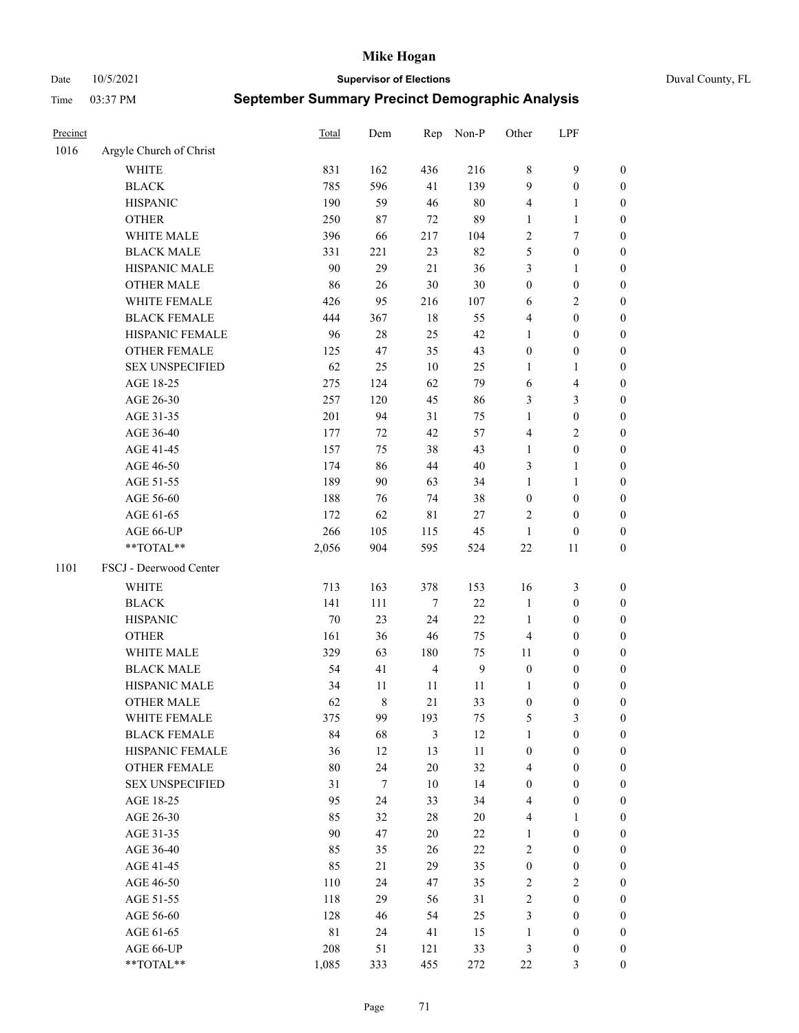# Mike Hogan

Date 10/5/2021 **Supervisor of Elections** Duval County, FL

Time 03:37 PM **September Summary Precinct Demographic Analysis**

| Precinct | | Total | Dem | Rep | Non-P | Other | LPF | |
|---|---|---|---|---|---|---|---|---|
| 1016 | Argyle Church of Christ | | | | | | | |
| | WHITE | 831 | 162 | 436 | 216 | 8 | 9 | 0 |
| | BLACK | 785 | 596 | 41 | 139 | 9 | 0 | 0 |
| | HISPANIC | 190 | 59 | 46 | 80 | 4 | 1 | 0 |
| | OTHER | 250 | 87 | 72 | 89 | 1 | 1 | 0 |
| | WHITE MALE | 396 | 66 | 217 | 104 | 2 | 7 | 0 |
| | BLACK MALE | 331 | 221 | 23 | 82 | 5 | 0 | 0 |
| | HISPANIC MALE | 90 | 29 | 21 | 36 | 3 | 1 | 0 |
| | OTHER MALE | 86 | 26 | 30 | 30 | 0 | 0 | 0 |
| | WHITE FEMALE | 426 | 95 | 216 | 107 | 6 | 2 | 0 |
| | BLACK FEMALE | 444 | 367 | 18 | 55 | 4 | 0 | 0 |
| | HISPANIC FEMALE | 96 | 28 | 25 | 42 | 1 | 0 | 0 |
| | OTHER FEMALE | 125 | 47 | 35 | 43 | 0 | 0 | 0 |
| | SEX UNSPECIFIED | 62 | 25 | 10 | 25 | 1 | 1 | 0 |
| | AGE 18-25 | 275 | 124 | 62 | 79 | 6 | 4 | 0 |
| | AGE 26-30 | 257 | 120 | 45 | 86 | 3 | 3 | 0 |
| | AGE 31-35 | 201 | 94 | 31 | 75 | 1 | 0 | 0 |
| | AGE 36-40 | 177 | 72 | 42 | 57 | 4 | 2 | 0 |
| | AGE 41-45 | 157 | 75 | 38 | 43 | 1 | 0 | 0 |
| | AGE 46-50 | 174 | 86 | 44 | 40 | 3 | 1 | 0 |
| | AGE 51-55 | 189 | 90 | 63 | 34 | 1 | 1 | 0 |
| | AGE 56-60 | 188 | 76 | 74 | 38 | 0 | 0 | 0 |
| | AGE 61-65 | 172 | 62 | 81 | 27 | 2 | 0 | 0 |
| | AGE 66-UP | 266 | 105 | 115 | 45 | 1 | 0 | 0 |
| | **TOTAL** | 2,056 | 904 | 595 | 524 | 22 | 11 | 0 |
| 1101 | FSCJ - Deerwood Center | | | | | | | |
| | WHITE | 713 | 163 | 378 | 153 | 16 | 3 | 0 |
| | BLACK | 141 | 111 | 7 | 22 | 1 | 0 | 0 |
| | HISPANIC | 70 | 23 | 24 | 22 | 1 | 0 | 0 |
| | OTHER | 161 | 36 | 46 | 75 | 4 | 0 | 0 |
| | WHITE MALE | 329 | 63 | 180 | 75 | 11 | 0 | 0 |
| | BLACK MALE | 54 | 41 | 4 | 9 | 0 | 0 | 0 |
| | HISPANIC MALE | 34 | 11 | 11 | 11 | 1 | 0 | 0 |
| | OTHER MALE | 62 | 8 | 21 | 33 | 0 | 0 | 0 |
| | WHITE FEMALE | 375 | 99 | 193 | 75 | 5 | 3 | 0 |
| | BLACK FEMALE | 84 | 68 | 3 | 12 | 1 | 0 | 0 |
| | HISPANIC FEMALE | 36 | 12 | 13 | 11 | 0 | 0 | 0 |
| | OTHER FEMALE | 80 | 24 | 20 | 32 | 4 | 0 | 0 |
| | SEX UNSPECIFIED | 31 | 7 | 10 | 14 | 0 | 0 | 0 |
| | AGE 18-25 | 95 | 24 | 33 | 34 | 4 | 0 | 0 |
| | AGE 26-30 | 85 | 32 | 28 | 20 | 4 | 1 | 0 |
| | AGE 31-35 | 90 | 47 | 20 | 22 | 1 | 0 | 0 |
| | AGE 36-40 | 85 | 35 | 26 | 22 | 2 | 0 | 0 |
| | AGE 41-45 | 85 | 21 | 29 | 35 | 0 | 0 | 0 |
| | AGE 46-50 | 110 | 24 | 47 | 35 | 2 | 2 | 0 |
| | AGE 51-55 | 118 | 29 | 56 | 31 | 2 | 0 | 0 |
| | AGE 56-60 | 128 | 46 | 54 | 25 | 3 | 0 | 0 |
| | AGE 61-65 | 81 | 24 | 41 | 15 | 1 | 0 | 0 |
| | AGE 66-UP | 208 | 51 | 121 | 33 | 3 | 0 | 0 |
| | **TOTAL** | 1,085 | 333 | 455 | 272 | 22 | 3 | 0 |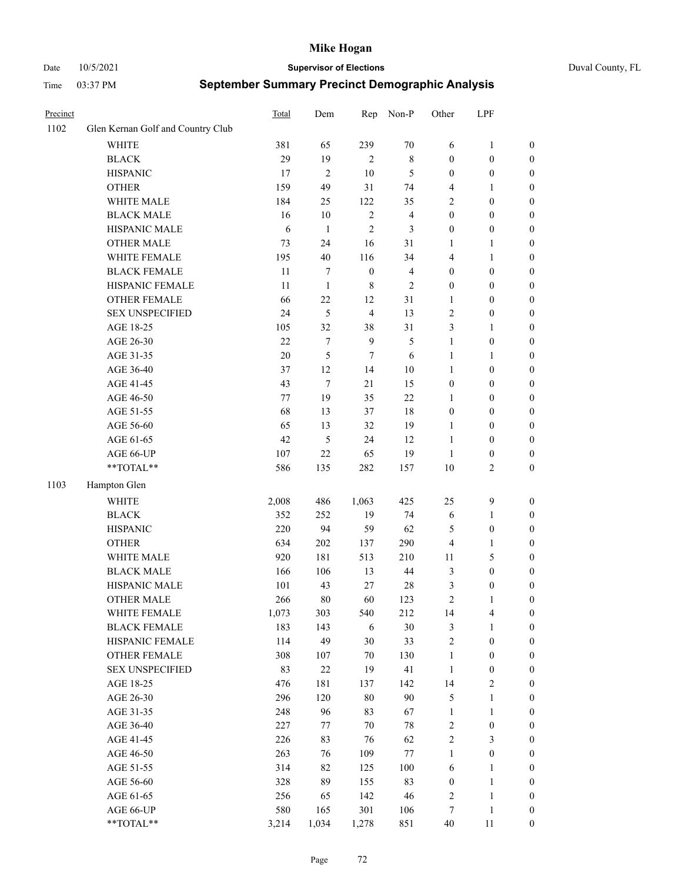# Mike Hogan

Date 10/5/2021 **Supervisor of Elections** Duval County, FL

Time 03:37 PM **September Summary Precinct Demographic Analysis**

| Precinct | | Total | Dem | Rep | Non-P | Other | LPF | |
|---|---|---|---|---|---|---|---|---|
| 1102 | Glen Kernan Golf and Country Club | | | | | | | |
| | WHITE | 381 | 65 | 239 | 70 | 6 | 1 | 0 |
| | BLACK | 29 | 19 | 2 | 8 | 0 | 0 | 0 |
| | HISPANIC | 17 | 2 | 10 | 5 | 0 | 0 | 0 |
| | OTHER | 159 | 49 | 31 | 74 | 4 | 1 | 0 |
| | WHITE MALE | 184 | 25 | 122 | 35 | 2 | 0 | 0 |
| | BLACK MALE | 16 | 10 | 2 | 4 | 0 | 0 | 0 |
| | HISPANIC MALE | 6 | 1 | 2 | 3 | 0 | 0 | 0 |
| | OTHER MALE | 73 | 24 | 16 | 31 | 1 | 1 | 0 |
| | WHITE FEMALE | 195 | 40 | 116 | 34 | 4 | 1 | 0 |
| | BLACK FEMALE | 11 | 7 | 0 | 4 | 0 | 0 | 0 |
| | HISPANIC FEMALE | 11 | 1 | 8 | 2 | 0 | 0 | 0 |
| | OTHER FEMALE | 66 | 22 | 12 | 31 | 1 | 0 | 0 |
| | SEX UNSPECIFIED | 24 | 5 | 4 | 13 | 2 | 0 | 0 |
| | AGE 18-25 | 105 | 32 | 38 | 31 | 3 | 1 | 0 |
| | AGE 26-30 | 22 | 7 | 9 | 5 | 1 | 0 | 0 |
| | AGE 31-35 | 20 | 5 | 7 | 6 | 1 | 1 | 0 |
| | AGE 36-40 | 37 | 12 | 14 | 10 | 1 | 0 | 0 |
| | AGE 41-45 | 43 | 7 | 21 | 15 | 0 | 0 | 0 |
| | AGE 46-50 | 77 | 19 | 35 | 22 | 1 | 0 | 0 |
| | AGE 51-55 | 68 | 13 | 37 | 18 | 0 | 0 | 0 |
| | AGE 56-60 | 65 | 13 | 32 | 19 | 1 | 0 | 0 |
| | AGE 61-65 | 42 | 5 | 24 | 12 | 1 | 0 | 0 |
| | AGE 66-UP | 107 | 22 | 65 | 19 | 1 | 0 | 0 |
| | **TOTAL** | 586 | 135 | 282 | 157 | 10 | 2 | 0 |
| 1103 | Hampton Glen | | | | | | | |
| | WHITE | 2,008 | 486 | 1,063 | 425 | 25 | 9 | 0 |
| | BLACK | 352 | 252 | 19 | 74 | 6 | 1 | 0 |
| | HISPANIC | 220 | 94 | 59 | 62 | 5 | 0 | 0 |
| | OTHER | 634 | 202 | 137 | 290 | 4 | 1 | 0 |
| | WHITE MALE | 920 | 181 | 513 | 210 | 11 | 5 | 0 |
| | BLACK MALE | 166 | 106 | 13 | 44 | 3 | 0 | 0 |
| | HISPANIC MALE | 101 | 43 | 27 | 28 | 3 | 0 | 0 |
| | OTHER MALE | 266 | 80 | 60 | 123 | 2 | 1 | 0 |
| | WHITE FEMALE | 1,073 | 303 | 540 | 212 | 14 | 4 | 0 |
| | BLACK FEMALE | 183 | 143 | 6 | 30 | 3 | 1 | 0 |
| | HISPANIC FEMALE | 114 | 49 | 30 | 33 | 2 | 0 | 0 |
| | OTHER FEMALE | 308 | 107 | 70 | 130 | 1 | 0 | 0 |
| | SEX UNSPECIFIED | 83 | 22 | 19 | 41 | 1 | 0 | 0 |
| | AGE 18-25 | 476 | 181 | 137 | 142 | 14 | 2 | 0 |
| | AGE 26-30 | 296 | 120 | 80 | 90 | 5 | 1 | 0 |
| | AGE 31-35 | 248 | 96 | 83 | 67 | 1 | 1 | 0 |
| | AGE 36-40 | 227 | 77 | 70 | 78 | 2 | 0 | 0 |
| | AGE 41-45 | 226 | 83 | 76 | 62 | 2 | 3 | 0 |
| | AGE 46-50 | 263 | 76 | 109 | 77 | 1 | 0 | 0 |
| | AGE 51-55 | 314 | 82 | 125 | 100 | 6 | 1 | 0 |
| | AGE 56-60 | 328 | 89 | 155 | 83 | 0 | 1 | 0 |
| | AGE 61-65 | 256 | 65 | 142 | 46 | 2 | 1 | 0 |
| | AGE 66-UP | 580 | 165 | 301 | 106 | 7 | 1 | 0 |
| | **TOTAL** | 3,214 | 1,034 | 1,278 | 851 | 40 | 11 | 0 |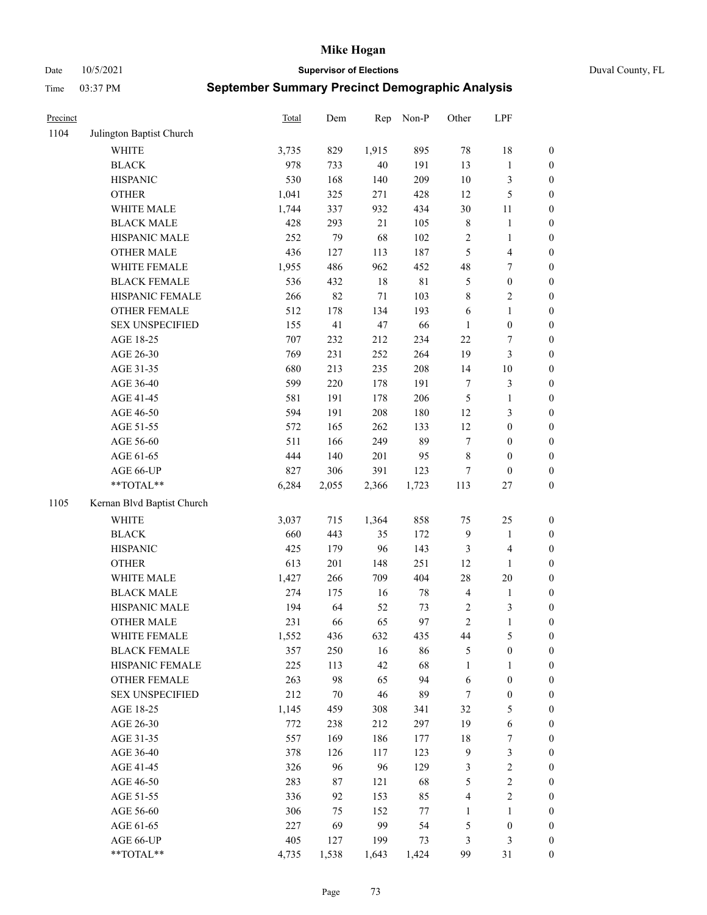# Mike Hogan

Date 10/5/2021 **Supervisor of Elections** Duval County, FL

Time 03:37 PM **September Summary Precinct Demographic Analysis**

| Precinct | | Total | Dem | Rep | Non-P | Other | LPF | |
|---|---|---|---|---|---|---|---|---|
| 1104 | Julington Baptist Church | | | | | | | |
| | WHITE | 3,735 | 829 | 1,915 | 895 | 78 | 18 | 0 |
| | BLACK | 978 | 733 | 40 | 191 | 13 | 1 | 0 |
| | HISPANIC | 530 | 168 | 140 | 209 | 10 | 3 | 0 |
| | OTHER | 1,041 | 325 | 271 | 428 | 12 | 5 | 0 |
| | WHITE MALE | 1,744 | 337 | 932 | 434 | 30 | 11 | 0 |
| | BLACK MALE | 428 | 293 | 21 | 105 | 8 | 1 | 0 |
| | HISPANIC MALE | 252 | 79 | 68 | 102 | 2 | 1 | 0 |
| | OTHER MALE | 436 | 127 | 113 | 187 | 5 | 4 | 0 |
| | WHITE FEMALE | 1,955 | 486 | 962 | 452 | 48 | 7 | 0 |
| | BLACK FEMALE | 536 | 432 | 18 | 81 | 5 | 0 | 0 |
| | HISPANIC FEMALE | 266 | 82 | 71 | 103 | 8 | 2 | 0 |
| | OTHER FEMALE | 512 | 178 | 134 | 193 | 6 | 1 | 0 |
| | SEX UNSPECIFIED | 155 | 41 | 47 | 66 | 1 | 0 | 0 |
| | AGE 18-25 | 707 | 232 | 212 | 234 | 22 | 7 | 0 |
| | AGE 26-30 | 769 | 231 | 252 | 264 | 19 | 3 | 0 |
| | AGE 31-35 | 680 | 213 | 235 | 208 | 14 | 10 | 0 |
| | AGE 36-40 | 599 | 220 | 178 | 191 | 7 | 3 | 0 |
| | AGE 41-45 | 581 | 191 | 178 | 206 | 5 | 1 | 0 |
| | AGE 46-50 | 594 | 191 | 208 | 180 | 12 | 3 | 0 |
| | AGE 51-55 | 572 | 165 | 262 | 133 | 12 | 0 | 0 |
| | AGE 56-60 | 511 | 166 | 249 | 89 | 7 | 0 | 0 |
| | AGE 61-65 | 444 | 140 | 201 | 95 | 8 | 0 | 0 |
| | AGE 66-UP | 827 | 306 | 391 | 123 | 7 | 0 | 0 |
| | **TOTAL** | 6,284 | 2,055 | 2,366 | 1,723 | 113 | 27 | 0 |
| 1105 | Kernan Blvd Baptist Church | | | | | | | |
| | WHITE | 3,037 | 715 | 1,364 | 858 | 75 | 25 | 0 |
| | BLACK | 660 | 443 | 35 | 172 | 9 | 1 | 0 |
| | HISPANIC | 425 | 179 | 96 | 143 | 3 | 4 | 0 |
| | OTHER | 613 | 201 | 148 | 251 | 12 | 1 | 0 |
| | WHITE MALE | 1,427 | 266 | 709 | 404 | 28 | 20 | 0 |
| | BLACK MALE | 274 | 175 | 16 | 78 | 4 | 1 | 0 |
| | HISPANIC MALE | 194 | 64 | 52 | 73 | 2 | 3 | 0 |
| | OTHER MALE | 231 | 66 | 65 | 97 | 2 | 1 | 0 |
| | WHITE FEMALE | 1,552 | 436 | 632 | 435 | 44 | 5 | 0 |
| | BLACK FEMALE | 357 | 250 | 16 | 86 | 5 | 0 | 0 |
| | HISPANIC FEMALE | 225 | 113 | 42 | 68 | 1 | 1 | 0 |
| | OTHER FEMALE | 263 | 98 | 65 | 94 | 6 | 0 | 0 |
| | SEX UNSPECIFIED | 212 | 70 | 46 | 89 | 7 | 0 | 0 |
| | AGE 18-25 | 1,145 | 459 | 308 | 341 | 32 | 5 | 0 |
| | AGE 26-30 | 772 | 238 | 212 | 297 | 19 | 6 | 0 |
| | AGE 31-35 | 557 | 169 | 186 | 177 | 18 | 7 | 0 |
| | AGE 36-40 | 378 | 126 | 117 | 123 | 9 | 3 | 0 |
| | AGE 41-45 | 326 | 96 | 96 | 129 | 3 | 2 | 0 |
| | AGE 46-50 | 283 | 87 | 121 | 68 | 5 | 2 | 0 |
| | AGE 51-55 | 336 | 92 | 153 | 85 | 4 | 2 | 0 |
| | AGE 56-60 | 306 | 75 | 152 | 77 | 1 | 1 | 0 |
| | AGE 61-65 | 227 | 69 | 99 | 54 | 5 | 0 | 0 |
| | AGE 66-UP | 405 | 127 | 199 | 73 | 3 | 3 | 0 |
| | **TOTAL** | 4,735 | 1,538 | 1,643 | 1,424 | 99 | 31 | 0 |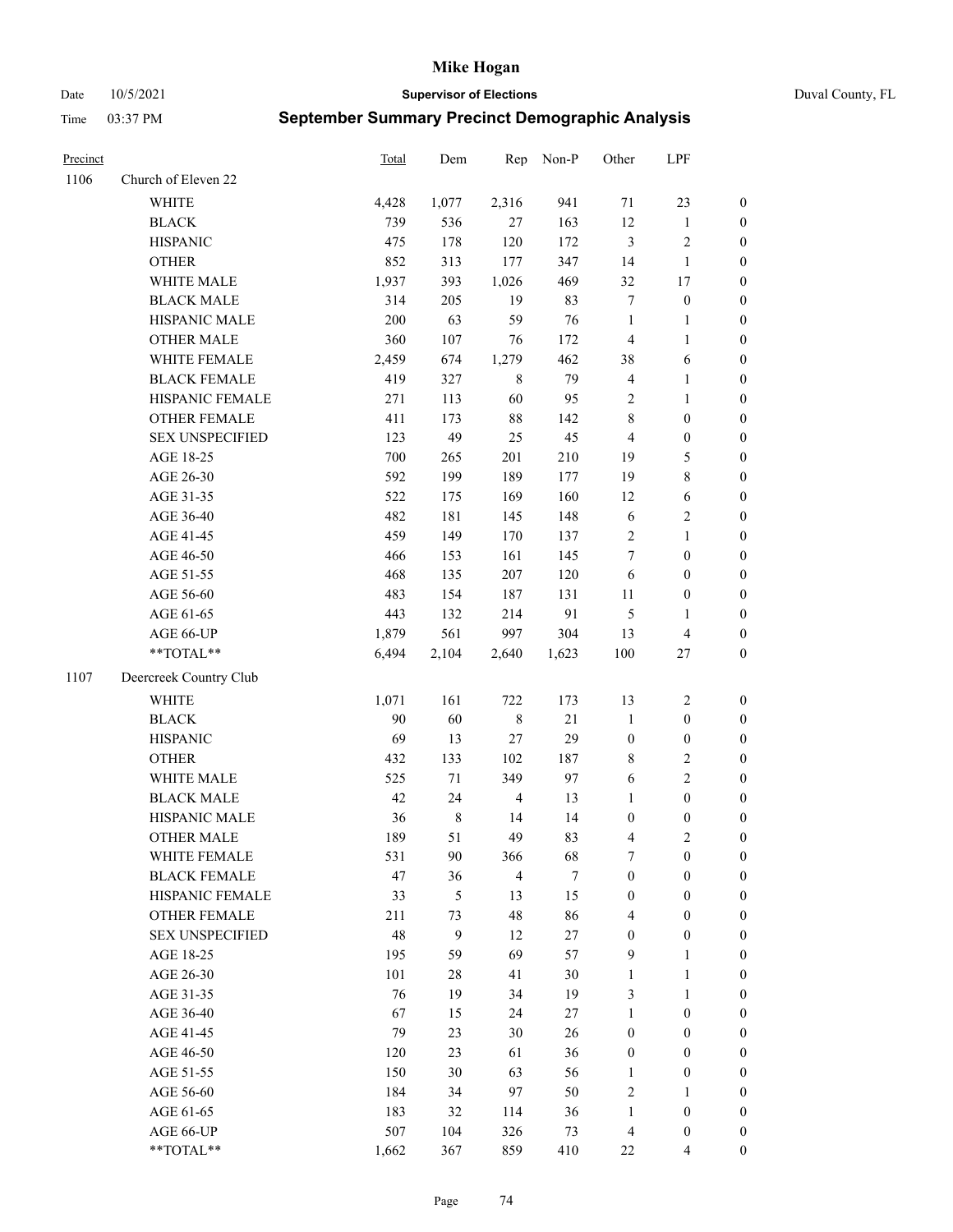# Mike Hogan

Date 10/5/2021 **Supervisor of Elections** Duval County, FL

Time 03:37 PM **September Summary Precinct Demographic Analysis**

| Precinct | | Total | Dem | Rep | Non-P | Other | LPF | |
|---|---|---|---|---|---|---|---|---|
| 1106 | Church of Eleven 22 | | | | | | | |
| | WHITE | 4,428 | 1,077 | 2,316 | 941 | 71 | 23 | 0 |
| | BLACK | 739 | 536 | 27 | 163 | 12 | 1 | 0 |
| | HISPANIC | 475 | 178 | 120 | 172 | 3 | 2 | 0 |
| | OTHER | 852 | 313 | 177 | 347 | 14 | 1 | 0 |
| | WHITE MALE | 1,937 | 393 | 1,026 | 469 | 32 | 17 | 0 |
| | BLACK MALE | 314 | 205 | 19 | 83 | 7 | 0 | 0 |
| | HISPANIC MALE | 200 | 63 | 59 | 76 | 1 | 1 | 0 |
| | OTHER MALE | 360 | 107 | 76 | 172 | 4 | 1 | 0 |
| | WHITE FEMALE | 2,459 | 674 | 1,279 | 462 | 38 | 6 | 0 |
| | BLACK FEMALE | 419 | 327 | 8 | 79 | 4 | 1 | 0 |
| | HISPANIC FEMALE | 271 | 113 | 60 | 95 | 2 | 1 | 0 |
| | OTHER FEMALE | 411 | 173 | 88 | 142 | 8 | 0 | 0 |
| | SEX UNSPECIFIED | 123 | 49 | 25 | 45 | 4 | 0 | 0 |
| | AGE 18-25 | 700 | 265 | 201 | 210 | 19 | 5 | 0 |
| | AGE 26-30 | 592 | 199 | 189 | 177 | 19 | 8 | 0 |
| | AGE 31-35 | 522 | 175 | 169 | 160 | 12 | 6 | 0 |
| | AGE 36-40 | 482 | 181 | 145 | 148 | 6 | 2 | 0 |
| | AGE 41-45 | 459 | 149 | 170 | 137 | 2 | 1 | 0 |
| | AGE 46-50 | 466 | 153 | 161 | 145 | 7 | 0 | 0 |
| | AGE 51-55 | 468 | 135 | 207 | 120 | 6 | 0 | 0 |
| | AGE 56-60 | 483 | 154 | 187 | 131 | 11 | 0 | 0 |
| | AGE 61-65 | 443 | 132 | 214 | 91 | 5 | 1 | 0 |
| | AGE 66-UP | 1,879 | 561 | 997 | 304 | 13 | 4 | 0 |
| | **TOTAL** | 6,494 | 2,104 | 2,640 | 1,623 | 100 | 27 | 0 |
| 1107 | Deercreek Country Club | | | | | | | |
| | WHITE | 1,071 | 161 | 722 | 173 | 13 | 2 | 0 |
| | BLACK | 90 | 60 | 8 | 21 | 1 | 0 | 0 |
| | HISPANIC | 69 | 13 | 27 | 29 | 0 | 0 | 0 |
| | OTHER | 432 | 133 | 102 | 187 | 8 | 2 | 0 |
| | WHITE MALE | 525 | 71 | 349 | 97 | 6 | 2 | 0 |
| | BLACK MALE | 42 | 24 | 4 | 13 | 1 | 0 | 0 |
| | HISPANIC MALE | 36 | 8 | 14 | 14 | 0 | 0 | 0 |
| | OTHER MALE | 189 | 51 | 49 | 83 | 4 | 2 | 0 |
| | WHITE FEMALE | 531 | 90 | 366 | 68 | 7 | 0 | 0 |
| | BLACK FEMALE | 47 | 36 | 4 | 7 | 0 | 0 | 0 |
| | HISPANIC FEMALE | 33 | 5 | 13 | 15 | 0 | 0 | 0 |
| | OTHER FEMALE | 211 | 73 | 48 | 86 | 4 | 0 | 0 |
| | SEX UNSPECIFIED | 48 | 9 | 12 | 27 | 0 | 0 | 0 |
| | AGE 18-25 | 195 | 59 | 69 | 57 | 9 | 1 | 0 |
| | AGE 26-30 | 101 | 28 | 41 | 30 | 1 | 1 | 0 |
| | AGE 31-35 | 76 | 19 | 34 | 19 | 3 | 1 | 0 |
| | AGE 36-40 | 67 | 15 | 24 | 27 | 1 | 0 | 0 |
| | AGE 41-45 | 79 | 23 | 30 | 26 | 0 | 0 | 0 |
| | AGE 46-50 | 120 | 23 | 61 | 36 | 0 | 0 | 0 |
| | AGE 51-55 | 150 | 30 | 63 | 56 | 1 | 0 | 0 |
| | AGE 56-60 | 184 | 34 | 97 | 50 | 2 | 1 | 0 |
| | AGE 61-65 | 183 | 32 | 114 | 36 | 1 | 0 | 0 |
| | AGE 66-UP | 507 | 104 | 326 | 73 | 4 | 0 | 0 |
| | **TOTAL** | 1,662 | 367 | 859 | 410 | 22 | 4 | 0 |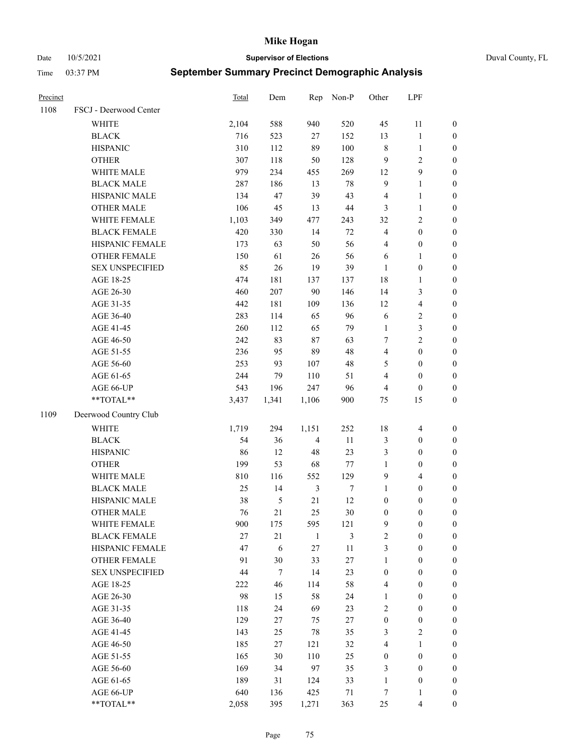# Mike Hogan

Date 10/5/2021 **Supervisor of Elections** Duval County, FL

Time 03:37 PM **September Summary Precinct Demographic Analysis**

| Precinct | | Total | Dem | Rep | Non-P | Other | LPF | |
|---|---|---|---|---|---|---|---|---|
| 1108 | FSCJ - Deerwood Center | | | | | | | |
| | WHITE | 2,104 | 588 | 940 | 520 | 45 | 11 | 0 |
| | BLACK | 716 | 523 | 27 | 152 | 13 | 1 | 0 |
| | HISPANIC | 310 | 112 | 89 | 100 | 8 | 1 | 0 |
| | OTHER | 307 | 118 | 50 | 128 | 9 | 2 | 0 |
| | WHITE MALE | 979 | 234 | 455 | 269 | 12 | 9 | 0 |
| | BLACK MALE | 287 | 186 | 13 | 78 | 9 | 1 | 0 |
| | HISPANIC MALE | 134 | 47 | 39 | 43 | 4 | 1 | 0 |
| | OTHER MALE | 106 | 45 | 13 | 44 | 3 | 1 | 0 |
| | WHITE FEMALE | 1,103 | 349 | 477 | 243 | 32 | 2 | 0 |
| | BLACK FEMALE | 420 | 330 | 14 | 72 | 4 | 0 | 0 |
| | HISPANIC FEMALE | 173 | 63 | 50 | 56 | 4 | 0 | 0 |
| | OTHER FEMALE | 150 | 61 | 26 | 56 | 6 | 1 | 0 |
| | SEX UNSPECIFIED | 85 | 26 | 19 | 39 | 1 | 0 | 0 |
| | AGE 18-25 | 474 | 181 | 137 | 137 | 18 | 1 | 0 |
| | AGE 26-30 | 460 | 207 | 90 | 146 | 14 | 3 | 0 |
| | AGE 31-35 | 442 | 181 | 109 | 136 | 12 | 4 | 0 |
| | AGE 36-40 | 283 | 114 | 65 | 96 | 6 | 2 | 0 |
| | AGE 41-45 | 260 | 112 | 65 | 79 | 1 | 3 | 0 |
| | AGE 46-50 | 242 | 83 | 87 | 63 | 7 | 2 | 0 |
| | AGE 51-55 | 236 | 95 | 89 | 48 | 4 | 0 | 0 |
| | AGE 56-60 | 253 | 93 | 107 | 48 | 5 | 0 | 0 |
| | AGE 61-65 | 244 | 79 | 110 | 51 | 4 | 0 | 0 |
| | AGE 66-UP | 543 | 196 | 247 | 96 | 4 | 0 | 0 |
| | **TOTAL** | 3,437 | 1,341 | 1,106 | 900 | 75 | 15 | 0 |
| 1109 | Deerwood Country Club | | | | | | | |
| | WHITE | 1,719 | 294 | 1,151 | 252 | 18 | 4 | 0 |
| | BLACK | 54 | 36 | 4 | 11 | 3 | 0 | 0 |
| | HISPANIC | 86 | 12 | 48 | 23 | 3 | 0 | 0 |
| | OTHER | 199 | 53 | 68 | 77 | 1 | 0 | 0 |
| | WHITE MALE | 810 | 116 | 552 | 129 | 9 | 4 | 0 |
| | BLACK MALE | 25 | 14 | 3 | 7 | 1 | 0 | 0 |
| | HISPANIC MALE | 38 | 5 | 21 | 12 | 0 | 0 | 0 |
| | OTHER MALE | 76 | 21 | 25 | 30 | 0 | 0 | 0 |
| | WHITE FEMALE | 900 | 175 | 595 | 121 | 9 | 0 | 0 |
| | BLACK FEMALE | 27 | 21 | 1 | 3 | 2 | 0 | 0 |
| | HISPANIC FEMALE | 47 | 6 | 27 | 11 | 3 | 0 | 0 |
| | OTHER FEMALE | 91 | 30 | 33 | 27 | 1 | 0 | 0 |
| | SEX UNSPECIFIED | 44 | 7 | 14 | 23 | 0 | 0 | 0 |
| | AGE 18-25 | 222 | 46 | 114 | 58 | 4 | 0 | 0 |
| | AGE 26-30 | 98 | 15 | 58 | 24 | 1 | 0 | 0 |
| | AGE 31-35 | 118 | 24 | 69 | 23 | 2 | 0 | 0 |
| | AGE 36-40 | 129 | 27 | 75 | 27 | 0 | 0 | 0 |
| | AGE 41-45 | 143 | 25 | 78 | 35 | 3 | 2 | 0 |
| | AGE 46-50 | 185 | 27 | 121 | 32 | 4 | 1 | 0 |
| | AGE 51-55 | 165 | 30 | 110 | 25 | 0 | 0 | 0 |
| | AGE 56-60 | 169 | 34 | 97 | 35 | 3 | 0 | 0 |
| | AGE 61-65 | 189 | 31 | 124 | 33 | 1 | 0 | 0 |
| | AGE 66-UP | 640 | 136 | 425 | 71 | 7 | 1 | 0 |
| | **TOTAL** | 2,058 | 395 | 1,271 | 363 | 25 | 4 | 0 |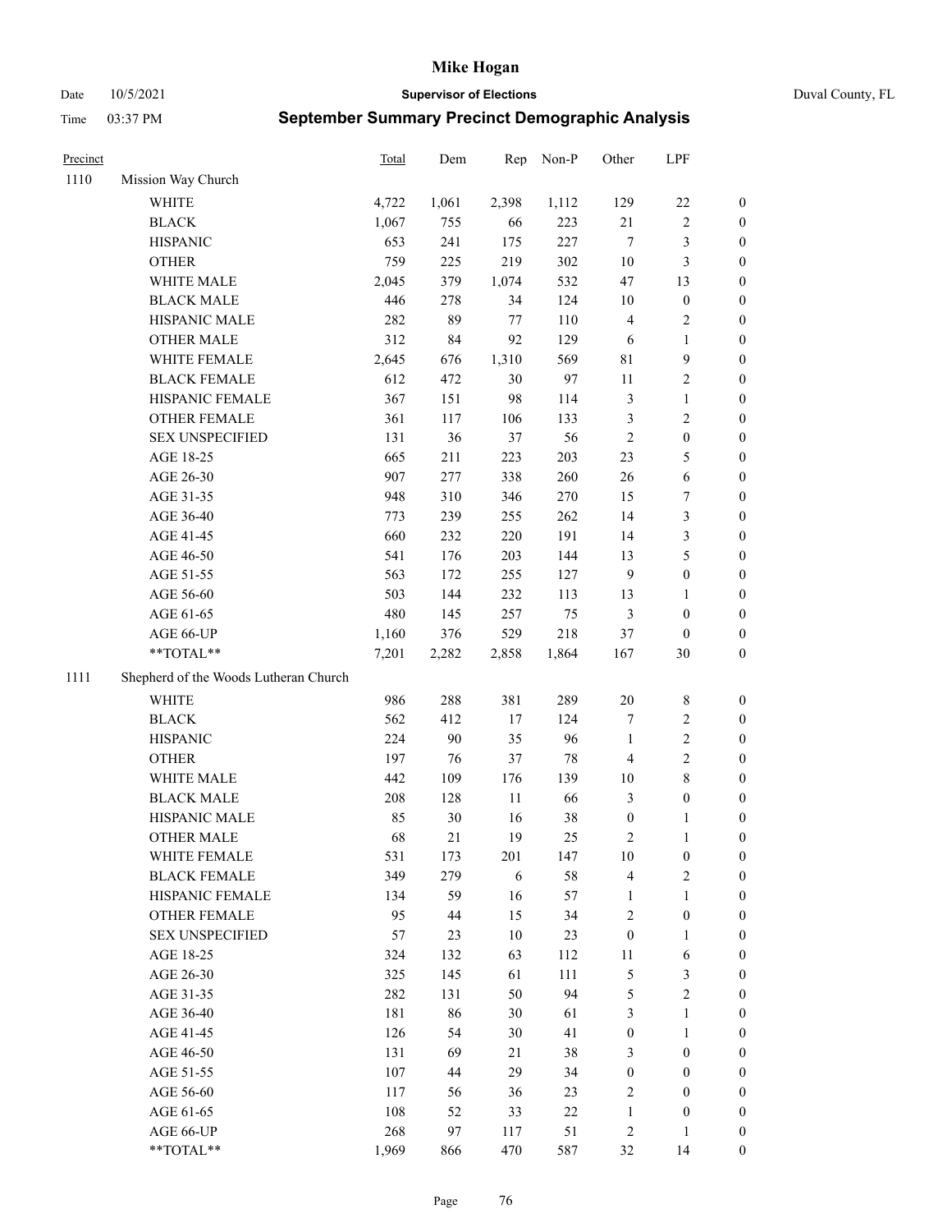# Mike Hogan

Date 10/5/2021 **Supervisor of Elections** Duval County, FL

Time 03:37 PM **September Summary Precinct Demographic Analysis**

| Precinct | | Total | Dem | Rep | Non-P | Other | LPF | |
|---|---|---|---|---|---|---|---|---|
| 1110 | Mission Way Church | | | | | | | |
| | WHITE | 4,722 | 1,061 | 2,398 | 1,112 | 129 | 22 | 0 |
| | BLACK | 1,067 | 755 | 66 | 223 | 21 | 2 | 0 |
| | HISPANIC | 653 | 241 | 175 | 227 | 7 | 3 | 0 |
| | OTHER | 759 | 225 | 219 | 302 | 10 | 3 | 0 |
| | WHITE MALE | 2,045 | 379 | 1,074 | 532 | 47 | 13 | 0 |
| | BLACK MALE | 446 | 278 | 34 | 124 | 10 | 0 | 0 |
| | HISPANIC MALE | 282 | 89 | 77 | 110 | 4 | 2 | 0 |
| | OTHER MALE | 312 | 84 | 92 | 129 | 6 | 1 | 0 |
| | WHITE FEMALE | 2,645 | 676 | 1,310 | 569 | 81 | 9 | 0 |
| | BLACK FEMALE | 612 | 472 | 30 | 97 | 11 | 2 | 0 |
| | HISPANIC FEMALE | 367 | 151 | 98 | 114 | 3 | 1 | 0 |
| | OTHER FEMALE | 361 | 117 | 106 | 133 | 3 | 2 | 0 |
| | SEX UNSPECIFIED | 131 | 36 | 37 | 56 | 2 | 0 | 0 |
| | AGE 18-25 | 665 | 211 | 223 | 203 | 23 | 5 | 0 |
| | AGE 26-30 | 907 | 277 | 338 | 260 | 26 | 6 | 0 |
| | AGE 31-35 | 948 | 310 | 346 | 270 | 15 | 7 | 0 |
| | AGE 36-40 | 773 | 239 | 255 | 262 | 14 | 3 | 0 |
| | AGE 41-45 | 660 | 232 | 220 | 191 | 14 | 3 | 0 |
| | AGE 46-50 | 541 | 176 | 203 | 144 | 13 | 5 | 0 |
| | AGE 51-55 | 563 | 172 | 255 | 127 | 9 | 0 | 0 |
| | AGE 56-60 | 503 | 144 | 232 | 113 | 13 | 1 | 0 |
| | AGE 61-65 | 480 | 145 | 257 | 75 | 3 | 0 | 0 |
| | AGE 66-UP | 1,160 | 376 | 529 | 218 | 37 | 0 | 0 |
| | **TOTAL** | 7,201 | 2,282 | 2,858 | 1,864 | 167 | 30 | 0 |
| 1111 | Shepherd of the Woods Lutheran Church | | | | | | | |
| | WHITE | 986 | 288 | 381 | 289 | 20 | 8 | 0 |
| | BLACK | 562 | 412 | 17 | 124 | 7 | 2 | 0 |
| | HISPANIC | 224 | 90 | 35 | 96 | 1 | 2 | 0 |
| | OTHER | 197 | 76 | 37 | 78 | 4 | 2 | 0 |
| | WHITE MALE | 442 | 109 | 176 | 139 | 10 | 8 | 0 |
| | BLACK MALE | 208 | 128 | 11 | 66 | 3 | 0 | 0 |
| | HISPANIC MALE | 85 | 30 | 16 | 38 | 0 | 1 | 0 |
| | OTHER MALE | 68 | 21 | 19 | 25 | 2 | 1 | 0 |
| | WHITE FEMALE | 531 | 173 | 201 | 147 | 10 | 0 | 0 |
| | BLACK FEMALE | 349 | 279 | 6 | 58 | 4 | 2 | 0 |
| | HISPANIC FEMALE | 134 | 59 | 16 | 57 | 1 | 1 | 0 |
| | OTHER FEMALE | 95 | 44 | 15 | 34 | 2 | 0 | 0 |
| | SEX UNSPECIFIED | 57 | 23 | 10 | 23 | 0 | 1 | 0 |
| | AGE 18-25 | 324 | 132 | 63 | 112 | 11 | 6 | 0 |
| | AGE 26-30 | 325 | 145 | 61 | 111 | 5 | 3 | 0 |
| | AGE 31-35 | 282 | 131 | 50 | 94 | 5 | 2 | 0 |
| | AGE 36-40 | 181 | 86 | 30 | 61 | 3 | 1 | 0 |
| | AGE 41-45 | 126 | 54 | 30 | 41 | 0 | 1 | 0 |
| | AGE 46-50 | 131 | 69 | 21 | 38 | 3 | 0 | 0 |
| | AGE 51-55 | 107 | 44 | 29 | 34 | 0 | 0 | 0 |
| | AGE 56-60 | 117 | 56 | 36 | 23 | 2 | 0 | 0 |
| | AGE 61-65 | 108 | 52 | 33 | 22 | 1 | 0 | 0 |
| | AGE 66-UP | 268 | 97 | 117 | 51 | 2 | 1 | 0 |
| | **TOTAL** | 1,969 | 866 | 470 | 587 | 32 | 14 | 0 |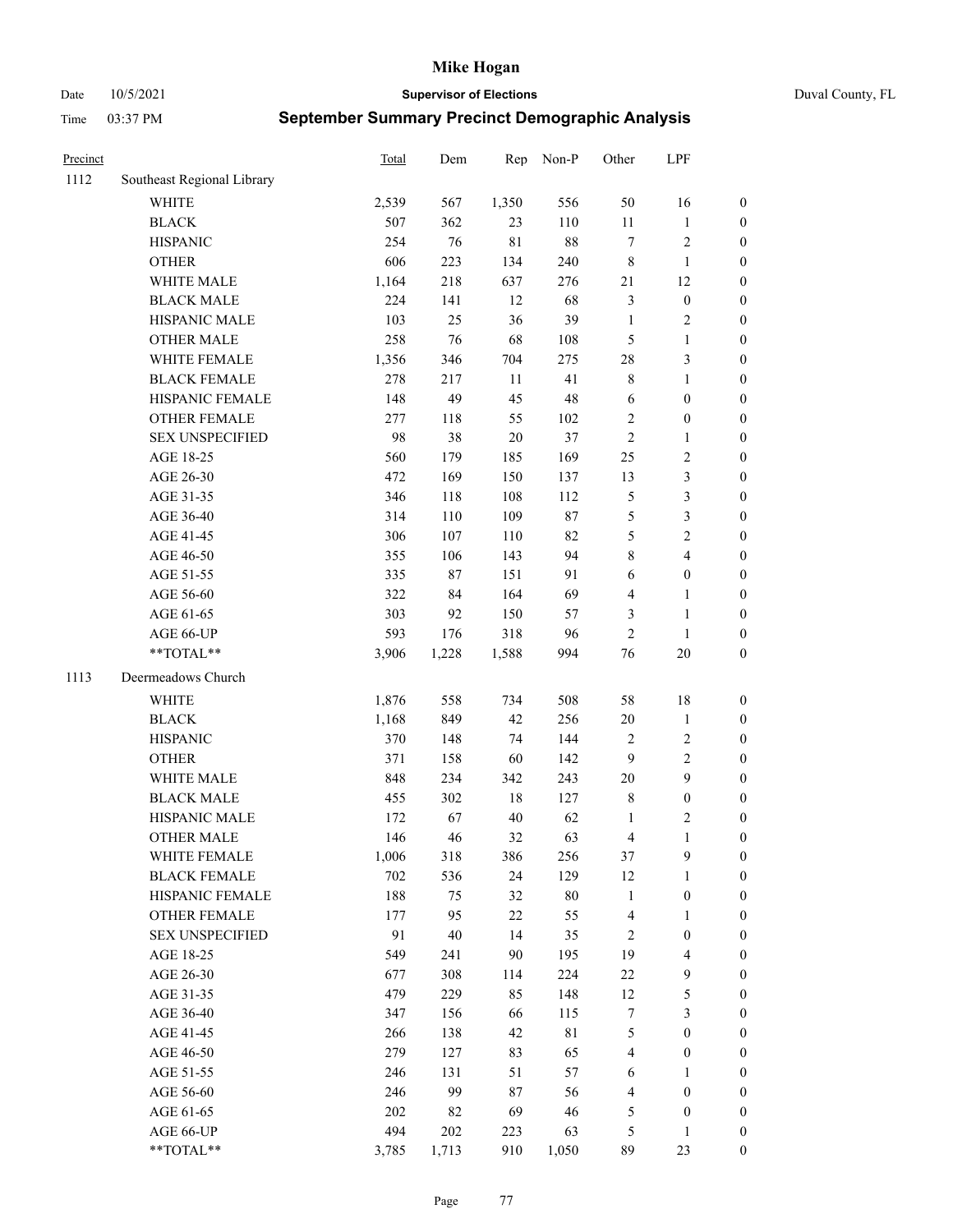# Mike Hogan

Date 10/5/2021 **Supervisor of Elections** Duval County, FL

Time 03:37 PM **September Summary Precinct Demographic Analysis**

| Precinct | | Total | Dem | Rep | Non-P | Other | LPF | |
|---|---|---|---|---|---|---|---|---|
| 1112 | Southeast Regional Library | | | | | | | |
| | WHITE | 2,539 | 567 | 1,350 | 556 | 50 | 16 | 0 |
| | BLACK | 507 | 362 | 23 | 110 | 11 | 1 | 0 |
| | HISPANIC | 254 | 76 | 81 | 88 | 7 | 2 | 0 |
| | OTHER | 606 | 223 | 134 | 240 | 8 | 1 | 0 |
| | WHITE MALE | 1,164 | 218 | 637 | 276 | 21 | 12 | 0 |
| | BLACK MALE | 224 | 141 | 12 | 68 | 3 | 0 | 0 |
| | HISPANIC MALE | 103 | 25 | 36 | 39 | 1 | 2 | 0 |
| | OTHER MALE | 258 | 76 | 68 | 108 | 5 | 1 | 0 |
| | WHITE FEMALE | 1,356 | 346 | 704 | 275 | 28 | 3 | 0 |
| | BLACK FEMALE | 278 | 217 | 11 | 41 | 8 | 1 | 0 |
| | HISPANIC FEMALE | 148 | 49 | 45 | 48 | 6 | 0 | 0 |
| | OTHER FEMALE | 277 | 118 | 55 | 102 | 2 | 0 | 0 |
| | SEX UNSPECIFIED | 98 | 38 | 20 | 37 | 2 | 1 | 0 |
| | AGE 18-25 | 560 | 179 | 185 | 169 | 25 | 2 | 0 |
| | AGE 26-30 | 472 | 169 | 150 | 137 | 13 | 3 | 0 |
| | AGE 31-35 | 346 | 118 | 108 | 112 | 5 | 3 | 0 |
| | AGE 36-40 | 314 | 110 | 109 | 87 | 5 | 3 | 0 |
| | AGE 41-45 | 306 | 107 | 110 | 82 | 5 | 2 | 0 |
| | AGE 46-50 | 355 | 106 | 143 | 94 | 8 | 4 | 0 |
| | AGE 51-55 | 335 | 87 | 151 | 91 | 6 | 0 | 0 |
| | AGE 56-60 | 322 | 84 | 164 | 69 | 4 | 1 | 0 |
| | AGE 61-65 | 303 | 92 | 150 | 57 | 3 | 1 | 0 |
| | AGE 66-UP | 593 | 176 | 318 | 96 | 2 | 1 | 0 |
| | **TOTAL** | 3,906 | 1,228 | 1,588 | 994 | 76 | 20 | 0 |
| 1113 | Deermeadows Church | | | | | | | |
| | WHITE | 1,876 | 558 | 734 | 508 | 58 | 18 | 0 |
| | BLACK | 1,168 | 849 | 42 | 256 | 20 | 1 | 0 |
| | HISPANIC | 370 | 148 | 74 | 144 | 2 | 2 | 0 |
| | OTHER | 371 | 158 | 60 | 142 | 9 | 2 | 0 |
| | WHITE MALE | 848 | 234 | 342 | 243 | 20 | 9 | 0 |
| | BLACK MALE | 455 | 302 | 18 | 127 | 8 | 0 | 0 |
| | HISPANIC MALE | 172 | 67 | 40 | 62 | 1 | 2 | 0 |
| | OTHER MALE | 146 | 46 | 32 | 63 | 4 | 1 | 0 |
| | WHITE FEMALE | 1,006 | 318 | 386 | 256 | 37 | 9 | 0 |
| | BLACK FEMALE | 702 | 536 | 24 | 129 | 12 | 1 | 0 |
| | HISPANIC FEMALE | 188 | 75 | 32 | 80 | 1 | 0 | 0 |
| | OTHER FEMALE | 177 | 95 | 22 | 55 | 4 | 1 | 0 |
| | SEX UNSPECIFIED | 91 | 40 | 14 | 35 | 2 | 0 | 0 |
| | AGE 18-25 | 549 | 241 | 90 | 195 | 19 | 4 | 0 |
| | AGE 26-30 | 677 | 308 | 114 | 224 | 22 | 9 | 0 |
| | AGE 31-35 | 479 | 229 | 85 | 148 | 12 | 5 | 0 |
| | AGE 36-40 | 347 | 156 | 66 | 115 | 7 | 3 | 0 |
| | AGE 41-45 | 266 | 138 | 42 | 81 | 5 | 0 | 0 |
| | AGE 46-50 | 279 | 127 | 83 | 65 | 4 | 0 | 0 |
| | AGE 51-55 | 246 | 131 | 51 | 57 | 6 | 1 | 0 |
| | AGE 56-60 | 246 | 99 | 87 | 56 | 4 | 0 | 0 |
| | AGE 61-65 | 202 | 82 | 69 | 46 | 5 | 0 | 0 |
| | AGE 66-UP | 494 | 202 | 223 | 63 | 5 | 1 | 0 |
| | **TOTAL** | 3,785 | 1,713 | 910 | 1,050 | 89 | 23 | 0 |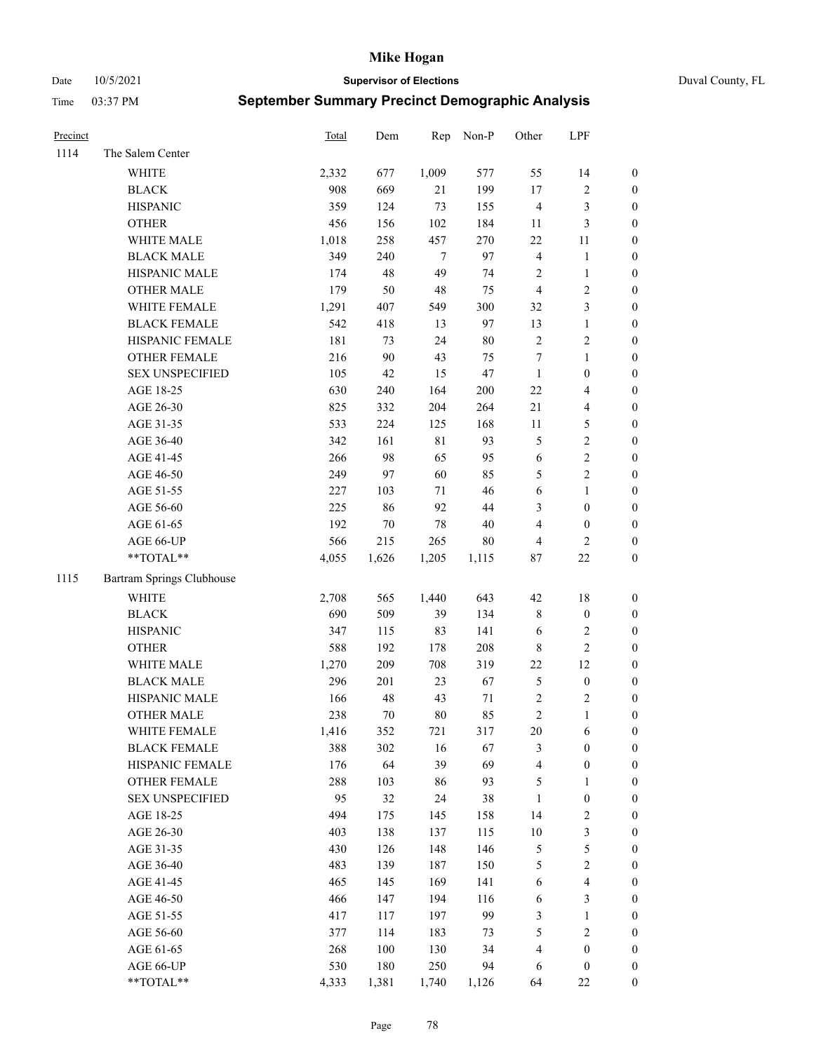# Mike Hogan

Date 10/5/2021 **Supervisor of Elections** Duval County, FL

Time 03:37 PM **September Summary Precinct Demographic Analysis**

| Precinct | | Total | Dem | Rep | Non-P | Other | LPF | |
|---|---|---|---|---|---|---|---|---|
| 1114 | The Salem Center | | | | | | | |
| | WHITE | 2,332 | 677 | 1,009 | 577 | 55 | 14 | 0 |
| | BLACK | 908 | 669 | 21 | 199 | 17 | 2 | 0 |
| | HISPANIC | 359 | 124 | 73 | 155 | 4 | 3 | 0 |
| | OTHER | 456 | 156 | 102 | 184 | 11 | 3 | 0 |
| | WHITE MALE | 1,018 | 258 | 457 | 270 | 22 | 11 | 0 |
| | BLACK MALE | 349 | 240 | 7 | 97 | 4 | 1 | 0 |
| | HISPANIC MALE | 174 | 48 | 49 | 74 | 2 | 1 | 0 |
| | OTHER MALE | 179 | 50 | 48 | 75 | 4 | 2 | 0 |
| | WHITE FEMALE | 1,291 | 407 | 549 | 300 | 32 | 3 | 0 |
| | BLACK FEMALE | 542 | 418 | 13 | 97 | 13 | 1 | 0 |
| | HISPANIC FEMALE | 181 | 73 | 24 | 80 | 2 | 2 | 0 |
| | OTHER FEMALE | 216 | 90 | 43 | 75 | 7 | 1 | 0 |
| | SEX UNSPECIFIED | 105 | 42 | 15 | 47 | 1 | 0 | 0 |
| | AGE 18-25 | 630 | 240 | 164 | 200 | 22 | 4 | 0 |
| | AGE 26-30 | 825 | 332 | 204 | 264 | 21 | 4 | 0 |
| | AGE 31-35 | 533 | 224 | 125 | 168 | 11 | 5 | 0 |
| | AGE 36-40 | 342 | 161 | 81 | 93 | 5 | 2 | 0 |
| | AGE 41-45 | 266 | 98 | 65 | 95 | 6 | 2 | 0 |
| | AGE 46-50 | 249 | 97 | 60 | 85 | 5 | 2 | 0 |
| | AGE 51-55 | 227 | 103 | 71 | 46 | 6 | 1 | 0 |
| | AGE 56-60 | 225 | 86 | 92 | 44 | 3 | 0 | 0 |
| | AGE 61-65 | 192 | 70 | 78 | 40 | 4 | 0 | 0 |
| | AGE 66-UP | 566 | 215 | 265 | 80 | 4 | 2 | 0 |
| | **TOTAL** | 4,055 | 1,626 | 1,205 | 1,115 | 87 | 22 | 0 |
| 1115 | Bartram Springs Clubhouse | | | | | | | |
| | WHITE | 2,708 | 565 | 1,440 | 643 | 42 | 18 | 0 |
| | BLACK | 690 | 509 | 39 | 134 | 8 | 0 | 0 |
| | HISPANIC | 347 | 115 | 83 | 141 | 6 | 2 | 0 |
| | OTHER | 588 | 192 | 178 | 208 | 8 | 2 | 0 |
| | WHITE MALE | 1,270 | 209 | 708 | 319 | 22 | 12 | 0 |
| | BLACK MALE | 296 | 201 | 23 | 67 | 5 | 0 | 0 |
| | HISPANIC MALE | 166 | 48 | 43 | 71 | 2 | 2 | 0 |
| | OTHER MALE | 238 | 70 | 80 | 85 | 2 | 1 | 0 |
| | WHITE FEMALE | 1,416 | 352 | 721 | 317 | 20 | 6 | 0 |
| | BLACK FEMALE | 388 | 302 | 16 | 67 | 3 | 0 | 0 |
| | HISPANIC FEMALE | 176 | 64 | 39 | 69 | 4 | 0 | 0 |
| | OTHER FEMALE | 288 | 103 | 86 | 93 | 5 | 1 | 0 |
| | SEX UNSPECIFIED | 95 | 32 | 24 | 38 | 1 | 0 | 0 |
| | AGE 18-25 | 494 | 175 | 145 | 158 | 14 | 2 | 0 |
| | AGE 26-30 | 403 | 138 | 137 | 115 | 10 | 3 | 0 |
| | AGE 31-35 | 430 | 126 | 148 | 146 | 5 | 5 | 0 |
| | AGE 36-40 | 483 | 139 | 187 | 150 | 5 | 2 | 0 |
| | AGE 41-45 | 465 | 145 | 169 | 141 | 6 | 4 | 0 |
| | AGE 46-50 | 466 | 147 | 194 | 116 | 6 | 3 | 0 |
| | AGE 51-55 | 417 | 117 | 197 | 99 | 3 | 1 | 0 |
| | AGE 56-60 | 377 | 114 | 183 | 73 | 5 | 2 | 0 |
| | AGE 61-65 | 268 | 100 | 130 | 34 | 4 | 0 | 0 |
| | AGE 66-UP | 530 | 180 | 250 | 94 | 6 | 0 | 0 |
| | **TOTAL** | 4,333 | 1,381 | 1,740 | 1,126 | 64 | 22 | 0 |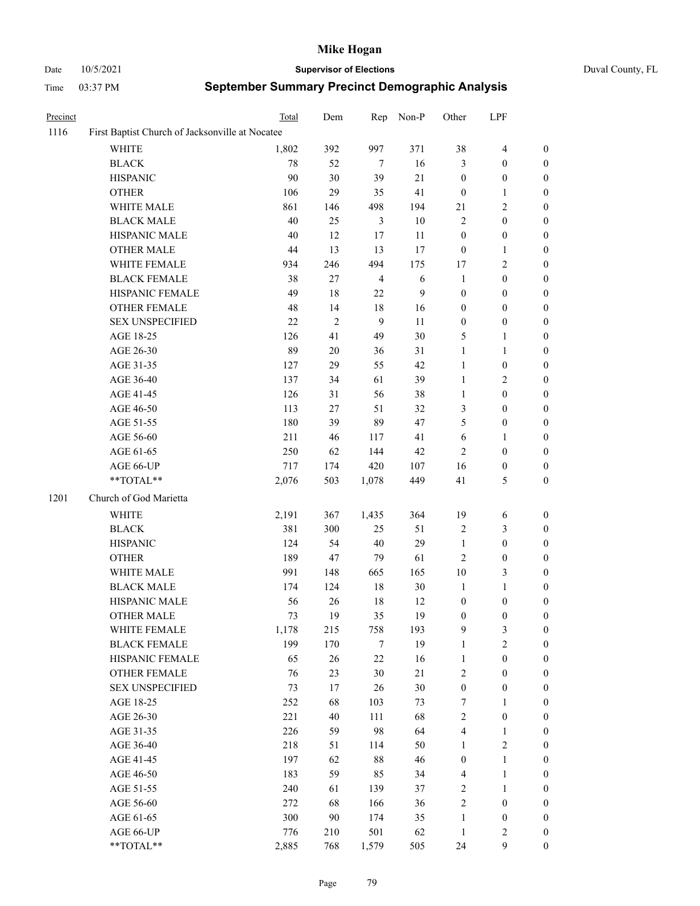# Mike Hogan

Date 10/5/2021 **Supervisor of Elections** Duval County, FL

Time 03:37 PM **September Summary Precinct Demographic Analysis**

| Precinct | | Total | Dem | Rep | Non-P | Other | LPF | |
|---|---|---|---|---|---|---|---|---|
| 1116 | First Baptist Church of Jacksonville at Nocatee | | | | | | | |
| | WHITE | 1,802 | 392 | 997 | 371 | 38 | 4 | 0 |
| | BLACK | 78 | 52 | 7 | 16 | 3 | 0 | 0 |
| | HISPANIC | 90 | 30 | 39 | 21 | 0 | 0 | 0 |
| | OTHER | 106 | 29 | 35 | 41 | 0 | 1 | 0 |
| | WHITE MALE | 861 | 146 | 498 | 194 | 21 | 2 | 0 |
| | BLACK MALE | 40 | 25 | 3 | 10 | 2 | 0 | 0 |
| | HISPANIC MALE | 40 | 12 | 17 | 11 | 0 | 0 | 0 |
| | OTHER MALE | 44 | 13 | 13 | 17 | 0 | 1 | 0 |
| | WHITE FEMALE | 934 | 246 | 494 | 175 | 17 | 2 | 0 |
| | BLACK FEMALE | 38 | 27 | 4 | 6 | 1 | 0 | 0 |
| | HISPANIC FEMALE | 49 | 18 | 22 | 9 | 0 | 0 | 0 |
| | OTHER FEMALE | 48 | 14 | 18 | 16 | 0 | 0 | 0 |
| | SEX UNSPECIFIED | 22 | 2 | 9 | 11 | 0 | 0 | 0 |
| | AGE 18-25 | 126 | 41 | 49 | 30 | 5 | 1 | 0 |
| | AGE 26-30 | 89 | 20 | 36 | 31 | 1 | 1 | 0 |
| | AGE 31-35 | 127 | 29 | 55 | 42 | 1 | 0 | 0 |
| | AGE 36-40 | 137 | 34 | 61 | 39 | 1 | 2 | 0 |
| | AGE 41-45 | 126 | 31 | 56 | 38 | 1 | 0 | 0 |
| | AGE 46-50 | 113 | 27 | 51 | 32 | 3 | 0 | 0 |
| | AGE 51-55 | 180 | 39 | 89 | 47 | 5 | 0 | 0 |
| | AGE 56-60 | 211 | 46 | 117 | 41 | 6 | 1 | 0 |
| | AGE 61-65 | 250 | 62 | 144 | 42 | 2 | 0 | 0 |
| | AGE 66-UP | 717 | 174 | 420 | 107 | 16 | 0 | 0 |
| | **TOTAL** | 2,076 | 503 | 1,078 | 449 | 41 | 5 | 0 |
| 1201 | Church of God Marietta | | | | | | | |
| | WHITE | 2,191 | 367 | 1,435 | 364 | 19 | 6 | 0 |
| | BLACK | 381 | 300 | 25 | 51 | 2 | 3 | 0 |
| | HISPANIC | 124 | 54 | 40 | 29 | 1 | 0 | 0 |
| | OTHER | 189 | 47 | 79 | 61 | 2 | 0 | 0 |
| | WHITE MALE | 991 | 148 | 665 | 165 | 10 | 3 | 0 |
| | BLACK MALE | 174 | 124 | 18 | 30 | 1 | 1 | 0 |
| | HISPANIC MALE | 56 | 26 | 18 | 12 | 0 | 0 | 0 |
| | OTHER MALE | 73 | 19 | 35 | 19 | 0 | 0 | 0 |
| | WHITE FEMALE | 1,178 | 215 | 758 | 193 | 9 | 3 | 0 |
| | BLACK FEMALE | 199 | 170 | 7 | 19 | 1 | 2 | 0 |
| | HISPANIC FEMALE | 65 | 26 | 22 | 16 | 1 | 0 | 0 |
| | OTHER FEMALE | 76 | 23 | 30 | 21 | 2 | 0 | 0 |
| | SEX UNSPECIFIED | 73 | 17 | 26 | 30 | 0 | 0 | 0 |
| | AGE 18-25 | 252 | 68 | 103 | 73 | 7 | 1 | 0 |
| | AGE 26-30 | 221 | 40 | 111 | 68 | 2 | 0 | 0 |
| | AGE 31-35 | 226 | 59 | 98 | 64 | 4 | 1 | 0 |
| | AGE 36-40 | 218 | 51 | 114 | 50 | 1 | 2 | 0 |
| | AGE 41-45 | 197 | 62 | 88 | 46 | 0 | 1 | 0 |
| | AGE 46-50 | 183 | 59 | 85 | 34 | 4 | 1 | 0 |
| | AGE 51-55 | 240 | 61 | 139 | 37 | 2 | 1 | 0 |
| | AGE 56-60 | 272 | 68 | 166 | 36 | 2 | 0 | 0 |
| | AGE 61-65 | 300 | 90 | 174 | 35 | 1 | 0 | 0 |
| | AGE 66-UP | 776 | 210 | 501 | 62 | 1 | 2 | 0 |
| | **TOTAL** | 2,885 | 768 | 1,579 | 505 | 24 | 9 | 0 |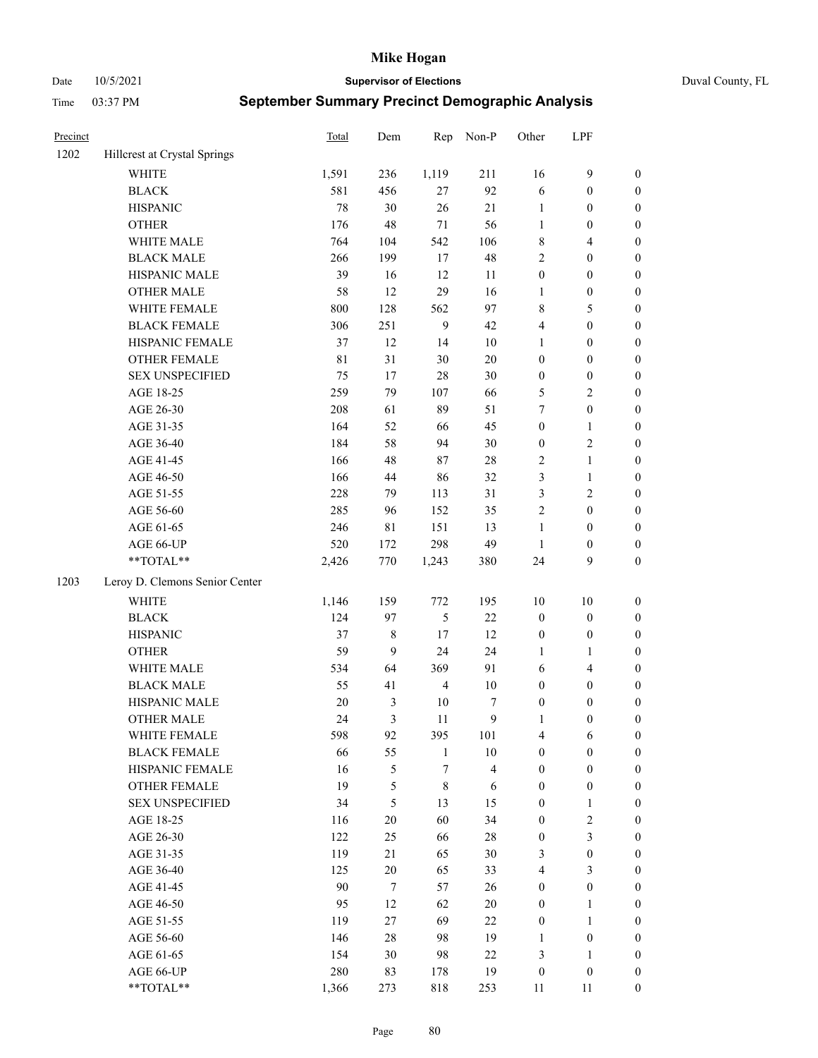# Mike Hogan

Date 10/5/2021 **Supervisor of Elections** Duval County, FL

Time 03:37 PM **September Summary Precinct Demographic Analysis**

| Precinct | | Total | Dem | Rep | Non-P | Other | LPF | |
|---|---|---|---|---|---|---|---|---|
| 1202 | Hillcrest at Crystal Springs | | | | | | | |
| | WHITE | 1,591 | 236 | 1,119 | 211 | 16 | 9 | 0 |
| | BLACK | 581 | 456 | 27 | 92 | 6 | 0 | 0 |
| | HISPANIC | 78 | 30 | 26 | 21 | 1 | 0 | 0 |
| | OTHER | 176 | 48 | 71 | 56 | 1 | 0 | 0 |
| | WHITE MALE | 764 | 104 | 542 | 106 | 8 | 4 | 0 |
| | BLACK MALE | 266 | 199 | 17 | 48 | 2 | 0 | 0 |
| | HISPANIC MALE | 39 | 16 | 12 | 11 | 0 | 0 | 0 |
| | OTHER MALE | 58 | 12 | 29 | 16 | 1 | 0 | 0 |
| | WHITE FEMALE | 800 | 128 | 562 | 97 | 8 | 5 | 0 |
| | BLACK FEMALE | 306 | 251 | 9 | 42 | 4 | 0 | 0 |
| | HISPANIC FEMALE | 37 | 12 | 14 | 10 | 1 | 0 | 0 |
| | OTHER FEMALE | 81 | 31 | 30 | 20 | 0 | 0 | 0 |
| | SEX UNSPECIFIED | 75 | 17 | 28 | 30 | 0 | 0 | 0 |
| | AGE 18-25 | 259 | 79 | 107 | 66 | 5 | 2 | 0 |
| | AGE 26-30 | 208 | 61 | 89 | 51 | 7 | 0 | 0 |
| | AGE 31-35 | 164 | 52 | 66 | 45 | 0 | 1 | 0 |
| | AGE 36-40 | 184 | 58 | 94 | 30 | 0 | 2 | 0 |
| | AGE 41-45 | 166 | 48 | 87 | 28 | 2 | 1 | 0 |
| | AGE 46-50 | 166 | 44 | 86 | 32 | 3 | 1 | 0 |
| | AGE 51-55 | 228 | 79 | 113 | 31 | 3 | 2 | 0 |
| | AGE 56-60 | 285 | 96 | 152 | 35 | 2 | 0 | 0 |
| | AGE 61-65 | 246 | 81 | 151 | 13 | 1 | 0 | 0 |
| | AGE 66-UP | 520 | 172 | 298 | 49 | 1 | 0 | 0 |
| | **TOTAL** | 2,426 | 770 | 1,243 | 380 | 24 | 9 | 0 |
| 1203 | Leroy D. Clemons Senior Center | | | | | | | |
| | WHITE | 1,146 | 159 | 772 | 195 | 10 | 10 | 0 |
| | BLACK | 124 | 97 | 5 | 22 | 0 | 0 | 0 |
| | HISPANIC | 37 | 8 | 17 | 12 | 0 | 0 | 0 |
| | OTHER | 59 | 9 | 24 | 24 | 1 | 1 | 0 |
| | WHITE MALE | 534 | 64 | 369 | 91 | 6 | 4 | 0 |
| | BLACK MALE | 55 | 41 | 4 | 10 | 0 | 0 | 0 |
| | HISPANIC MALE | 20 | 3 | 10 | 7 | 0 | 0 | 0 |
| | OTHER MALE | 24 | 3 | 11 | 9 | 1 | 0 | 0 |
| | WHITE FEMALE | 598 | 92 | 395 | 101 | 4 | 6 | 0 |
| | BLACK FEMALE | 66 | 55 | 1 | 10 | 0 | 0 | 0 |
| | HISPANIC FEMALE | 16 | 5 | 7 | 4 | 0 | 0 | 0 |
| | OTHER FEMALE | 19 | 5 | 8 | 6 | 0 | 0 | 0 |
| | SEX UNSPECIFIED | 34 | 5 | 13 | 15 | 0 | 1 | 0 |
| | AGE 18-25 | 116 | 20 | 60 | 34 | 0 | 2 | 0 |
| | AGE 26-30 | 122 | 25 | 66 | 28 | 0 | 3 | 0 |
| | AGE 31-35 | 119 | 21 | 65 | 30 | 3 | 0 | 0 |
| | AGE 36-40 | 125 | 20 | 65 | 33 | 4 | 3 | 0 |
| | AGE 41-45 | 90 | 7 | 57 | 26 | 0 | 0 | 0 |
| | AGE 46-50 | 95 | 12 | 62 | 20 | 0 | 1 | 0 |
| | AGE 51-55 | 119 | 27 | 69 | 22 | 0 | 1 | 0 |
| | AGE 56-60 | 146 | 28 | 98 | 19 | 1 | 0 | 0 |
| | AGE 61-65 | 154 | 30 | 98 | 22 | 3 | 1 | 0 |
| | AGE 66-UP | 280 | 83 | 178 | 19 | 0 | 0 | 0 |
| | **TOTAL** | 1,366 | 273 | 818 | 253 | 11 | 11 | 0 |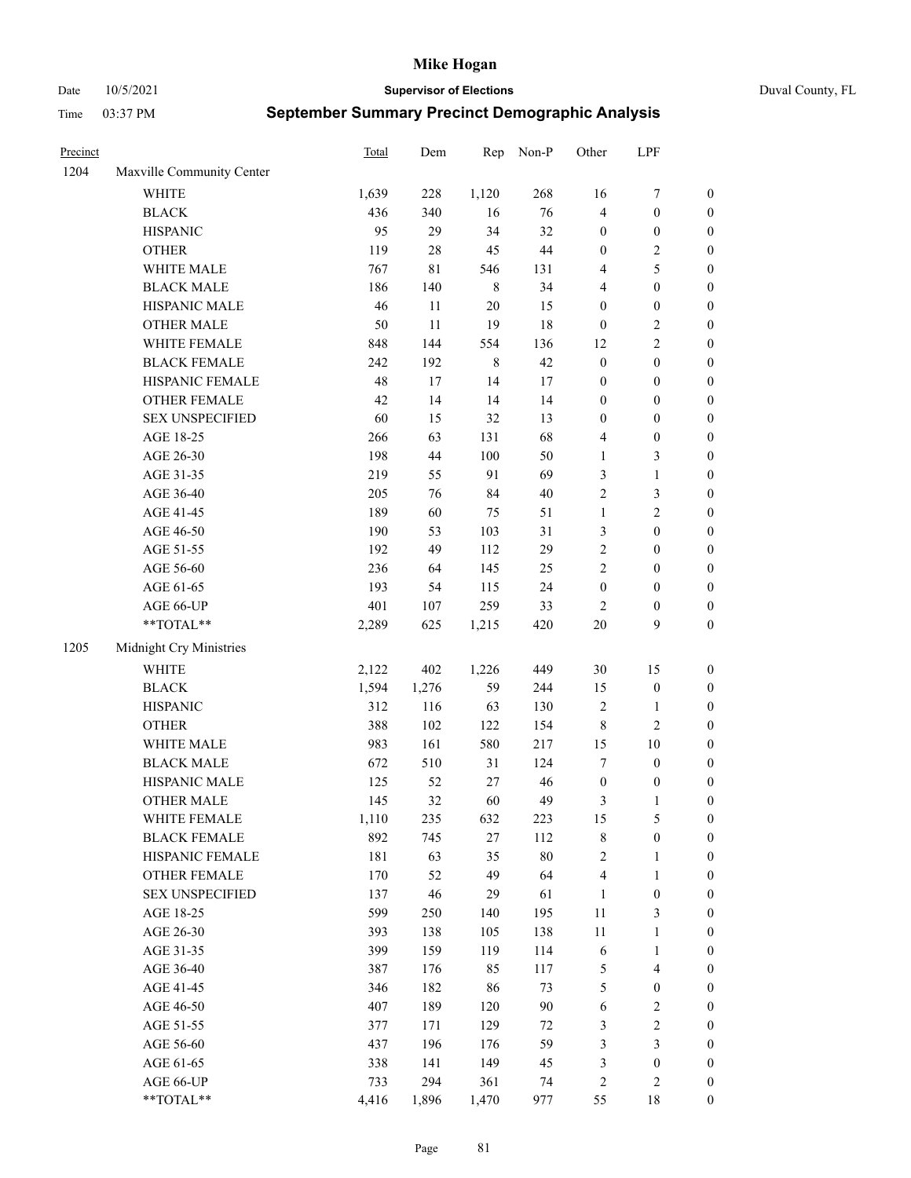# Mike Hogan

Date 10/5/2021 **Supervisor of Elections** Duval County, FL

Time 03:37 PM **September Summary Precinct Demographic Analysis**

| Precinct | | Total | Dem | Rep | Non-P | Other | LPF | |
|---|---|---|---|---|---|---|---|---|
| 1204 | Maxville Community Center | | | | | | | |
| | WHITE | 1,639 | 228 | 1,120 | 268 | 16 | 7 | 0 |
| | BLACK | 436 | 340 | 16 | 76 | 4 | 0 | 0 |
| | HISPANIC | 95 | 29 | 34 | 32 | 0 | 0 | 0 |
| | OTHER | 119 | 28 | 45 | 44 | 0 | 2 | 0 |
| | WHITE MALE | 767 | 81 | 546 | 131 | 4 | 5 | 0 |
| | BLACK MALE | 186 | 140 | 8 | 34 | 4 | 0 | 0 |
| | HISPANIC MALE | 46 | 11 | 20 | 15 | 0 | 0 | 0 |
| | OTHER MALE | 50 | 11 | 19 | 18 | 0 | 2 | 0 |
| | WHITE FEMALE | 848 | 144 | 554 | 136 | 12 | 2 | 0 |
| | BLACK FEMALE | 242 | 192 | 8 | 42 | 0 | 0 | 0 |
| | HISPANIC FEMALE | 48 | 17 | 14 | 17 | 0 | 0 | 0 |
| | OTHER FEMALE | 42 | 14 | 14 | 14 | 0 | 0 | 0 |
| | SEX UNSPECIFIED | 60 | 15 | 32 | 13 | 0 | 0 | 0 |
| | AGE 18-25 | 266 | 63 | 131 | 68 | 4 | 0 | 0 |
| | AGE 26-30 | 198 | 44 | 100 | 50 | 1 | 3 | 0 |
| | AGE 31-35 | 219 | 55 | 91 | 69 | 3 | 1 | 0 |
| | AGE 36-40 | 205 | 76 | 84 | 40 | 2 | 3 | 0 |
| | AGE 41-45 | 189 | 60 | 75 | 51 | 1 | 2 | 0 |
| | AGE 46-50 | 190 | 53 | 103 | 31 | 3 | 0 | 0 |
| | AGE 51-55 | 192 | 49 | 112 | 29 | 2 | 0 | 0 |
| | AGE 56-60 | 236 | 64 | 145 | 25 | 2 | 0 | 0 |
| | AGE 61-65 | 193 | 54 | 115 | 24 | 0 | 0 | 0 |
| | AGE 66-UP | 401 | 107 | 259 | 33 | 2 | 0 | 0 |
| | **TOTAL** | 2,289 | 625 | 1,215 | 420 | 20 | 9 | 0 |
| 1205 | Midnight Cry Ministries | | | | | | | |
| | WHITE | 2,122 | 402 | 1,226 | 449 | 30 | 15 | 0 |
| | BLACK | 1,594 | 1,276 | 59 | 244 | 15 | 0 | 0 |
| | HISPANIC | 312 | 116 | 63 | 130 | 2 | 1 | 0 |
| | OTHER | 388 | 102 | 122 | 154 | 8 | 2 | 0 |
| | WHITE MALE | 983 | 161 | 580 | 217 | 15 | 10 | 0 |
| | BLACK MALE | 672 | 510 | 31 | 124 | 7 | 0 | 0 |
| | HISPANIC MALE | 125 | 52 | 27 | 46 | 0 | 0 | 0 |
| | OTHER MALE | 145 | 32 | 60 | 49 | 3 | 1 | 0 |
| | WHITE FEMALE | 1,110 | 235 | 632 | 223 | 15 | 5 | 0 |
| | BLACK FEMALE | 892 | 745 | 27 | 112 | 8 | 0 | 0 |
| | HISPANIC FEMALE | 181 | 63 | 35 | 80 | 2 | 1 | 0 |
| | OTHER FEMALE | 170 | 52 | 49 | 64 | 4 | 1 | 0 |
| | SEX UNSPECIFIED | 137 | 46 | 29 | 61 | 1 | 0 | 0 |
| | AGE 18-25 | 599 | 250 | 140 | 195 | 11 | 3 | 0 |
| | AGE 26-30 | 393 | 138 | 105 | 138 | 11 | 1 | 0 |
| | AGE 31-35 | 399 | 159 | 119 | 114 | 6 | 1 | 0 |
| | AGE 36-40 | 387 | 176 | 85 | 117 | 5 | 4 | 0 |
| | AGE 41-45 | 346 | 182 | 86 | 73 | 5 | 0 | 0 |
| | AGE 46-50 | 407 | 189 | 120 | 90 | 6 | 2 | 0 |
| | AGE 51-55 | 377 | 171 | 129 | 72 | 3 | 2 | 0 |
| | AGE 56-60 | 437 | 196 | 176 | 59 | 3 | 3 | 0 |
| | AGE 61-65 | 338 | 141 | 149 | 45 | 3 | 0 | 0 |
| | AGE 66-UP | 733 | 294 | 361 | 74 | 2 | 2 | 0 |
| | **TOTAL** | 4,416 | 1,896 | 1,470 | 977 | 55 | 18 | 0 |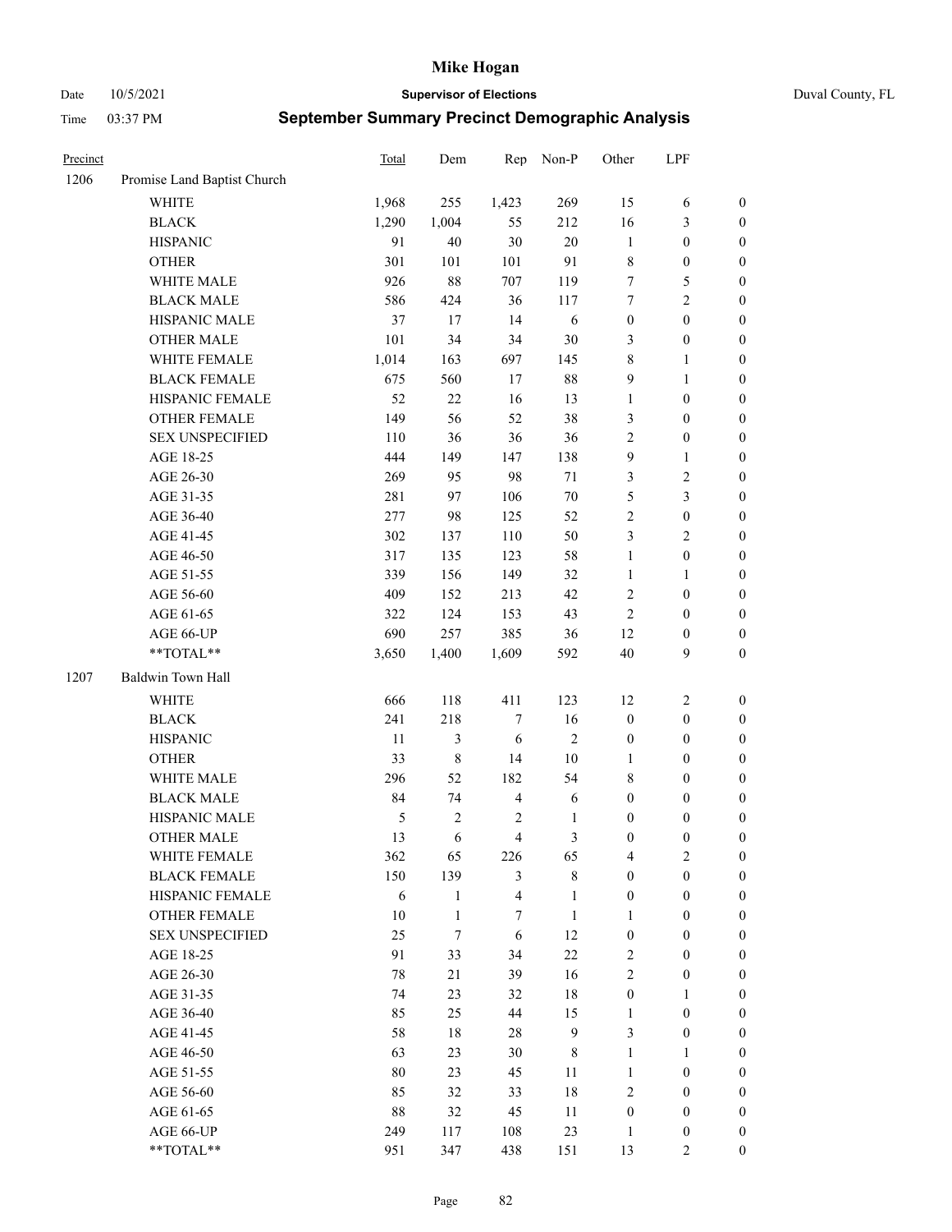# Mike Hogan

Date 10/5/2021 **Supervisor of Elections** Duval County, FL

Time 03:37 PM **September Summary Precinct Demographic Analysis**

| Precinct | | Total | Dem | Rep | Non-P | Other | LPF | |
|---|---|---|---|---|---|---|---|---|
| 1206 | Promise Land Baptist Church | | | | | | | |
| | WHITE | 1,968 | 255 | 1,423 | 269 | 15 | 6 | 0 |
| | BLACK | 1,290 | 1,004 | 55 | 212 | 16 | 3 | 0 |
| | HISPANIC | 91 | 40 | 30 | 20 | 1 | 0 | 0 |
| | OTHER | 301 | 101 | 101 | 91 | 8 | 0 | 0 |
| | WHITE MALE | 926 | 88 | 707 | 119 | 7 | 5 | 0 |
| | BLACK MALE | 586 | 424 | 36 | 117 | 7 | 2 | 0 |
| | HISPANIC MALE | 37 | 17 | 14 | 6 | 0 | 0 | 0 |
| | OTHER MALE | 101 | 34 | 34 | 30 | 3 | 0 | 0 |
| | WHITE FEMALE | 1,014 | 163 | 697 | 145 | 8 | 1 | 0 |
| | BLACK FEMALE | 675 | 560 | 17 | 88 | 9 | 1 | 0 |
| | HISPANIC FEMALE | 52 | 22 | 16 | 13 | 1 | 0 | 0 |
| | OTHER FEMALE | 149 | 56 | 52 | 38 | 3 | 0 | 0 |
| | SEX UNSPECIFIED | 110 | 36 | 36 | 36 | 2 | 0 | 0 |
| | AGE 18-25 | 444 | 149 | 147 | 138 | 9 | 1 | 0 |
| | AGE 26-30 | 269 | 95 | 98 | 71 | 3 | 2 | 0 |
| | AGE 31-35 | 281 | 97 | 106 | 70 | 5 | 3 | 0 |
| | AGE 36-40 | 277 | 98 | 125 | 52 | 2 | 0 | 0 |
| | AGE 41-45 | 302 | 137 | 110 | 50 | 3 | 2 | 0 |
| | AGE 46-50 | 317 | 135 | 123 | 58 | 1 | 0 | 0 |
| | AGE 51-55 | 339 | 156 | 149 | 32 | 1 | 1 | 0 |
| | AGE 56-60 | 409 | 152 | 213 | 42 | 2 | 0 | 0 |
| | AGE 61-65 | 322 | 124 | 153 | 43 | 2 | 0 | 0 |
| | AGE 66-UP | 690 | 257 | 385 | 36 | 12 | 0 | 0 |
| | **TOTAL** | 3,650 | 1,400 | 1,609 | 592 | 40 | 9 | 0 |
| 1207 | Baldwin Town Hall | | | | | | | |
| | WHITE | 666 | 118 | 411 | 123 | 12 | 2 | 0 |
| | BLACK | 241 | 218 | 7 | 16 | 0 | 0 | 0 |
| | HISPANIC | 11 | 3 | 6 | 2 | 0 | 0 | 0 |
| | OTHER | 33 | 8 | 14 | 10 | 1 | 0 | 0 |
| | WHITE MALE | 296 | 52 | 182 | 54 | 8 | 0 | 0 |
| | BLACK MALE | 84 | 74 | 4 | 6 | 0 | 0 | 0 |
| | HISPANIC MALE | 5 | 2 | 2 | 1 | 0 | 0 | 0 |
| | OTHER MALE | 13 | 6 | 4 | 3 | 0 | 0 | 0 |
| | WHITE FEMALE | 362 | 65 | 226 | 65 | 4 | 2 | 0 |
| | BLACK FEMALE | 150 | 139 | 3 | 8 | 0 | 0 | 0 |
| | HISPANIC FEMALE | 6 | 1 | 4 | 1 | 0 | 0 | 0 |
| | OTHER FEMALE | 10 | 1 | 7 | 1 | 1 | 0 | 0 |
| | SEX UNSPECIFIED | 25 | 7 | 6 | 12 | 0 | 0 | 0 |
| | AGE 18-25 | 91 | 33 | 34 | 22 | 2 | 0 | 0 |
| | AGE 26-30 | 78 | 21 | 39 | 16 | 2 | 0 | 0 |
| | AGE 31-35 | 74 | 23 | 32 | 18 | 0 | 1 | 0 |
| | AGE 36-40 | 85 | 25 | 44 | 15 | 1 | 0 | 0 |
| | AGE 41-45 | 58 | 18 | 28 | 9 | 3 | 0 | 0 |
| | AGE 46-50 | 63 | 23 | 30 | 8 | 1 | 1 | 0 |
| | AGE 51-55 | 80 | 23 | 45 | 11 | 1 | 0 | 0 |
| | AGE 56-60 | 85 | 32 | 33 | 18 | 2 | 0 | 0 |
| | AGE 61-65 | 88 | 32 | 45 | 11 | 0 | 0 | 0 |
| | AGE 66-UP | 249 | 117 | 108 | 23 | 1 | 0 | 0 |
| | **TOTAL** | 951 | 347 | 438 | 151 | 13 | 2 | 0 |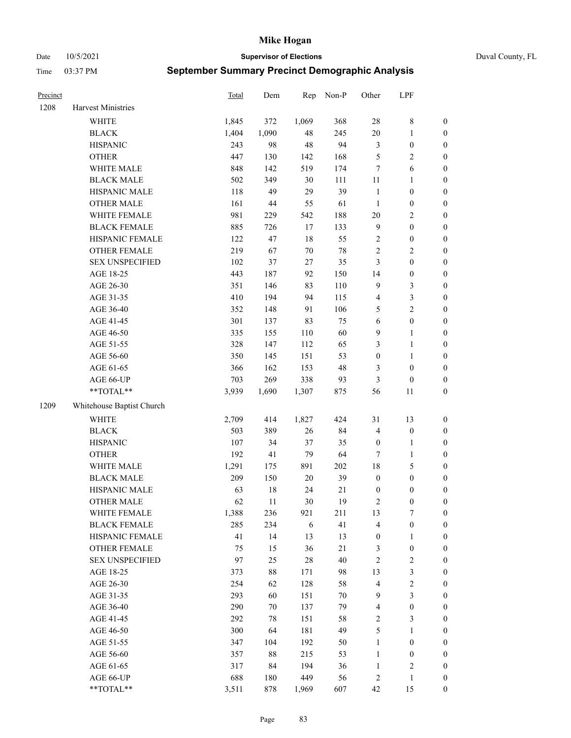# Mike Hogan

Date 10/5/2021 | **Supervisor of Elections** | Duval County, FL

Time 03:37 PM | **September Summary Precinct Demographic Analysis**

| Precinct | | Total | Dem | Rep | Non-P | Other | LPF | |
|---|---|---|---|---|---|---|---|---|
| 1208 | Harvest Ministries | | | | | | | |
| | WHITE | 1,845 | 372 | 1,069 | 368 | 28 | 8 | 0 |
| | BLACK | 1,404 | 1,090 | 48 | 245 | 20 | 1 | 0 |
| | HISPANIC | 243 | 98 | 48 | 94 | 3 | 0 | 0 |
| | OTHER | 447 | 130 | 142 | 168 | 5 | 2 | 0 |
| | WHITE MALE | 848 | 142 | 519 | 174 | 7 | 6 | 0 |
| | BLACK MALE | 502 | 349 | 30 | 111 | 11 | 1 | 0 |
| | HISPANIC MALE | 118 | 49 | 29 | 39 | 1 | 0 | 0 |
| | OTHER MALE | 161 | 44 | 55 | 61 | 1 | 0 | 0 |
| | WHITE FEMALE | 981 | 229 | 542 | 188 | 20 | 2 | 0 |
| | BLACK FEMALE | 885 | 726 | 17 | 133 | 9 | 0 | 0 |
| | HISPANIC FEMALE | 122 | 47 | 18 | 55 | 2 | 0 | 0 |
| | OTHER FEMALE | 219 | 67 | 70 | 78 | 2 | 2 | 0 |
| | SEX UNSPECIFIED | 102 | 37 | 27 | 35 | 3 | 0 | 0 |
| | AGE 18-25 | 443 | 187 | 92 | 150 | 14 | 0 | 0 |
| | AGE 26-30 | 351 | 146 | 83 | 110 | 9 | 3 | 0 |
| | AGE 31-35 | 410 | 194 | 94 | 115 | 4 | 3 | 0 |
| | AGE 36-40 | 352 | 148 | 91 | 106 | 5 | 2 | 0 |
| | AGE 41-45 | 301 | 137 | 83 | 75 | 6 | 0 | 0 |
| | AGE 46-50 | 335 | 155 | 110 | 60 | 9 | 1 | 0 |
| | AGE 51-55 | 328 | 147 | 112 | 65 | 3 | 1 | 0 |
| | AGE 56-60 | 350 | 145 | 151 | 53 | 0 | 1 | 0 |
| | AGE 61-65 | 366 | 162 | 153 | 48 | 3 | 0 | 0 |
| | AGE 66-UP | 703 | 269 | 338 | 93 | 3 | 0 | 0 |
| | **TOTAL** | 3,939 | 1,690 | 1,307 | 875 | 56 | 11 | 0 |
| 1209 | Whitehouse Baptist Church | | | | | | | |
| | WHITE | 2,709 | 414 | 1,827 | 424 | 31 | 13 | 0 |
| | BLACK | 503 | 389 | 26 | 84 | 4 | 0 | 0 |
| | HISPANIC | 107 | 34 | 37 | 35 | 0 | 1 | 0 |
| | OTHER | 192 | 41 | 79 | 64 | 7 | 1 | 0 |
| | WHITE MALE | 1,291 | 175 | 891 | 202 | 18 | 5 | 0 |
| | BLACK MALE | 209 | 150 | 20 | 39 | 0 | 0 | 0 |
| | HISPANIC MALE | 63 | 18 | 24 | 21 | 0 | 0 | 0 |
| | OTHER MALE | 62 | 11 | 30 | 19 | 2 | 0 | 0 |
| | WHITE FEMALE | 1,388 | 236 | 921 | 211 | 13 | 7 | 0 |
| | BLACK FEMALE | 285 | 234 | 6 | 41 | 4 | 0 | 0 |
| | HISPANIC FEMALE | 41 | 14 | 13 | 13 | 0 | 1 | 0 |
| | OTHER FEMALE | 75 | 15 | 36 | 21 | 3 | 0 | 0 |
| | SEX UNSPECIFIED | 97 | 25 | 28 | 40 | 2 | 2 | 0 |
| | AGE 18-25 | 373 | 88 | 171 | 98 | 13 | 3 | 0 |
| | AGE 26-30 | 254 | 62 | 128 | 58 | 4 | 2 | 0 |
| | AGE 31-35 | 293 | 60 | 151 | 70 | 9 | 3 | 0 |
| | AGE 36-40 | 290 | 70 | 137 | 79 | 4 | 0 | 0 |
| | AGE 41-45 | 292 | 78 | 151 | 58 | 2 | 3 | 0 |
| | AGE 46-50 | 300 | 64 | 181 | 49 | 5 | 1 | 0 |
| | AGE 51-55 | 347 | 104 | 192 | 50 | 1 | 0 | 0 |
| | AGE 56-60 | 357 | 88 | 215 | 53 | 1 | 0 | 0 |
| | AGE 61-65 | 317 | 84 | 194 | 36 | 1 | 2 | 0 |
| | AGE 66-UP | 688 | 180 | 449 | 56 | 2 | 1 | 0 |
| | **TOTAL** | 3,511 | 878 | 1,969 | 607 | 42 | 15 | 0 |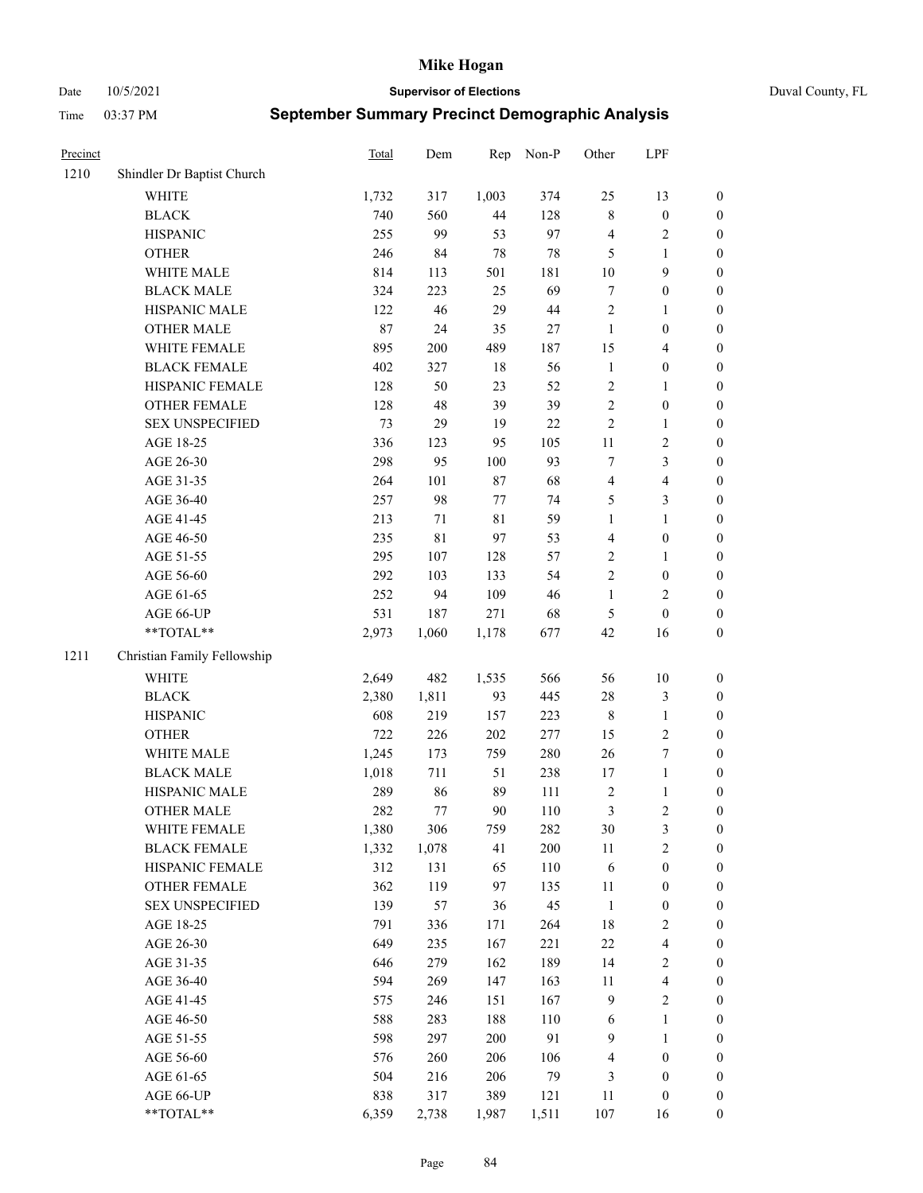| Precinct | | Total | Dem | Rep | Non-P | Other | LPF | |
|---|---|---|---|---|---|---|---|---|
| 1210 | Shindler Dr Baptist Church | | | | | | | |
| | WHITE | 1,732 | 317 | 1,003 | 374 | 25 | 13 | 0 |
| | BLACK | 740 | 560 | 44 | 128 | 8 | 0 | 0 |
| | HISPANIC | 255 | 99 | 53 | 97 | 4 | 2 | 0 |
| | OTHER | 246 | 84 | 78 | 78 | 5 | 1 | 0 |
| | WHITE MALE | 814 | 113 | 501 | 181 | 10 | 9 | 0 |
| | BLACK MALE | 324 | 223 | 25 | 69 | 7 | 0 | 0 |
| | HISPANIC MALE | 122 | 46 | 29 | 44 | 2 | 1 | 0 |
| | OTHER MALE | 87 | 24 | 35 | 27 | 1 | 0 | 0 |
| | WHITE FEMALE | 895 | 200 | 489 | 187 | 15 | 4 | 0 |
| | BLACK FEMALE | 402 | 327 | 18 | 56 | 1 | 0 | 0 |
| | HISPANIC FEMALE | 128 | 50 | 23 | 52 | 2 | 1 | 0 |
| | OTHER FEMALE | 128 | 48 | 39 | 39 | 2 | 0 | 0 |
| | SEX UNSPECIFIED | 73 | 29 | 19 | 22 | 2 | 1 | 0 |
| | AGE 18-25 | 336 | 123 | 95 | 105 | 11 | 2 | 0 |
| | AGE 26-30 | 298 | 95 | 100 | 93 | 7 | 3 | 0 |
| | AGE 31-35 | 264 | 101 | 87 | 68 | 4 | 4 | 0 |
| | AGE 36-40 | 257 | 98 | 77 | 74 | 5 | 3 | 0 |
| | AGE 41-45 | 213 | 71 | 81 | 59 | 1 | 1 | 0 |
| | AGE 46-50 | 235 | 81 | 97 | 53 | 4 | 0 | 0 |
| | AGE 51-55 | 295 | 107 | 128 | 57 | 2 | 1 | 0 |
| | AGE 56-60 | 292 | 103 | 133 | 54 | 2 | 0 | 0 |
| | AGE 61-65 | 252 | 94 | 109 | 46 | 1 | 2 | 0 |
| | AGE 66-UP | 531 | 187 | 271 | 68 | 5 | 0 | 0 |
| | **TOTAL** | 2,973 | 1,060 | 1,178 | 677 | 42 | 16 | 0 |
| 1211 | Christian Family Fellowship | | | | | | | |
| | WHITE | 2,649 | 482 | 1,535 | 566 | 56 | 10 | 0 |
| | BLACK | 2,380 | 1,811 | 93 | 445 | 28 | 3 | 0 |
| | HISPANIC | 608 | 219 | 157 | 223 | 8 | 1 | 0 |
| | OTHER | 722 | 226 | 202 | 277 | 15 | 2 | 0 |
| | WHITE MALE | 1,245 | 173 | 759 | 280 | 26 | 7 | 0 |
| | BLACK MALE | 1,018 | 711 | 51 | 238 | 17 | 1 | 0 |
| | HISPANIC MALE | 289 | 86 | 89 | 111 | 2 | 1 | 0 |
| | OTHER MALE | 282 | 77 | 90 | 110 | 3 | 2 | 0 |
| | WHITE FEMALE | 1,380 | 306 | 759 | 282 | 30 | 3 | 0 |
| | BLACK FEMALE | 1,332 | 1,078 | 41 | 200 | 11 | 2 | 0 |
| | HISPANIC FEMALE | 312 | 131 | 65 | 110 | 6 | 0 | 0 |
| | OTHER FEMALE | 362 | 119 | 97 | 135 | 11 | 0 | 0 |
| | SEX UNSPECIFIED | 139 | 57 | 36 | 45 | 1 | 0 | 0 |
| | AGE 18-25 | 791 | 336 | 171 | 264 | 18 | 2 | 0 |
| | AGE 26-30 | 649 | 235 | 167 | 221 | 22 | 4 | 0 |
| | AGE 31-35 | 646 | 279 | 162 | 189 | 14 | 2 | 0 |
| | AGE 36-40 | 594 | 269 | 147 | 163 | 11 | 4 | 0 |
| | AGE 41-45 | 575 | 246 | 151 | 167 | 9 | 2 | 0 |
| | AGE 46-50 | 588 | 283 | 188 | 110 | 6 | 1 | 0 |
| | AGE 51-55 | 598 | 297 | 200 | 91 | 9 | 1 | 0 |
| | AGE 56-60 | 576 | 260 | 206 | 106 | 4 | 0 | 0 |
| | AGE 61-65 | 504 | 216 | 206 | 79 | 3 | 0 | 0 |
| | AGE 66-UP | 838 | 317 | 389 | 121 | 11 | 0 | 0 |
| | **TOTAL** | 6,359 | 2,738 | 1,987 | 1,511 | 107 | 16 | 0 |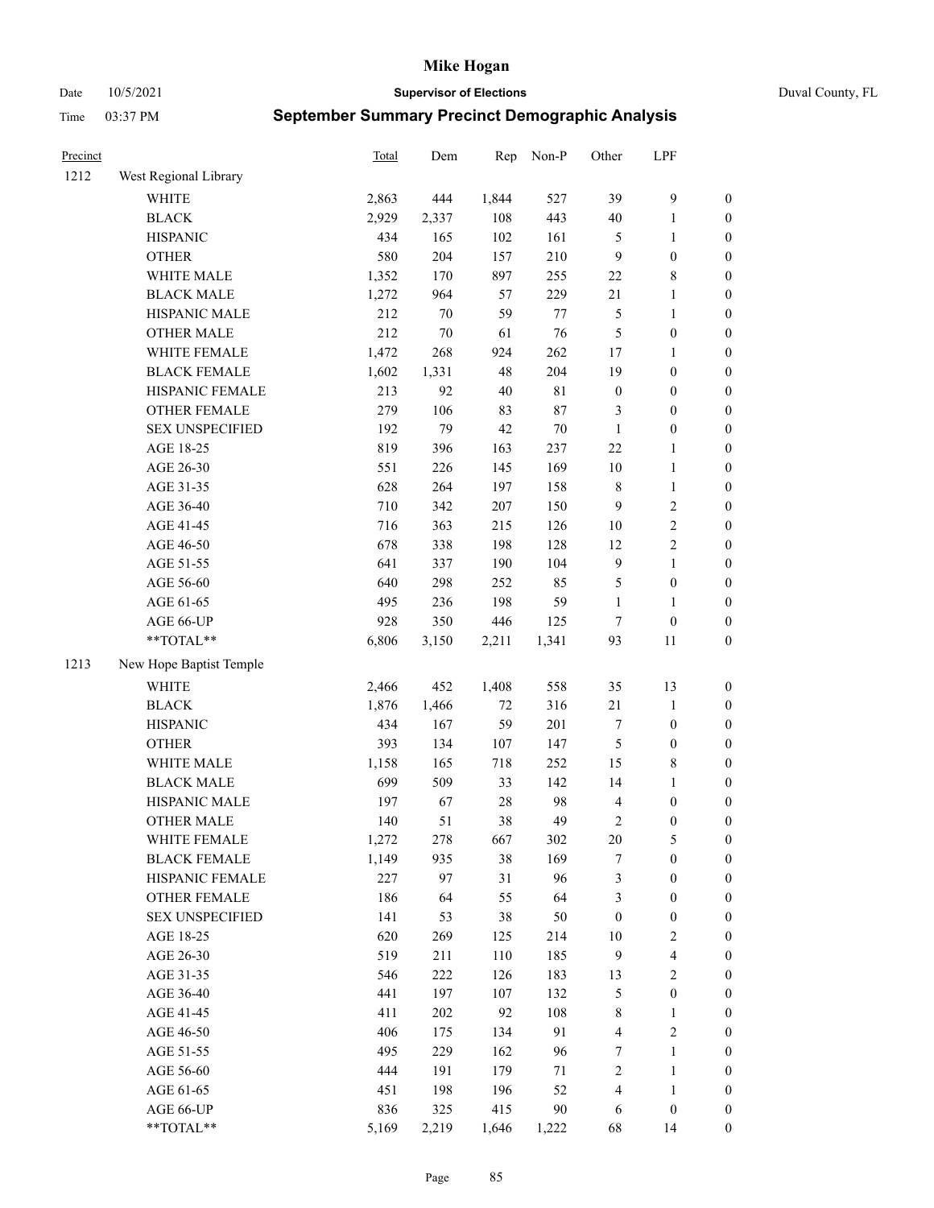# Mike Hogan

Date 10/5/2021 **Supervisor of Elections** Duval County, FL

Time 03:37 PM **September Summary Precinct Demographic Analysis**

| Precinct | | Total | Dem | Rep | Non-P | Other | LPF | |
|---|---|---|---|---|---|---|---|---|
| 1212 | West Regional Library | | | | | | | |
| | WHITE | 2,863 | 444 | 1,844 | 527 | 39 | 9 | 0 |
| | BLACK | 2,929 | 2,337 | 108 | 443 | 40 | 1 | 0 |
| | HISPANIC | 434 | 165 | 102 | 161 | 5 | 1 | 0 |
| | OTHER | 580 | 204 | 157 | 210 | 9 | 0 | 0 |
| | WHITE MALE | 1,352 | 170 | 897 | 255 | 22 | 8 | 0 |
| | BLACK MALE | 1,272 | 964 | 57 | 229 | 21 | 1 | 0 |
| | HISPANIC MALE | 212 | 70 | 59 | 77 | 5 | 1 | 0 |
| | OTHER MALE | 212 | 70 | 61 | 76 | 5 | 0 | 0 |
| | WHITE FEMALE | 1,472 | 268 | 924 | 262 | 17 | 1 | 0 |
| | BLACK FEMALE | 1,602 | 1,331 | 48 | 204 | 19 | 0 | 0 |
| | HISPANIC FEMALE | 213 | 92 | 40 | 81 | 0 | 0 | 0 |
| | OTHER FEMALE | 279 | 106 | 83 | 87 | 3 | 0 | 0 |
| | SEX UNSPECIFIED | 192 | 79 | 42 | 70 | 1 | 0 | 0 |
| | AGE 18-25 | 819 | 396 | 163 | 237 | 22 | 1 | 0 |
| | AGE 26-30 | 551 | 226 | 145 | 169 | 10 | 1 | 0 |
| | AGE 31-35 | 628 | 264 | 197 | 158 | 8 | 1 | 0 |
| | AGE 36-40 | 710 | 342 | 207 | 150 | 9 | 2 | 0 |
| | AGE 41-45 | 716 | 363 | 215 | 126 | 10 | 2 | 0 |
| | AGE 46-50 | 678 | 338 | 198 | 128 | 12 | 2 | 0 |
| | AGE 51-55 | 641 | 337 | 190 | 104 | 9 | 1 | 0 |
| | AGE 56-60 | 640 | 298 | 252 | 85 | 5 | 0 | 0 |
| | AGE 61-65 | 495 | 236 | 198 | 59 | 1 | 1 | 0 |
| | AGE 66-UP | 928 | 350 | 446 | 125 | 7 | 0 | 0 |
| | **TOTAL** | 6,806 | 3,150 | 2,211 | 1,341 | 93 | 11 | 0 |
| 1213 | New Hope Baptist Temple | | | | | | | |
| | WHITE | 2,466 | 452 | 1,408 | 558 | 35 | 13 | 0 |
| | BLACK | 1,876 | 1,466 | 72 | 316 | 21 | 1 | 0 |
| | HISPANIC | 434 | 167 | 59 | 201 | 7 | 0 | 0 |
| | OTHER | 393 | 134 | 107 | 147 | 5 | 0 | 0 |
| | WHITE MALE | 1,158 | 165 | 718 | 252 | 15 | 8 | 0 |
| | BLACK MALE | 699 | 509 | 33 | 142 | 14 | 1 | 0 |
| | HISPANIC MALE | 197 | 67 | 28 | 98 | 4 | 0 | 0 |
| | OTHER MALE | 140 | 51 | 38 | 49 | 2 | 0 | 0 |
| | WHITE FEMALE | 1,272 | 278 | 667 | 302 | 20 | 5 | 0 |
| | BLACK FEMALE | 1,149 | 935 | 38 | 169 | 7 | 0 | 0 |
| | HISPANIC FEMALE | 227 | 97 | 31 | 96 | 3 | 0 | 0 |
| | OTHER FEMALE | 186 | 64 | 55 | 64 | 3 | 0 | 0 |
| | SEX UNSPECIFIED | 141 | 53 | 38 | 50 | 0 | 0 | 0 |
| | AGE 18-25 | 620 | 269 | 125 | 214 | 10 | 2 | 0 |
| | AGE 26-30 | 519 | 211 | 110 | 185 | 9 | 4 | 0 |
| | AGE 31-35 | 546 | 222 | 126 | 183 | 13 | 2 | 0 |
| | AGE 36-40 | 441 | 197 | 107 | 132 | 5 | 0 | 0 |
| | AGE 41-45 | 411 | 202 | 92 | 108 | 8 | 1 | 0 |
| | AGE 46-50 | 406 | 175 | 134 | 91 | 4 | 2 | 0 |
| | AGE 51-55 | 495 | 229 | 162 | 96 | 7 | 1 | 0 |
| | AGE 56-60 | 444 | 191 | 179 | 71 | 2 | 1 | 0 |
| | AGE 61-65 | 451 | 198 | 196 | 52 | 4 | 1 | 0 |
| | AGE 66-UP | 836 | 325 | 415 | 90 | 6 | 0 | 0 |
| | **TOTAL** | 5,169 | 2,219 | 1,646 | 1,222 | 68 | 14 | 0 |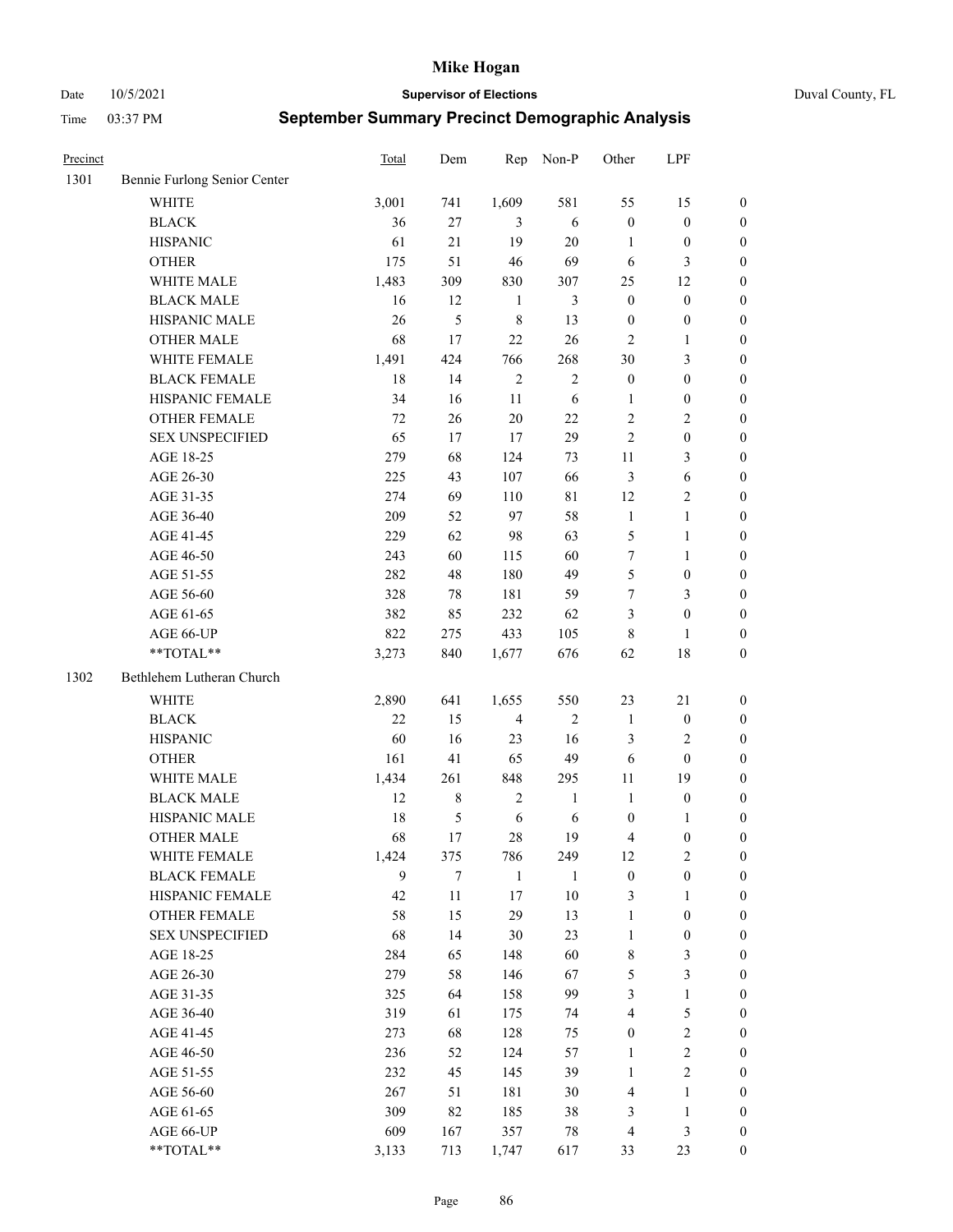# Mike Hogan

Date 10/5/2021 **Supervisor of Elections** Duval County, FL

Time 03:37 PM **September Summary Precinct Demographic Analysis**

| Precinct | | Total | Dem | Rep | Non-P | Other | LPF | |
|---|---|---|---|---|---|---|---|---|
| 1301 | Bennie Furlong Senior Center | | | | | | | |
| | WHITE | 3,001 | 741 | 1,609 | 581 | 55 | 15 | 0 |
| | BLACK | 36 | 27 | 3 | 6 | 0 | 0 | 0 |
| | HISPANIC | 61 | 21 | 19 | 20 | 1 | 0 | 0 |
| | OTHER | 175 | 51 | 46 | 69 | 6 | 3 | 0 |
| | WHITE MALE | 1,483 | 309 | 830 | 307 | 25 | 12 | 0 |
| | BLACK MALE | 16 | 12 | 1 | 3 | 0 | 0 | 0 |
| | HISPANIC MALE | 26 | 5 | 8 | 13 | 0 | 0 | 0 |
| | OTHER MALE | 68 | 17 | 22 | 26 | 2 | 1 | 0 |
| | WHITE FEMALE | 1,491 | 424 | 766 | 268 | 30 | 3 | 0 |
| | BLACK FEMALE | 18 | 14 | 2 | 2 | 0 | 0 | 0 |
| | HISPANIC FEMALE | 34 | 16 | 11 | 6 | 1 | 0 | 0 |
| | OTHER FEMALE | 72 | 26 | 20 | 22 | 2 | 2 | 0 |
| | SEX UNSPECIFIED | 65 | 17 | 17 | 29 | 2 | 0 | 0 |
| | AGE 18-25 | 279 | 68 | 124 | 73 | 11 | 3 | 0 |
| | AGE 26-30 | 225 | 43 | 107 | 66 | 3 | 6 | 0 |
| | AGE 31-35 | 274 | 69 | 110 | 81 | 12 | 2 | 0 |
| | AGE 36-40 | 209 | 52 | 97 | 58 | 1 | 1 | 0 |
| | AGE 41-45 | 229 | 62 | 98 | 63 | 5 | 1 | 0 |
| | AGE 46-50 | 243 | 60 | 115 | 60 | 7 | 1 | 0 |
| | AGE 51-55 | 282 | 48 | 180 | 49 | 5 | 0 | 0 |
| | AGE 56-60 | 328 | 78 | 181 | 59 | 7 | 3 | 0 |
| | AGE 61-65 | 382 | 85 | 232 | 62 | 3 | 0 | 0 |
| | AGE 66-UP | 822 | 275 | 433 | 105 | 8 | 1 | 0 |
| | **TOTAL** | 3,273 | 840 | 1,677 | 676 | 62 | 18 | 0 |
| 1302 | Bethlehem Lutheran Church | | | | | | | |
| | WHITE | 2,890 | 641 | 1,655 | 550 | 23 | 21 | 0 |
| | BLACK | 22 | 15 | 4 | 2 | 1 | 0 | 0 |
| | HISPANIC | 60 | 16 | 23 | 16 | 3 | 2 | 0 |
| | OTHER | 161 | 41 | 65 | 49 | 6 | 0 | 0 |
| | WHITE MALE | 1,434 | 261 | 848 | 295 | 11 | 19 | 0 |
| | BLACK MALE | 12 | 8 | 2 | 1 | 1 | 0 | 0 |
| | HISPANIC MALE | 18 | 5 | 6 | 6 | 0 | 1 | 0 |
| | OTHER MALE | 68 | 17 | 28 | 19 | 4 | 0 | 0 |
| | WHITE FEMALE | 1,424 | 375 | 786 | 249 | 12 | 2 | 0 |
| | BLACK FEMALE | 9 | 7 | 1 | 1 | 0 | 0 | 0 |
| | HISPANIC FEMALE | 42 | 11 | 17 | 10 | 3 | 1 | 0 |
| | OTHER FEMALE | 58 | 15 | 29 | 13 | 1 | 0 | 0 |
| | SEX UNSPECIFIED | 68 | 14 | 30 | 23 | 1 | 0 | 0 |
| | AGE 18-25 | 284 | 65 | 148 | 60 | 8 | 3 | 0 |
| | AGE 26-30 | 279 | 58 | 146 | 67 | 5 | 3 | 0 |
| | AGE 31-35 | 325 | 64 | 158 | 99 | 3 | 1 | 0 |
| | AGE 36-40 | 319 | 61 | 175 | 74 | 4 | 5 | 0 |
| | AGE 41-45 | 273 | 68 | 128 | 75 | 0 | 2 | 0 |
| | AGE 46-50 | 236 | 52 | 124 | 57 | 1 | 2 | 0 |
| | AGE 51-55 | 232 | 45 | 145 | 39 | 1 | 2 | 0 |
| | AGE 56-60 | 267 | 51 | 181 | 30 | 4 | 1 | 0 |
| | AGE 61-65 | 309 | 82 | 185 | 38 | 3 | 1 | 0 |
| | AGE 66-UP | 609 | 167 | 357 | 78 | 4 | 3 | 0 |
| | **TOTAL** | 3,133 | 713 | 1,747 | 617 | 33 | 23 | 0 |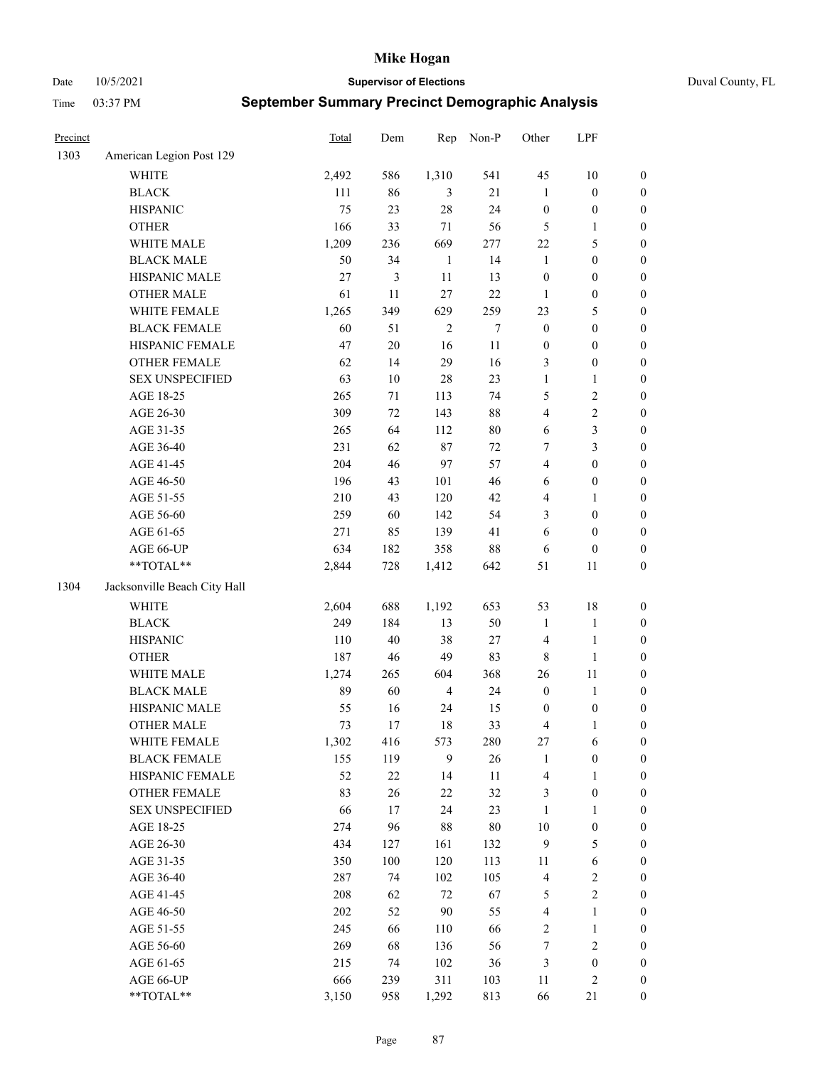# Mike Hogan

Date 10/5/2021 **Supervisor of Elections** Duval County, FL

Time 03:37 PM **September Summary Precinct Demographic Analysis**

| Precinct | | Total | Dem | Rep | Non-P | Other | LPF | |
|---|---|---|---|---|---|---|---|---|
| 1303 | American Legion Post 129 | | | | | | | |
| | WHITE | 2,492 | 586 | 1,310 | 541 | 45 | 10 | 0 |
| | BLACK | 111 | 86 | 3 | 21 | 1 | 0 | 0 |
| | HISPANIC | 75 | 23 | 28 | 24 | 0 | 0 | 0 |
| | OTHER | 166 | 33 | 71 | 56 | 5 | 1 | 0 |
| | WHITE MALE | 1,209 | 236 | 669 | 277 | 22 | 5 | 0 |
| | BLACK MALE | 50 | 34 | 1 | 14 | 1 | 0 | 0 |
| | HISPANIC MALE | 27 | 3 | 11 | 13 | 0 | 0 | 0 |
| | OTHER MALE | 61 | 11 | 27 | 22 | 1 | 0 | 0 |
| | WHITE FEMALE | 1,265 | 349 | 629 | 259 | 23 | 5 | 0 |
| | BLACK FEMALE | 60 | 51 | 2 | 7 | 0 | 0 | 0 |
| | HISPANIC FEMALE | 47 | 20 | 16 | 11 | 0 | 0 | 0 |
| | OTHER FEMALE | 62 | 14 | 29 | 16 | 3 | 0 | 0 |
| | SEX UNSPECIFIED | 63 | 10 | 28 | 23 | 1 | 1 | 0 |
| | AGE 18-25 | 265 | 71 | 113 | 74 | 5 | 2 | 0 |
| | AGE 26-30 | 309 | 72 | 143 | 88 | 4 | 2 | 0 |
| | AGE 31-35 | 265 | 64 | 112 | 80 | 6 | 3 | 0 |
| | AGE 36-40 | 231 | 62 | 87 | 72 | 7 | 3 | 0 |
| | AGE 41-45 | 204 | 46 | 97 | 57 | 4 | 0 | 0 |
| | AGE 46-50 | 196 | 43 | 101 | 46 | 6 | 0 | 0 |
| | AGE 51-55 | 210 | 43 | 120 | 42 | 4 | 1 | 0 |
| | AGE 56-60 | 259 | 60 | 142 | 54 | 3 | 0 | 0 |
| | AGE 61-65 | 271 | 85 | 139 | 41 | 6 | 0 | 0 |
| | AGE 66-UP | 634 | 182 | 358 | 88 | 6 | 0 | 0 |
| | **TOTAL** | 2,844 | 728 | 1,412 | 642 | 51 | 11 | 0 |
| 1304 | Jacksonville Beach City Hall | | | | | | | |
| | WHITE | 2,604 | 688 | 1,192 | 653 | 53 | 18 | 0 |
| | BLACK | 249 | 184 | 13 | 50 | 1 | 1 | 0 |
| | HISPANIC | 110 | 40 | 38 | 27 | 4 | 1 | 0 |
| | OTHER | 187 | 46 | 49 | 83 | 8 | 1 | 0 |
| | WHITE MALE | 1,274 | 265 | 604 | 368 | 26 | 11 | 0 |
| | BLACK MALE | 89 | 60 | 4 | 24 | 0 | 1 | 0 |
| | HISPANIC MALE | 55 | 16 | 24 | 15 | 0 | 0 | 0 |
| | OTHER MALE | 73 | 17 | 18 | 33 | 4 | 1 | 0 |
| | WHITE FEMALE | 1,302 | 416 | 573 | 280 | 27 | 6 | 0 |
| | BLACK FEMALE | 155 | 119 | 9 | 26 | 1 | 0 | 0 |
| | HISPANIC FEMALE | 52 | 22 | 14 | 11 | 4 | 1 | 0 |
| | OTHER FEMALE | 83 | 26 | 22 | 32 | 3 | 0 | 0 |
| | SEX UNSPECIFIED | 66 | 17 | 24 | 23 | 1 | 1 | 0 |
| | AGE 18-25 | 274 | 96 | 88 | 80 | 10 | 0 | 0 |
| | AGE 26-30 | 434 | 127 | 161 | 132 | 9 | 5 | 0 |
| | AGE 31-35 | 350 | 100 | 120 | 113 | 11 | 6 | 0 |
| | AGE 36-40 | 287 | 74 | 102 | 105 | 4 | 2 | 0 |
| | AGE 41-45 | 208 | 62 | 72 | 67 | 5 | 2 | 0 |
| | AGE 46-50 | 202 | 52 | 90 | 55 | 4 | 1 | 0 |
| | AGE 51-55 | 245 | 66 | 110 | 66 | 2 | 1 | 0 |
| | AGE 56-60 | 269 | 68 | 136 | 56 | 7 | 2 | 0 |
| | AGE 61-65 | 215 | 74 | 102 | 36 | 3 | 0 | 0 |
| | AGE 66-UP | 666 | 239 | 311 | 103 | 11 | 2 | 0 |
| | **TOTAL** | 3,150 | 958 | 1,292 | 813 | 66 | 21 | 0 |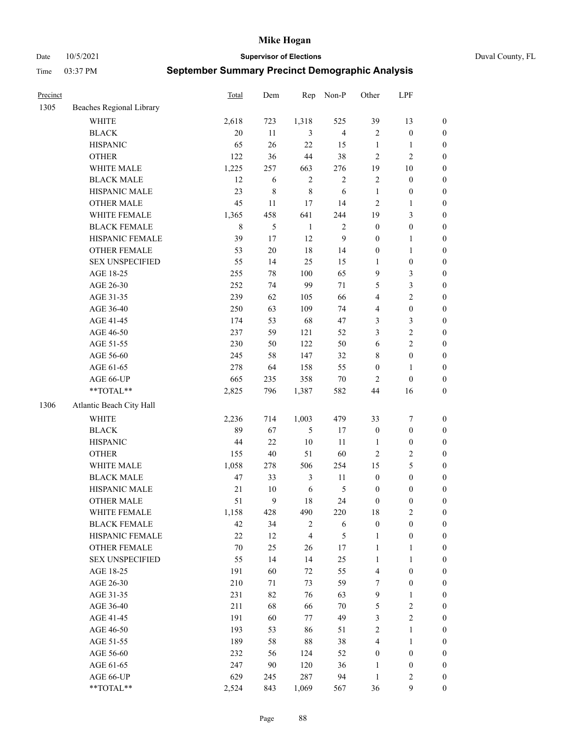# Mike Hogan

Date 10/5/2021 **Supervisor of Elections** Duval County, FL

Time 03:37 PM **September Summary Precinct Demographic Analysis**

| Precinct | | Total | Dem | Rep | Non-P | Other | LPF | |
|---|---|---|---|---|---|---|---|---|
| 1305 | Beaches Regional Library | | | | | | | |
| | WHITE | 2,618 | 723 | 1,318 | 525 | 39 | 13 | 0 |
| | BLACK | 20 | 11 | 3 | 4 | 2 | 0 | 0 |
| | HISPANIC | 65 | 26 | 22 | 15 | 1 | 1 | 0 |
| | OTHER | 122 | 36 | 44 | 38 | 2 | 2 | 0 |
| | WHITE MALE | 1,225 | 257 | 663 | 276 | 19 | 10 | 0 |
| | BLACK MALE | 12 | 6 | 2 | 2 | 2 | 0 | 0 |
| | HISPANIC MALE | 23 | 8 | 8 | 6 | 1 | 0 | 0 |
| | OTHER MALE | 45 | 11 | 17 | 14 | 2 | 1 | 0 |
| | WHITE FEMALE | 1,365 | 458 | 641 | 244 | 19 | 3 | 0 |
| | BLACK FEMALE | 8 | 5 | 1 | 2 | 0 | 0 | 0 |
| | HISPANIC FEMALE | 39 | 17 | 12 | 9 | 0 | 1 | 0 |
| | OTHER FEMALE | 53 | 20 | 18 | 14 | 0 | 1 | 0 |
| | SEX UNSPECIFIED | 55 | 14 | 25 | 15 | 1 | 0 | 0 |
| | AGE 18-25 | 255 | 78 | 100 | 65 | 9 | 3 | 0 |
| | AGE 26-30 | 252 | 74 | 99 | 71 | 5 | 3 | 0 |
| | AGE 31-35 | 239 | 62 | 105 | 66 | 4 | 2 | 0 |
| | AGE 36-40 | 250 | 63 | 109 | 74 | 4 | 0 | 0 |
| | AGE 41-45 | 174 | 53 | 68 | 47 | 3 | 3 | 0 |
| | AGE 46-50 | 237 | 59 | 121 | 52 | 3 | 2 | 0 |
| | AGE 51-55 | 230 | 50 | 122 | 50 | 6 | 2 | 0 |
| | AGE 56-60 | 245 | 58 | 147 | 32 | 8 | 0 | 0 |
| | AGE 61-65 | 278 | 64 | 158 | 55 | 0 | 1 | 0 |
| | AGE 66-UP | 665 | 235 | 358 | 70 | 2 | 0 | 0 |
| | **TOTAL** | 2,825 | 796 | 1,387 | 582 | 44 | 16 | 0 |
| 1306 | Atlantic Beach City Hall | | | | | | | |
| | WHITE | 2,236 | 714 | 1,003 | 479 | 33 | 7 | 0 |
| | BLACK | 89 | 67 | 5 | 17 | 0 | 0 | 0 |
| | HISPANIC | 44 | 22 | 10 | 11 | 1 | 0 | 0 |
| | OTHER | 155 | 40 | 51 | 60 | 2 | 2 | 0 |
| | WHITE MALE | 1,058 | 278 | 506 | 254 | 15 | 5 | 0 |
| | BLACK MALE | 47 | 33 | 3 | 11 | 0 | 0 | 0 |
| | HISPANIC MALE | 21 | 10 | 6 | 5 | 0 | 0 | 0 |
| | OTHER MALE | 51 | 9 | 18 | 24 | 0 | 0 | 0 |
| | WHITE FEMALE | 1,158 | 428 | 490 | 220 | 18 | 2 | 0 |
| | BLACK FEMALE | 42 | 34 | 2 | 6 | 0 | 0 | 0 |
| | HISPANIC FEMALE | 22 | 12 | 4 | 5 | 1 | 0 | 0 |
| | OTHER FEMALE | 70 | 25 | 26 | 17 | 1 | 1 | 0 |
| | SEX UNSPECIFIED | 55 | 14 | 14 | 25 | 1 | 1 | 0 |
| | AGE 18-25 | 191 | 60 | 72 | 55 | 4 | 0 | 0 |
| | AGE 26-30 | 210 | 71 | 73 | 59 | 7 | 0 | 0 |
| | AGE 31-35 | 231 | 82 | 76 | 63 | 9 | 1 | 0 |
| | AGE 36-40 | 211 | 68 | 66 | 70 | 5 | 2 | 0 |
| | AGE 41-45 | 191 | 60 | 77 | 49 | 3 | 2 | 0 |
| | AGE 46-50 | 193 | 53 | 86 | 51 | 2 | 1 | 0 |
| | AGE 51-55 | 189 | 58 | 88 | 38 | 4 | 1 | 0 |
| | AGE 56-60 | 232 | 56 | 124 | 52 | 0 | 0 | 0 |
| | AGE 61-65 | 247 | 90 | 120 | 36 | 1 | 0 | 0 |
| | AGE 66-UP | 629 | 245 | 287 | 94 | 1 | 2 | 0 |
| | **TOTAL** | 2,524 | 843 | 1,069 | 567 | 36 | 9 | 0 |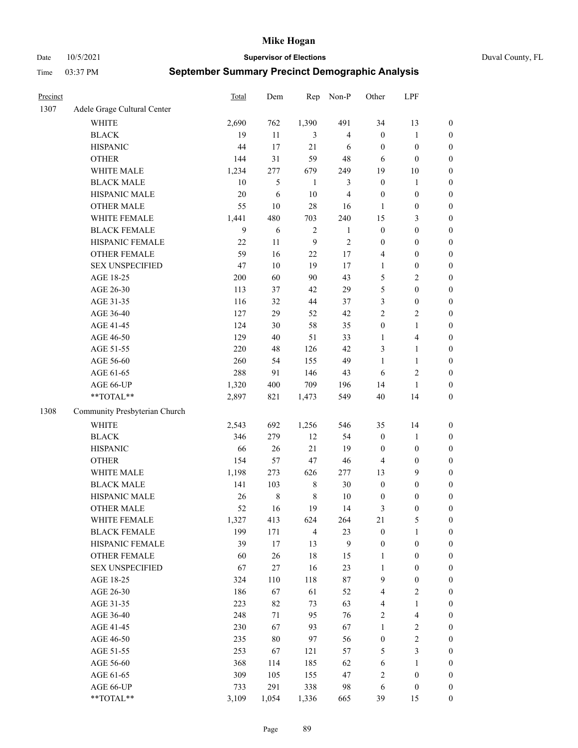# Mike Hogan

Date 10/5/2021 **Supervisor of Elections** Duval County, FL

Time 03:37 PM **September Summary Precinct Demographic Analysis**

| Precinct | | Total | Dem | Rep | Non-P | Other | LPF | |
|---|---|---|---|---|---|---|---|---|
| 1307 | Adele Grage Cultural Center | | | | | | | |
| | WHITE | 2,690 | 762 | 1,390 | 491 | 34 | 13 | 0 |
| | BLACK | 19 | 11 | 3 | 4 | 0 | 1 | 0 |
| | HISPANIC | 44 | 17 | 21 | 6 | 0 | 0 | 0 |
| | OTHER | 144 | 31 | 59 | 48 | 6 | 0 | 0 |
| | WHITE MALE | 1,234 | 277 | 679 | 249 | 19 | 10 | 0 |
| | BLACK MALE | 10 | 5 | 1 | 3 | 0 | 1 | 0 |
| | HISPANIC MALE | 20 | 6 | 10 | 4 | 0 | 0 | 0 |
| | OTHER MALE | 55 | 10 | 28 | 16 | 1 | 0 | 0 |
| | WHITE FEMALE | 1,441 | 480 | 703 | 240 | 15 | 3 | 0 |
| | BLACK FEMALE | 9 | 6 | 2 | 1 | 0 | 0 | 0 |
| | HISPANIC FEMALE | 22 | 11 | 9 | 2 | 0 | 0 | 0 |
| | OTHER FEMALE | 59 | 16 | 22 | 17 | 4 | 0 | 0 |
| | SEX UNSPECIFIED | 47 | 10 | 19 | 17 | 1 | 0 | 0 |
| | AGE 18-25 | 200 | 60 | 90 | 43 | 5 | 2 | 0 |
| | AGE 26-30 | 113 | 37 | 42 | 29 | 5 | 0 | 0 |
| | AGE 31-35 | 116 | 32 | 44 | 37 | 3 | 0 | 0 |
| | AGE 36-40 | 127 | 29 | 52 | 42 | 2 | 2 | 0 |
| | AGE 41-45 | 124 | 30 | 58 | 35 | 0 | 1 | 0 |
| | AGE 46-50 | 129 | 40 | 51 | 33 | 1 | 4 | 0 |
| | AGE 51-55 | 220 | 48 | 126 | 42 | 3 | 1 | 0 |
| | AGE 56-60 | 260 | 54 | 155 | 49 | 1 | 1 | 0 |
| | AGE 61-65 | 288 | 91 | 146 | 43 | 6 | 2 | 0 |
| | AGE 66-UP | 1,320 | 400 | 709 | 196 | 14 | 1 | 0 |
| | **TOTAL** | 2,897 | 821 | 1,473 | 549 | 40 | 14 | 0 |
| 1308 | Community Presbyterian Church | | | | | | | |
| | WHITE | 2,543 | 692 | 1,256 | 546 | 35 | 14 | 0 |
| | BLACK | 346 | 279 | 12 | 54 | 0 | 1 | 0 |
| | HISPANIC | 66 | 26 | 21 | 19 | 0 | 0 | 0 |
| | OTHER | 154 | 57 | 47 | 46 | 4 | 0 | 0 |
| | WHITE MALE | 1,198 | 273 | 626 | 277 | 13 | 9 | 0 |
| | BLACK MALE | 141 | 103 | 8 | 30 | 0 | 0 | 0 |
| | HISPANIC MALE | 26 | 8 | 8 | 10 | 0 | 0 | 0 |
| | OTHER MALE | 52 | 16 | 19 | 14 | 3 | 0 | 0 |
| | WHITE FEMALE | 1,327 | 413 | 624 | 264 | 21 | 5 | 0 |
| | BLACK FEMALE | 199 | 171 | 4 | 23 | 0 | 1 | 0 |
| | HISPANIC FEMALE | 39 | 17 | 13 | 9 | 0 | 0 | 0 |
| | OTHER FEMALE | 60 | 26 | 18 | 15 | 1 | 0 | 0 |
| | SEX UNSPECIFIED | 67 | 27 | 16 | 23 | 1 | 0 | 0 |
| | AGE 18-25 | 324 | 110 | 118 | 87 | 9 | 0 | 0 |
| | AGE 26-30 | 186 | 67 | 61 | 52 | 4 | 2 | 0 |
| | AGE 31-35 | 223 | 82 | 73 | 63 | 4 | 1 | 0 |
| | AGE 36-40 | 248 | 71 | 95 | 76 | 2 | 4 | 0 |
| | AGE 41-45 | 230 | 67 | 93 | 67 | 1 | 2 | 0 |
| | AGE 46-50 | 235 | 80 | 97 | 56 | 0 | 2 | 0 |
| | AGE 51-55 | 253 | 67 | 121 | 57 | 5 | 3 | 0 |
| | AGE 56-60 | 368 | 114 | 185 | 62 | 6 | 1 | 0 |
| | AGE 61-65 | 309 | 105 | 155 | 47 | 2 | 0 | 0 |
| | AGE 66-UP | 733 | 291 | 338 | 98 | 6 | 0 | 0 |
| | **TOTAL** | 3,109 | 1,054 | 1,336 | 665 | 39 | 15 | 0 |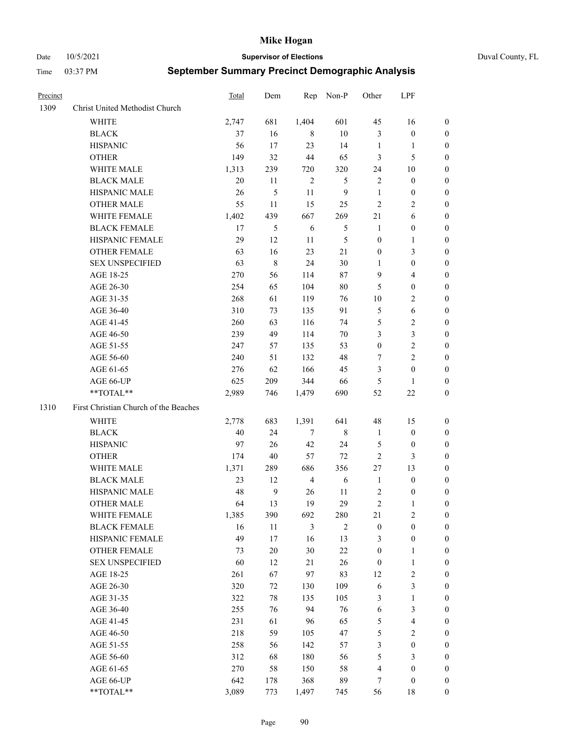# Mike Hogan

Date 10/5/2021 **Supervisor of Elections** Duval County, FL

Time 03:37 PM **September Summary Precinct Demographic Analysis**

| Precinct | | Total | Dem | Rep | Non-P | Other | LPF | |
|---|---|---|---|---|---|---|---|---|
| 1309 | Christ United Methodist Church | | | | | | | |
| | WHITE | 2,747 | 681 | 1,404 | 601 | 45 | 16 | 0 |
| | BLACK | 37 | 16 | 8 | 10 | 3 | 0 | 0 |
| | HISPANIC | 56 | 17 | 23 | 14 | 1 | 1 | 0 |
| | OTHER | 149 | 32 | 44 | 65 | 3 | 5 | 0 |
| | WHITE MALE | 1,313 | 239 | 720 | 320 | 24 | 10 | 0 |
| | BLACK MALE | 20 | 11 | 2 | 5 | 2 | 0 | 0 |
| | HISPANIC MALE | 26 | 5 | 11 | 9 | 1 | 0 | 0 |
| | OTHER MALE | 55 | 11 | 15 | 25 | 2 | 2 | 0 |
| | WHITE FEMALE | 1,402 | 439 | 667 | 269 | 21 | 6 | 0 |
| | BLACK FEMALE | 17 | 5 | 6 | 5 | 1 | 0 | 0 |
| | HISPANIC FEMALE | 29 | 12 | 11 | 5 | 0 | 1 | 0 |
| | OTHER FEMALE | 63 | 16 | 23 | 21 | 0 | 3 | 0 |
| | SEX UNSPECIFIED | 63 | 8 | 24 | 30 | 1 | 0 | 0 |
| | AGE 18-25 | 270 | 56 | 114 | 87 | 9 | 4 | 0 |
| | AGE 26-30 | 254 | 65 | 104 | 80 | 5 | 0 | 0 |
| | AGE 31-35 | 268 | 61 | 119 | 76 | 10 | 2 | 0 |
| | AGE 36-40 | 310 | 73 | 135 | 91 | 5 | 6 | 0 |
| | AGE 41-45 | 260 | 63 | 116 | 74 | 5 | 2 | 0 |
| | AGE 46-50 | 239 | 49 | 114 | 70 | 3 | 3 | 0 |
| | AGE 51-55 | 247 | 57 | 135 | 53 | 0 | 2 | 0 |
| | AGE 56-60 | 240 | 51 | 132 | 48 | 7 | 2 | 0 |
| | AGE 61-65 | 276 | 62 | 166 | 45 | 3 | 0 | 0 |
| | AGE 66-UP | 625 | 209 | 344 | 66 | 5 | 1 | 0 |
| | **TOTAL** | 2,989 | 746 | 1,479 | 690 | 52 | 22 | 0 |
| 1310 | First Christian Church of the Beaches | | | | | | | |
| | WHITE | 2,778 | 683 | 1,391 | 641 | 48 | 15 | 0 |
| | BLACK | 40 | 24 | 7 | 8 | 1 | 0 | 0 |
| | HISPANIC | 97 | 26 | 42 | 24 | 5 | 0 | 0 |
| | OTHER | 174 | 40 | 57 | 72 | 2 | 3 | 0 |
| | WHITE MALE | 1,371 | 289 | 686 | 356 | 27 | 13 | 0 |
| | BLACK MALE | 23 | 12 | 4 | 6 | 1 | 0 | 0 |
| | HISPANIC MALE | 48 | 9 | 26 | 11 | 2 | 0 | 0 |
| | OTHER MALE | 64 | 13 | 19 | 29 | 2 | 1 | 0 |
| | WHITE FEMALE | 1,385 | 390 | 692 | 280 | 21 | 2 | 0 |
| | BLACK FEMALE | 16 | 11 | 3 | 2 | 0 | 0 | 0 |
| | HISPANIC FEMALE | 49 | 17 | 16 | 13 | 3 | 0 | 0 |
| | OTHER FEMALE | 73 | 20 | 30 | 22 | 0 | 1 | 0 |
| | SEX UNSPECIFIED | 60 | 12 | 21 | 26 | 0 | 1 | 0 |
| | AGE 18-25 | 261 | 67 | 97 | 83 | 12 | 2 | 0 |
| | AGE 26-30 | 320 | 72 | 130 | 109 | 6 | 3 | 0 |
| | AGE 31-35 | 322 | 78 | 135 | 105 | 3 | 1 | 0 |
| | AGE 36-40 | 255 | 76 | 94 | 76 | 6 | 3 | 0 |
| | AGE 41-45 | 231 | 61 | 96 | 65 | 5 | 4 | 0 |
| | AGE 46-50 | 218 | 59 | 105 | 47 | 5 | 2 | 0 |
| | AGE 51-55 | 258 | 56 | 142 | 57 | 3 | 0 | 0 |
| | AGE 56-60 | 312 | 68 | 180 | 56 | 5 | 3 | 0 |
| | AGE 61-65 | 270 | 58 | 150 | 58 | 4 | 0 | 0 |
| | AGE 66-UP | 642 | 178 | 368 | 89 | 7 | 0 | 0 |
| | **TOTAL** | 3,089 | 773 | 1,497 | 745 | 56 | 18 | 0 |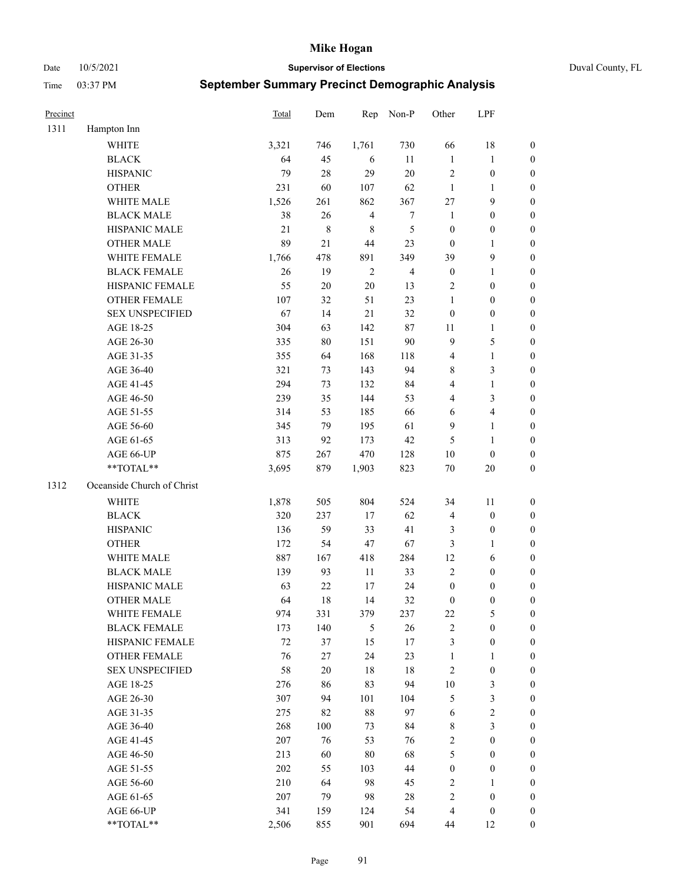# Mike Hogan

Date 10/5/2021 | **Supervisor of Elections** | Duval County, FL

Time 03:37 PM | **September Summary Precinct Demographic Analysis**

| Precinct | | Total | Dem | Rep | Non-P | Other | LPF | |
|---|---|---|---|---|---|---|---|---|
| 1311 | Hampton Inn | | | | | | | |
| | WHITE | 3,321 | 746 | 1,761 | 730 | 66 | 18 | 0 |
| | BLACK | 64 | 45 | 6 | 11 | 1 | 1 | 0 |
| | HISPANIC | 79 | 28 | 29 | 20 | 2 | 0 | 0 |
| | OTHER | 231 | 60 | 107 | 62 | 1 | 1 | 0 |
| | WHITE MALE | 1,526 | 261 | 862 | 367 | 27 | 9 | 0 |
| | BLACK MALE | 38 | 26 | 4 | 7 | 1 | 0 | 0 |
| | HISPANIC MALE | 21 | 8 | 8 | 5 | 0 | 0 | 0 |
| | OTHER MALE | 89 | 21 | 44 | 23 | 0 | 1 | 0 |
| | WHITE FEMALE | 1,766 | 478 | 891 | 349 | 39 | 9 | 0 |
| | BLACK FEMALE | 26 | 19 | 2 | 4 | 0 | 1 | 0 |
| | HISPANIC FEMALE | 55 | 20 | 20 | 13 | 2 | 0 | 0 |
| | OTHER FEMALE | 107 | 32 | 51 | 23 | 1 | 0 | 0 |
| | SEX UNSPECIFIED | 67 | 14 | 21 | 32 | 0 | 0 | 0 |
| | AGE 18-25 | 304 | 63 | 142 | 87 | 11 | 1 | 0 |
| | AGE 26-30 | 335 | 80 | 151 | 90 | 9 | 5 | 0 |
| | AGE 31-35 | 355 | 64 | 168 | 118 | 4 | 1 | 0 |
| | AGE 36-40 | 321 | 73 | 143 | 94 | 8 | 3 | 0 |
| | AGE 41-45 | 294 | 73 | 132 | 84 | 4 | 1 | 0 |
| | AGE 46-50 | 239 | 35 | 144 | 53 | 4 | 3 | 0 |
| | AGE 51-55 | 314 | 53 | 185 | 66 | 6 | 4 | 0 |
| | AGE 56-60 | 345 | 79 | 195 | 61 | 9 | 1 | 0 |
| | AGE 61-65 | 313 | 92 | 173 | 42 | 5 | 1 | 0 |
| | AGE 66-UP | 875 | 267 | 470 | 128 | 10 | 0 | 0 |
| | **TOTAL** | 3,695 | 879 | 1,903 | 823 | 70 | 20 | 0 |
| 1312 | Oceanside Church of Christ | | | | | | | |
| | WHITE | 1,878 | 505 | 804 | 524 | 34 | 11 | 0 |
| | BLACK | 320 | 237 | 17 | 62 | 4 | 0 | 0 |
| | HISPANIC | 136 | 59 | 33 | 41 | 3 | 0 | 0 |
| | OTHER | 172 | 54 | 47 | 67 | 3 | 1 | 0 |
| | WHITE MALE | 887 | 167 | 418 | 284 | 12 | 6 | 0 |
| | BLACK MALE | 139 | 93 | 11 | 33 | 2 | 0 | 0 |
| | HISPANIC MALE | 63 | 22 | 17 | 24 | 0 | 0 | 0 |
| | OTHER MALE | 64 | 18 | 14 | 32 | 0 | 0 | 0 |
| | WHITE FEMALE | 974 | 331 | 379 | 237 | 22 | 5 | 0 |
| | BLACK FEMALE | 173 | 140 | 5 | 26 | 2 | 0 | 0 |
| | HISPANIC FEMALE | 72 | 37 | 15 | 17 | 3 | 0 | 0 |
| | OTHER FEMALE | 76 | 27 | 24 | 23 | 1 | 1 | 0 |
| | SEX UNSPECIFIED | 58 | 20 | 18 | 18 | 2 | 0 | 0 |
| | AGE 18-25 | 276 | 86 | 83 | 94 | 10 | 3 | 0 |
| | AGE 26-30 | 307 | 94 | 101 | 104 | 5 | 3 | 0 |
| | AGE 31-35 | 275 | 82 | 88 | 97 | 6 | 2 | 0 |
| | AGE 36-40 | 268 | 100 | 73 | 84 | 8 | 3 | 0 |
| | AGE 41-45 | 207 | 76 | 53 | 76 | 2 | 0 | 0 |
| | AGE 46-50 | 213 | 60 | 80 | 68 | 5 | 0 | 0 |
| | AGE 51-55 | 202 | 55 | 103 | 44 | 0 | 0 | 0 |
| | AGE 56-60 | 210 | 64 | 98 | 45 | 2 | 1 | 0 |
| | AGE 61-65 | 207 | 79 | 98 | 28 | 2 | 0 | 0 |
| | AGE 66-UP | 341 | 159 | 124 | 54 | 4 | 0 | 0 |
| | **TOTAL** | 2,506 | 855 | 901 | 694 | 44 | 12 | 0 |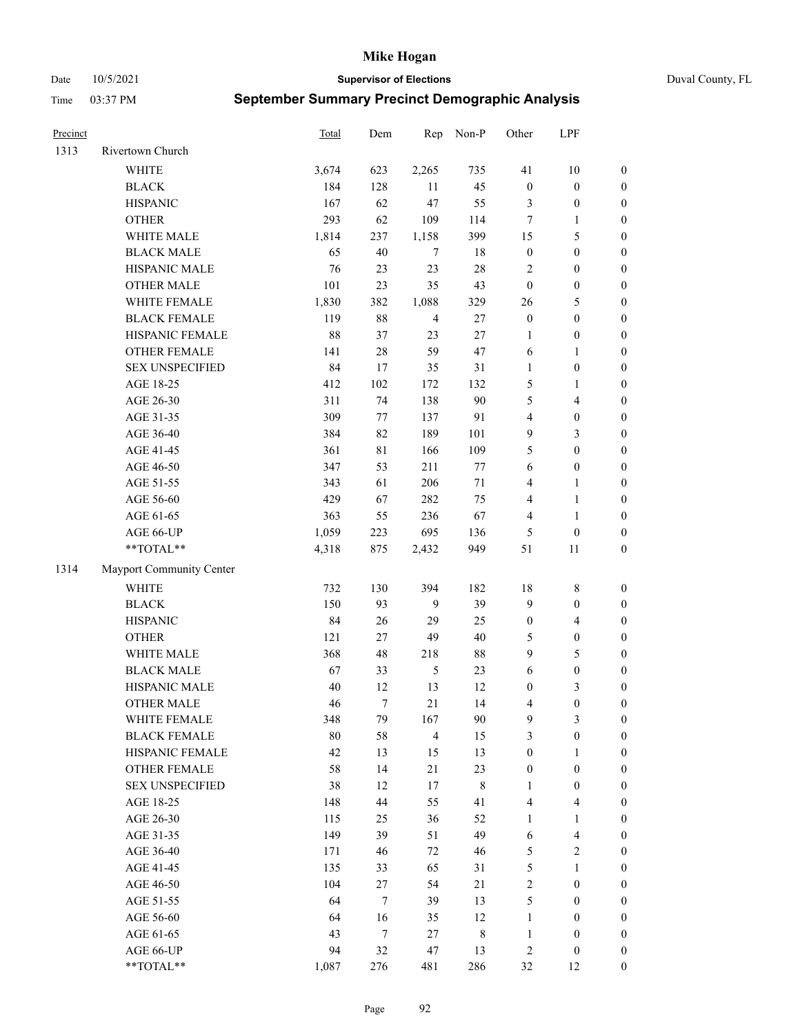# Mike Hogan

Date 10/5/2021 **Supervisor of Elections** Duval County, FL

Time 03:37 PM **September Summary Precinct Demographic Analysis**

| Precinct | | Total | Dem | Rep | Non-P | Other | LPF | |
|---|---|---|---|---|---|---|---|---|
| 1313 | Rivertown Church | | | | | | | |
| | WHITE | 3,674 | 623 | 2,265 | 735 | 41 | 10 | 0 |
| | BLACK | 184 | 128 | 11 | 45 | 0 | 0 | 0 |
| | HISPANIC | 167 | 62 | 47 | 55 | 3 | 0 | 0 |
| | OTHER | 293 | 62 | 109 | 114 | 7 | 1 | 0 |
| | WHITE MALE | 1,814 | 237 | 1,158 | 399 | 15 | 5 | 0 |
| | BLACK MALE | 65 | 40 | 7 | 18 | 0 | 0 | 0 |
| | HISPANIC MALE | 76 | 23 | 23 | 28 | 2 | 0 | 0 |
| | OTHER MALE | 101 | 23 | 35 | 43 | 0 | 0 | 0 |
| | WHITE FEMALE | 1,830 | 382 | 1,088 | 329 | 26 | 5 | 0 |
| | BLACK FEMALE | 119 | 88 | 4 | 27 | 0 | 0 | 0 |
| | HISPANIC FEMALE | 88 | 37 | 23 | 27 | 1 | 0 | 0 |
| | OTHER FEMALE | 141 | 28 | 59 | 47 | 6 | 1 | 0 |
| | SEX UNSPECIFIED | 84 | 17 | 35 | 31 | 1 | 0 | 0 |
| | AGE 18-25 | 412 | 102 | 172 | 132 | 5 | 1 | 0 |
| | AGE 26-30 | 311 | 74 | 138 | 90 | 5 | 4 | 0 |
| | AGE 31-35 | 309 | 77 | 137 | 91 | 4 | 0 | 0 |
| | AGE 36-40 | 384 | 82 | 189 | 101 | 9 | 3 | 0 |
| | AGE 41-45 | 361 | 81 | 166 | 109 | 5 | 0 | 0 |
| | AGE 46-50 | 347 | 53 | 211 | 77 | 6 | 0 | 0 |
| | AGE 51-55 | 343 | 61 | 206 | 71 | 4 | 1 | 0 |
| | AGE 56-60 | 429 | 67 | 282 | 75 | 4 | 1 | 0 |
| | AGE 61-65 | 363 | 55 | 236 | 67 | 4 | 1 | 0 |
| | AGE 66-UP | 1,059 | 223 | 695 | 136 | 5 | 0 | 0 |
| | **TOTAL** | 4,318 | 875 | 2,432 | 949 | 51 | 11 | 0 |
| 1314 | Mayport Community Center | | | | | | | |
| | WHITE | 732 | 130 | 394 | 182 | 18 | 8 | 0 |
| | BLACK | 150 | 93 | 9 | 39 | 9 | 0 | 0 |
| | HISPANIC | 84 | 26 | 29 | 25 | 0 | 4 | 0 |
| | OTHER | 121 | 27 | 49 | 40 | 5 | 0 | 0 |
| | WHITE MALE | 368 | 48 | 218 | 88 | 9 | 5 | 0 |
| | BLACK MALE | 67 | 33 | 5 | 23 | 6 | 0 | 0 |
| | HISPANIC MALE | 40 | 12 | 13 | 12 | 0 | 3 | 0 |
| | OTHER MALE | 46 | 7 | 21 | 14 | 4 | 0 | 0 |
| | WHITE FEMALE | 348 | 79 | 167 | 90 | 9 | 3 | 0 |
| | BLACK FEMALE | 80 | 58 | 4 | 15 | 3 | 0 | 0 |
| | HISPANIC FEMALE | 42 | 13 | 15 | 13 | 0 | 1 | 0 |
| | OTHER FEMALE | 58 | 14 | 21 | 23 | 0 | 0 | 0 |
| | SEX UNSPECIFIED | 38 | 12 | 17 | 8 | 1 | 0 | 0 |
| | AGE 18-25 | 148 | 44 | 55 | 41 | 4 | 4 | 0 |
| | AGE 26-30 | 115 | 25 | 36 | 52 | 1 | 1 | 0 |
| | AGE 31-35 | 149 | 39 | 51 | 49 | 6 | 4 | 0 |
| | AGE 36-40 | 171 | 46 | 72 | 46 | 5 | 2 | 0 |
| | AGE 41-45 | 135 | 33 | 65 | 31 | 5 | 1 | 0 |
| | AGE 46-50 | 104 | 27 | 54 | 21 | 2 | 0 | 0 |
| | AGE 51-55 | 64 | 7 | 39 | 13 | 5 | 0 | 0 |
| | AGE 56-60 | 64 | 16 | 35 | 12 | 1 | 0 | 0 |
| | AGE 61-65 | 43 | 7 | 27 | 8 | 1 | 0 | 0 |
| | AGE 66-UP | 94 | 32 | 47 | 13 | 2 | 0 | 0 |
| | **TOTAL** | 1,087 | 276 | 481 | 286 | 32 | 12 | 0 |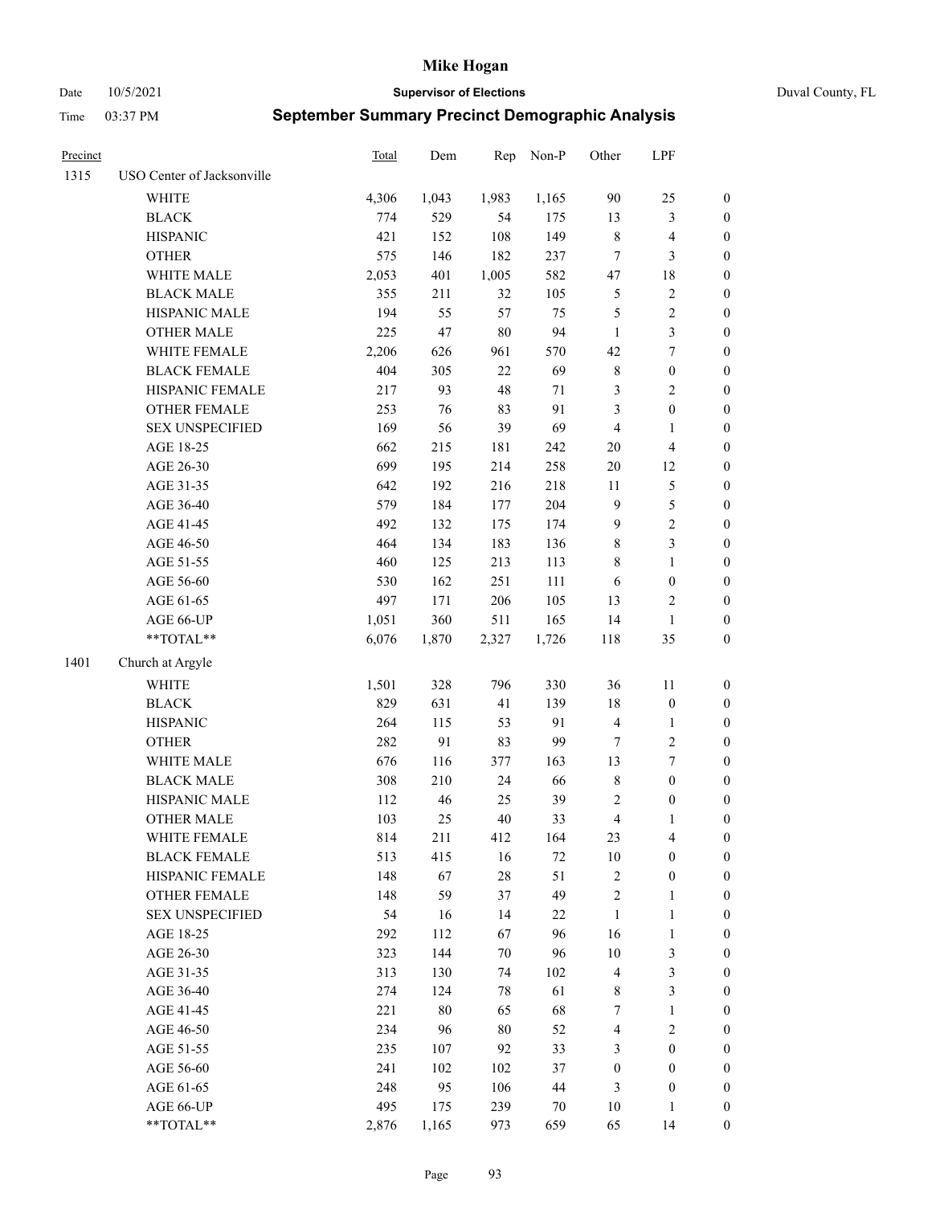# Mike Hogan

Date 10/5/2021 **Supervisor of Elections** Duval County, FL

Time 03:37 PM **September Summary Precinct Demographic Analysis**

| Precinct | | Total | Dem | Rep | Non-P | Other | LPF | |
|---|---|---|---|---|---|---|---|---|
| 1315 | USO Center of Jacksonville | | | | | | | |
| | WHITE | 4,306 | 1,043 | 1,983 | 1,165 | 90 | 25 | 0 |
| | BLACK | 774 | 529 | 54 | 175 | 13 | 3 | 0 |
| | HISPANIC | 421 | 152 | 108 | 149 | 8 | 4 | 0 |
| | OTHER | 575 | 146 | 182 | 237 | 7 | 3 | 0 |
| | WHITE MALE | 2,053 | 401 | 1,005 | 582 | 47 | 18 | 0 |
| | BLACK MALE | 355 | 211 | 32 | 105 | 5 | 2 | 0 |
| | HISPANIC MALE | 194 | 55 | 57 | 75 | 5 | 2 | 0 |
| | OTHER MALE | 225 | 47 | 80 | 94 | 1 | 3 | 0 |
| | WHITE FEMALE | 2,206 | 626 | 961 | 570 | 42 | 7 | 0 |
| | BLACK FEMALE | 404 | 305 | 22 | 69 | 8 | 0 | 0 |
| | HISPANIC FEMALE | 217 | 93 | 48 | 71 | 3 | 2 | 0 |
| | OTHER FEMALE | 253 | 76 | 83 | 91 | 3 | 0 | 0 |
| | SEX UNSPECIFIED | 169 | 56 | 39 | 69 | 4 | 1 | 0 |
| | AGE 18-25 | 662 | 215 | 181 | 242 | 20 | 4 | 0 |
| | AGE 26-30 | 699 | 195 | 214 | 258 | 20 | 12 | 0 |
| | AGE 31-35 | 642 | 192 | 216 | 218 | 11 | 5 | 0 |
| | AGE 36-40 | 579 | 184 | 177 | 204 | 9 | 5 | 0 |
| | AGE 41-45 | 492 | 132 | 175 | 174 | 9 | 2 | 0 |
| | AGE 46-50 | 464 | 134 | 183 | 136 | 8 | 3 | 0 |
| | AGE 51-55 | 460 | 125 | 213 | 113 | 8 | 1 | 0 |
| | AGE 56-60 | 530 | 162 | 251 | 111 | 6 | 0 | 0 |
| | AGE 61-65 | 497 | 171 | 206 | 105 | 13 | 2 | 0 |
| | AGE 66-UP | 1,051 | 360 | 511 | 165 | 14 | 1 | 0 |
| | **TOTAL** | 6,076 | 1,870 | 2,327 | 1,726 | 118 | 35 | 0 |
| 1401 | Church at Argyle | | | | | | | |
| | WHITE | 1,501 | 328 | 796 | 330 | 36 | 11 | 0 |
| | BLACK | 829 | 631 | 41 | 139 | 18 | 0 | 0 |
| | HISPANIC | 264 | 115 | 53 | 91 | 4 | 1 | 0 |
| | OTHER | 282 | 91 | 83 | 99 | 7 | 2 | 0 |
| | WHITE MALE | 676 | 116 | 377 | 163 | 13 | 7 | 0 |
| | BLACK MALE | 308 | 210 | 24 | 66 | 8 | 0 | 0 |
| | HISPANIC MALE | 112 | 46 | 25 | 39 | 2 | 0 | 0 |
| | OTHER MALE | 103 | 25 | 40 | 33 | 4 | 1 | 0 |
| | WHITE FEMALE | 814 | 211 | 412 | 164 | 23 | 4 | 0 |
| | BLACK FEMALE | 513 | 415 | 16 | 72 | 10 | 0 | 0 |
| | HISPANIC FEMALE | 148 | 67 | 28 | 51 | 2 | 0 | 0 |
| | OTHER FEMALE | 148 | 59 | 37 | 49 | 2 | 1 | 0 |
| | SEX UNSPECIFIED | 54 | 16 | 14 | 22 | 1 | 1 | 0 |
| | AGE 18-25 | 292 | 112 | 67 | 96 | 16 | 1 | 0 |
| | AGE 26-30 | 323 | 144 | 70 | 96 | 10 | 3 | 0 |
| | AGE 31-35 | 313 | 130 | 74 | 102 | 4 | 3 | 0 |
| | AGE 36-40 | 274 | 124 | 78 | 61 | 8 | 3 | 0 |
| | AGE 41-45 | 221 | 80 | 65 | 68 | 7 | 1 | 0 |
| | AGE 46-50 | 234 | 96 | 80 | 52 | 4 | 2 | 0 |
| | AGE 51-55 | 235 | 107 | 92 | 33 | 3 | 0 | 0 |
| | AGE 56-60 | 241 | 102 | 102 | 37 | 0 | 0 | 0 |
| | AGE 61-65 | 248 | 95 | 106 | 44 | 3 | 0 | 0 |
| | AGE 66-UP | 495 | 175 | 239 | 70 | 10 | 1 | 0 |
| | **TOTAL** | 2,876 | 1,165 | 973 | 659 | 65 | 14 | 0 |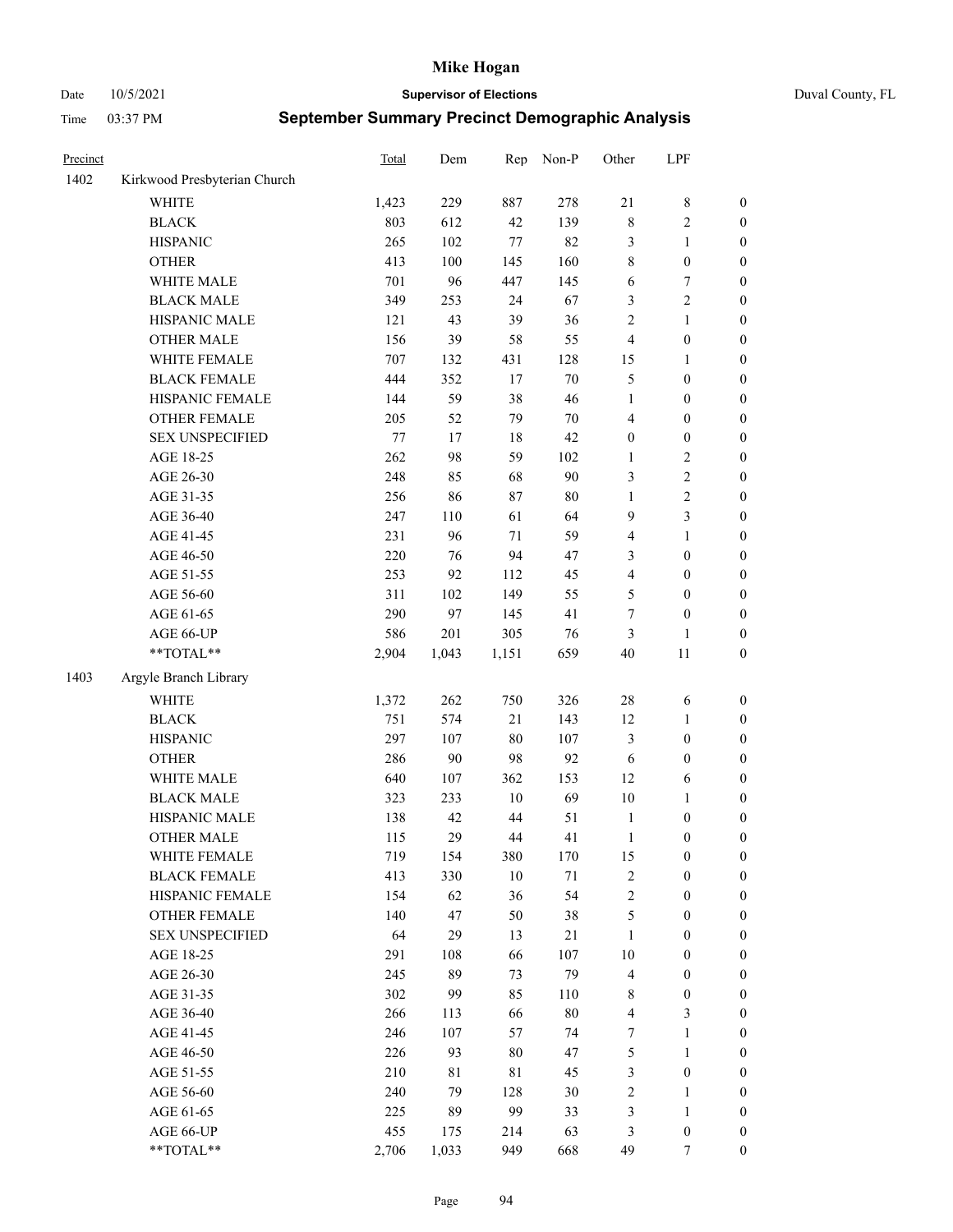# Mike Hogan

Date 10/5/2021 **Supervisor of Elections** Duval County, FL

Time 03:37 PM **September Summary Precinct Demographic Analysis**

| Precinct | | Total | Dem | Rep | Non-P | Other | LPF | |
|---|---|---|---|---|---|---|---|---|
| 1402 | Kirkwood Presbyterian Church | | | | | | | |
| | WHITE | 1,423 | 229 | 887 | 278 | 21 | 8 | 0 |
| | BLACK | 803 | 612 | 42 | 139 | 8 | 2 | 0 |
| | HISPANIC | 265 | 102 | 77 | 82 | 3 | 1 | 0 |
| | OTHER | 413 | 100 | 145 | 160 | 8 | 0 | 0 |
| | WHITE MALE | 701 | 96 | 447 | 145 | 6 | 7 | 0 |
| | BLACK MALE | 349 | 253 | 24 | 67 | 3 | 2 | 0 |
| | HISPANIC MALE | 121 | 43 | 39 | 36 | 2 | 1 | 0 |
| | OTHER MALE | 156 | 39 | 58 | 55 | 4 | 0 | 0 |
| | WHITE FEMALE | 707 | 132 | 431 | 128 | 15 | 1 | 0 |
| | BLACK FEMALE | 444 | 352 | 17 | 70 | 5 | 0 | 0 |
| | HISPANIC FEMALE | 144 | 59 | 38 | 46 | 1 | 0 | 0 |
| | OTHER FEMALE | 205 | 52 | 79 | 70 | 4 | 0 | 0 |
| | SEX UNSPECIFIED | 77 | 17 | 18 | 42 | 0 | 0 | 0 |
| | AGE 18-25 | 262 | 98 | 59 | 102 | 1 | 2 | 0 |
| | AGE 26-30 | 248 | 85 | 68 | 90 | 3 | 2 | 0 |
| | AGE 31-35 | 256 | 86 | 87 | 80 | 1 | 2 | 0 |
| | AGE 36-40 | 247 | 110 | 61 | 64 | 9 | 3 | 0 |
| | AGE 41-45 | 231 | 96 | 71 | 59 | 4 | 1 | 0 |
| | AGE 46-50 | 220 | 76 | 94 | 47 | 3 | 0 | 0 |
| | AGE 51-55 | 253 | 92 | 112 | 45 | 4 | 0 | 0 |
| | AGE 56-60 | 311 | 102 | 149 | 55 | 5 | 0 | 0 |
| | AGE 61-65 | 290 | 97 | 145 | 41 | 7 | 0 | 0 |
| | AGE 66-UP | 586 | 201 | 305 | 76 | 3 | 1 | 0 |
| | **TOTAL** | 2,904 | 1,043 | 1,151 | 659 | 40 | 11 | 0 |
| 1403 | Argyle Branch Library | | | | | | | |
| | WHITE | 1,372 | 262 | 750 | 326 | 28 | 6 | 0 |
| | BLACK | 751 | 574 | 21 | 143 | 12 | 1 | 0 |
| | HISPANIC | 297 | 107 | 80 | 107 | 3 | 0 | 0 |
| | OTHER | 286 | 90 | 98 | 92 | 6 | 0 | 0 |
| | WHITE MALE | 640 | 107 | 362 | 153 | 12 | 6 | 0 |
| | BLACK MALE | 323 | 233 | 10 | 69 | 10 | 1 | 0 |
| | HISPANIC MALE | 138 | 42 | 44 | 51 | 1 | 0 | 0 |
| | OTHER MALE | 115 | 29 | 44 | 41 | 1 | 0 | 0 |
| | WHITE FEMALE | 719 | 154 | 380 | 170 | 15 | 0 | 0 |
| | BLACK FEMALE | 413 | 330 | 10 | 71 | 2 | 0 | 0 |
| | HISPANIC FEMALE | 154 | 62 | 36 | 54 | 2 | 0 | 0 |
| | OTHER FEMALE | 140 | 47 | 50 | 38 | 5 | 0 | 0 |
| | SEX UNSPECIFIED | 64 | 29 | 13 | 21 | 1 | 0 | 0 |
| | AGE 18-25 | 291 | 108 | 66 | 107 | 10 | 0 | 0 |
| | AGE 26-30 | 245 | 89 | 73 | 79 | 4 | 0 | 0 |
| | AGE 31-35 | 302 | 99 | 85 | 110 | 8 | 0 | 0 |
| | AGE 36-40 | 266 | 113 | 66 | 80 | 4 | 3 | 0 |
| | AGE 41-45 | 246 | 107 | 57 | 74 | 7 | 1 | 0 |
| | AGE 46-50 | 226 | 93 | 80 | 47 | 5 | 1 | 0 |
| | AGE 51-55 | 210 | 81 | 81 | 45 | 3 | 0 | 0 |
| | AGE 56-60 | 240 | 79 | 128 | 30 | 2 | 1 | 0 |
| | AGE 61-65 | 225 | 89 | 99 | 33 | 3 | 1 | 0 |
| | AGE 66-UP | 455 | 175 | 214 | 63 | 3 | 0 | 0 |
| | **TOTAL** | 2,706 | 1,033 | 949 | 668 | 49 | 7 | 0 |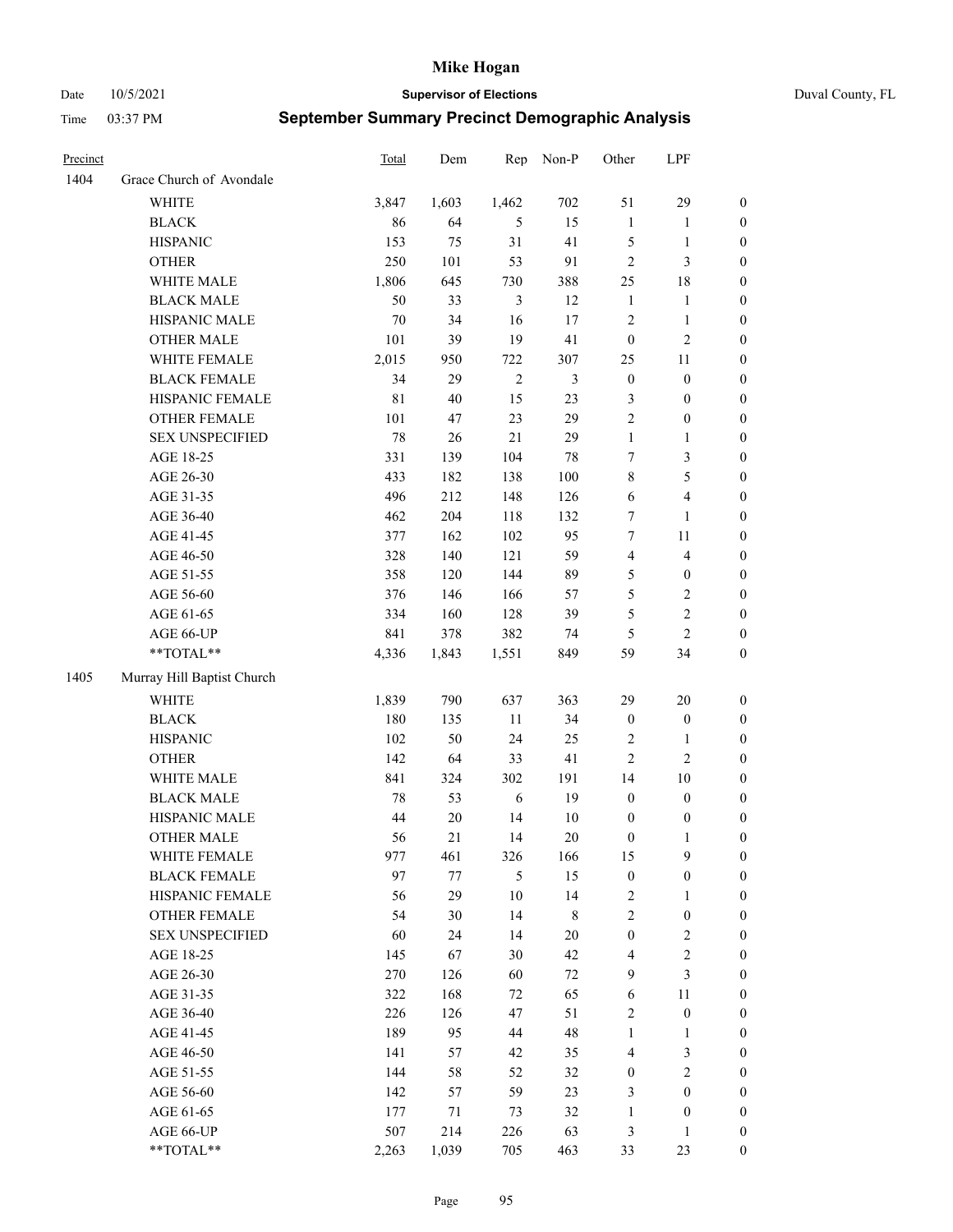# Mike Hogan

Date 10/5/2021 **Supervisor of Elections** Duval County, FL

Time 03:37 PM **September Summary Precinct Demographic Analysis**

| Precinct | | Total | Dem | Rep | Non-P | Other | LPF | |
|---|---|---|---|---|---|---|---|---|
| 1404 | Grace Church of Avondale | | | | | | | |
| | WHITE | 3,847 | 1,603 | 1,462 | 702 | 51 | 29 | 0 |
| | BLACK | 86 | 64 | 5 | 15 | 1 | 1 | 0 |
| | HISPANIC | 153 | 75 | 31 | 41 | 5 | 1 | 0 |
| | OTHER | 250 | 101 | 53 | 91 | 2 | 3 | 0 |
| | WHITE MALE | 1,806 | 645 | 730 | 388 | 25 | 18 | 0 |
| | BLACK MALE | 50 | 33 | 3 | 12 | 1 | 1 | 0 |
| | HISPANIC MALE | 70 | 34 | 16 | 17 | 2 | 1 | 0 |
| | OTHER MALE | 101 | 39 | 19 | 41 | 0 | 2 | 0 |
| | WHITE FEMALE | 2,015 | 950 | 722 | 307 | 25 | 11 | 0 |
| | BLACK FEMALE | 34 | 29 | 2 | 3 | 0 | 0 | 0 |
| | HISPANIC FEMALE | 81 | 40 | 15 | 23 | 3 | 0 | 0 |
| | OTHER FEMALE | 101 | 47 | 23 | 29 | 2 | 0 | 0 |
| | SEX UNSPECIFIED | 78 | 26 | 21 | 29 | 1 | 1 | 0 |
| | AGE 18-25 | 331 | 139 | 104 | 78 | 7 | 3 | 0 |
| | AGE 26-30 | 433 | 182 | 138 | 100 | 8 | 5 | 0 |
| | AGE 31-35 | 496 | 212 | 148 | 126 | 6 | 4 | 0 |
| | AGE 36-40 | 462 | 204 | 118 | 132 | 7 | 1 | 0 |
| | AGE 41-45 | 377 | 162 | 102 | 95 | 7 | 11 | 0 |
| | AGE 46-50 | 328 | 140 | 121 | 59 | 4 | 4 | 0 |
| | AGE 51-55 | 358 | 120 | 144 | 89 | 5 | 0 | 0 |
| | AGE 56-60 | 376 | 146 | 166 | 57 | 5 | 2 | 0 |
| | AGE 61-65 | 334 | 160 | 128 | 39 | 5 | 2 | 0 |
| | AGE 66-UP | 841 | 378 | 382 | 74 | 5 | 2 | 0 |
| | **TOTAL** | 4,336 | 1,843 | 1,551 | 849 | 59 | 34 | 0 |
| 1405 | Murray Hill Baptist Church | | | | | | | |
| | WHITE | 1,839 | 790 | 637 | 363 | 29 | 20 | 0 |
| | BLACK | 180 | 135 | 11 | 34 | 0 | 0 | 0 |
| | HISPANIC | 102 | 50 | 24 | 25 | 2 | 1 | 0 |
| | OTHER | 142 | 64 | 33 | 41 | 2 | 2 | 0 |
| | WHITE MALE | 841 | 324 | 302 | 191 | 14 | 10 | 0 |
| | BLACK MALE | 78 | 53 | 6 | 19 | 0 | 0 | 0 |
| | HISPANIC MALE | 44 | 20 | 14 | 10 | 0 | 0 | 0 |
| | OTHER MALE | 56 | 21 | 14 | 20 | 0 | 1 | 0 |
| | WHITE FEMALE | 977 | 461 | 326 | 166 | 15 | 9 | 0 |
| | BLACK FEMALE | 97 | 77 | 5 | 15 | 0 | 0 | 0 |
| | HISPANIC FEMALE | 56 | 29 | 10 | 14 | 2 | 1 | 0 |
| | OTHER FEMALE | 54 | 30 | 14 | 8 | 2 | 0 | 0 |
| | SEX UNSPECIFIED | 60 | 24 | 14 | 20 | 0 | 2 | 0 |
| | AGE 18-25 | 145 | 67 | 30 | 42 | 4 | 2 | 0 |
| | AGE 26-30 | 270 | 126 | 60 | 72 | 9 | 3 | 0 |
| | AGE 31-35 | 322 | 168 | 72 | 65 | 6 | 11 | 0 |
| | AGE 36-40 | 226 | 126 | 47 | 51 | 2 | 0 | 0 |
| | AGE 41-45 | 189 | 95 | 44 | 48 | 1 | 1 | 0 |
| | AGE 46-50 | 141 | 57 | 42 | 35 | 4 | 3 | 0 |
| | AGE 51-55 | 144 | 58 | 52 | 32 | 0 | 2 | 0 |
| | AGE 56-60 | 142 | 57 | 59 | 23 | 3 | 0 | 0 |
| | AGE 61-65 | 177 | 71 | 73 | 32 | 1 | 0 | 0 |
| | AGE 66-UP | 507 | 214 | 226 | 63 | 3 | 1 | 0 |
| | **TOTAL** | 2,263 | 1,039 | 705 | 463 | 33 | 23 | 0 |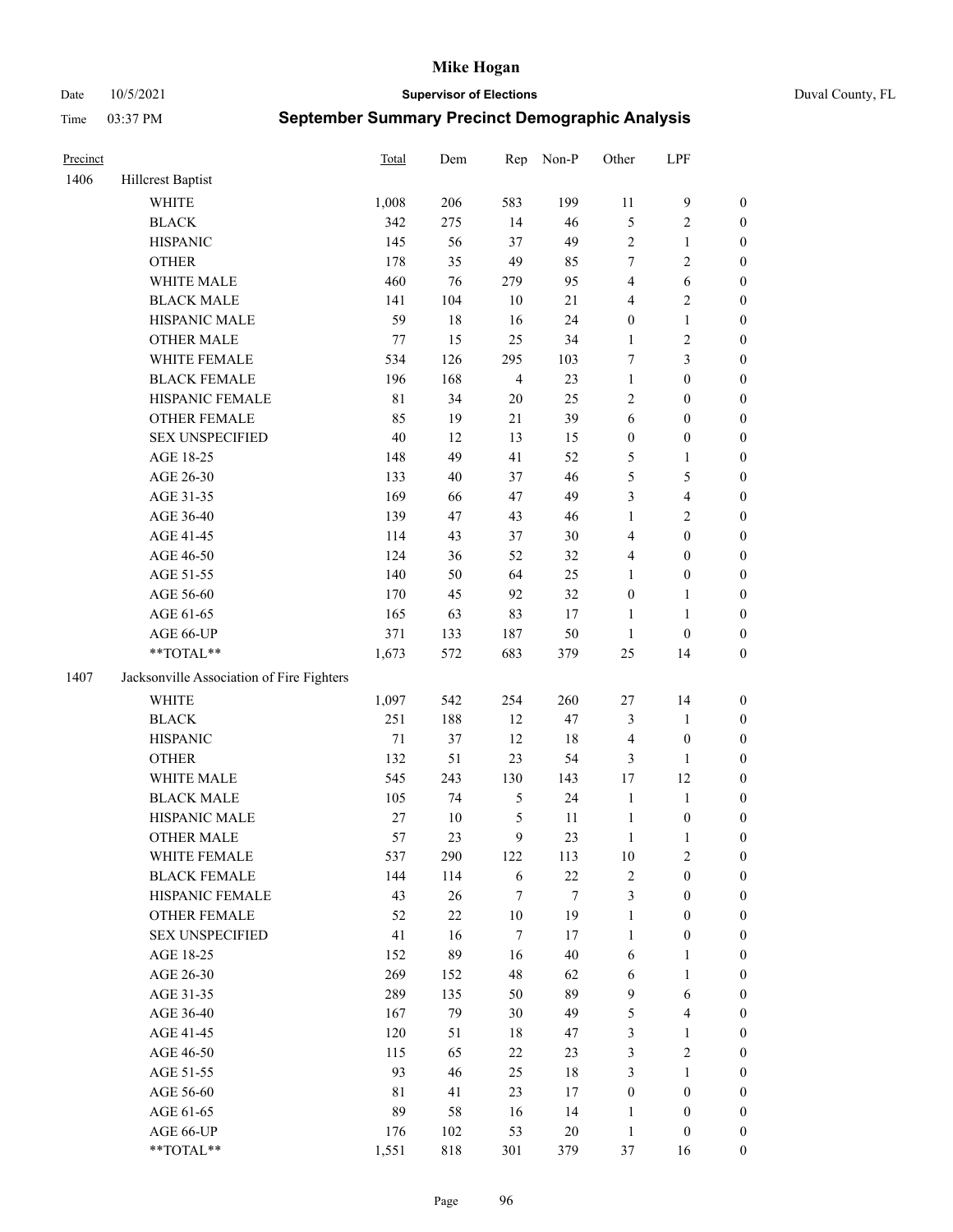# Mike Hogan

Date 10/5/2021 **Supervisor of Elections** Duval County, FL

Time 03:37 PM **September Summary Precinct Demographic Analysis**

| Precinct | | Total | Dem | Rep | Non-P | Other | LPF | |
|---|---|---|---|---|---|---|---|---|
| 1406 | Hillcrest Baptist | | | | | | | |
| | WHITE | 1,008 | 206 | 583 | 199 | 11 | 9 | 0 |
| | BLACK | 342 | 275 | 14 | 46 | 5 | 2 | 0 |
| | HISPANIC | 145 | 56 | 37 | 49 | 2 | 1 | 0 |
| | OTHER | 178 | 35 | 49 | 85 | 7 | 2 | 0 |
| | WHITE MALE | 460 | 76 | 279 | 95 | 4 | 6 | 0 |
| | BLACK MALE | 141 | 104 | 10 | 21 | 4 | 2 | 0 |
| | HISPANIC MALE | 59 | 18 | 16 | 24 | 0 | 1 | 0 |
| | OTHER MALE | 77 | 15 | 25 | 34 | 1 | 2 | 0 |
| | WHITE FEMALE | 534 | 126 | 295 | 103 | 7 | 3 | 0 |
| | BLACK FEMALE | 196 | 168 | 4 | 23 | 1 | 0 | 0 |
| | HISPANIC FEMALE | 81 | 34 | 20 | 25 | 2 | 0 | 0 |
| | OTHER FEMALE | 85 | 19 | 21 | 39 | 6 | 0 | 0 |
| | SEX UNSPECIFIED | 40 | 12 | 13 | 15 | 0 | 0 | 0 |
| | AGE 18-25 | 148 | 49 | 41 | 52 | 5 | 1 | 0 |
| | AGE 26-30 | 133 | 40 | 37 | 46 | 5 | 5 | 0 |
| | AGE 31-35 | 169 | 66 | 47 | 49 | 3 | 4 | 0 |
| | AGE 36-40 | 139 | 47 | 43 | 46 | 1 | 2 | 0 |
| | AGE 41-45 | 114 | 43 | 37 | 30 | 4 | 0 | 0 |
| | AGE 46-50 | 124 | 36 | 52 | 32 | 4 | 0 | 0 |
| | AGE 51-55 | 140 | 50 | 64 | 25 | 1 | 0 | 0 |
| | AGE 56-60 | 170 | 45 | 92 | 32 | 0 | 1 | 0 |
| | AGE 61-65 | 165 | 63 | 83 | 17 | 1 | 1 | 0 |
| | AGE 66-UP | 371 | 133 | 187 | 50 | 1 | 0 | 0 |
| | **TOTAL** | 1,673 | 572 | 683 | 379 | 25 | 14 | 0 |
| 1407 | Jacksonville Association of Fire Fighters | | | | | | | |
| | WHITE | 1,097 | 542 | 254 | 260 | 27 | 14 | 0 |
| | BLACK | 251 | 188 | 12 | 47 | 3 | 1 | 0 |
| | HISPANIC | 71 | 37 | 12 | 18 | 4 | 0 | 0 |
| | OTHER | 132 | 51 | 23 | 54 | 3 | 1 | 0 |
| | WHITE MALE | 545 | 243 | 130 | 143 | 17 | 12 | 0 |
| | BLACK MALE | 105 | 74 | 5 | 24 | 1 | 1 | 0 |
| | HISPANIC MALE | 27 | 10 | 5 | 11 | 1 | 0 | 0 |
| | OTHER MALE | 57 | 23 | 9 | 23 | 1 | 1 | 0 |
| | WHITE FEMALE | 537 | 290 | 122 | 113 | 10 | 2 | 0 |
| | BLACK FEMALE | 144 | 114 | 6 | 22 | 2 | 0 | 0 |
| | HISPANIC FEMALE | 43 | 26 | 7 | 7 | 3 | 0 | 0 |
| | OTHER FEMALE | 52 | 22 | 10 | 19 | 1 | 0 | 0 |
| | SEX UNSPECIFIED | 41 | 16 | 7 | 17 | 1 | 0 | 0 |
| | AGE 18-25 | 152 | 89 | 16 | 40 | 6 | 1 | 0 |
| | AGE 26-30 | 269 | 152 | 48 | 62 | 6 | 1 | 0 |
| | AGE 31-35 | 289 | 135 | 50 | 89 | 9 | 6 | 0 |
| | AGE 36-40 | 167 | 79 | 30 | 49 | 5 | 4 | 0 |
| | AGE 41-45 | 120 | 51 | 18 | 47 | 3 | 1 | 0 |
| | AGE 46-50 | 115 | 65 | 22 | 23 | 3 | 2 | 0 |
| | AGE 51-55 | 93 | 46 | 25 | 18 | 3 | 1 | 0 |
| | AGE 56-60 | 81 | 41 | 23 | 17 | 0 | 0 | 0 |
| | AGE 61-65 | 89 | 58 | 16 | 14 | 1 | 0 | 0 |
| | AGE 66-UP | 176 | 102 | 53 | 20 | 1 | 0 | 0 |
| | **TOTAL** | 1,551 | 818 | 301 | 379 | 37 | 16 | 0 |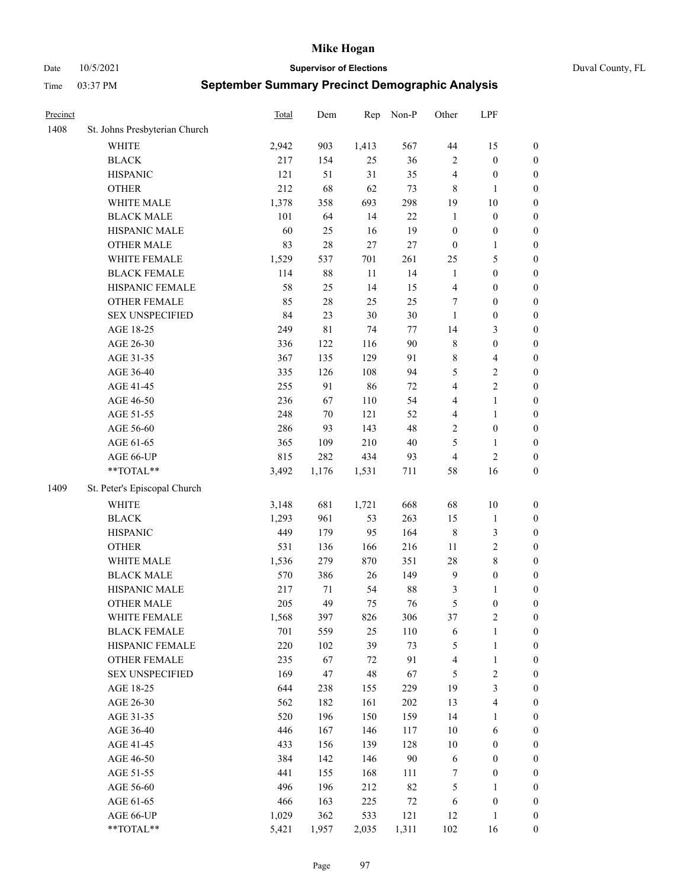# Mike Hogan

Date 10/5/2021 **Supervisor of Elections** Duval County, FL

Time 03:37 PM **September Summary Precinct Demographic Analysis**

| Precinct | | Total | Dem | Rep | Non-P | Other | LPF | |
|---|---|---|---|---|---|---|---|---|
| 1408 | St. Johns Presbyterian Church | | | | | | | |
| | WHITE | 2,942 | 903 | 1,413 | 567 | 44 | 15 | 0 |
| | BLACK | 217 | 154 | 25 | 36 | 2 | 0 | 0 |
| | HISPANIC | 121 | 51 | 31 | 35 | 4 | 0 | 0 |
| | OTHER | 212 | 68 | 62 | 73 | 8 | 1 | 0 |
| | WHITE MALE | 1,378 | 358 | 693 | 298 | 19 | 10 | 0 |
| | BLACK MALE | 101 | 64 | 14 | 22 | 1 | 0 | 0 |
| | HISPANIC MALE | 60 | 25 | 16 | 19 | 0 | 0 | 0 |
| | OTHER MALE | 83 | 28 | 27 | 27 | 0 | 1 | 0 |
| | WHITE FEMALE | 1,529 | 537 | 701 | 261 | 25 | 5 | 0 |
| | BLACK FEMALE | 114 | 88 | 11 | 14 | 1 | 0 | 0 |
| | HISPANIC FEMALE | 58 | 25 | 14 | 15 | 4 | 0 | 0 |
| | OTHER FEMALE | 85 | 28 | 25 | 25 | 7 | 0 | 0 |
| | SEX UNSPECIFIED | 84 | 23 | 30 | 30 | 1 | 0 | 0 |
| | AGE 18-25 | 249 | 81 | 74 | 77 | 14 | 3 | 0 |
| | AGE 26-30 | 336 | 122 | 116 | 90 | 8 | 0 | 0 |
| | AGE 31-35 | 367 | 135 | 129 | 91 | 8 | 4 | 0 |
| | AGE 36-40 | 335 | 126 | 108 | 94 | 5 | 2 | 0 |
| | AGE 41-45 | 255 | 91 | 86 | 72 | 4 | 2 | 0 |
| | AGE 46-50 | 236 | 67 | 110 | 54 | 4 | 1 | 0 |
| | AGE 51-55 | 248 | 70 | 121 | 52 | 4 | 1 | 0 |
| | AGE 56-60 | 286 | 93 | 143 | 48 | 2 | 0 | 0 |
| | AGE 61-65 | 365 | 109 | 210 | 40 | 5 | 1 | 0 |
| | AGE 66-UP | 815 | 282 | 434 | 93 | 4 | 2 | 0 |
| | **TOTAL** | 3,492 | 1,176 | 1,531 | 711 | 58 | 16 | 0 |
| 1409 | St. Peter's Episcopal Church | | | | | | | |
| | WHITE | 3,148 | 681 | 1,721 | 668 | 68 | 10 | 0 |
| | BLACK | 1,293 | 961 | 53 | 263 | 15 | 1 | 0 |
| | HISPANIC | 449 | 179 | 95 | 164 | 8 | 3 | 0 |
| | OTHER | 531 | 136 | 166 | 216 | 11 | 2 | 0 |
| | WHITE MALE | 1,536 | 279 | 870 | 351 | 28 | 8 | 0 |
| | BLACK MALE | 570 | 386 | 26 | 149 | 9 | 0 | 0 |
| | HISPANIC MALE | 217 | 71 | 54 | 88 | 3 | 1 | 0 |
| | OTHER MALE | 205 | 49 | 75 | 76 | 5 | 0 | 0 |
| | WHITE FEMALE | 1,568 | 397 | 826 | 306 | 37 | 2 | 0 |
| | BLACK FEMALE | 701 | 559 | 25 | 110 | 6 | 1 | 0 |
| | HISPANIC FEMALE | 220 | 102 | 39 | 73 | 5 | 1 | 0 |
| | OTHER FEMALE | 235 | 67 | 72 | 91 | 4 | 1 | 0 |
| | SEX UNSPECIFIED | 169 | 47 | 48 | 67 | 5 | 2 | 0 |
| | AGE 18-25 | 644 | 238 | 155 | 229 | 19 | 3 | 0 |
| | AGE 26-30 | 562 | 182 | 161 | 202 | 13 | 4 | 0 |
| | AGE 31-35 | 520 | 196 | 150 | 159 | 14 | 1 | 0 |
| | AGE 36-40 | 446 | 167 | 146 | 117 | 10 | 6 | 0 |
| | AGE 41-45 | 433 | 156 | 139 | 128 | 10 | 0 | 0 |
| | AGE 46-50 | 384 | 142 | 146 | 90 | 6 | 0 | 0 |
| | AGE 51-55 | 441 | 155 | 168 | 111 | 7 | 0 | 0 |
| | AGE 56-60 | 496 | 196 | 212 | 82 | 5 | 1 | 0 |
| | AGE 61-65 | 466 | 163 | 225 | 72 | 6 | 0 | 0 |
| | AGE 66-UP | 1,029 | 362 | 533 | 121 | 12 | 1 | 0 |
| | **TOTAL** | 5,421 | 1,957 | 2,035 | 1,311 | 102 | 16 | 0 |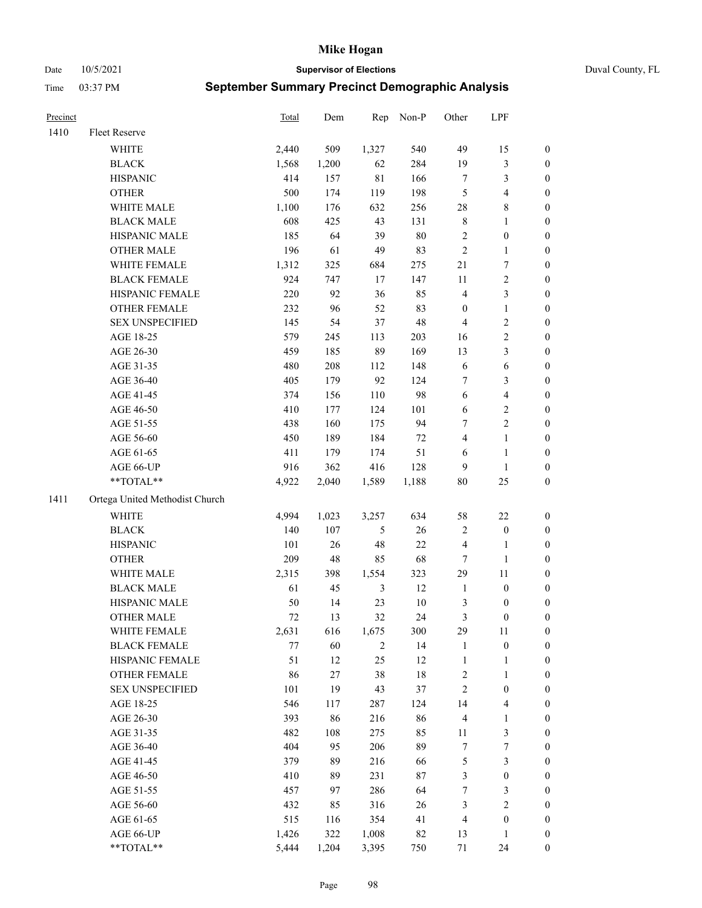# Mike Hogan

Date 10/5/2021 **Supervisor of Elections** Duval County, FL

Time 03:37 PM **September Summary Precinct Demographic Analysis**

| Precinct | | Total | Dem | Rep | Non-P | Other | LPF | |
|---|---|---|---|---|---|---|---|---|
| 1410 | Fleet Reserve | | | | | | | |
| | WHITE | 2,440 | 509 | 1,327 | 540 | 49 | 15 | 0 |
| | BLACK | 1,568 | 1,200 | 62 | 284 | 19 | 3 | 0 |
| | HISPANIC | 414 | 157 | 81 | 166 | 7 | 3 | 0 |
| | OTHER | 500 | 174 | 119 | 198 | 5 | 4 | 0 |
| | WHITE MALE | 1,100 | 176 | 632 | 256 | 28 | 8 | 0 |
| | BLACK MALE | 608 | 425 | 43 | 131 | 8 | 1 | 0 |
| | HISPANIC MALE | 185 | 64 | 39 | 80 | 2 | 0 | 0 |
| | OTHER MALE | 196 | 61 | 49 | 83 | 2 | 1 | 0 |
| | WHITE FEMALE | 1,312 | 325 | 684 | 275 | 21 | 7 | 0 |
| | BLACK FEMALE | 924 | 747 | 17 | 147 | 11 | 2 | 0 |
| | HISPANIC FEMALE | 220 | 92 | 36 | 85 | 4 | 3 | 0 |
| | OTHER FEMALE | 232 | 96 | 52 | 83 | 0 | 1 | 0 |
| | SEX UNSPECIFIED | 145 | 54 | 37 | 48 | 4 | 2 | 0 |
| | AGE 18-25 | 579 | 245 | 113 | 203 | 16 | 2 | 0 |
| | AGE 26-30 | 459 | 185 | 89 | 169 | 13 | 3 | 0 |
| | AGE 31-35 | 480 | 208 | 112 | 148 | 6 | 6 | 0 |
| | AGE 36-40 | 405 | 179 | 92 | 124 | 7 | 3 | 0 |
| | AGE 41-45 | 374 | 156 | 110 | 98 | 6 | 4 | 0 |
| | AGE 46-50 | 410 | 177 | 124 | 101 | 6 | 2 | 0 |
| | AGE 51-55 | 438 | 160 | 175 | 94 | 7 | 2 | 0 |
| | AGE 56-60 | 450 | 189 | 184 | 72 | 4 | 1 | 0 |
| | AGE 61-65 | 411 | 179 | 174 | 51 | 6 | 1 | 0 |
| | AGE 66-UP | 916 | 362 | 416 | 128 | 9 | 1 | 0 |
| | **TOTAL** | 4,922 | 2,040 | 1,589 | 1,188 | 80 | 25 | 0 |
| 1411 | Ortega United Methodist Church | | | | | | | |
| | WHITE | 4,994 | 1,023 | 3,257 | 634 | 58 | 22 | 0 |
| | BLACK | 140 | 107 | 5 | 26 | 2 | 0 | 0 |
| | HISPANIC | 101 | 26 | 48 | 22 | 4 | 1 | 0 |
| | OTHER | 209 | 48 | 85 | 68 | 7 | 1 | 0 |
| | WHITE MALE | 2,315 | 398 | 1,554 | 323 | 29 | 11 | 0 |
| | BLACK MALE | 61 | 45 | 3 | 12 | 1 | 0 | 0 |
| | HISPANIC MALE | 50 | 14 | 23 | 10 | 3 | 0 | 0 |
| | OTHER MALE | 72 | 13 | 32 | 24 | 3 | 0 | 0 |
| | WHITE FEMALE | 2,631 | 616 | 1,675 | 300 | 29 | 11 | 0 |
| | BLACK FEMALE | 77 | 60 | 2 | 14 | 1 | 0 | 0 |
| | HISPANIC FEMALE | 51 | 12 | 25 | 12 | 1 | 1 | 0 |
| | OTHER FEMALE | 86 | 27 | 38 | 18 | 2 | 1 | 0 |
| | SEX UNSPECIFIED | 101 | 19 | 43 | 37 | 2 | 0 | 0 |
| | AGE 18-25 | 546 | 117 | 287 | 124 | 14 | 4 | 0 |
| | AGE 26-30 | 393 | 86 | 216 | 86 | 4 | 1 | 0 |
| | AGE 31-35 | 482 | 108 | 275 | 85 | 11 | 3 | 0 |
| | AGE 36-40 | 404 | 95 | 206 | 89 | 7 | 7 | 0 |
| | AGE 41-45 | 379 | 89 | 216 | 66 | 5 | 3 | 0 |
| | AGE 46-50 | 410 | 89 | 231 | 87 | 3 | 0 | 0 |
| | AGE 51-55 | 457 | 97 | 286 | 64 | 7 | 3 | 0 |
| | AGE 56-60 | 432 | 85 | 316 | 26 | 3 | 2 | 0 |
| | AGE 61-65 | 515 | 116 | 354 | 41 | 4 | 0 | 0 |
| | AGE 66-UP | 1,426 | 322 | 1,008 | 82 | 13 | 1 | 0 |
| | **TOTAL** | 5,444 | 1,204 | 3,395 | 750 | 71 | 24 | 0 |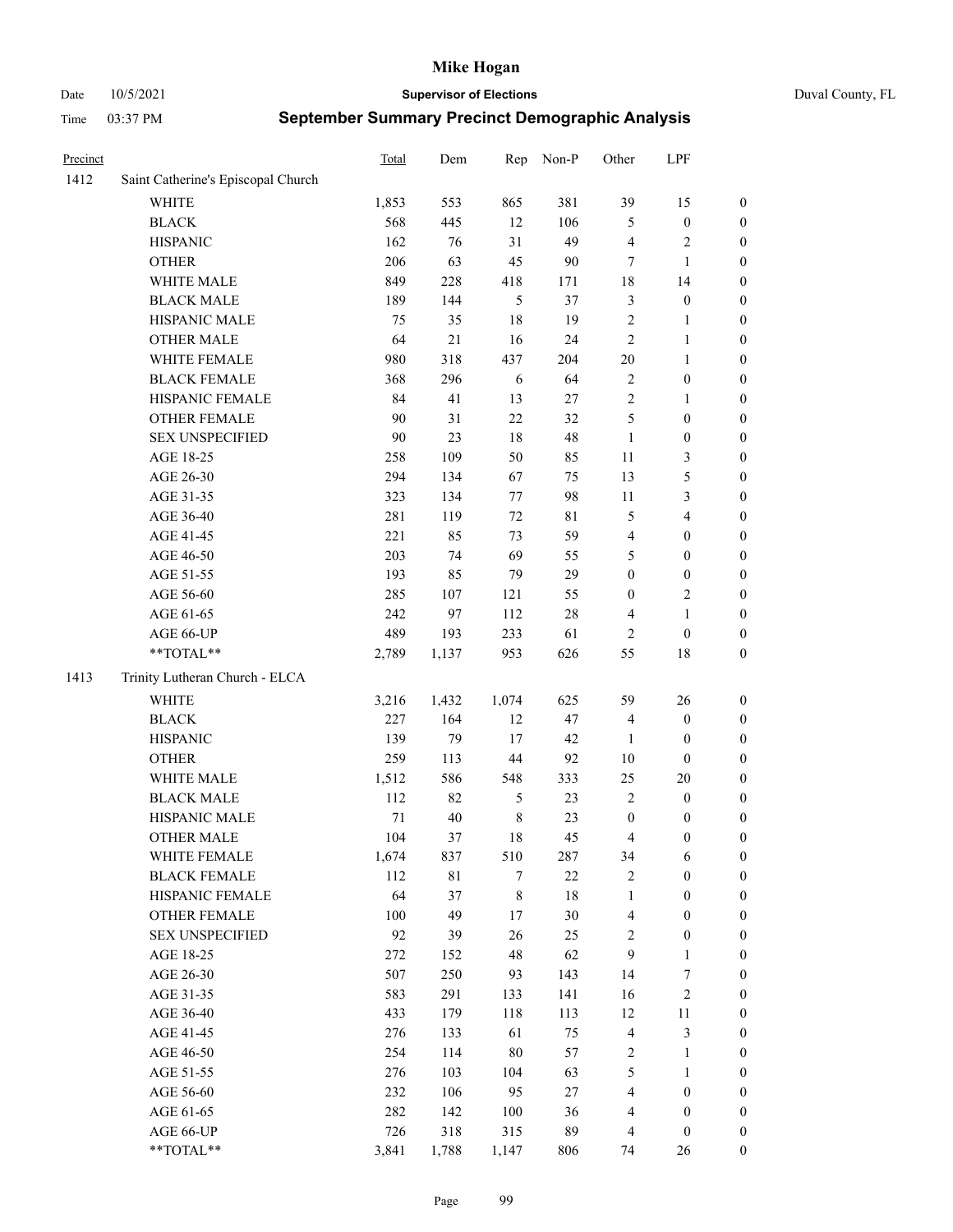# Mike Hogan

Date 10/5/2021 **Supervisor of Elections** Duval County, FL

Time 03:37 PM **September Summary Precinct Demographic Analysis**

| Precinct | | Total | Dem | Rep | Non-P | Other | LPF | |
|---|---|---|---|---|---|---|---|---|
| 1412 | Saint Catherine's Episcopal Church | | | | | | | |
| | WHITE | 1,853 | 553 | 865 | 381 | 39 | 15 | 0 |
| | BLACK | 568 | 445 | 12 | 106 | 5 | 0 | 0 |
| | HISPANIC | 162 | 76 | 31 | 49 | 4 | 2 | 0 |
| | OTHER | 206 | 63 | 45 | 90 | 7 | 1 | 0 |
| | WHITE MALE | 849 | 228 | 418 | 171 | 18 | 14 | 0 |
| | BLACK MALE | 189 | 144 | 5 | 37 | 3 | 0 | 0 |
| | HISPANIC MALE | 75 | 35 | 18 | 19 | 2 | 1 | 0 |
| | OTHER MALE | 64 | 21 | 16 | 24 | 2 | 1 | 0 |
| | WHITE FEMALE | 980 | 318 | 437 | 204 | 20 | 1 | 0 |
| | BLACK FEMALE | 368 | 296 | 6 | 64 | 2 | 0 | 0 |
| | HISPANIC FEMALE | 84 | 41 | 13 | 27 | 2 | 1 | 0 |
| | OTHER FEMALE | 90 | 31 | 22 | 32 | 5 | 0 | 0 |
| | SEX UNSPECIFIED | 90 | 23 | 18 | 48 | 1 | 0 | 0 |
| | AGE 18-25 | 258 | 109 | 50 | 85 | 11 | 3 | 0 |
| | AGE 26-30 | 294 | 134 | 67 | 75 | 13 | 5 | 0 |
| | AGE 31-35 | 323 | 134 | 77 | 98 | 11 | 3 | 0 |
| | AGE 36-40 | 281 | 119 | 72 | 81 | 5 | 4 | 0 |
| | AGE 41-45 | 221 | 85 | 73 | 59 | 4 | 0 | 0 |
| | AGE 46-50 | 203 | 74 | 69 | 55 | 5 | 0 | 0 |
| | AGE 51-55 | 193 | 85 | 79 | 29 | 0 | 0 | 0 |
| | AGE 56-60 | 285 | 107 | 121 | 55 | 0 | 2 | 0 |
| | AGE 61-65 | 242 | 97 | 112 | 28 | 4 | 1 | 0 |
| | AGE 66-UP | 489 | 193 | 233 | 61 | 2 | 0 | 0 |
| | **TOTAL** | 2,789 | 1,137 | 953 | 626 | 55 | 18 | 0 |
| 1413 | Trinity Lutheran Church - ELCA | | | | | | | |
| | WHITE | 3,216 | 1,432 | 1,074 | 625 | 59 | 26 | 0 |
| | BLACK | 227 | 164 | 12 | 47 | 4 | 0 | 0 |
| | HISPANIC | 139 | 79 | 17 | 42 | 1 | 0 | 0 |
| | OTHER | 259 | 113 | 44 | 92 | 10 | 0 | 0 |
| | WHITE MALE | 1,512 | 586 | 548 | 333 | 25 | 20 | 0 |
| | BLACK MALE | 112 | 82 | 5 | 23 | 2 | 0 | 0 |
| | HISPANIC MALE | 71 | 40 | 8 | 23 | 0 | 0 | 0 |
| | OTHER MALE | 104 | 37 | 18 | 45 | 4 | 0 | 0 |
| | WHITE FEMALE | 1,674 | 837 | 510 | 287 | 34 | 6 | 0 |
| | BLACK FEMALE | 112 | 81 | 7 | 22 | 2 | 0 | 0 |
| | HISPANIC FEMALE | 64 | 37 | 8 | 18 | 1 | 0 | 0 |
| | OTHER FEMALE | 100 | 49 | 17 | 30 | 4 | 0 | 0 |
| | SEX UNSPECIFIED | 92 | 39 | 26 | 25 | 2 | 0 | 0 |
| | AGE 18-25 | 272 | 152 | 48 | 62 | 9 | 1 | 0 |
| | AGE 26-30 | 507 | 250 | 93 | 143 | 14 | 7 | 0 |
| | AGE 31-35 | 583 | 291 | 133 | 141 | 16 | 2 | 0 |
| | AGE 36-40 | 433 | 179 | 118 | 113 | 12 | 11 | 0 |
| | AGE 41-45 | 276 | 133 | 61 | 75 | 4 | 3 | 0 |
| | AGE 46-50 | 254 | 114 | 80 | 57 | 2 | 1 | 0 |
| | AGE 51-55 | 276 | 103 | 104 | 63 | 5 | 1 | 0 |
| | AGE 56-60 | 232 | 106 | 95 | 27 | 4 | 0 | 0 |
| | AGE 61-65 | 282 | 142 | 100 | 36 | 4 | 0 | 0 |
| | AGE 66-UP | 726 | 318 | 315 | 89 | 4 | 0 | 0 |
| | **TOTAL** | 3,841 | 1,788 | 1,147 | 806 | 74 | 26 | 0 |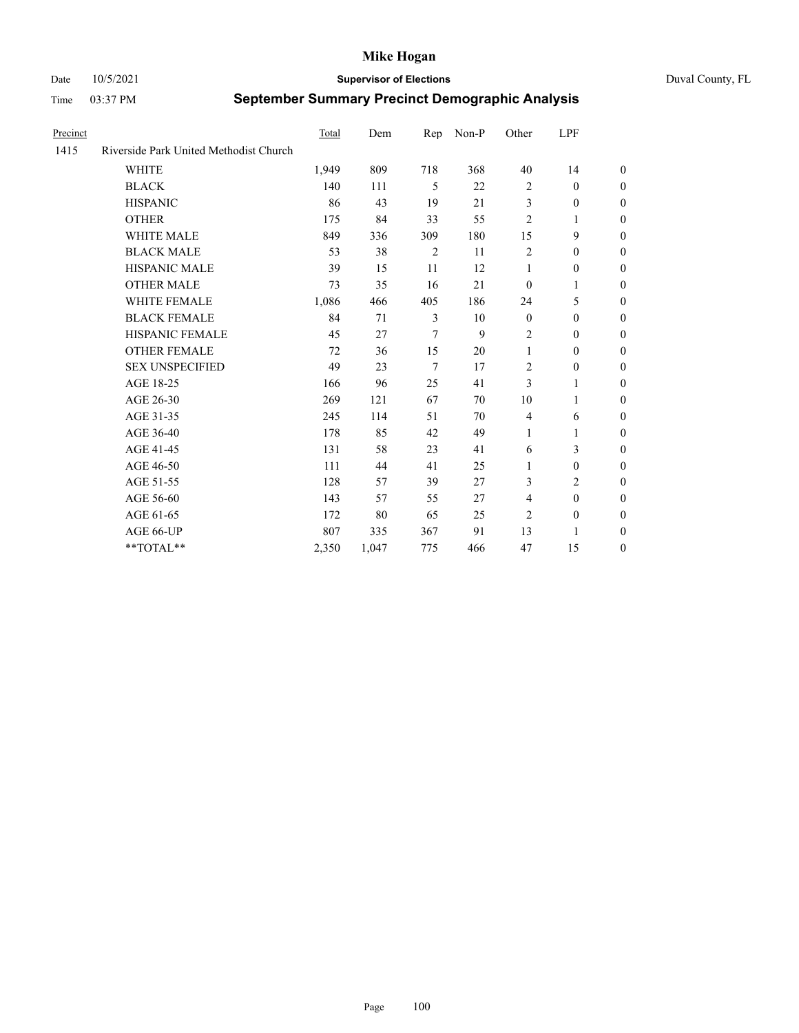# Mike Hogan

Date 10/5/2021 **Supervisor of Elections** Duval County, FL

Time 03:37 PM **September Summary Precinct Demographic Analysis**

| Precinct | | Total | Dem | Rep | Non-P | Other | LPF | |
|---|---|---|---|---|---|---|---|---|
| 1415 | Riverside Park United Methodist Church | | | | | | | |
| | WHITE | 1,949 | 809 | 718 | 368 | 40 | 14 | 0 |
| | BLACK | 140 | 111 | 5 | 22 | 2 | 0 | 0 |
| | HISPANIC | 86 | 43 | 19 | 21 | 3 | 0 | 0 |
| | OTHER | 175 | 84 | 33 | 55 | 2 | 1 | 0 |
| | WHITE MALE | 849 | 336 | 309 | 180 | 15 | 9 | 0 |
| | BLACK MALE | 53 | 38 | 2 | 11 | 2 | 0 | 0 |
| | HISPANIC MALE | 39 | 15 | 11 | 12 | 1 | 0 | 0 |
| | OTHER MALE | 73 | 35 | 16 | 21 | 0 | 1 | 0 |
| | WHITE FEMALE | 1,086 | 466 | 405 | 186 | 24 | 5 | 0 |
| | BLACK FEMALE | 84 | 71 | 3 | 10 | 0 | 0 | 0 |
| | HISPANIC FEMALE | 45 | 27 | 7 | 9 | 2 | 0 | 0 |
| | OTHER FEMALE | 72 | 36 | 15 | 20 | 1 | 0 | 0 |
| | SEX UNSPECIFIED | 49 | 23 | 7 | 17 | 2 | 0 | 0 |
| | AGE 18-25 | 166 | 96 | 25 | 41 | 3 | 1 | 0 |
| | AGE 26-30 | 269 | 121 | 67 | 70 | 10 | 1 | 0 |
| | AGE 31-35 | 245 | 114 | 51 | 70 | 4 | 6 | 0 |
| | AGE 36-40 | 178 | 85 | 42 | 49 | 1 | 1 | 0 |
| | AGE 41-45 | 131 | 58 | 23 | 41 | 6 | 3 | 0 |
| | AGE 46-50 | 111 | 44 | 41 | 25 | 1 | 0 | 0 |
| | AGE 51-55 | 128 | 57 | 39 | 27 | 3 | 2 | 0 |
| | AGE 56-60 | 143 | 57 | 55 | 27 | 4 | 0 | 0 |
| | AGE 61-65 | 172 | 80 | 65 | 25 | 2 | 0 | 0 |
| | AGE 66-UP | 807 | 335 | 367 | 91 | 13 | 1 | 0 |
| | **TOTAL** | 2,350 | 1,047 | 775 | 466 | 47 | 15 | 0 |